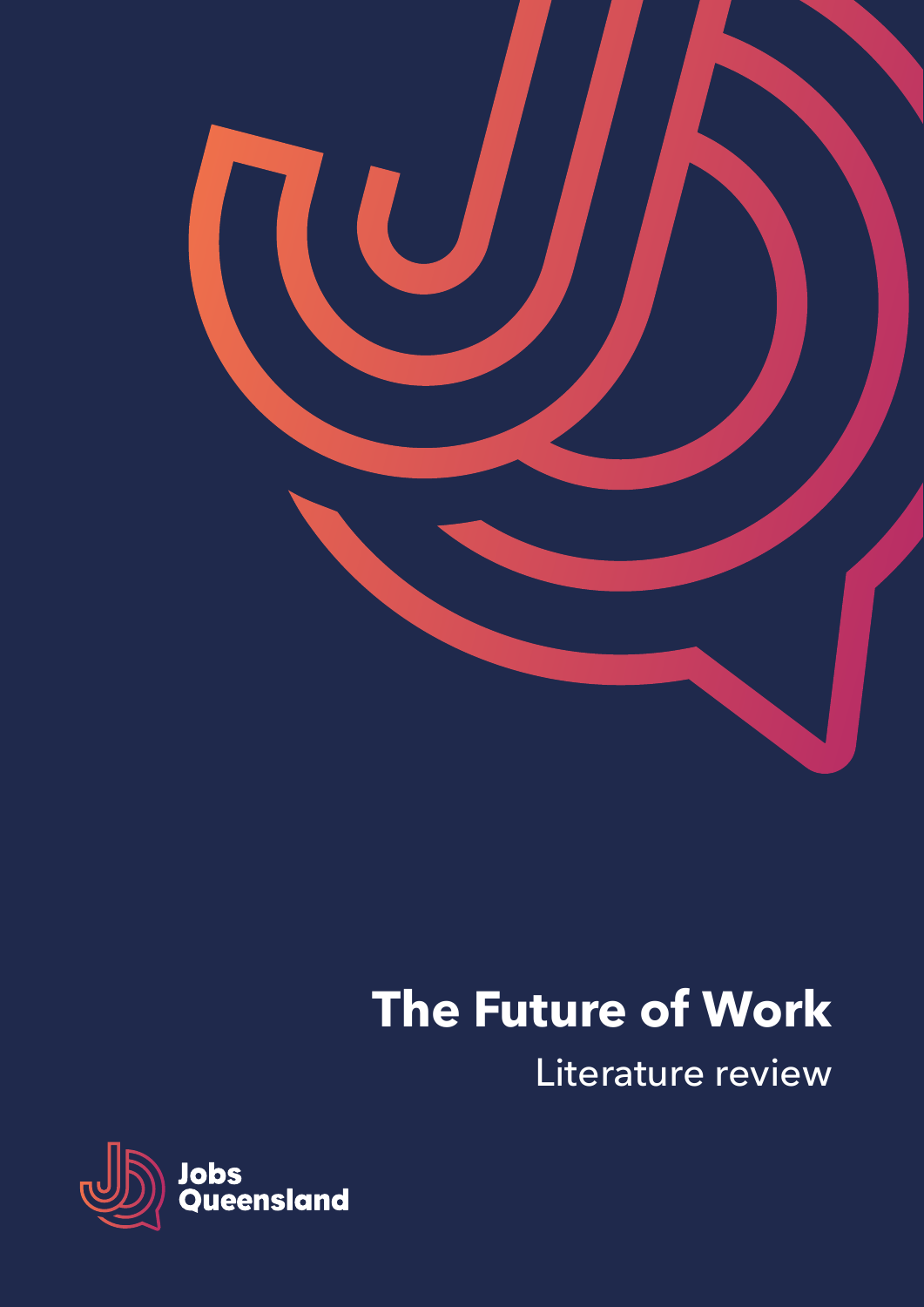# The Future of Work

Literature review

Jobs Queensland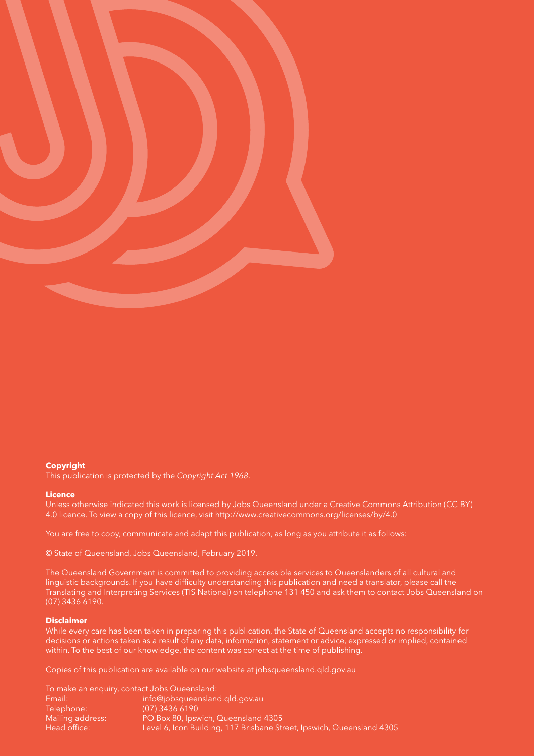**Copyright**

This publication is protected by the *Copyright Act 1968*.

**Licence**

Unless otherwise indicated this work is licensed by Jobs Queensland under a Creative Commons Attribution (CC BY) 4.0 licence. To view a copy of this licence, visit http://www.creativecommons.org/licenses/by/4.0

You are free to copy, communicate and adapt this publication, as long as you attribute it as follows:

© State of Queensland, Jobs Queensland, February 2019.

The Queensland Government is committed to providing accessible services to Queenslanders of all cultural and linguistic backgrounds. If you have difficulty understanding this publication and need a translator, please call the Translating and Interpreting Services (TIS National) on telephone 131 450 and ask them to contact Jobs Queensland on (07) 3436 6190.

**Disclaimer**

While every care has been taken in preparing this publication, the State of Queensland accepts no responsibility for decisions or actions taken as a result of any data, information, statement or advice, expressed or implied, contained within. To the best of our knowledge, the content was correct at the time of publishing.

Copies of this publication are available on our website at jobsqueensland.qld.gov.au

To make an enquiry, contact Jobs Queensland:

| | |
|---|---|
| Email: | info@jobsqueensland.qld.gov.au |
| Telephone: | (07) 3436 6190 |
| Mailing address: | PO Box 80, Ipswich, Queensland 4305 |
| Head office: | Level 6, Icon Building, 117 Brisbane Street, Ipswich, Queensland 4305 |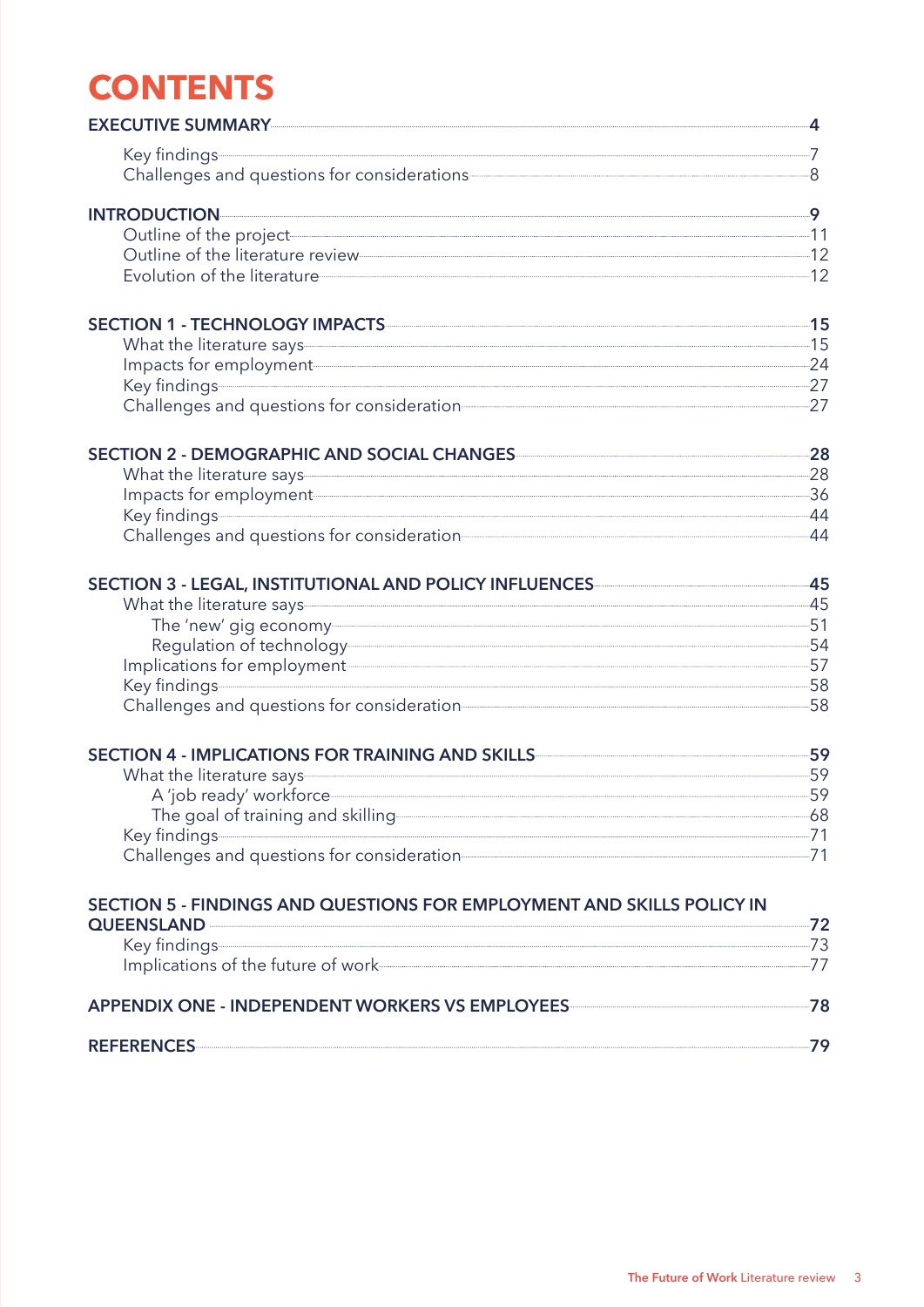# CONTENTS

**EXECUTIVE SUMMARY** ... **4**
- Key findings ... 7
- Challenges and questions for considerations ... 8

**INTRODUCTION** ... **9**
- Outline of the project ... 11
- Outline of the literature review ... 12
- Evolution of the literature ... 12

**SECTION 1 - TECHNOLOGY IMPACTS** ... **15**
- What the literature says ... 15
- Impacts for employment ... 24
- Key findings ... 27
- Challenges and questions for consideration ... 27

**SECTION 2 - DEMOGRAPHIC AND SOCIAL CHANGES** ... **28**
- What the literature says ... 28
- Impacts for employment ... 36
- Key findings ... 44
- Challenges and questions for consideration ... 44

**SECTION 3 - LEGAL, INSTITUTIONAL AND POLICY INFLUENCES** ... **45**
- What the literature says ... 45
  - The 'new' gig economy ... 51
  - Regulation of technology ... 54
- Implications for employment ... 57
- Key findings ... 58
- Challenges and questions for consideration ... 58

**SECTION 4 - IMPLICATIONS FOR TRAINING AND SKILLS** ... **59**
- What the literature says ... 59
  - A 'job ready' workforce ... 59
  - The goal of training and skilling ... 68
- Key findings ... 71
- Challenges and questions for consideration ... 71

**SECTION 5 - FINDINGS AND QUESTIONS FOR EMPLOYMENT AND SKILLS POLICY IN QUEENSLAND** ... **72**
- Key findings ... 73
- Implications of the future of work ... 77

**APPENDIX ONE - INDEPENDENT WORKERS VS EMPLOYEES** ... **78**

**REFERENCES** ... **79**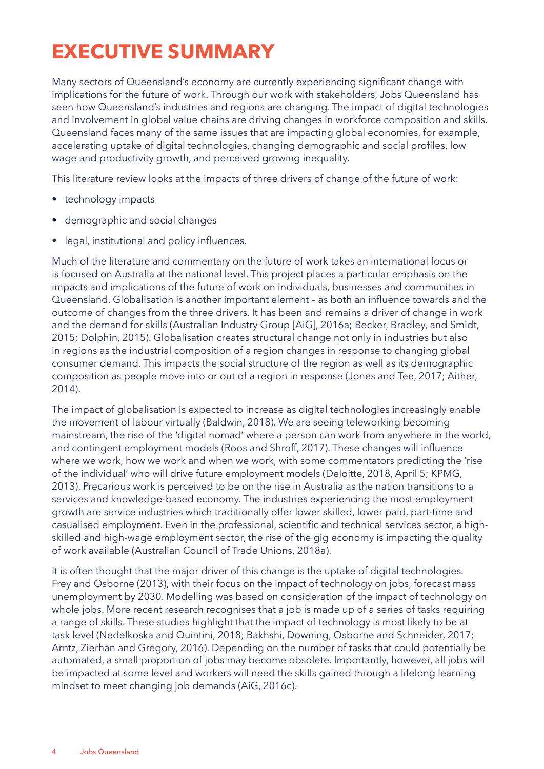# EXECUTIVE SUMMARY

Many sectors of Queensland's economy are currently experiencing significant change with implications for the future of work. Through our work with stakeholders, Jobs Queensland has seen how Queensland's industries and regions are changing. The impact of digital technologies and involvement in global value chains are driving changes in workforce composition and skills. Queensland faces many of the same issues that are impacting global economies, for example, accelerating uptake of digital technologies, changing demographic and social profiles, low wage and productivity growth, and perceived growing inequality.

This literature review looks at the impacts of three drivers of change of the future of work:

- technology impacts
- demographic and social changes
- legal, institutional and policy influences.

Much of the literature and commentary on the future of work takes an international focus or is focused on Australia at the national level. This project places a particular emphasis on the impacts and implications of the future of work on individuals, businesses and communities in Queensland. Globalisation is another important element – as both an influence towards and the outcome of changes from the three drivers. It has been and remains a driver of change in work and the demand for skills (Australian Industry Group [AiG], 2016a; Becker, Bradley, and Smidt, 2015; Dolphin, 2015). Globalisation creates structural change not only in industries but also in regions as the industrial composition of a region changes in response to changing global consumer demand. This impacts the social structure of the region as well as its demographic composition as people move into or out of a region in response (Jones and Tee, 2017; Aither, 2014).

The impact of globalisation is expected to increase as digital technologies increasingly enable the movement of labour virtually (Baldwin, 2018). We are seeing teleworking becoming mainstream, the rise of the 'digital nomad' where a person can work from anywhere in the world, and contingent employment models (Roos and Shroff, 2017). These changes will influence where we work, how we work and when we work, with some commentators predicting the 'rise of the individual' who will drive future employment models (Deloitte, 2018, April 5; KPMG, 2013). Precarious work is perceived to be on the rise in Australia as the nation transitions to a services and knowledge-based economy. The industries experiencing the most employment growth are service industries which traditionally offer lower skilled, lower paid, part-time and casualised employment. Even in the professional, scientific and technical services sector, a high-skilled and high-wage employment sector, the rise of the gig economy is impacting the quality of work available (Australian Council of Trade Unions, 2018a).

It is often thought that the major driver of this change is the uptake of digital technologies. Frey and Osborne (2013), with their focus on the impact of technology on jobs, forecast mass unemployment by 2030. Modelling was based on consideration of the impact of technology on whole jobs. More recent research recognises that a job is made up of a series of tasks requiring a range of skills. These studies highlight that the impact of technology is most likely to be at task level (Nedelkoska and Quintini, 2018; Bakhshi, Downing, Osborne and Schneider, 2017; Arntz, Zierhan and Gregory, 2016). Depending on the number of tasks that could potentially be automated, a small proportion of jobs may become obsolete. Importantly, however, all jobs will be impacted at some level and workers will need the skills gained through a lifelong learning mindset to meet changing job demands (AiG, 2016c).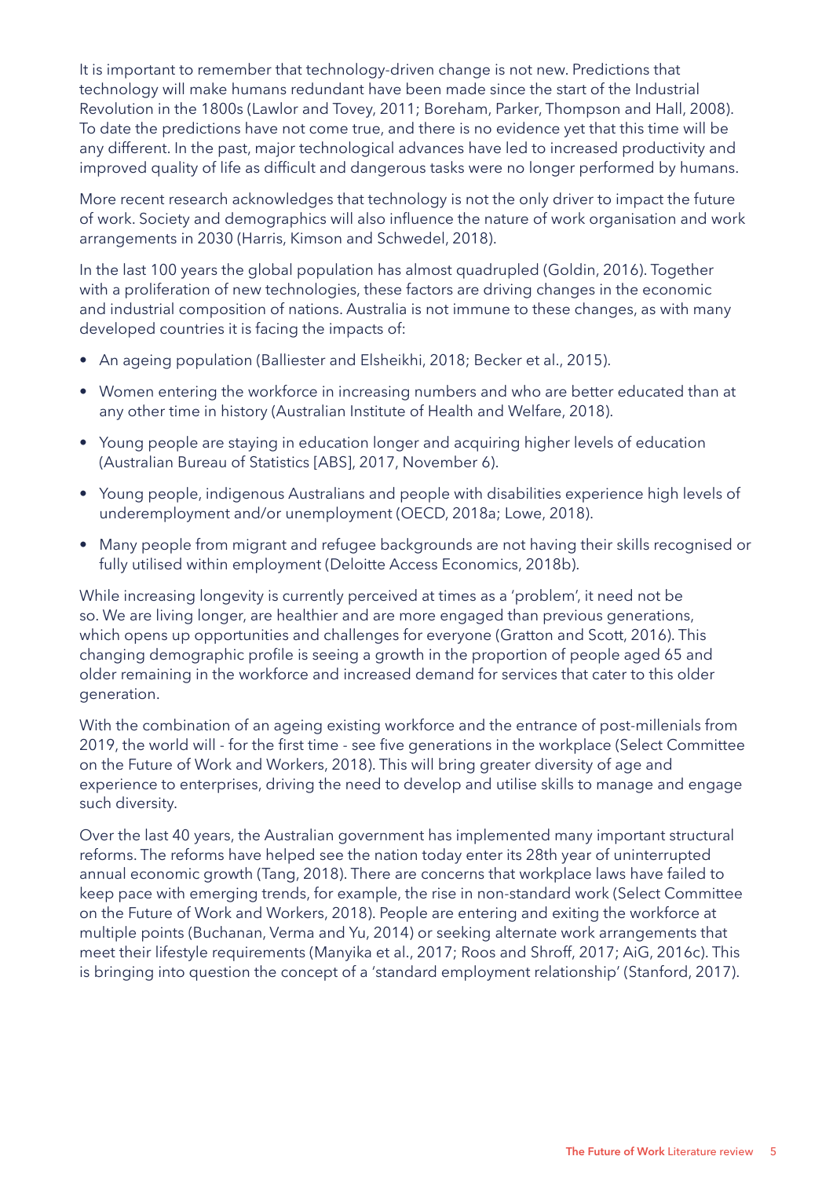It is important to remember that technology-driven change is not new. Predictions that technology will make humans redundant have been made since the start of the Industrial Revolution in the 1800s (Lawlor and Tovey, 2011; Boreham, Parker, Thompson and Hall, 2008). To date the predictions have not come true, and there is no evidence yet that this time will be any different. In the past, major technological advances have led to increased productivity and improved quality of life as difficult and dangerous tasks were no longer performed by humans.

More recent research acknowledges that technology is not the only driver to impact the future of work. Society and demographics will also influence the nature of work organisation and work arrangements in 2030 (Harris, Kimson and Schwedel, 2018).

In the last 100 years the global population has almost quadrupled (Goldin, 2016). Together with a proliferation of new technologies, these factors are driving changes in the economic and industrial composition of nations. Australia is not immune to these changes, as with many developed countries it is facing the impacts of:

- An ageing population (Balliester and Elsheikhi, 2018; Becker et al., 2015).
- Women entering the workforce in increasing numbers and who are better educated than at any other time in history (Australian Institute of Health and Welfare, 2018).
- Young people are staying in education longer and acquiring higher levels of education (Australian Bureau of Statistics [ABS], 2017, November 6).
- Young people, indigenous Australians and people with disabilities experience high levels of underemployment and/or unemployment (OECD, 2018a; Lowe, 2018).
- Many people from migrant and refugee backgrounds are not having their skills recognised or fully utilised within employment (Deloitte Access Economics, 2018b).

While increasing longevity is currently perceived at times as a 'problem', it need not be so. We are living longer, are healthier and are more engaged than previous generations, which opens up opportunities and challenges for everyone (Gratton and Scott, 2016). This changing demographic profile is seeing a growth in the proportion of people aged 65 and older remaining in the workforce and increased demand for services that cater to this older generation.

With the combination of an ageing existing workforce and the entrance of post-millenials from 2019, the world will - for the first time - see five generations in the workplace (Select Committee on the Future of Work and Workers, 2018). This will bring greater diversity of age and experience to enterprises, driving the need to develop and utilise skills to manage and engage such diversity.

Over the last 40 years, the Australian government has implemented many important structural reforms. The reforms have helped see the nation today enter its 28th year of uninterrupted annual economic growth (Tang, 2018). There are concerns that workplace laws have failed to keep pace with emerging trends, for example, the rise in non-standard work (Select Committee on the Future of Work and Workers, 2018). People are entering and exiting the workforce at multiple points (Buchanan, Verma and Yu, 2014) or seeking alternate work arrangements that meet their lifestyle requirements (Manyika et al., 2017; Roos and Shroff, 2017; AiG, 2016c). This is bringing into question the concept of a 'standard employment relationship' (Stanford, 2017).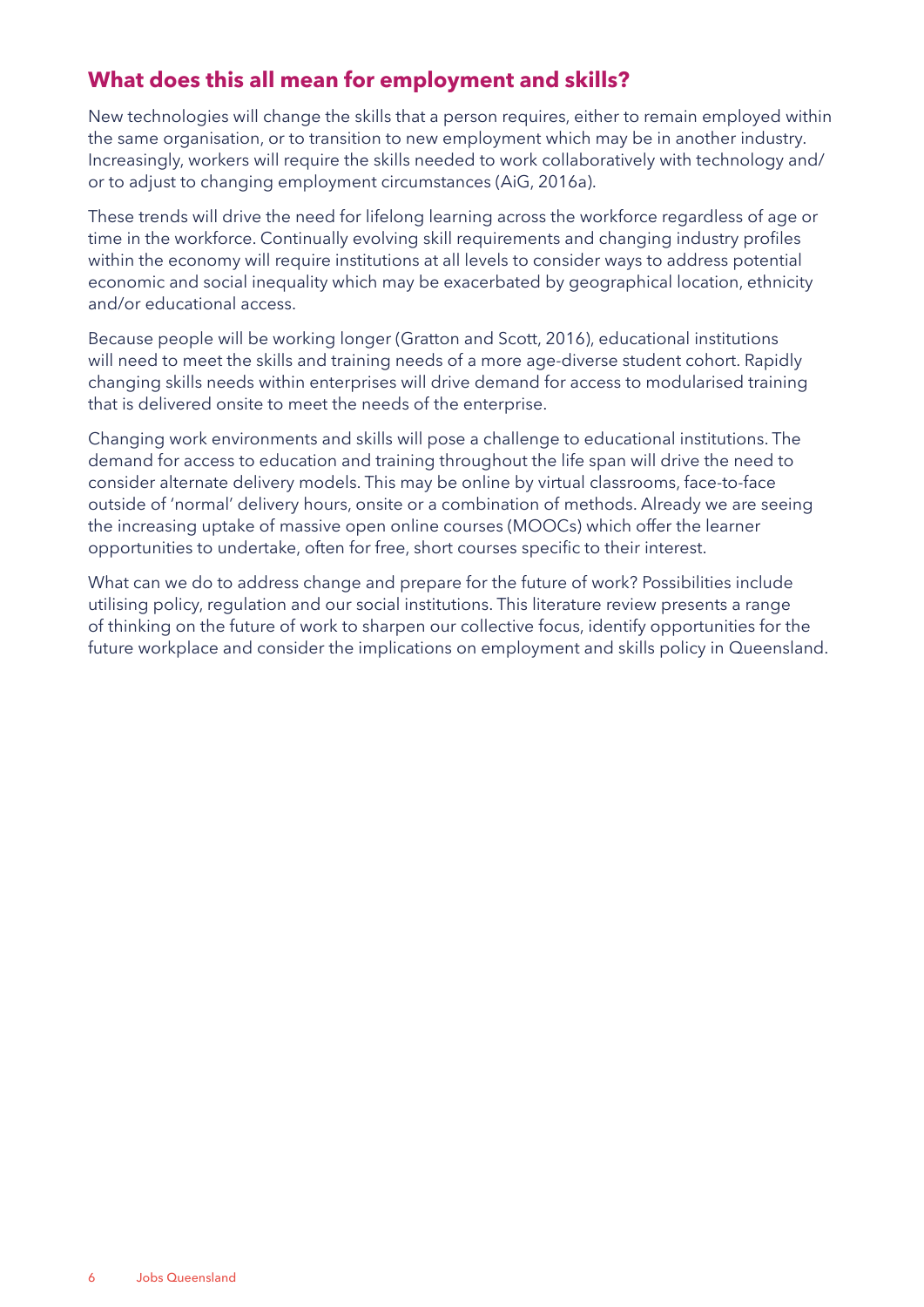## What does this all mean for employment and skills?

New technologies will change the skills that a person requires, either to remain employed within the same organisation, or to transition to new employment which may be in another industry. Increasingly, workers will require the skills needed to work collaboratively with technology and/or to adjust to changing employment circumstances (AiG, 2016a).

These trends will drive the need for lifelong learning across the workforce regardless of age or time in the workforce. Continually evolving skill requirements and changing industry profiles within the economy will require institutions at all levels to consider ways to address potential economic and social inequality which may be exacerbated by geographical location, ethnicity and/or educational access.

Because people will be working longer (Gratton and Scott, 2016), educational institutions will need to meet the skills and training needs of a more age-diverse student cohort. Rapidly changing skills needs within enterprises will drive demand for access to modularised training that is delivered onsite to meet the needs of the enterprise.

Changing work environments and skills will pose a challenge to educational institutions. The demand for access to education and training throughout the life span will drive the need to consider alternate delivery models. This may be online by virtual classrooms, face-to-face outside of 'normal' delivery hours, onsite or a combination of methods. Already we are seeing the increasing uptake of massive open online courses (MOOCs) which offer the learner opportunities to undertake, often for free, short courses specific to their interest.

What can we do to address change and prepare for the future of work? Possibilities include utilising policy, regulation and our social institutions. This literature review presents a range of thinking on the future of work to sharpen our collective focus, identify opportunities for the future workplace and consider the implications on employment and skills policy in Queensland.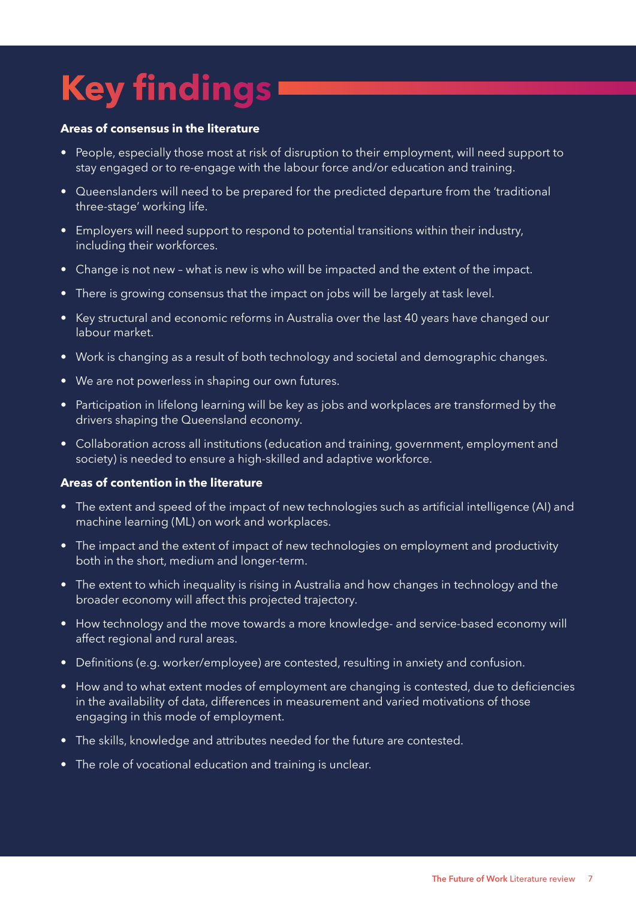# Key findings

**Areas of consensus in the literature**

- People, especially those most at risk of disruption to their employment, will need support to stay engaged or to re-engage with the labour force and/or education and training.
- Queenslanders will need to be prepared for the predicted departure from the 'traditional three-stage' working life.
- Employers will need support to respond to potential transitions within their industry, including their workforces.
- Change is not new – what is new is who will be impacted and the extent of the impact.
- There is growing consensus that the impact on jobs will be largely at task level.
- Key structural and economic reforms in Australia over the last 40 years have changed our labour market.
- Work is changing as a result of both technology and societal and demographic changes.
- We are not powerless in shaping our own futures.
- Participation in lifelong learning will be key as jobs and workplaces are transformed by the drivers shaping the Queensland economy.
- Collaboration across all institutions (education and training, government, employment and society) is needed to ensure a high-skilled and adaptive workforce.

**Areas of contention in the literature**

- The extent and speed of the impact of new technologies such as artificial intelligence (AI) and machine learning (ML) on work and workplaces.
- The impact and the extent of impact of new technologies on employment and productivity both in the short, medium and longer-term.
- The extent to which inequality is rising in Australia and how changes in technology and the broader economy will affect this projected trajectory.
- How technology and the move towards a more knowledge- and service-based economy will affect regional and rural areas.
- Definitions (e.g. worker/employee) are contested, resulting in anxiety and confusion.
- How and to what extent modes of employment are changing is contested, due to deficiencies in the availability of data, differences in measurement and varied motivations of those engaging in this mode of employment.
- The skills, knowledge and attributes needed for the future are contested.
- The role of vocational education and training is unclear.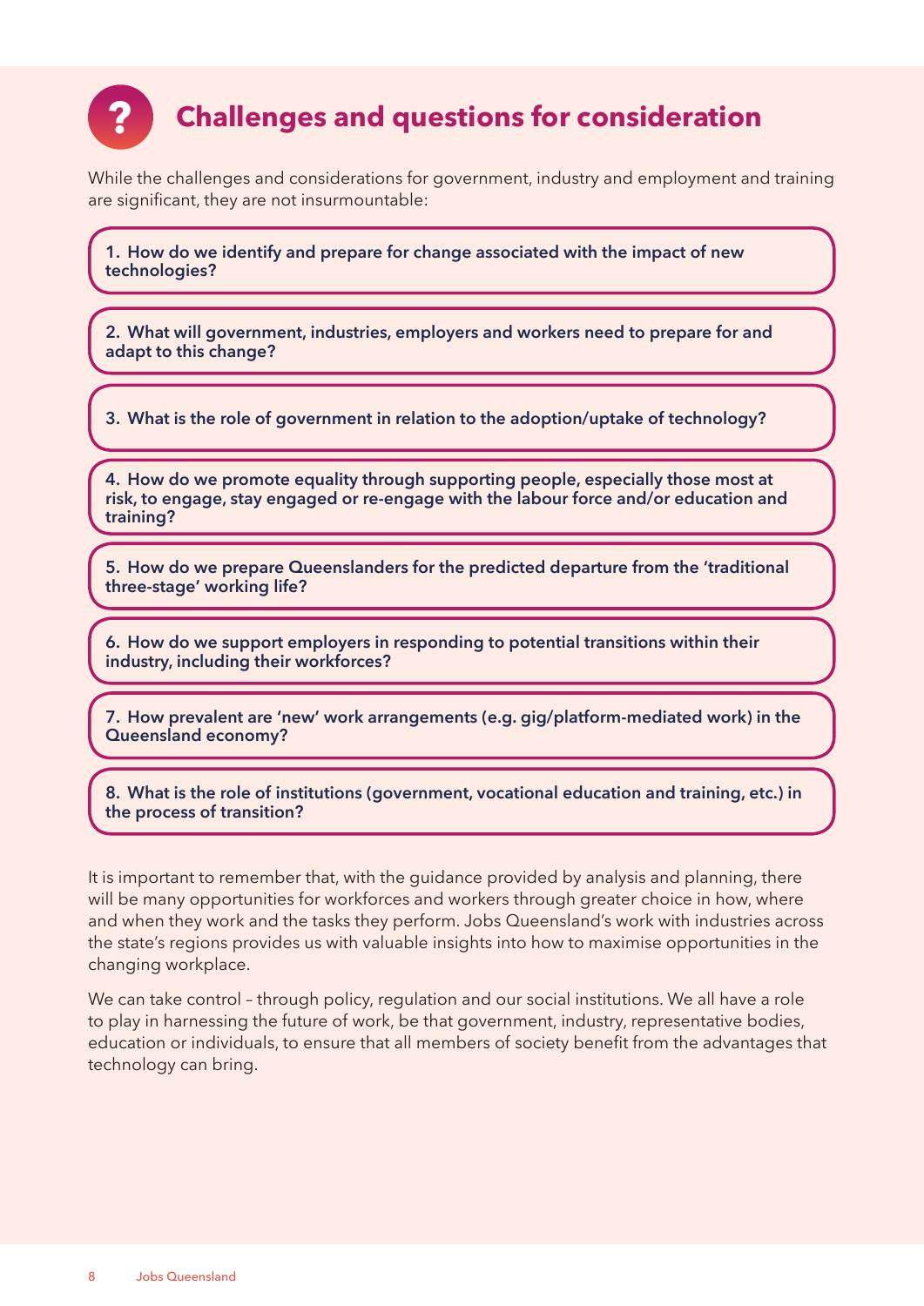## Challenges and questions for consideration

While the challenges and considerations for government, industry and employment and training are significant, they are not insurmountable:

**1. How do we identify and prepare for change associated with the impact of new technologies?**

**2. What will government, industries, employers and workers need to prepare for and adapt to this change?**

**3. What is the role of government in relation to the adoption/uptake of technology?**

**4. How do we promote equality through supporting people, especially those most at risk, to engage, stay engaged or re-engage with the labour force and/or education and training?**

**5. How do we prepare Queenslanders for the predicted departure from the 'traditional three-stage' working life?**

**6. How do we support employers in responding to potential transitions within their industry, including their workforces?**

**7. How prevalent are 'new' work arrangements (e.g. gig/platform-mediated work) in the Queensland economy?**

**8. What is the role of institutions (government, vocational education and training, etc.) in the process of transition?**

It is important to remember that, with the guidance provided by analysis and planning, there will be many opportunities for workforces and workers through greater choice in how, where and when they work and the tasks they perform. Jobs Queensland's work with industries across the state's regions provides us with valuable insights into how to maximise opportunities in the changing workplace.

We can take control – through policy, regulation and our social institutions. We all have a role to play in harnessing the future of work, be that government, industry, representative bodies, education or individuals, to ensure that all members of society benefit from the advantages that technology can bring.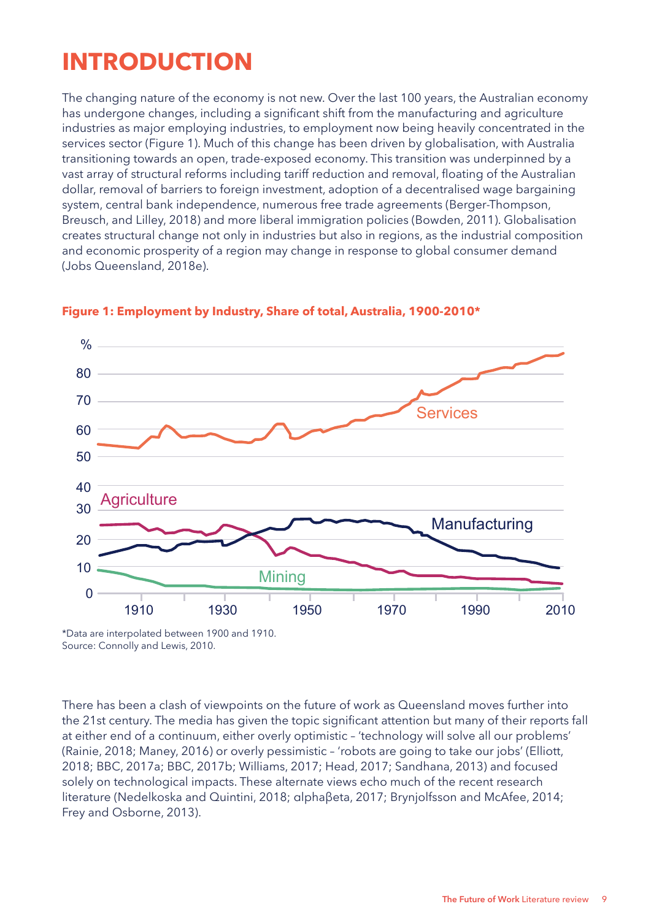# INTRODUCTION

The changing nature of the economy is not new. Over the last 100 years, the Australian economy has undergone changes, including a significant shift from the manufacturing and agriculture industries as major employing industries, to employment now being heavily concentrated in the services sector (Figure 1). Much of this change has been driven by globalisation, with Australia transitioning towards an open, trade-exposed economy. This transition was underpinned by a vast array of structural reforms including tariff reduction and removal, floating of the Australian dollar, removal of barriers to foreign investment, adoption of a decentralised wage bargaining system, central bank independence, numerous free trade agreements (Berger-Thompson, Breusch, and Lilley, 2018) and more liberal immigration policies (Bowden, 2011). Globalisation creates structural change not only in industries but also in regions, as the industrial composition and economic prosperity of a region may change in response to global consumer demand (Jobs Queensland, 2018e).

**Figure 1: Employment by Industry, Share of total, Australia, 1900-2010***

*Data are interpolated between 1900 and 1910.
Source: Connolly and Lewis, 2010.

There has been a clash of viewpoints on the future of work as Queensland moves further into the 21st century. The media has given the topic significant attention but many of their reports fall at either end of a continuum, either overly optimistic – 'technology will solve all our problems' (Rainie, 2018; Maney, 2016) or overly pessimistic – 'robots are going to take our jobs' (Elliott, 2018; BBC, 2017a; BBC, 2017b; Williams, 2017; Head, 2017; Sandhana, 2013) and focused solely on technological impacts. These alternate views echo much of the recent research literature (Nedelkoska and Quintini, 2018; αlphaβeta, 2017; Brynjolfsson and McAfee, 2014; Frey and Osborne, 2013).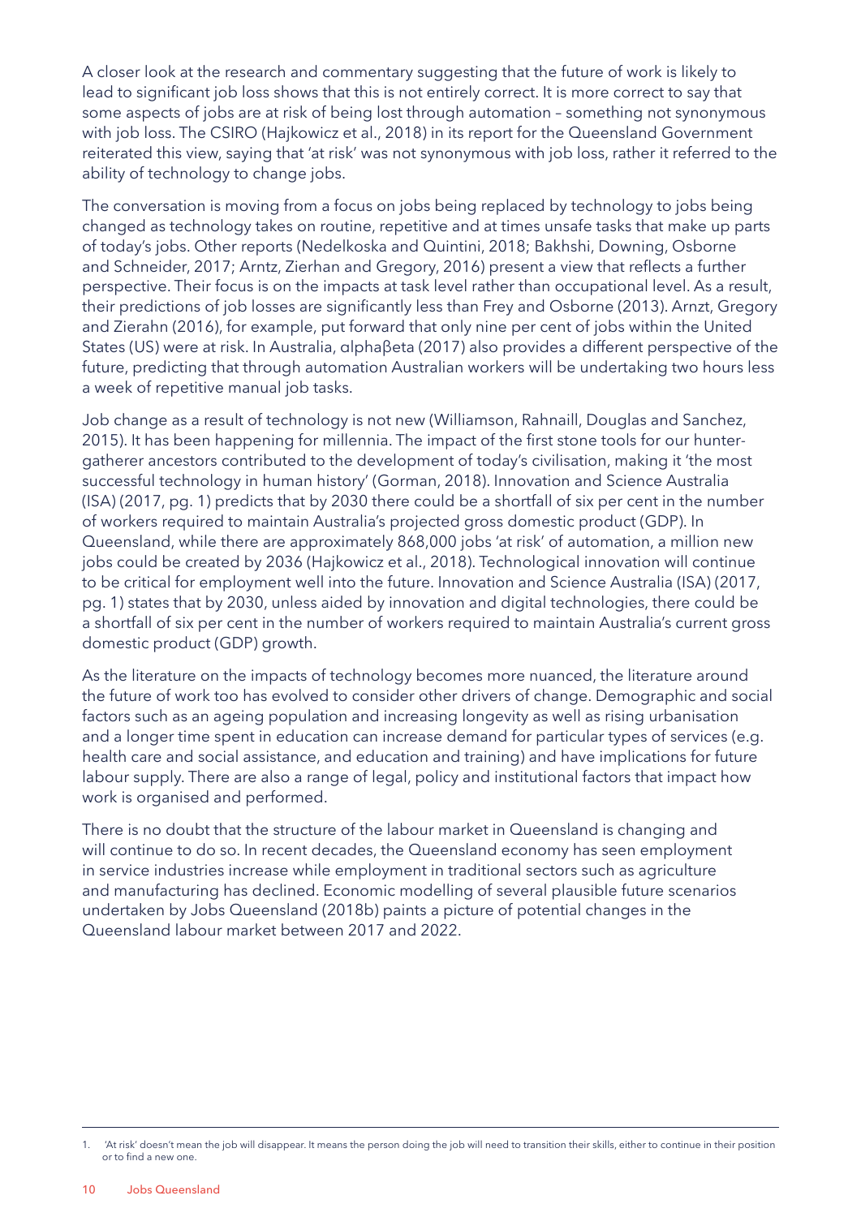A closer look at the research and commentary suggesting that the future of work is likely to lead to significant job loss shows that this is not entirely correct. It is more correct to say that some aspects of jobs are at risk of being lost through automation – something not synonymous with job loss. The CSIRO (Hajkowicz et al., 2018) in its report for the Queensland Government reiterated this view, saying that 'at risk' was not synonymous with job loss, rather it referred to the ability of technology to change jobs.

The conversation is moving from a focus on jobs being replaced by technology to jobs being changed as technology takes on routine, repetitive and at times unsafe tasks that make up parts of today's jobs. Other reports (Nedelkoska and Quintini, 2018; Bakhshi, Downing, Osborne and Schneider, 2017; Arntz, Zierhan and Gregory, 2016) present a view that reflects a further perspective. Their focus is on the impacts at task level rather than occupational level. As a result, their predictions of job losses are significantly less than Frey and Osborne (2013). Arnzt, Gregory and Zierahn (2016), for example, put forward that only nine per cent of jobs within the United States (US) were at risk. In Australia, αlphaβeta (2017) also provides a different perspective of the future, predicting that through automation Australian workers will be undertaking two hours less a week of repetitive manual job tasks.

Job change as a result of technology is not new (Williamson, Rahnaill, Douglas and Sanchez, 2015). It has been happening for millennia. The impact of the first stone tools for our hunter-gatherer ancestors contributed to the development of today's civilisation, making it 'the most successful technology in human history' (Gorman, 2018). Innovation and Science Australia (ISA) (2017, pg. 1) predicts that by 2030 there could be a shortfall of six per cent in the number of workers required to maintain Australia's projected gross domestic product (GDP). In Queensland, while there are approximately 868,000 jobs 'at risk' of automation, a million new jobs could be created by 2036 (Hajkowicz et al., 2018). Technological innovation will continue to be critical for employment well into the future. Innovation and Science Australia (ISA) (2017, pg. 1) states that by 2030, unless aided by innovation and digital technologies, there could be a shortfall of six per cent in the number of workers required to maintain Australia's current gross domestic product (GDP) growth.

As the literature on the impacts of technology becomes more nuanced, the literature around the future of work too has evolved to consider other drivers of change. Demographic and social factors such as an ageing population and increasing longevity as well as rising urbanisation and a longer time spent in education can increase demand for particular types of services (e.g. health care and social assistance, and education and training) and have implications for future labour supply. There are also a range of legal, policy and institutional factors that impact how work is organised and performed.

There is no doubt that the structure of the labour market in Queensland is changing and will continue to do so. In recent decades, the Queensland economy has seen employment in service industries increase while employment in traditional sectors such as agriculture and manufacturing has declined. Economic modelling of several plausible future scenarios undertaken by Jobs Queensland (2018b) paints a picture of potential changes in the Queensland labour market between 2017 and 2022.

---

1. 'At risk' doesn't mean the job will disappear. It means the person doing the job will need to transition their skills, either to continue in their position or to find a new one.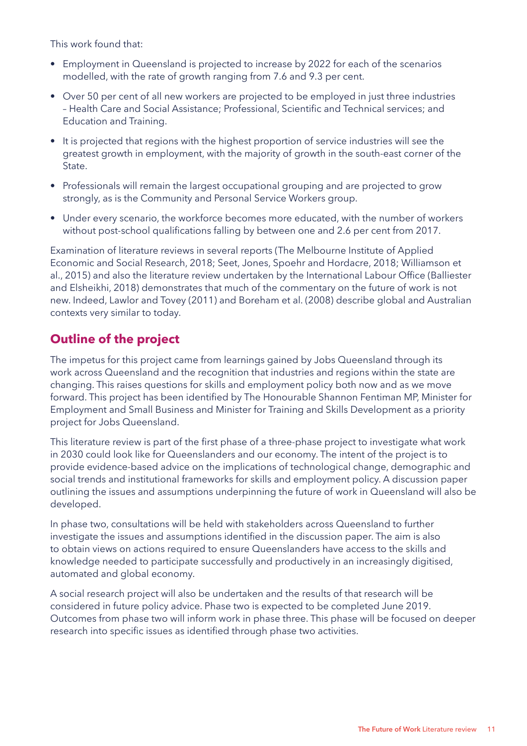This work found that:

- Employment in Queensland is projected to increase by 2022 for each of the scenarios modelled, with the rate of growth ranging from 7.6 and 9.3 per cent.
- Over 50 per cent of all new workers are projected to be employed in just three industries – Health Care and Social Assistance; Professional, Scientific and Technical services; and Education and Training.
- It is projected that regions with the highest proportion of service industries will see the greatest growth in employment, with the majority of growth in the south-east corner of the State.
- Professionals will remain the largest occupational grouping and are projected to grow strongly, as is the Community and Personal Service Workers group.
- Under every scenario, the workforce becomes more educated, with the number of workers without post-school qualifications falling by between one and 2.6 per cent from 2017.

Examination of literature reviews in several reports (The Melbourne Institute of Applied Economic and Social Research, 2018; Seet, Jones, Spoehr and Hordacre, 2018; Williamson et al., 2015) and also the literature review undertaken by the International Labour Office (Balliester and Elsheikhi, 2018) demonstrates that much of the commentary on the future of work is not new. Indeed, Lawlor and Tovey (2011) and Boreham et al. (2008) describe global and Australian contexts very similar to today.

## Outline of the project

The impetus for this project came from learnings gained by Jobs Queensland through its work across Queensland and the recognition that industries and regions within the state are changing. This raises questions for skills and employment policy both now and as we move forward. This project has been identified by The Honourable Shannon Fentiman MP, Minister for Employment and Small Business and Minister for Training and Skills Development as a priority project for Jobs Queensland.

This literature review is part of the first phase of a three-phase project to investigate what work in 2030 could look like for Queenslanders and our economy. The intent of the project is to provide evidence-based advice on the implications of technological change, demographic and social trends and institutional frameworks for skills and employment policy. A discussion paper outlining the issues and assumptions underpinning the future of work in Queensland will also be developed.

In phase two, consultations will be held with stakeholders across Queensland to further investigate the issues and assumptions identified in the discussion paper. The aim is also to obtain views on actions required to ensure Queenslanders have access to the skills and knowledge needed to participate successfully and productively in an increasingly digitised, automated and global economy.

A social research project will also be undertaken and the results of that research will be considered in future policy advice. Phase two is expected to be completed June 2019. Outcomes from phase two will inform work in phase three. This phase will be focused on deeper research into specific issues as identified through phase two activities.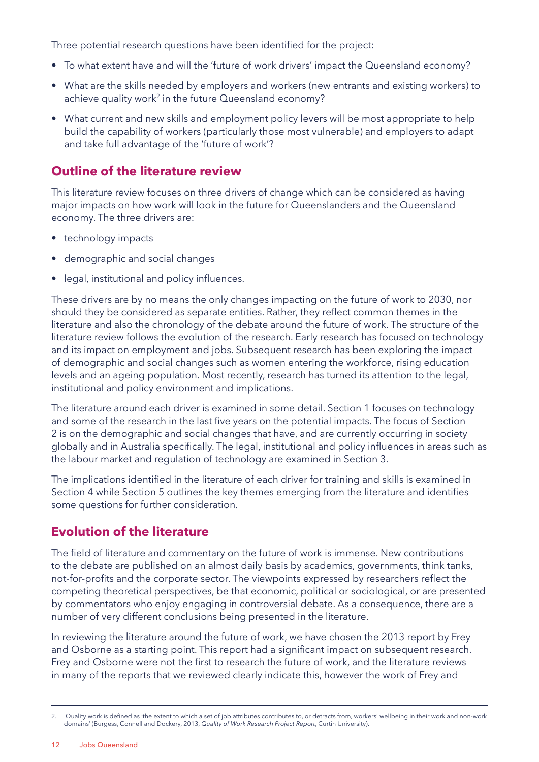Three potential research questions have been identified for the project:

- To what extent have and will the 'future of work drivers' impact the Queensland economy?
- What are the skills needed by employers and workers (new entrants and existing workers) to achieve quality work[2] in the future Queensland economy?
- What current and new skills and employment policy levers will be most appropriate to help build the capability of workers (particularly those most vulnerable) and employers to adapt and take full advantage of the 'future of work'?

## Outline of the literature review

This literature review focuses on three drivers of change which can be considered as having major impacts on how work will look in the future for Queenslanders and the Queensland economy. The three drivers are:

- technology impacts
- demographic and social changes
- legal, institutional and policy influences.

These drivers are by no means the only changes impacting on the future of work to 2030, nor should they be considered as separate entities. Rather, they reflect common themes in the literature and also the chronology of the debate around the future of work. The structure of the literature review follows the evolution of the research. Early research has focused on technology and its impact on employment and jobs. Subsequent research has been exploring the impact of demographic and social changes such as women entering the workforce, rising education levels and an ageing population. Most recently, research has turned its attention to the legal, institutional and policy environment and implications.

The literature around each driver is examined in some detail. Section 1 focuses on technology and some of the research in the last five years on the potential impacts. The focus of Section 2 is on the demographic and social changes that have, and are currently occurring in society globally and in Australia specifically. The legal, institutional and policy influences in areas such as the labour market and regulation of technology are examined in Section 3.

The implications identified in the literature of each driver for training and skills is examined in Section 4 while Section 5 outlines the key themes emerging from the literature and identifies some questions for further consideration.

## Evolution of the literature

The field of literature and commentary on the future of work is immense. New contributions to the debate are published on an almost daily basis by academics, governments, think tanks, not-for-profits and the corporate sector. The viewpoints expressed by researchers reflect the competing theoretical perspectives, be that economic, political or sociological, or are presented by commentators who enjoy engaging in controversial debate. As a consequence, there are a number of very different conclusions being presented in the literature.

In reviewing the literature around the future of work, we have chosen the 2013 report by Frey and Osborne as a starting point. This report had a significant impact on subsequent research. Frey and Osborne were not the first to research the future of work, and the literature reviews in many of the reports that we reviewed clearly indicate this, however the work of Frey and

---

2. Quality work is defined as 'the extent to which a set of job attributes contributes to, or detracts from, workers' wellbeing in their work and non-work domains' (Burgess, Connell and Dockery, 2013, *Quality of Work Research Project Report*, Curtin University).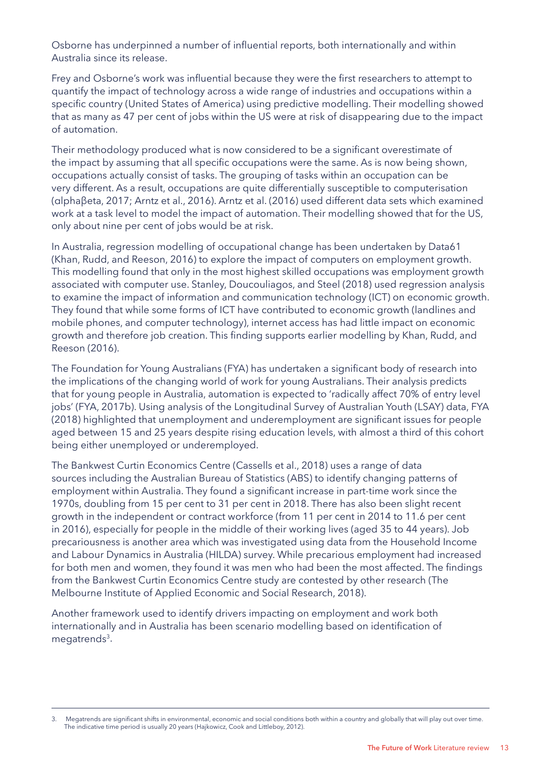Osborne has underpinned a number of influential reports, both internationally and within Australia since its release.

Frey and Osborne's work was influential because they were the first researchers to attempt to quantify the impact of technology across a wide range of industries and occupations within a specific country (United States of America) using predictive modelling. Their modelling showed that as many as 47 per cent of jobs within the US were at risk of disappearing due to the impact of automation.

Their methodology produced what is now considered to be a significant overestimate of the impact by assuming that all specific occupations were the same. As is now being shown, occupations actually consist of tasks. The grouping of tasks within an occupation can be very different. As a result, occupations are quite differentially susceptible to computerisation (αlphaβeta, 2017; Arntz et al., 2016). Arntz et al. (2016) used different data sets which examined work at a task level to model the impact of automation. Their modelling showed that for the US, only about nine per cent of jobs would be at risk.

In Australia, regression modelling of occupational change has been undertaken by Data61 (Khan, Rudd, and Reeson, 2016) to explore the impact of computers on employment growth. This modelling found that only in the most highest skilled occupations was employment growth associated with computer use. Stanley, Doucouliagos, and Steel (2018) used regression analysis to examine the impact of information and communication technology (ICT) on economic growth. They found that while some forms of ICT have contributed to economic growth (landlines and mobile phones, and computer technology), internet access has had little impact on economic growth and therefore job creation. This finding supports earlier modelling by Khan, Rudd, and Reeson (2016).

The Foundation for Young Australians (FYA) has undertaken a significant body of research into the implications of the changing world of work for young Australians. Their analysis predicts that for young people in Australia, automation is expected to 'radically affect 70% of entry level jobs' (FYA, 2017b). Using analysis of the Longitudinal Survey of Australian Youth (LSAY) data, FYA (2018) highlighted that unemployment and underemployment are significant issues for people aged between 15 and 25 years despite rising education levels, with almost a third of this cohort being either unemployed or underemployed.

The Bankwest Curtin Economics Centre (Cassells et al., 2018) uses a range of data sources including the Australian Bureau of Statistics (ABS) to identify changing patterns of employment within Australia. They found a significant increase in part-time work since the 1970s, doubling from 15 per cent to 31 per cent in 2018. There has also been slight recent growth in the independent or contract workforce (from 11 per cent in 2014 to 11.6 per cent in 2016), especially for people in the middle of their working lives (aged 35 to 44 years). Job precariousness is another area which was investigated using data from the Household Income and Labour Dynamics in Australia (HILDA) survey. While precarious employment had increased for both men and women, they found it was men who had been the most affected. The findings from the Bankwest Curtin Economics Centre study are contested by other research (The Melbourne Institute of Applied Economic and Social Research, 2018).

Another framework used to identify drivers impacting on employment and work both internationally and in Australia has been scenario modelling based on identification of megatrends[3].

---

3. Megatrends are significant shifts in environmental, economic and social conditions both within a country and globally that will play out over time. The indicative time period is usually 20 years (Hajkowicz, Cook and Littleboy, 2012).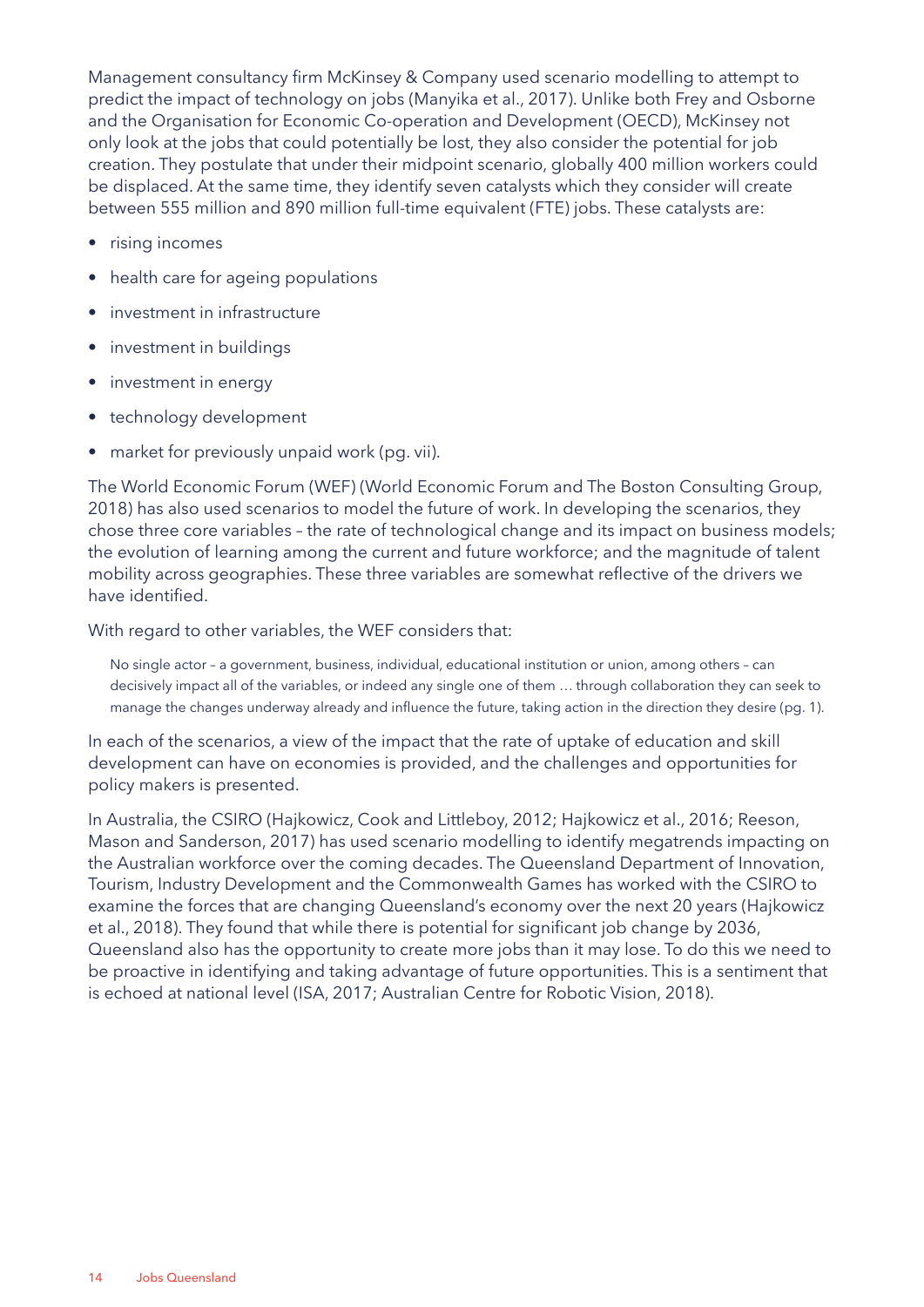Management consultancy firm McKinsey & Company used scenario modelling to attempt to predict the impact of technology on jobs (Manyika et al., 2017). Unlike both Frey and Osborne and the Organisation for Economic Co-operation and Development (OECD), McKinsey not only look at the jobs that could potentially be lost, they also consider the potential for job creation. They postulate that under their midpoint scenario, globally 400 million workers could be displaced. At the same time, they identify seven catalysts which they consider will create between 555 million and 890 million full-time equivalent (FTE) jobs. These catalysts are:

- rising incomes
- health care for ageing populations
- investment in infrastructure
- investment in buildings
- investment in energy
- technology development
- market for previously unpaid work (pg. vii).

The World Economic Forum (WEF) (World Economic Forum and The Boston Consulting Group, 2018) has also used scenarios to model the future of work. In developing the scenarios, they chose three core variables – the rate of technological change and its impact on business models; the evolution of learning among the current and future workforce; and the magnitude of talent mobility across geographies. These three variables are somewhat reflective of the drivers we have identified.

With regard to other variables, the WEF considers that:

> No single actor – a government, business, individual, educational institution or union, among others – can decisively impact all of the variables, or indeed any single one of them … through collaboration they can seek to manage the changes underway already and influence the future, taking action in the direction they desire (pg. 1).

In each of the scenarios, a view of the impact that the rate of uptake of education and skill development can have on economies is provided, and the challenges and opportunities for policy makers is presented.

In Australia, the CSIRO (Hajkowicz, Cook and Littleboy, 2012; Hajkowicz et al., 2016; Reeson, Mason and Sanderson, 2017) has used scenario modelling to identify megatrends impacting on the Australian workforce over the coming decades. The Queensland Department of Innovation, Tourism, Industry Development and the Commonwealth Games has worked with the CSIRO to examine the forces that are changing Queensland's economy over the next 20 years (Hajkowicz et al., 2018). They found that while there is potential for significant job change by 2036, Queensland also has the opportunity to create more jobs than it may lose. To do this we need to be proactive in identifying and taking advantage of future opportunities. This is a sentiment that is echoed at national level (ISA, 2017; Australian Centre for Robotic Vision, 2018).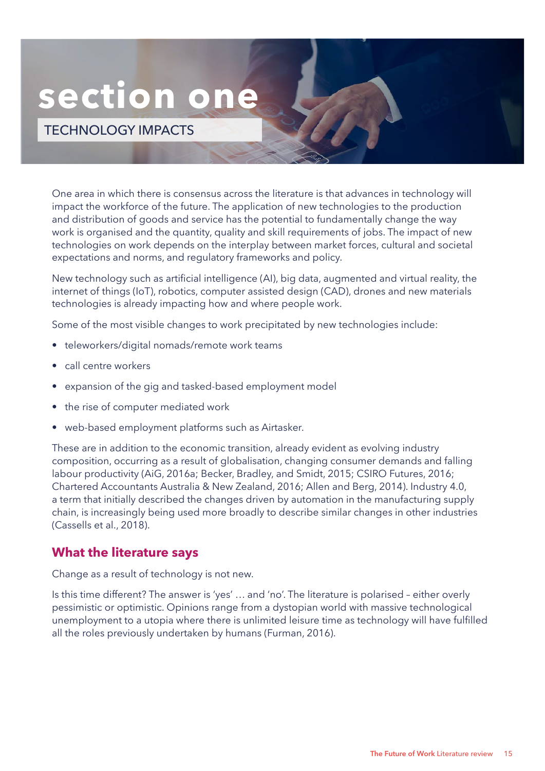# section one

## TECHNOLOGY IMPACTS

One area in which there is consensus across the literature is that advances in technology will impact the workforce of the future. The application of new technologies to the production and distribution of goods and service has the potential to fundamentally change the way work is organised and the quantity, quality and skill requirements of jobs. The impact of new technologies on work depends on the interplay between market forces, cultural and societal expectations and norms, and regulatory frameworks and policy.

New technology such as artificial intelligence (AI), big data, augmented and virtual reality, the internet of things (IoT), robotics, computer assisted design (CAD), drones and new materials technologies is already impacting how and where people work.

Some of the most visible changes to work precipitated by new technologies include:

- teleworkers/digital nomads/remote work teams
- call centre workers
- expansion of the gig and tasked-based employment model
- the rise of computer mediated work
- web-based employment platforms such as Airtasker.

These are in addition to the economic transition, already evident as evolving industry composition, occurring as a result of globalisation, changing consumer demands and falling labour productivity (AiG, 2016a; Becker, Bradley, and Smidt, 2015; CSIRO Futures, 2016; Chartered Accountants Australia & New Zealand, 2016; Allen and Berg, 2014). Industry 4.0, a term that initially described the changes driven by automation in the manufacturing supply chain, is increasingly being used more broadly to describe similar changes in other industries (Cassells et al., 2018).

### What the literature says

Change as a result of technology is not new.

Is this time different? The answer is 'yes' … and 'no'. The literature is polarised – either overly pessimistic or optimistic. Opinions range from a dystopian world with massive technological unemployment to a utopia where there is unlimited leisure time as technology will have fulfilled all the roles previously undertaken by humans (Furman, 2016).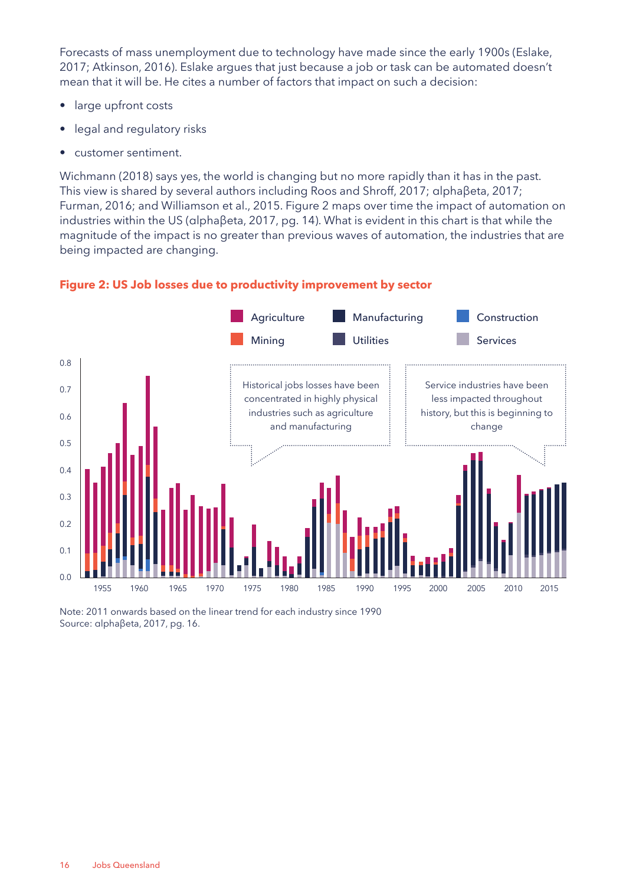Forecasts of mass unemployment due to technology have made since the early 1900s (Eslake, 2017; Atkinson, 2016). Eslake argues that just because a job or task can be automated doesn't mean that it will be. He cites a number of factors that impact on such a decision:

- large upfront costs
- legal and regulatory risks
- customer sentiment.

Wichmann (2018) says yes, the world is changing but no more rapidly than it has in the past. This view is shared by several authors including Roos and Shroff, 2017; alphaβeta, 2017; Furman, 2016; and Williamson et al., 2015. Figure 2 maps over time the impact of automation on industries within the US (alphaβeta, 2017, pg. 14). What is evident in this chart is that while the magnitude of the impact is no greater than previous waves of automation, the industries that are being impacted are changing.

**Figure 2: US Job losses due to productivity improvement by sector**

Agriculture, Manufacturing, Construction, Mining, Utilities, Services

Historical jobs losses have been concentrated in highly physical industries such as agriculture and manufacturing

Service industries have been less impacted throughout history, but this is beginning to change

Note: 2011 onwards based on the linear trend for each industry since 1990
Source: alphaβeta, 2017, pg. 16.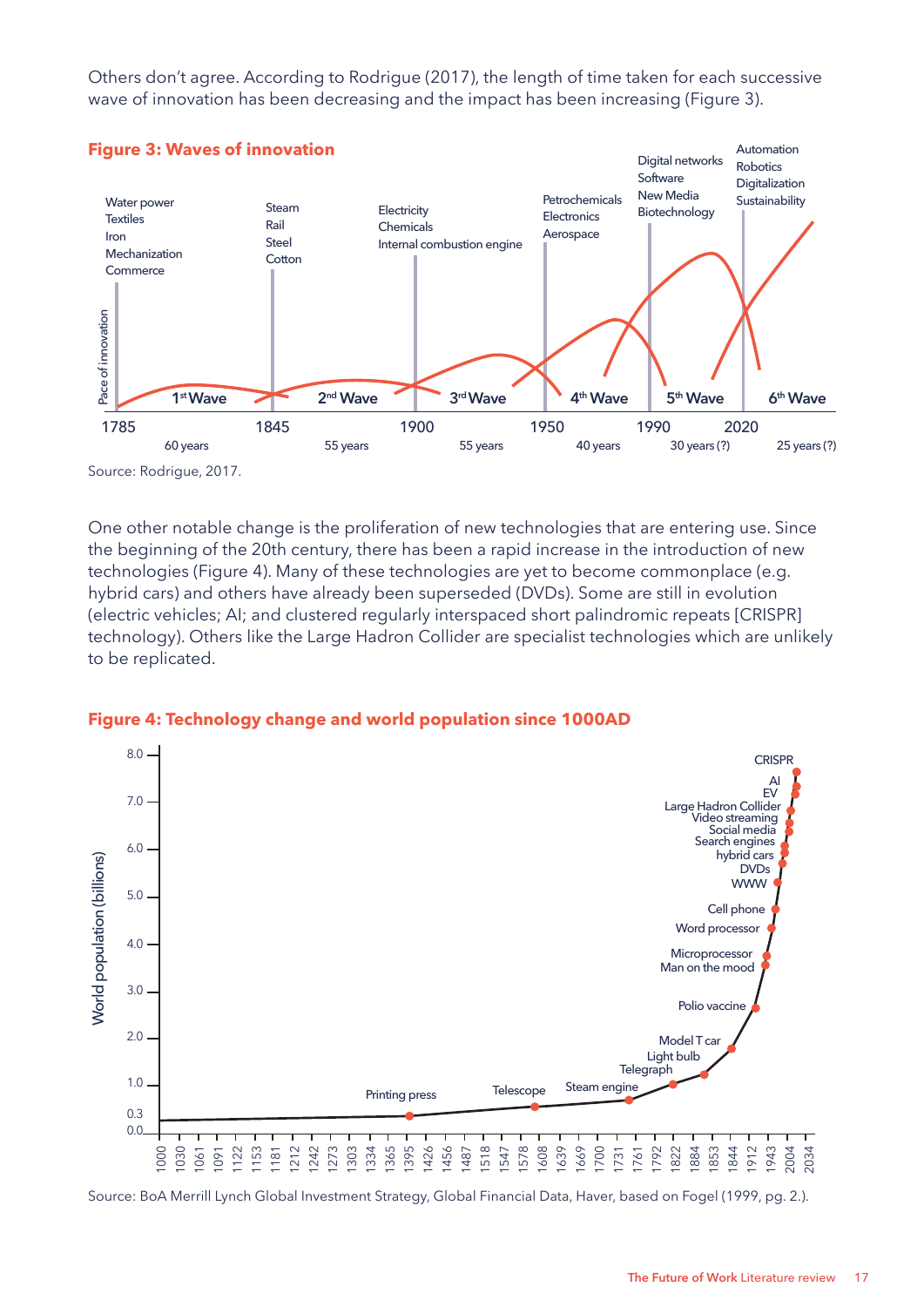Others don't agree. According to Rodrigue (2017), the length of time taken for each successive wave of innovation has been decreasing and the impact has been increasing (Figure 3).

**Figure 3: Waves of innovation**

Source: Rodrigue, 2017.

One other notable change is the proliferation of new technologies that are entering use. Since the beginning of the 20th century, there has been a rapid increase in the introduction of new technologies (Figure 4). Many of these technologies are yet to become commonplace (e.g. hybrid cars) and others have already been superseded (DVDs). Some are still in evolution (electric vehicles; AI; and clustered regularly interspaced short palindromic repeats [CRISPR] technology). Others like the Large Hadron Collider are specialist technologies which are unlikely to be replicated.

**Figure 4: Technology change and world population since 1000AD**

Source: BoA Merrill Lynch Global Investment Strategy, Global Financial Data, Haver, based on Fogel (1999, pg. 2.).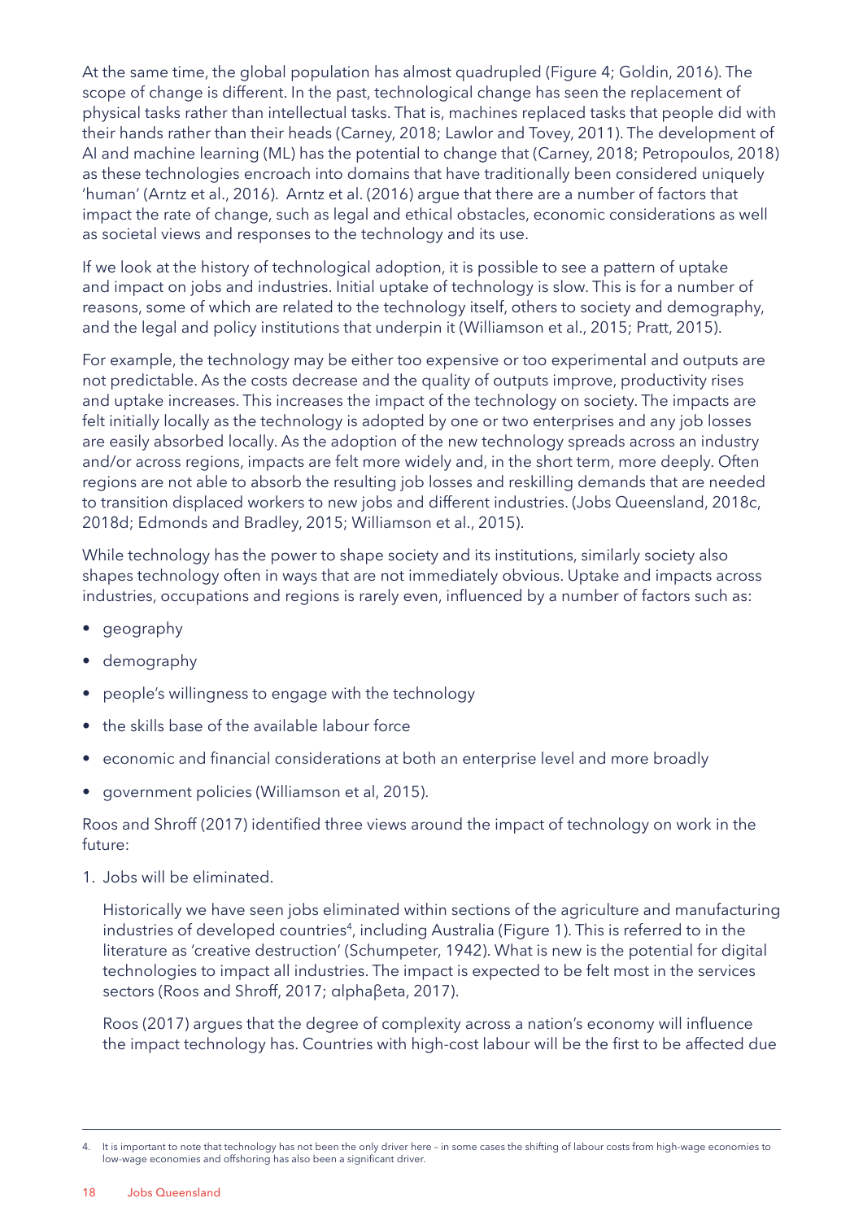At the same time, the global population has almost quadrupled (Figure 4; Goldin, 2016). The scope of change is different. In the past, technological change has seen the replacement of physical tasks rather than intellectual tasks. That is, machines replaced tasks that people did with their hands rather than their heads (Carney, 2018; Lawlor and Tovey, 2011). The development of AI and machine learning (ML) has the potential to change that (Carney, 2018; Petropoulos, 2018) as these technologies encroach into domains that have traditionally been considered uniquely 'human' (Arntz et al., 2016). Arntz et al. (2016) argue that there are a number of factors that impact the rate of change, such as legal and ethical obstacles, economic considerations as well as societal views and responses to the technology and its use.

If we look at the history of technological adoption, it is possible to see a pattern of uptake and impact on jobs and industries. Initial uptake of technology is slow. This is for a number of reasons, some of which are related to the technology itself, others to society and demography, and the legal and policy institutions that underpin it (Williamson et al., 2015; Pratt, 2015).

For example, the technology may be either too expensive or too experimental and outputs are not predictable. As the costs decrease and the quality of outputs improve, productivity rises and uptake increases. This increases the impact of the technology on society. The impacts are felt initially locally as the technology is adopted by one or two enterprises and any job losses are easily absorbed locally. As the adoption of the new technology spreads across an industry and/or across regions, impacts are felt more widely and, in the short term, more deeply. Often regions are not able to absorb the resulting job losses and reskilling demands that are needed to transition displaced workers to new jobs and different industries. (Jobs Queensland, 2018c, 2018d; Edmonds and Bradley, 2015; Williamson et al., 2015).

While technology has the power to shape society and its institutions, similarly society also shapes technology often in ways that are not immediately obvious. Uptake and impacts across industries, occupations and regions is rarely even, influenced by a number of factors such as:

- geography
- demography
- people's willingness to engage with the technology
- the skills base of the available labour force
- economic and financial considerations at both an enterprise level and more broadly
- government policies (Williamson et al, 2015).

Roos and Shroff (2017) identified three views around the impact of technology on work in the future:

1. Jobs will be eliminated.

   Historically we have seen jobs eliminated within sections of the agriculture and manufacturing industries of developed countries[4], including Australia (Figure 1). This is referred to in the literature as 'creative destruction' (Schumpeter, 1942). What is new is the potential for digital technologies to impact all industries. The impact is expected to be felt most in the services sectors (Roos and Shroff, 2017; αlphaβeta, 2017).

   Roos (2017) argues that the degree of complexity across a nation's economy will influence the impact technology has. Countries with high-cost labour will be the first to be affected due

4. It is important to note that technology has not been the only driver here – in some cases the shifting of labour costs from high-wage economies to low-wage economies and offshoring has also been a significant driver.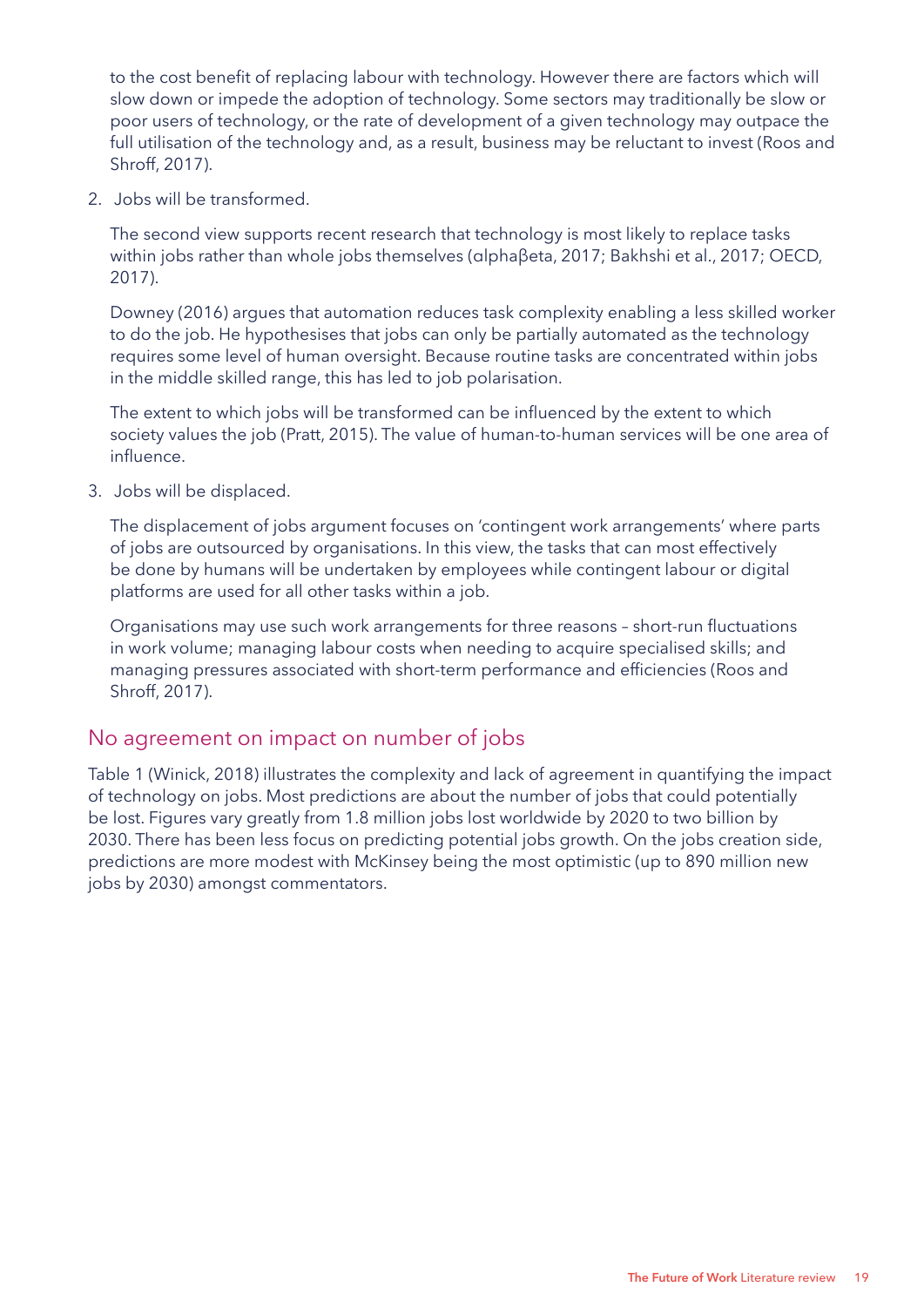to the cost benefit of replacing labour with technology. However there are factors which will slow down or impede the adoption of technology. Some sectors may traditionally be slow or poor users of technology, or the rate of development of a given technology may outpace the full utilisation of the technology and, as a result, business may be reluctant to invest (Roos and Shroff, 2017).

2. Jobs will be transformed.

   The second view supports recent research that technology is most likely to replace tasks within jobs rather than whole jobs themselves (αlphaβeta, 2017; Bakhshi et al., 2017; OECD, 2017).

   Downey (2016) argues that automation reduces task complexity enabling a less skilled worker to do the job. He hypothesises that jobs can only be partially automated as the technology requires some level of human oversight. Because routine tasks are concentrated within jobs in the middle skilled range, this has led to job polarisation.

   The extent to which jobs will be transformed can be influenced by the extent to which society values the job (Pratt, 2015). The value of human-to-human services will be one area of influence.

3. Jobs will be displaced.

   The displacement of jobs argument focuses on 'contingent work arrangements' where parts of jobs are outsourced by organisations. In this view, the tasks that can most effectively be done by humans will be undertaken by employees while contingent labour or digital platforms are used for all other tasks within a job.

   Organisations may use such work arrangements for three reasons – short-run fluctuations in work volume; managing labour costs when needing to acquire specialised skills; and managing pressures associated with short-term performance and efficiencies (Roos and Shroff, 2017).

## No agreement on impact on number of jobs

Table 1 (Winick, 2018) illustrates the complexity and lack of agreement in quantifying the impact of technology on jobs. Most predictions are about the number of jobs that could potentially be lost. Figures vary greatly from 1.8 million jobs lost worldwide by 2020 to two billion by 2030. There has been less focus on predicting potential jobs growth. On the jobs creation side, predictions are more modest with McKinsey being the most optimistic (up to 890 million new jobs by 2030) amongst commentators.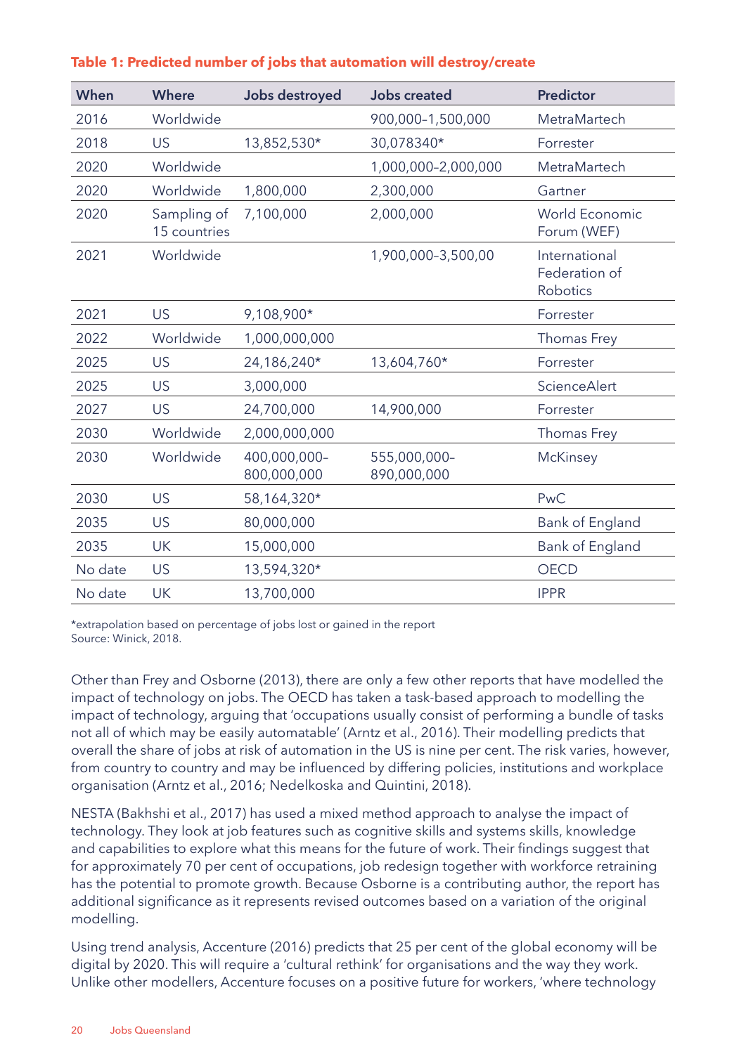**Table 1: Predicted number of jobs that automation will destroy/create**

| When | Where | Jobs destroyed | Jobs created | Predictor |
|---|---|---|---|---|
| 2016 | Worldwide | | 900,000–1,500,000 | MetraMartech |
| 2018 | US | 13,852,530* | 30,078340* | Forrester |
| 2020 | Worldwide | | 1,000,000–2,000,000 | MetraMartech |
| 2020 | Worldwide | 1,800,000 | 2,300,000 | Gartner |
| 2020 | Sampling of 15 countries | 7,100,000 | 2,000,000 | World Economic Forum (WEF) |
| 2021 | Worldwide | | 1,900,000–3,500,00 | International Federation of Robotics |
| 2021 | US | 9,108,900* | | Forrester |
| 2022 | Worldwide | 1,000,000,000 | | Thomas Frey |
| 2025 | US | 24,186,240* | 13,604,760* | Forrester |
| 2025 | US | 3,000,000 | | ScienceAlert |
| 2027 | US | 24,700,000 | 14,900,000 | Forrester |
| 2030 | Worldwide | 2,000,000,000 | | Thomas Frey |
| 2030 | Worldwide | 400,000,000–800,000,000 | 555,000,000–890,000,000 | McKinsey |
| 2030 | US | 58,164,320* | | PwC |
| 2035 | US | 80,000,000 | | Bank of England |
| 2035 | UK | 15,000,000 | | Bank of England |
| No date | US | 13,594,320* | | OECD |
| No date | UK | 13,700,000 | | IPPR |

*extrapolation based on percentage of jobs lost or gained in the report
Source: Winick, 2018.

Other than Frey and Osborne (2013), there are only a few other reports that have modelled the impact of technology on jobs. The OECD has taken a task-based approach to modelling the impact of technology, arguing that 'occupations usually consist of performing a bundle of tasks not all of which may be easily automatable' (Arntz et al., 2016). Their modelling predicts that overall the share of jobs at risk of automation in the US is nine per cent. The risk varies, however, from country to country and may be influenced by differing policies, institutions and workplace organisation (Arntz et al., 2016; Nedelkoska and Quintini, 2018).

NESTA (Bakhshi et al., 2017) has used a mixed method approach to analyse the impact of technology. They look at job features such as cognitive skills and systems skills, knowledge and capabilities to explore what this means for the future of work. Their findings suggest that for approximately 70 per cent of occupations, job redesign together with workforce retraining has the potential to promote growth. Because Osborne is a contributing author, the report has additional significance as it represents revised outcomes based on a variation of the original modelling.

Using trend analysis, Accenture (2016) predicts that 25 per cent of the global economy will be digital by 2020. This will require a 'cultural rethink' for organisations and the way they work. Unlike other modellers, Accenture focuses on a positive future for workers, 'where technology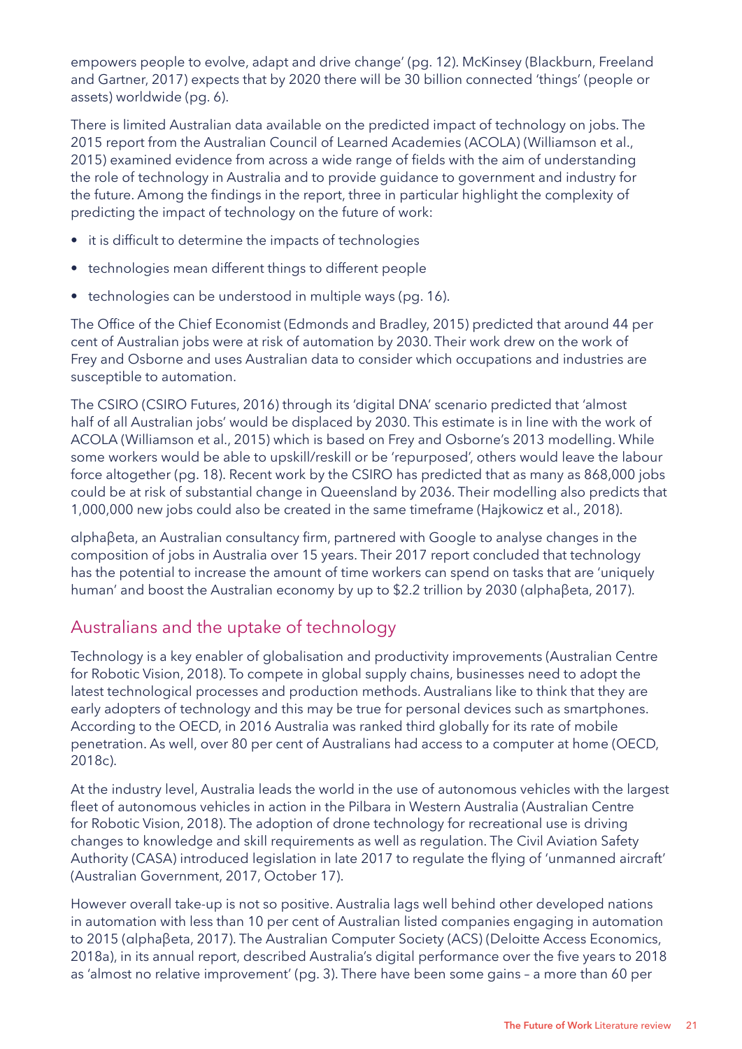empowers people to evolve, adapt and drive change' (pg. 12). McKinsey (Blackburn, Freeland and Gartner, 2017) expects that by 2020 there will be 30 billion connected 'things' (people or assets) worldwide (pg. 6).

There is limited Australian data available on the predicted impact of technology on jobs. The 2015 report from the Australian Council of Learned Academies (ACOLA) (Williamson et al., 2015) examined evidence from across a wide range of fields with the aim of understanding the role of technology in Australia and to provide guidance to government and industry for the future. Among the findings in the report, three in particular highlight the complexity of predicting the impact of technology on the future of work:

- it is difficult to determine the impacts of technologies
- technologies mean different things to different people
- technologies can be understood in multiple ways (pg. 16).

The Office of the Chief Economist (Edmonds and Bradley, 2015) predicted that around 44 per cent of Australian jobs were at risk of automation by 2030. Their work drew on the work of Frey and Osborne and uses Australian data to consider which occupations and industries are susceptible to automation.

The CSIRO (CSIRO Futures, 2016) through its 'digital DNA' scenario predicted that 'almost half of all Australian jobs' would be displaced by 2030. This estimate is in line with the work of ACOLA (Williamson et al., 2015) which is based on Frey and Osborne's 2013 modelling. While some workers would be able to upskill/reskill or be 'repurposed', others would leave the labour force altogether (pg. 18). Recent work by the CSIRO has predicted that as many as 868,000 jobs could be at risk of substantial change in Queensland by 2036. Their modelling also predicts that 1,000,000 new jobs could also be created in the same timeframe (Hajkowicz et al., 2018).

αlphaβeta, an Australian consultancy firm, partnered with Google to analyse changes in the composition of jobs in Australia over 15 years. Their 2017 report concluded that technology has the potential to increase the amount of time workers can spend on tasks that are 'uniquely human' and boost the Australian economy by up to $2.2 trillion by 2030 (αlphaβeta, 2017).

## Australians and the uptake of technology

Technology is a key enabler of globalisation and productivity improvements (Australian Centre for Robotic Vision, 2018). To compete in global supply chains, businesses need to adopt the latest technological processes and production methods. Australians like to think that they are early adopters of technology and this may be true for personal devices such as smartphones. According to the OECD, in 2016 Australia was ranked third globally for its rate of mobile penetration. As well, over 80 per cent of Australians had access to a computer at home (OECD, 2018c).

At the industry level, Australia leads the world in the use of autonomous vehicles with the largest fleet of autonomous vehicles in action in the Pilbara in Western Australia (Australian Centre for Robotic Vision, 2018). The adoption of drone technology for recreational use is driving changes to knowledge and skill requirements as well as regulation. The Civil Aviation Safety Authority (CASA) introduced legislation in late 2017 to regulate the flying of 'unmanned aircraft' (Australian Government, 2017, October 17).

However overall take-up is not so positive. Australia lags well behind other developed nations in automation with less than 10 per cent of Australian listed companies engaging in automation to 2015 (αlphaβeta, 2017). The Australian Computer Society (ACS) (Deloitte Access Economics, 2018a), in its annual report, described Australia's digital performance over the five years to 2018 as 'almost no relative improvement' (pg. 3). There have been some gains – a more than 60 per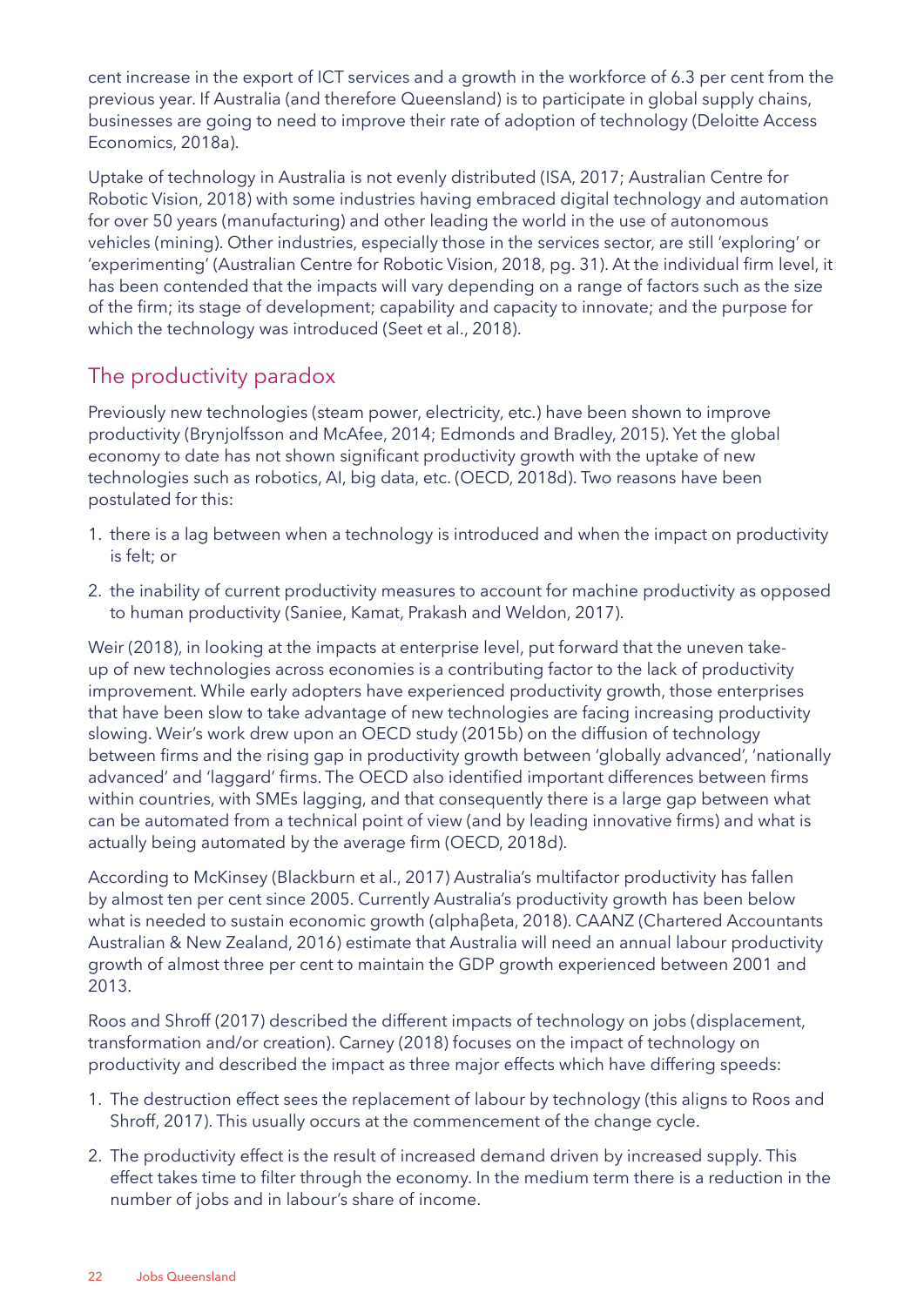cent increase in the export of ICT services and a growth in the workforce of 6.3 per cent from the previous year. If Australia (and therefore Queensland) is to participate in global supply chains, businesses are going to need to improve their rate of adoption of technology (Deloitte Access Economics, 2018a).

Uptake of technology in Australia is not evenly distributed (ISA, 2017; Australian Centre for Robotic Vision, 2018) with some industries having embraced digital technology and automation for over 50 years (manufacturing) and other leading the world in the use of autonomous vehicles (mining). Other industries, especially those in the services sector, are still 'exploring' or 'experimenting' (Australian Centre for Robotic Vision, 2018, pg. 31). At the individual firm level, it has been contended that the impacts will vary depending on a range of factors such as the size of the firm; its stage of development; capability and capacity to innovate; and the purpose for which the technology was introduced (Seet et al., 2018).

## The productivity paradox

Previously new technologies (steam power, electricity, etc.) have been shown to improve productivity (Brynjolfsson and McAfee, 2014; Edmonds and Bradley, 2015). Yet the global economy to date has not shown significant productivity growth with the uptake of new technologies such as robotics, AI, big data, etc. (OECD, 2018d). Two reasons have been postulated for this:

1. there is a lag between when a technology is introduced and when the impact on productivity is felt; or
2. the inability of current productivity measures to account for machine productivity as opposed to human productivity (Saniee, Kamat, Prakash and Weldon, 2017).

Weir (2018), in looking at the impacts at enterprise level, put forward that the uneven take-up of new technologies across economies is a contributing factor to the lack of productivity improvement. While early adopters have experienced productivity growth, those enterprises that have been slow to take advantage of new technologies are facing increasing productivity slowing. Weir's work drew upon an OECD study (2015b) on the diffusion of technology between firms and the rising gap in productivity growth between 'globally advanced', 'nationally advanced' and 'laggard' firms. The OECD also identified important differences between firms within countries, with SMEs lagging, and that consequently there is a large gap between what can be automated from a technical point of view (and by leading innovative firms) and what is actually being automated by the average firm (OECD, 2018d).

According to McKinsey (Blackburn et al., 2017) Australia's multifactor productivity has fallen by almost ten per cent since 2005. Currently Australia's productivity growth has been below what is needed to sustain economic growth (αlphaβeta, 2018). CAANZ (Chartered Accountants Australian & New Zealand, 2016) estimate that Australia will need an annual labour productivity growth of almost three per cent to maintain the GDP growth experienced between 2001 and 2013.

Roos and Shroff (2017) described the different impacts of technology on jobs (displacement, transformation and/or creation). Carney (2018) focuses on the impact of technology on productivity and described the impact as three major effects which have differing speeds:

1. The destruction effect sees the replacement of labour by technology (this aligns to Roos and Shroff, 2017). This usually occurs at the commencement of the change cycle.
2. The productivity effect is the result of increased demand driven by increased supply. This effect takes time to filter through the economy. In the medium term there is a reduction in the number of jobs and in labour's share of income.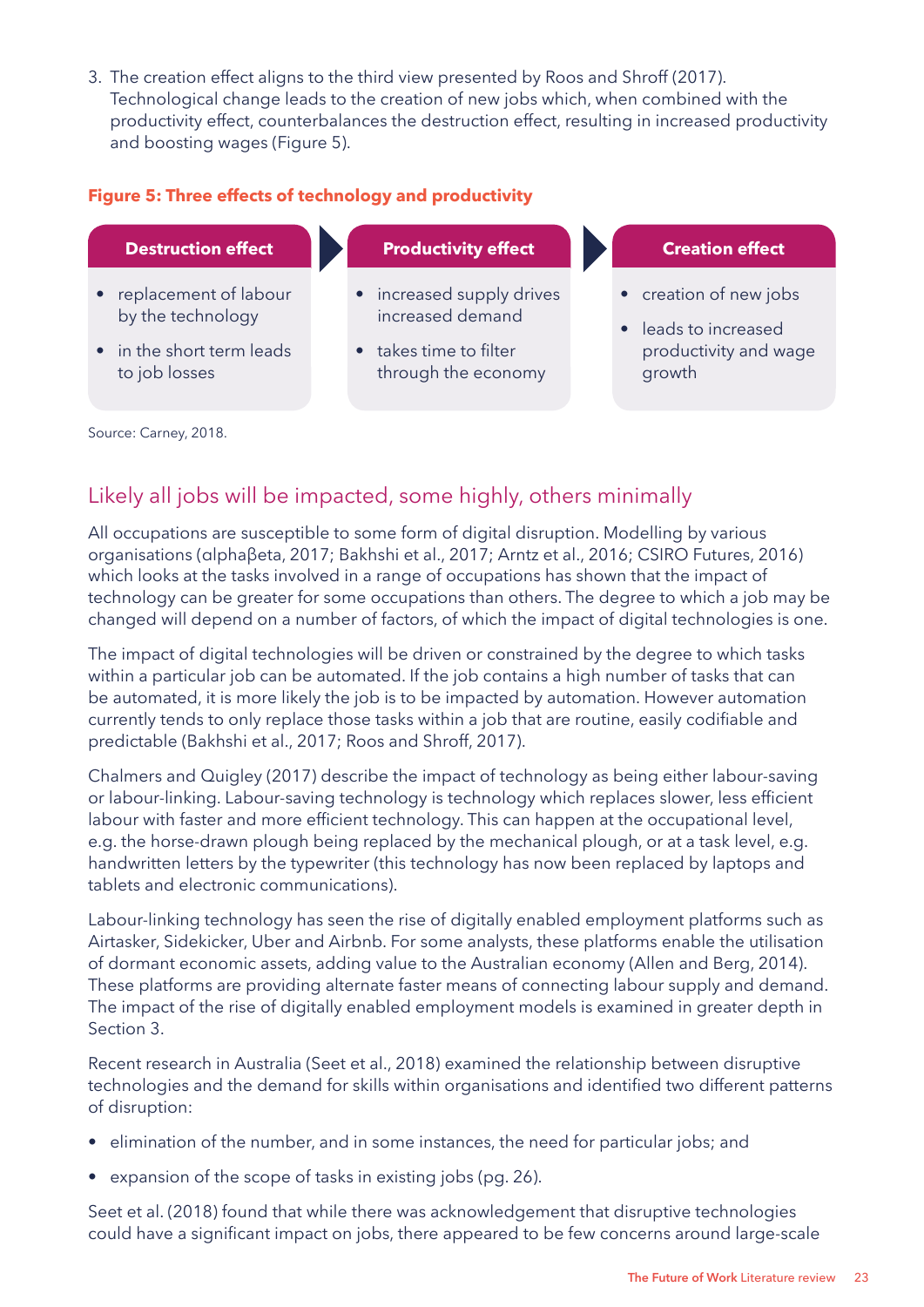3. The creation effect aligns to the third view presented by Roos and Shroff (2017). Technological change leads to the creation of new jobs which, when combined with the productivity effect, counterbalances the destruction effect, resulting in increased productivity and boosting wages (Figure 5).

**Figure 5: Three effects of technology and productivity**

| Destruction effect | Productivity effect | Creation effect |
|---|---|---|
| • replacement of labour by the technology<br>• in the short term leads to job losses | • increased supply drives increased demand<br>• takes time to filter through the economy | • creation of new jobs<br>• leads to increased productivity and wage growth |

Source: Carney, 2018.

## Likely all jobs will be impacted, some highly, others minimally

All occupations are susceptible to some form of digital disruption. Modelling by various organisations (αlphaβeta, 2017; Bakhshi et al., 2017; Arntz et al., 2016; CSIRO Futures, 2016) which looks at the tasks involved in a range of occupations has shown that the impact of technology can be greater for some occupations than others. The degree to which a job may be changed will depend on a number of factors, of which the impact of digital technologies is one.

The impact of digital technologies will be driven or constrained by the degree to which tasks within a particular job can be automated. If the job contains a high number of tasks that can be automated, it is more likely the job is to be impacted by automation. However automation currently tends to only replace those tasks within a job that are routine, easily codifiable and predictable (Bakhshi et al., 2017; Roos and Shroff, 2017).

Chalmers and Quigley (2017) describe the impact of technology as being either labour-saving or labour-linking. Labour-saving technology is technology which replaces slower, less efficient labour with faster and more efficient technology. This can happen at the occupational level, e.g. the horse-drawn plough being replaced by the mechanical plough, or at a task level, e.g. handwritten letters by the typewriter (this technology has now been replaced by laptops and tablets and electronic communications).

Labour-linking technology has seen the rise of digitally enabled employment platforms such as Airtasker, Sidekicker, Uber and Airbnb. For some analysts, these platforms enable the utilisation of dormant economic assets, adding value to the Australian economy (Allen and Berg, 2014). These platforms are providing alternate faster means of connecting labour supply and demand. The impact of the rise of digitally enabled employment models is examined in greater depth in Section 3.

Recent research in Australia (Seet et al., 2018) examined the relationship between disruptive technologies and the demand for skills within organisations and identified two different patterns of disruption:

- elimination of the number, and in some instances, the need for particular jobs; and
- expansion of the scope of tasks in existing jobs (pg. 26).

Seet et al. (2018) found that while there was acknowledgement that disruptive technologies could have a significant impact on jobs, there appeared to be few concerns around large-scale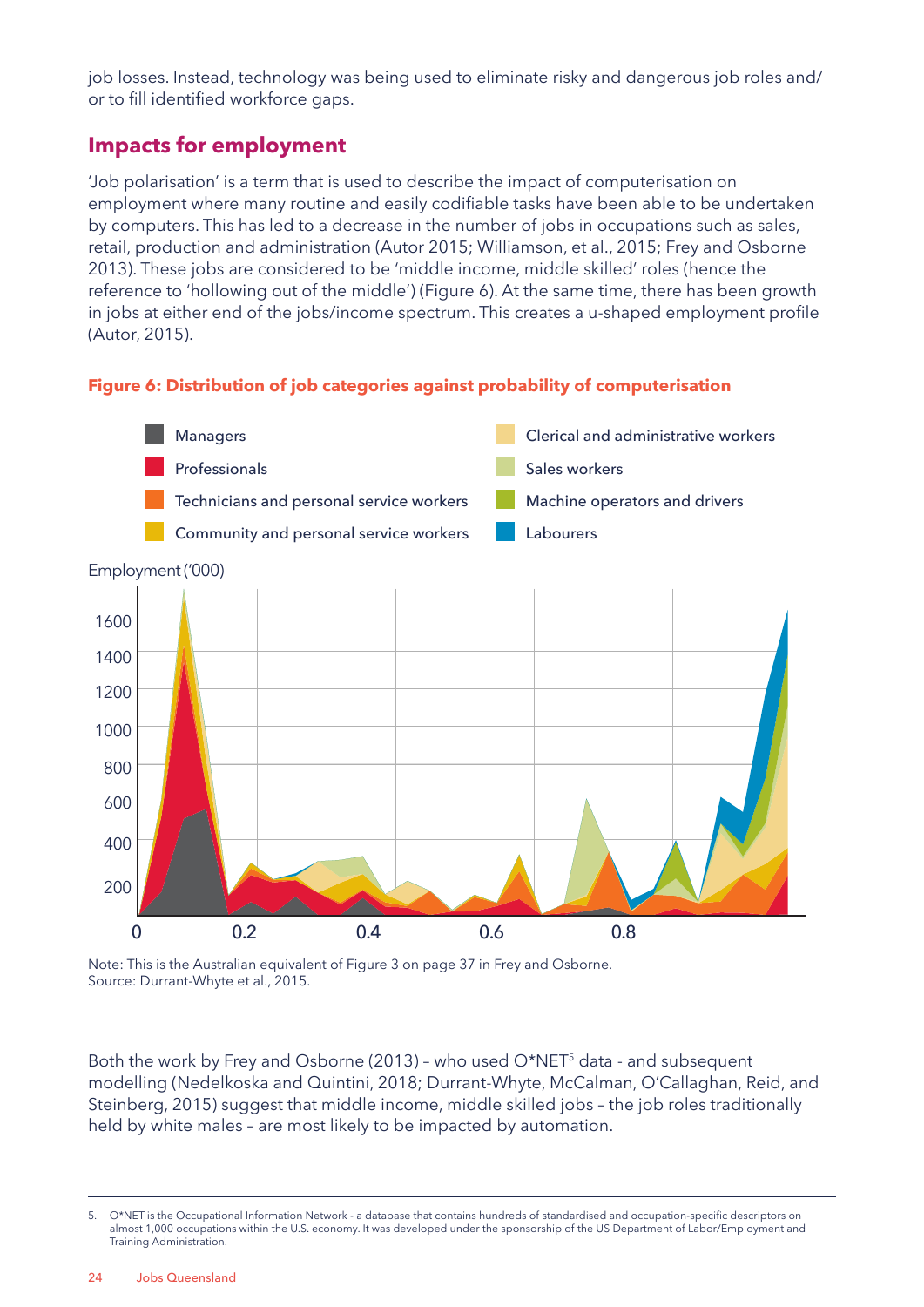job losses. Instead, technology was being used to eliminate risky and dangerous job roles and/or to fill identified workforce gaps.

## Impacts for employment

'Job polarisation' is a term that is used to describe the impact of computerisation on employment where many routine and easily codifiable tasks have been able to be undertaken by computers. This has led to a decrease in the number of jobs in occupations such as sales, retail, production and administration (Autor 2015; Williamson, et al., 2015; Frey and Osborne 2013). These jobs are considered to be 'middle income, middle skilled' roles (hence the reference to 'hollowing out of the middle') (Figure 6). At the same time, there has been growth in jobs at either end of the jobs/income spectrum. This creates a u-shaped employment profile (Autor, 2015).

**Figure 6: Distribution of job categories against probability of computerisation**

Note: This is the Australian equivalent of Figure 3 on page 37 in Frey and Osborne.
Source: Durrant-Whyte et al., 2015.

Both the work by Frey and Osborne (2013) – who used O*NET[5] data - and subsequent modelling (Nedelkoska and Quintini, 2018; Durrant-Whyte, McCalman, O'Callaghan, Reid, and Steinberg, 2015) suggest that middle income, middle skilled jobs – the job roles traditionally held by white males – are most likely to be impacted by automation.

5. O*NET is the Occupational Information Network - a database that contains hundreds of standardised and occupation-specific descriptors on almost 1,000 occupations within the U.S. economy. It was developed under the sponsorship of the US Department of Labor/Employment and Training Administration.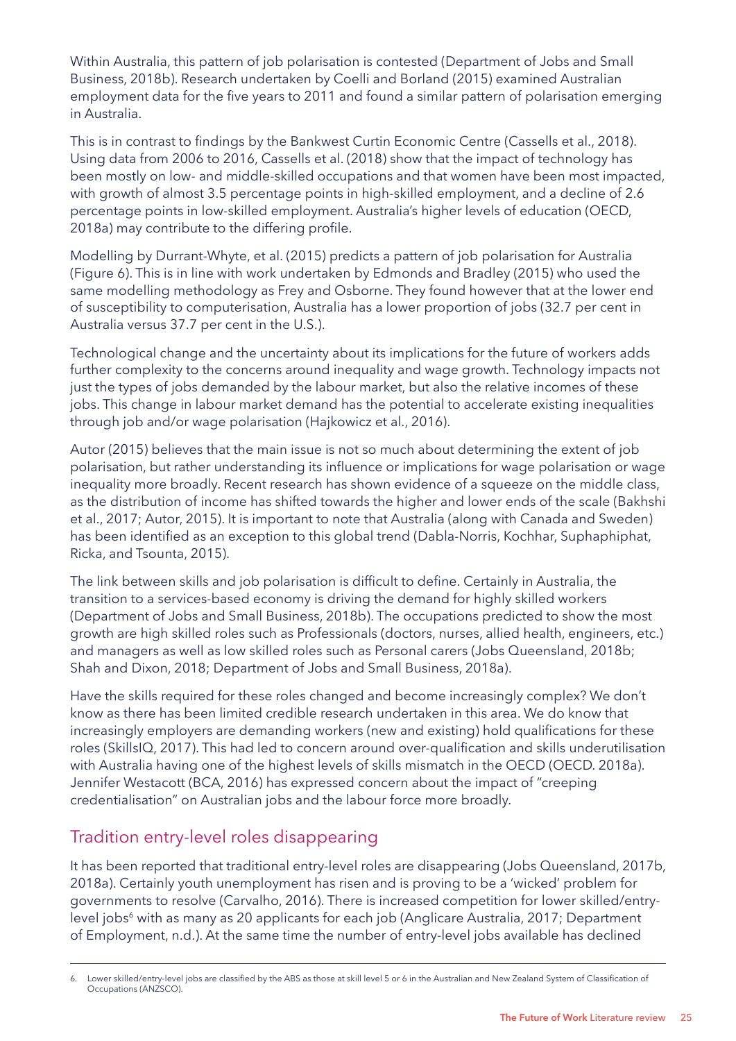Within Australia, this pattern of job polarisation is contested (Department of Jobs and Small Business, 2018b). Research undertaken by Coelli and Borland (2015) examined Australian employment data for the five years to 2011 and found a similar pattern of polarisation emerging in Australia.

This is in contrast to findings by the Bankwest Curtin Economic Centre (Cassells et al., 2018). Using data from 2006 to 2016, Cassells et al. (2018) show that the impact of technology has been mostly on low- and middle-skilled occupations and that women have been most impacted, with growth of almost 3.5 percentage points in high-skilled employment, and a decline of 2.6 percentage points in low-skilled employment. Australia's higher levels of education (OECD, 2018a) may contribute to the differing profile.

Modelling by Durrant-Whyte, et al. (2015) predicts a pattern of job polarisation for Australia (Figure 6). This is in line with work undertaken by Edmonds and Bradley (2015) who used the same modelling methodology as Frey and Osborne. They found however that at the lower end of susceptibility to computerisation, Australia has a lower proportion of jobs (32.7 per cent in Australia versus 37.7 per cent in the U.S.).

Technological change and the uncertainty about its implications for the future of workers adds further complexity to the concerns around inequality and wage growth. Technology impacts not just the types of jobs demanded by the labour market, but also the relative incomes of these jobs. This change in labour market demand has the potential to accelerate existing inequalities through job and/or wage polarisation (Hajkowicz et al., 2016).

Autor (2015) believes that the main issue is not so much about determining the extent of job polarisation, but rather understanding its influence or implications for wage polarisation or wage inequality more broadly. Recent research has shown evidence of a squeeze on the middle class, as the distribution of income has shifted towards the higher and lower ends of the scale (Bakhshi et al., 2017; Autor, 2015). It is important to note that Australia (along with Canada and Sweden) has been identified as an exception to this global trend (Dabla-Norris, Kochhar, Suphaphiphat, Ricka, and Tsounta, 2015).

The link between skills and job polarisation is difficult to define. Certainly in Australia, the transition to a services-based economy is driving the demand for highly skilled workers (Department of Jobs and Small Business, 2018b). The occupations predicted to show the most growth are high skilled roles such as Professionals (doctors, nurses, allied health, engineers, etc.) and managers as well as low skilled roles such as Personal carers (Jobs Queensland, 2018b; Shah and Dixon, 2018; Department of Jobs and Small Business, 2018a).

Have the skills required for these roles changed and become increasingly complex? We don't know as there has been limited credible research undertaken in this area. We do know that increasingly employers are demanding workers (new and existing) hold qualifications for these roles (SkillsIQ, 2017). This had led to concern around over-qualification and skills underutilisation with Australia having one of the highest levels of skills mismatch in the OECD (OECD. 2018a). Jennifer Westacott (BCA, 2016) has expressed concern about the impact of "creeping credentialisation" on Australian jobs and the labour force more broadly.

## Tradition entry-level roles disappearing

It has been reported that traditional entry-level roles are disappearing (Jobs Queensland, 2017b, 2018a). Certainly youth unemployment has risen and is proving to be a 'wicked' problem for governments to resolve (Carvalho, 2016). There is increased competition for lower skilled/entry-level jobs[6] with as many as 20 applicants for each job (Anglicare Australia, 2017; Department of Employment, n.d.). At the same time the number of entry-level jobs available has declined

6. Lower skilled/entry-level jobs are classified by the ABS as those at skill level 5 or 6 in the Australian and New Zealand System of Classification of Occupations (ANZSCO).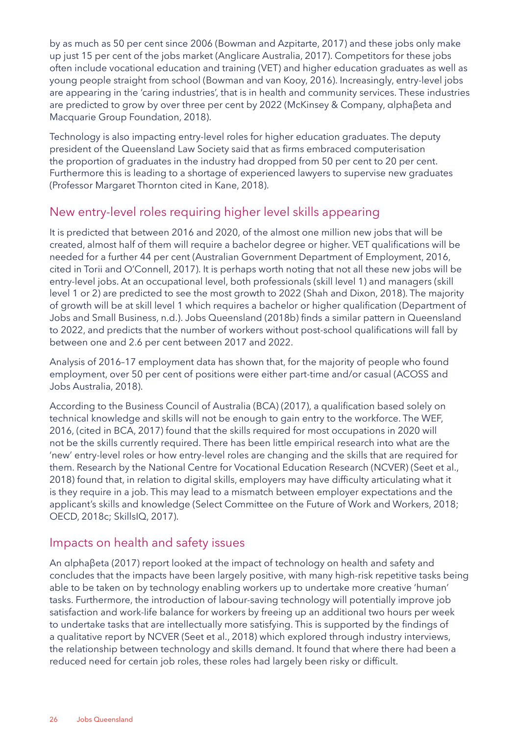by as much as 50 per cent since 2006 (Bowman and Azpitarte, 2017) and these jobs only make up just 15 per cent of the jobs market (Anglicare Australia, 2017). Competitors for these jobs often include vocational education and training (VET) and higher education graduates as well as young people straight from school (Bowman and van Kooy, 2016). Increasingly, entry-level jobs are appearing in the 'caring industries', that is in health and community services. These industries are predicted to grow by over three per cent by 2022 (McKinsey & Company, αlphaβeta and Macquarie Group Foundation, 2018).

Technology is also impacting entry-level roles for higher education graduates. The deputy president of the Queensland Law Society said that as firms embraced computerisation the proportion of graduates in the industry had dropped from 50 per cent to 20 per cent. Furthermore this is leading to a shortage of experienced lawyers to supervise new graduates (Professor Margaret Thornton cited in Kane, 2018).

## New entry-level roles requiring higher level skills appearing

It is predicted that between 2016 and 2020, of the almost one million new jobs that will be created, almost half of them will require a bachelor degree or higher. VET qualifications will be needed for a further 44 per cent (Australian Government Department of Employment, 2016, cited in Torii and O'Connell, 2017). It is perhaps worth noting that not all these new jobs will be entry-level jobs. At an occupational level, both professionals (skill level 1) and managers (skill level 1 or 2) are predicted to see the most growth to 2022 (Shah and Dixon, 2018). The majority of growth will be at skill level 1 which requires a bachelor or higher qualification (Department of Jobs and Small Business, n.d.). Jobs Queensland (2018b) finds a similar pattern in Queensland to 2022, and predicts that the number of workers without post-school qualifications will fall by between one and 2.6 per cent between 2017 and 2022.

Analysis of 2016–17 employment data has shown that, for the majority of people who found employment, over 50 per cent of positions were either part-time and/or casual (ACOSS and Jobs Australia, 2018).

According to the Business Council of Australia (BCA) (2017), a qualification based solely on technical knowledge and skills will not be enough to gain entry to the workforce. The WEF, 2016, (cited in BCA, 2017) found that the skills required for most occupations in 2020 will not be the skills currently required. There has been little empirical research into what are the 'new' entry-level roles or how entry-level roles are changing and the skills that are required for them. Research by the National Centre for Vocational Education Research (NCVER) (Seet et al., 2018) found that, in relation to digital skills, employers may have difficulty articulating what it is they require in a job. This may lead to a mismatch between employer expectations and the applicant's skills and knowledge (Select Committee on the Future of Work and Workers, 2018; OECD, 2018c; SkillsIQ, 2017).

## Impacts on health and safety issues

An αlphaβeta (2017) report looked at the impact of technology on health and safety and concludes that the impacts have been largely positive, with many high-risk repetitive tasks being able to be taken on by technology enabling workers up to undertake more creative 'human' tasks. Furthermore, the introduction of labour-saving technology will potentially improve job satisfaction and work-life balance for workers by freeing up an additional two hours per week to undertake tasks that are intellectually more satisfying. This is supported by the findings of a qualitative report by NCVER (Seet et al., 2018) which explored through industry interviews, the relationship between technology and skills demand. It found that where there had been a reduced need for certain job roles, these roles had largely been risky or difficult.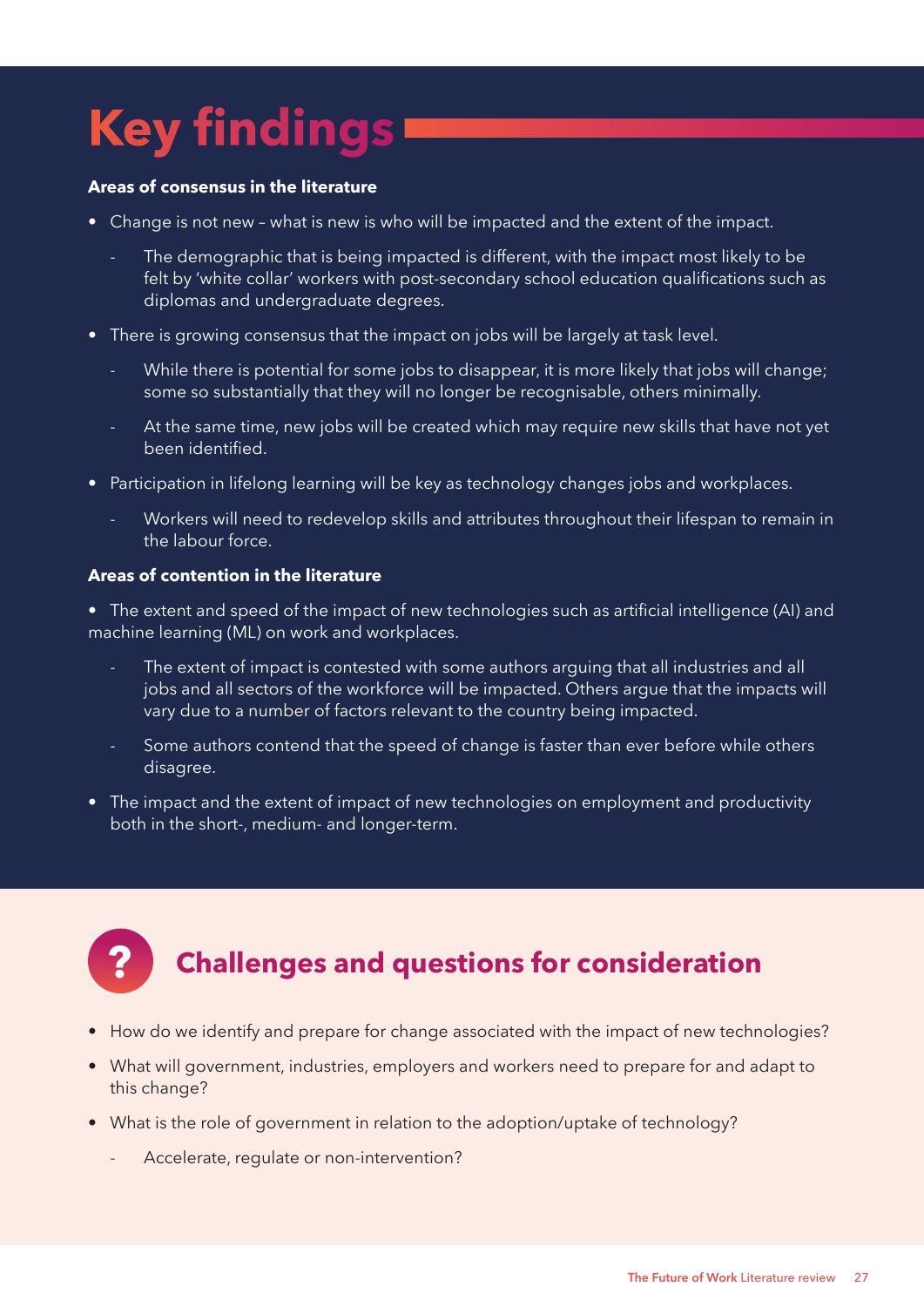# Key findings

**Areas of consensus in the literature**

- Change is not new – what is new is who will be impacted and the extent of the impact.
  - The demographic that is being impacted is different, with the impact most likely to be felt by 'white collar' workers with post-secondary school education qualifications such as diplomas and undergraduate degrees.
- There is growing consensus that the impact on jobs will be largely at task level.
  - While there is potential for some jobs to disappear, it is more likely that jobs will change; some so substantially that they will no longer be recognisable, others minimally.
  - At the same time, new jobs will be created which may require new skills that have not yet been identified.
- Participation in lifelong learning will be key as technology changes jobs and workplaces.
  - Workers will need to redevelop skills and attributes throughout their lifespan to remain in the labour force.

**Areas of contention in the literature**

- The extent and speed of the impact of new technologies such as artificial intelligence (AI) and machine learning (ML) on work and workplaces.
  - The extent of impact is contested with some authors arguing that all industries and all jobs and all sectors of the workforce will be impacted. Others argue that the impacts will vary due to a number of factors relevant to the country being impacted.
  - Some authors contend that the speed of change is faster than ever before while others disagree.
- The impact and the extent of impact of new technologies on employment and productivity both in the short-, medium- and longer-term.

## Challenges and questions for consideration

- How do we identify and prepare for change associated with the impact of new technologies?
- What will government, industries, employers and workers need to prepare for and adapt to this change?
- What is the role of government in relation to the adoption/uptake of technology?
  - Accelerate, regulate or non-intervention?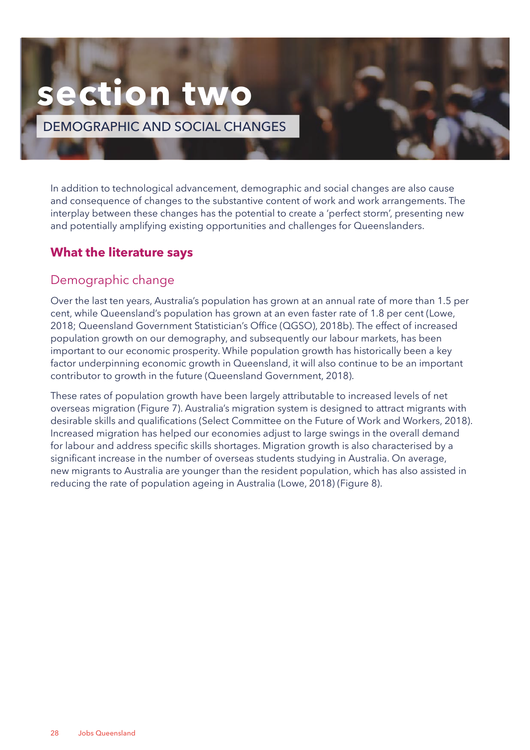# section two

## DEMOGRAPHIC AND SOCIAL CHANGES

In addition to technological advancement, demographic and social changes are also cause and consequence of changes to the substantive content of work and work arrangements. The interplay between these changes has the potential to create a 'perfect storm', presenting new and potentially amplifying existing opportunities and challenges for Queenslanders.

### What the literature says

#### Demographic change

Over the last ten years, Australia's population has grown at an annual rate of more than 1.5 per cent, while Queensland's population has grown at an even faster rate of 1.8 per cent (Lowe, 2018; Queensland Government Statistician's Office (QGSO), 2018b). The effect of increased population growth on our demography, and subsequently our labour markets, has been important to our economic prosperity. While population growth has historically been a key factor underpinning economic growth in Queensland, it will also continue to be an important contributor to growth in the future (Queensland Government, 2018).

These rates of population growth have been largely attributable to increased levels of net overseas migration (Figure 7). Australia's migration system is designed to attract migrants with desirable skills and qualifications (Select Committee on the Future of Work and Workers, 2018). Increased migration has helped our economies adjust to large swings in the overall demand for labour and address specific skills shortages. Migration growth is also characterised by a significant increase in the number of overseas students studying in Australia. On average, new migrants to Australia are younger than the resident population, which has also assisted in reducing the rate of population ageing in Australia (Lowe, 2018) (Figure 8).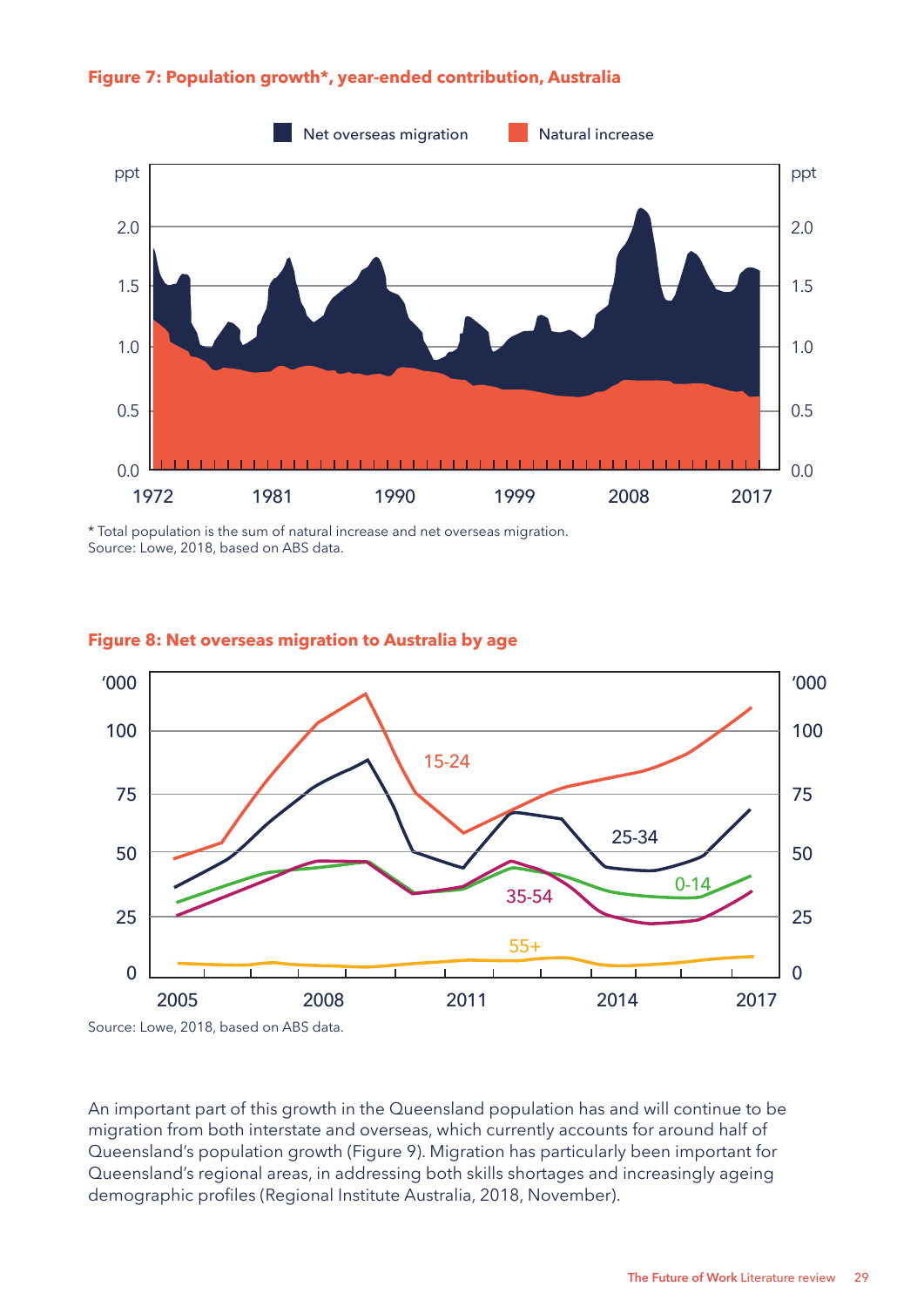**Figure 7: Population growth*, year-ended contribution, Australia**

\* Total population is the sum of natural increase and net overseas migration.
Source: Lowe, 2018, based on ABS data.

**Figure 8: Net overseas migration to Australia by age**

Source: Lowe, 2018, based on ABS data.

An important part of this growth in the Queensland population has and will continue to be migration from both interstate and overseas, which currently accounts for around half of Queensland's population growth (Figure 9). Migration has particularly been important for Queensland's regional areas, in addressing both skills shortages and increasingly ageing demographic profiles (Regional Institute Australia, 2018, November).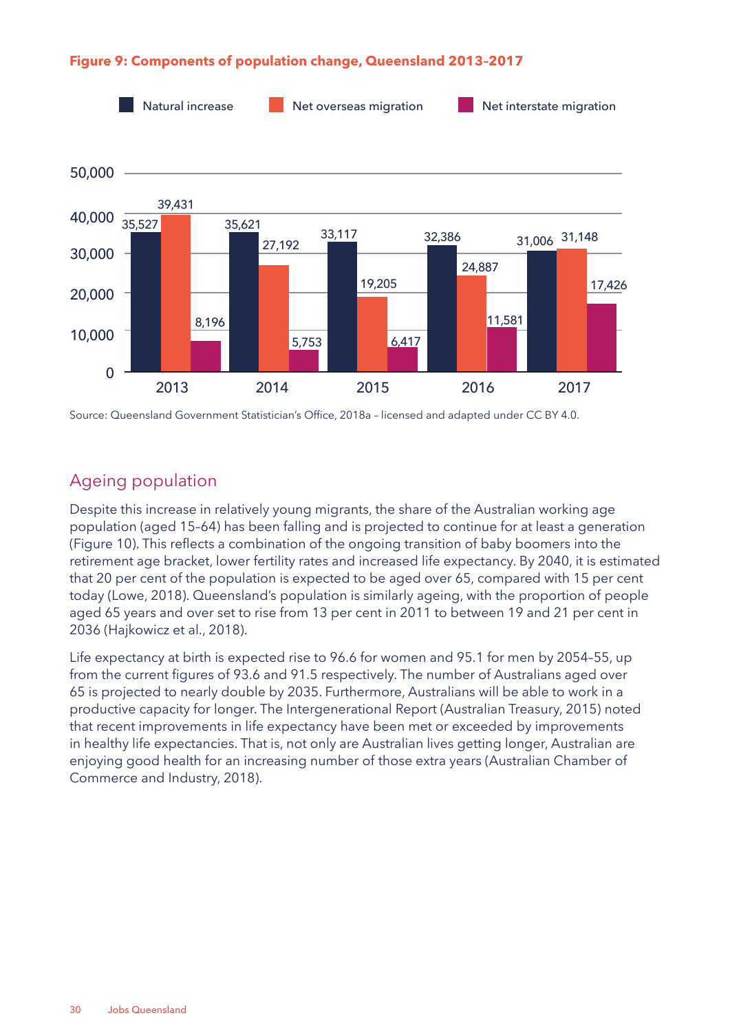**Figure 9: Components of population change, Queensland 2013–2017**

| Year | Natural increase | Net overseas migration | Net interstate migration |
|---|---|---|---|
| 2013 | 35,527 | 39,431 | 8,196 |
| 2014 | 35,621 | 27,192 | 5,753 |
| 2015 | 33,117 | 19,205 | 6,417 |
| 2016 | 32,386 | 24,887 | 11,581 |
| 2017 | 31,006 | 31,148 | 17,426 |

Source: Queensland Government Statistician's Office, 2018a – licensed and adapted under CC BY 4.0.

## Ageing population

Despite this increase in relatively young migrants, the share of the Australian working age population (aged 15–64) has been falling and is projected to continue for at least a generation (Figure 10). This reflects a combination of the ongoing transition of baby boomers into the retirement age bracket, lower fertility rates and increased life expectancy. By 2040, it is estimated that 20 per cent of the population is expected to be aged over 65, compared with 15 per cent today (Lowe, 2018). Queensland's population is similarly ageing, with the proportion of people aged 65 years and over set to rise from 13 per cent in 2011 to between 19 and 21 per cent in 2036 (Hajkowicz et al., 2018).

Life expectancy at birth is expected rise to 96.6 for women and 95.1 for men by 2054–55, up from the current figures of 93.6 and 91.5 respectively. The number of Australians aged over 65 is projected to nearly double by 2035. Furthermore, Australians will be able to work in a productive capacity for longer. The Intergenerational Report (Australian Treasury, 2015) noted that recent improvements in life expectancy have been met or exceeded by improvements in healthy life expectancies. That is, not only are Australian lives getting longer, Australian are enjoying good health for an increasing number of those extra years (Australian Chamber of Commerce and Industry, 2018).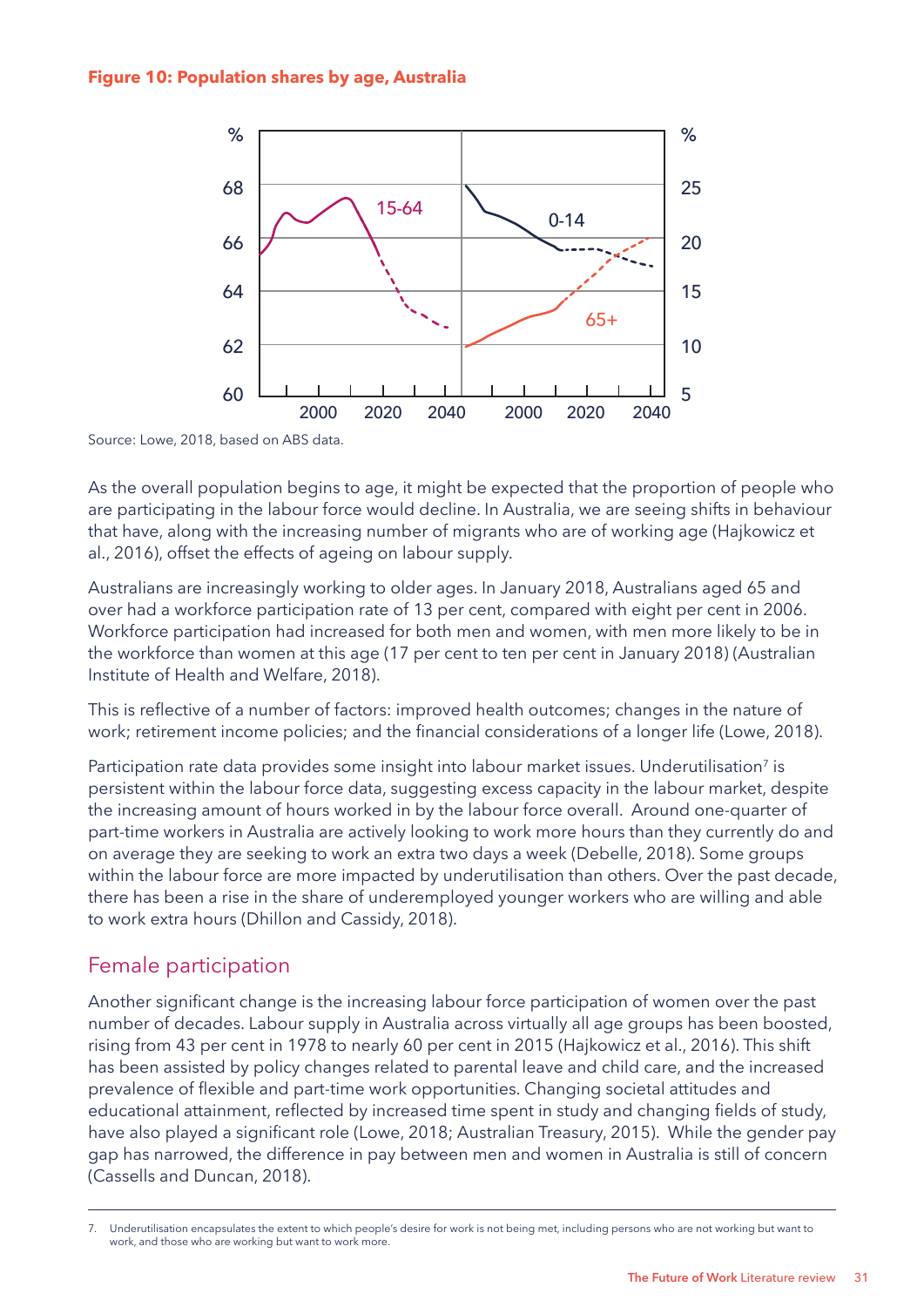**Figure 10: Population shares by age, Australia**

Source: Lowe, 2018, based on ABS data.

As the overall population begins to age, it might be expected that the proportion of people who are participating in the labour force would decline. In Australia, we are seeing shifts in behaviour that have, along with the increasing number of migrants who are of working age (Hajkowicz et al., 2016), offset the effects of ageing on labour supply.

Australians are increasingly working to older ages. In January 2018, Australians aged 65 and over had a workforce participation rate of 13 per cent, compared with eight per cent in 2006. Workforce participation had increased for both men and women, with men more likely to be in the workforce than women at this age (17 per cent to ten per cent in January 2018) (Australian Institute of Health and Welfare, 2018).

This is reflective of a number of factors: improved health outcomes; changes in the nature of work; retirement income policies; and the financial considerations of a longer life (Lowe, 2018).

Participation rate data provides some insight into labour market issues. Underutilisation[7] is persistent within the labour force data, suggesting excess capacity in the labour market, despite the increasing amount of hours worked in by the labour force overall. Around one-quarter of part-time workers in Australia are actively looking to work more hours than they currently do and on average they are seeking to work an extra two days a week (Debelle, 2018). Some groups within the labour force are more impacted by underutilisation than others. Over the past decade, there has been a rise in the share of underemployed younger workers who are willing and able to work extra hours (Dhillon and Cassidy, 2018).

## Female participation

Another significant change is the increasing labour force participation of women over the past number of decades. Labour supply in Australia across virtually all age groups has been boosted, rising from 43 per cent in 1978 to nearly 60 per cent in 2015 (Hajkowicz et al., 2016). This shift has been assisted by policy changes related to parental leave and child care, and the increased prevalence of flexible and part-time work opportunities. Changing societal attitudes and educational attainment, reflected by increased time spent in study and changing fields of study, have also played a significant role (Lowe, 2018; Australian Treasury, 2015). While the gender pay gap has narrowed, the difference in pay between men and women in Australia is still of concern (Cassells and Duncan, 2018).

---

7. Underutilisation encapsulates the extent to which people's desire for work is not being met, including persons who are not working but want to work, and those who are working but want to work more.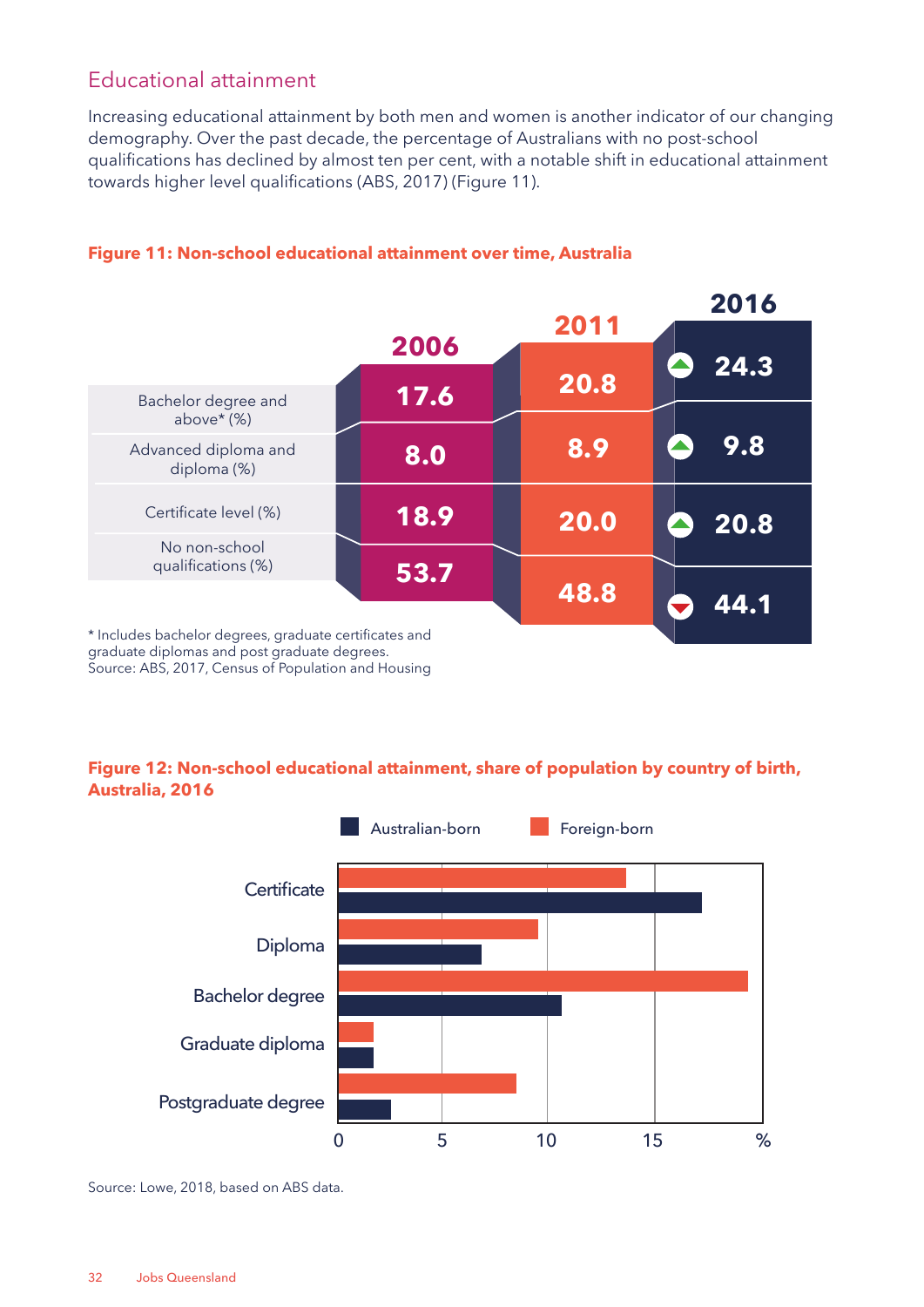## Educational attainment

Increasing educational attainment by both men and women is another indicator of our changing demography. Over the past decade, the percentage of Australians with no post-school qualifications has declined by almost ten per cent, with a notable shift in educational attainment towards higher level qualifications (ABS, 2017) (Figure 11).

**Figure 11: Non-school educational attainment over time, Australia**

| | 2006 | 2011 | 2016 |
|---|---|---|---|
| Bachelor degree and above* (%) | 17.6 | 20.8 | ▲ 24.3 |
| Advanced diploma and diploma (%) | 8.0 | 8.9 | ▲ 9.8 |
| Certificate level (%) | 18.9 | 20.0 | ▲ 20.8 |
| No non-school qualifications (%) | 53.7 | 48.8 | ▼ 44.1 |

* Includes bachelor degrees, graduate certificates and graduate diplomas and post graduate degrees.
Source: ABS, 2017, Census of Population and Housing

**Figure 12: Non-school educational attainment, share of population by country of birth, Australia, 2016**

Source: Lowe, 2018, based on ABS data.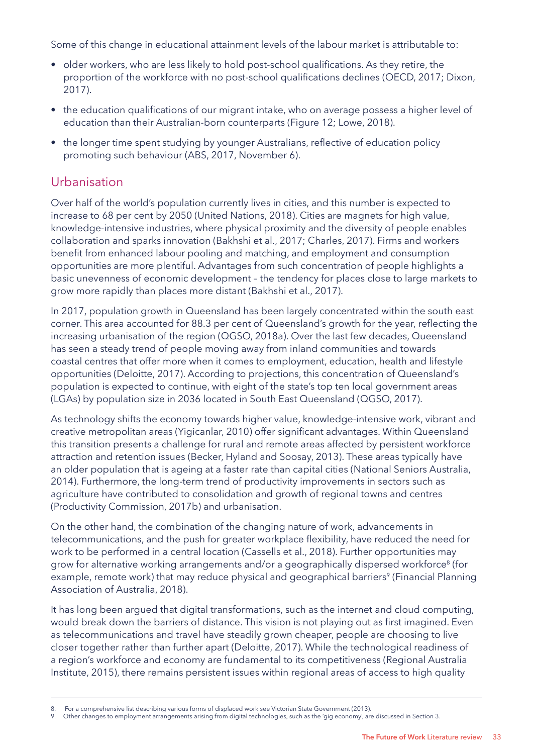Some of this change in educational attainment levels of the labour market is attributable to:

- older workers, who are less likely to hold post-school qualifications. As they retire, the proportion of the workforce with no post-school qualifications declines (OECD, 2017; Dixon, 2017).
- the education qualifications of our migrant intake, who on average possess a higher level of education than their Australian-born counterparts (Figure 12; Lowe, 2018).
- the longer time spent studying by younger Australians, reflective of education policy promoting such behaviour (ABS, 2017, November 6).

## Urbanisation

Over half of the world's population currently lives in cities, and this number is expected to increase to 68 per cent by 2050 (United Nations, 2018). Cities are magnets for high value, knowledge-intensive industries, where physical proximity and the diversity of people enables collaboration and sparks innovation (Bakhshi et al., 2017; Charles, 2017). Firms and workers benefit from enhanced labour pooling and matching, and employment and consumption opportunities are more plentiful. Advantages from such concentration of people highlights a basic unevenness of economic development – the tendency for places close to large markets to grow more rapidly than places more distant (Bakhshi et al., 2017).

In 2017, population growth in Queensland has been largely concentrated within the south east corner. This area accounted for 88.3 per cent of Queensland's growth for the year, reflecting the increasing urbanisation of the region (QGSO, 2018a). Over the last few decades, Queensland has seen a steady trend of people moving away from inland communities and towards coastal centres that offer more when it comes to employment, education, health and lifestyle opportunities (Deloitte, 2017). According to projections, this concentration of Queensland's population is expected to continue, with eight of the state's top ten local government areas (LGAs) by population size in 2036 located in South East Queensland (QGSO, 2017).

As technology shifts the economy towards higher value, knowledge-intensive work, vibrant and creative metropolitan areas (Yigicanlar, 2010) offer significant advantages. Within Queensland this transition presents a challenge for rural and remote areas affected by persistent workforce attraction and retention issues (Becker, Hyland and Soosay, 2013). These areas typically have an older population that is ageing at a faster rate than capital cities (National Seniors Australia, 2014). Furthermore, the long-term trend of productivity improvements in sectors such as agriculture have contributed to consolidation and growth of regional towns and centres (Productivity Commission, 2017b) and urbanisation.

On the other hand, the combination of the changing nature of work, advancements in telecommunications, and the push for greater workplace flexibility, have reduced the need for work to be performed in a central location (Cassells et al., 2018). Further opportunities may grow for alternative working arrangements and/or a geographically dispersed workforce[8] (for example, remote work) that may reduce physical and geographical barriers[9] (Financial Planning Association of Australia, 2018).

It has long been argued that digital transformations, such as the internet and cloud computing, would break down the barriers of distance. This vision is not playing out as first imagined. Even as telecommunications and travel have steadily grown cheaper, people are choosing to live closer together rather than further apart (Deloitte, 2017). While the technological readiness of a region's workforce and economy are fundamental to its competitiveness (Regional Australia Institute, 2015), there remains persistent issues within regional areas of access to high quality

---

8. For a comprehensive list describing various forms of displaced work see Victorian State Government (2013).
9. Other changes to employment arrangements arising from digital technologies, such as the 'gig economy', are discussed in Section 3.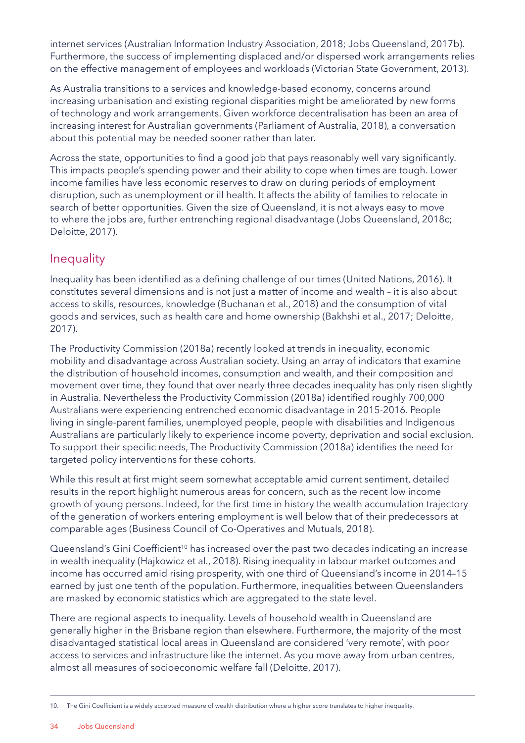internet services (Australian Information Industry Association, 2018; Jobs Queensland, 2017b). Furthermore, the success of implementing displaced and/or dispersed work arrangements relies on the effective management of employees and workloads (Victorian State Government, 2013).

As Australia transitions to a services and knowledge-based economy, concerns around increasing urbanisation and existing regional disparities might be ameliorated by new forms of technology and work arrangements. Given workforce decentralisation has been an area of increasing interest for Australian governments (Parliament of Australia, 2018), a conversation about this potential may be needed sooner rather than later.

Across the state, opportunities to find a good job that pays reasonably well vary significantly. This impacts people's spending power and their ability to cope when times are tough. Lower income families have less economic reserves to draw on during periods of employment disruption, such as unemployment or ill health. It affects the ability of families to relocate in search of better opportunities. Given the size of Queensland, it is not always easy to move to where the jobs are, further entrenching regional disadvantage (Jobs Queensland, 2018c; Deloitte, 2017).

## Inequality

Inequality has been identified as a defining challenge of our times (United Nations, 2016). It constitutes several dimensions and is not just a matter of income and wealth – it is also about access to skills, resources, knowledge (Buchanan et al., 2018) and the consumption of vital goods and services, such as health care and home ownership (Bakhshi et al., 2017; Deloitte, 2017).

The Productivity Commission (2018a) recently looked at trends in inequality, economic mobility and disadvantage across Australian society. Using an array of indicators that examine the distribution of household incomes, consumption and wealth, and their composition and movement over time, they found that over nearly three decades inequality has only risen slightly in Australia. Nevertheless the Productivity Commission (2018a) identified roughly 700,000 Australians were experiencing entrenched economic disadvantage in 2015-2016. People living in single-parent families, unemployed people, people with disabilities and Indigenous Australians are particularly likely to experience income poverty, deprivation and social exclusion. To support their specific needs, The Productivity Commission (2018a) identifies the need for targeted policy interventions for these cohorts.

While this result at first might seem somewhat acceptable amid current sentiment, detailed results in the report highlight numerous areas for concern, such as the recent low income growth of young persons. Indeed, for the first time in history the wealth accumulation trajectory of the generation of workers entering employment is well below that of their predecessors at comparable ages (Business Council of Co-Operatives and Mutuals, 2018).

Queensland's Gini Coefficient[10] has increased over the past two decades indicating an increase in wealth inequality (Hajkowicz et al., 2018). Rising inequality in labour market outcomes and income has occurred amid rising prosperity, with one third of Queensland's income in 2014–15 earned by just one tenth of the population. Furthermore, inequalities between Queenslanders are masked by economic statistics which are aggregated to the state level.

There are regional aspects to inequality. Levels of household wealth in Queensland are generally higher in the Brisbane region than elsewhere. Furthermore, the majority of the most disadvantaged statistical local areas in Queensland are considered 'very remote', with poor access to services and infrastructure like the internet. As you move away from urban centres, almost all measures of socioeconomic welfare fall (Deloitte, 2017).

---

10. The Gini Coefficient is a widely accepted measure of wealth distribution where a higher score translates to higher inequality.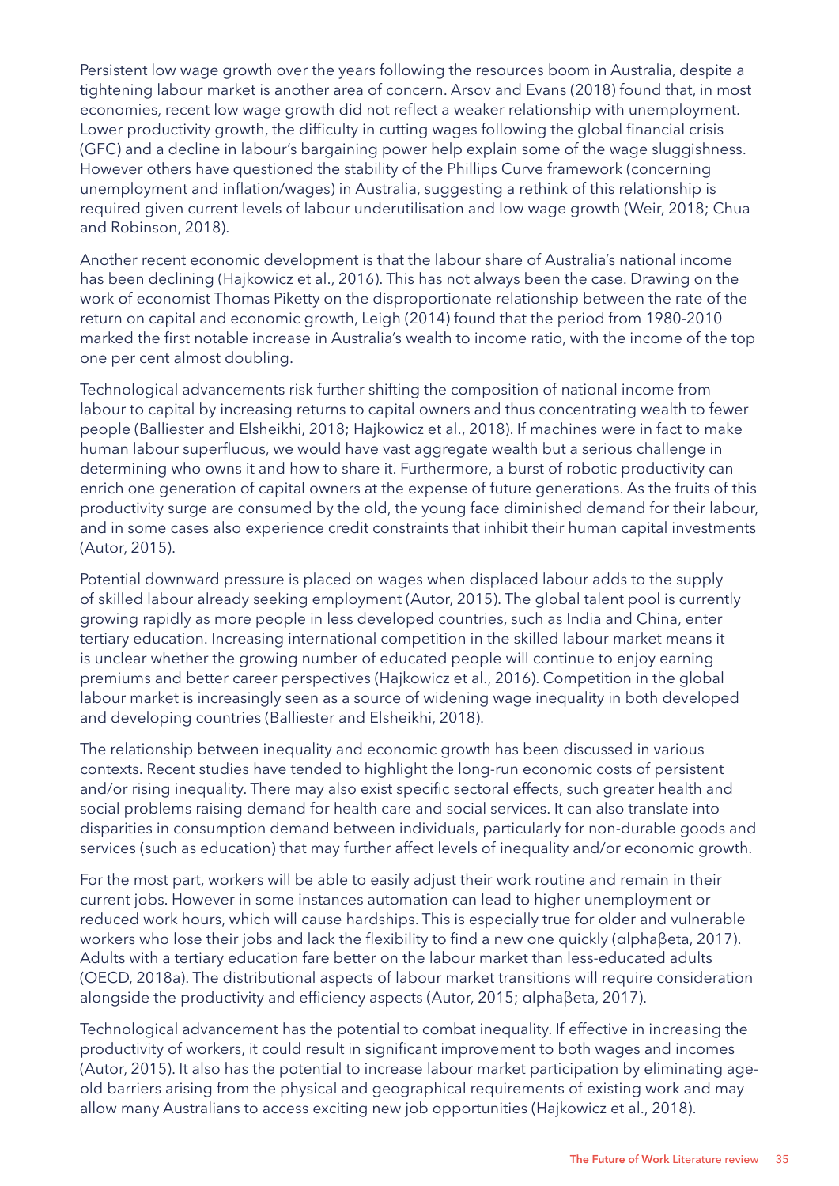Persistent low wage growth over the years following the resources boom in Australia, despite a tightening labour market is another area of concern. Arsov and Evans (2018) found that, in most economies, recent low wage growth did not reflect a weaker relationship with unemployment. Lower productivity growth, the difficulty in cutting wages following the global financial crisis (GFC) and a decline in labour's bargaining power help explain some of the wage sluggishness. However others have questioned the stability of the Phillips Curve framework (concerning unemployment and inflation/wages) in Australia, suggesting a rethink of this relationship is required given current levels of labour underutilisation and low wage growth (Weir, 2018; Chua and Robinson, 2018).

Another recent economic development is that the labour share of Australia's national income has been declining (Hajkowicz et al., 2016). This has not always been the case. Drawing on the work of economist Thomas Piketty on the disproportionate relationship between the rate of the return on capital and economic growth, Leigh (2014) found that the period from 1980-2010 marked the first notable increase in Australia's wealth to income ratio, with the income of the top one per cent almost doubling.

Technological advancements risk further shifting the composition of national income from labour to capital by increasing returns to capital owners and thus concentrating wealth to fewer people (Balliester and Elsheikhi, 2018; Hajkowicz et al., 2018). If machines were in fact to make human labour superfluous, we would have vast aggregate wealth but a serious challenge in determining who owns it and how to share it. Furthermore, a burst of robotic productivity can enrich one generation of capital owners at the expense of future generations. As the fruits of this productivity surge are consumed by the old, the young face diminished demand for their labour, and in some cases also experience credit constraints that inhibit their human capital investments (Autor, 2015).

Potential downward pressure is placed on wages when displaced labour adds to the supply of skilled labour already seeking employment (Autor, 2015). The global talent pool is currently growing rapidly as more people in less developed countries, such as India and China, enter tertiary education. Increasing international competition in the skilled labour market means it is unclear whether the growing number of educated people will continue to enjoy earning premiums and better career perspectives (Hajkowicz et al., 2016). Competition in the global labour market is increasingly seen as a source of widening wage inequality in both developed and developing countries (Balliester and Elsheikhi, 2018).

The relationship between inequality and economic growth has been discussed in various contexts. Recent studies have tended to highlight the long-run economic costs of persistent and/or rising inequality. There may also exist specific sectoral effects, such greater health and social problems raising demand for health care and social services. It can also translate into disparities in consumption demand between individuals, particularly for non-durable goods and services (such as education) that may further affect levels of inequality and/or economic growth.

For the most part, workers will be able to easily adjust their work routine and remain in their current jobs. However in some instances automation can lead to higher unemployment or reduced work hours, which will cause hardships. This is especially true for older and vulnerable workers who lose their jobs and lack the flexibility to find a new one quickly (αlphaβeta, 2017). Adults with a tertiary education fare better on the labour market than less-educated adults (OECD, 2018a). The distributional aspects of labour market transitions will require consideration alongside the productivity and efficiency aspects (Autor, 2015; αlphaβeta, 2017).

Technological advancement has the potential to combat inequality. If effective in increasing the productivity of workers, it could result in significant improvement to both wages and incomes (Autor, 2015). It also has the potential to increase labour market participation by eliminating age-old barriers arising from the physical and geographical requirements of existing work and may allow many Australians to access exciting new job opportunities (Hajkowicz et al., 2018).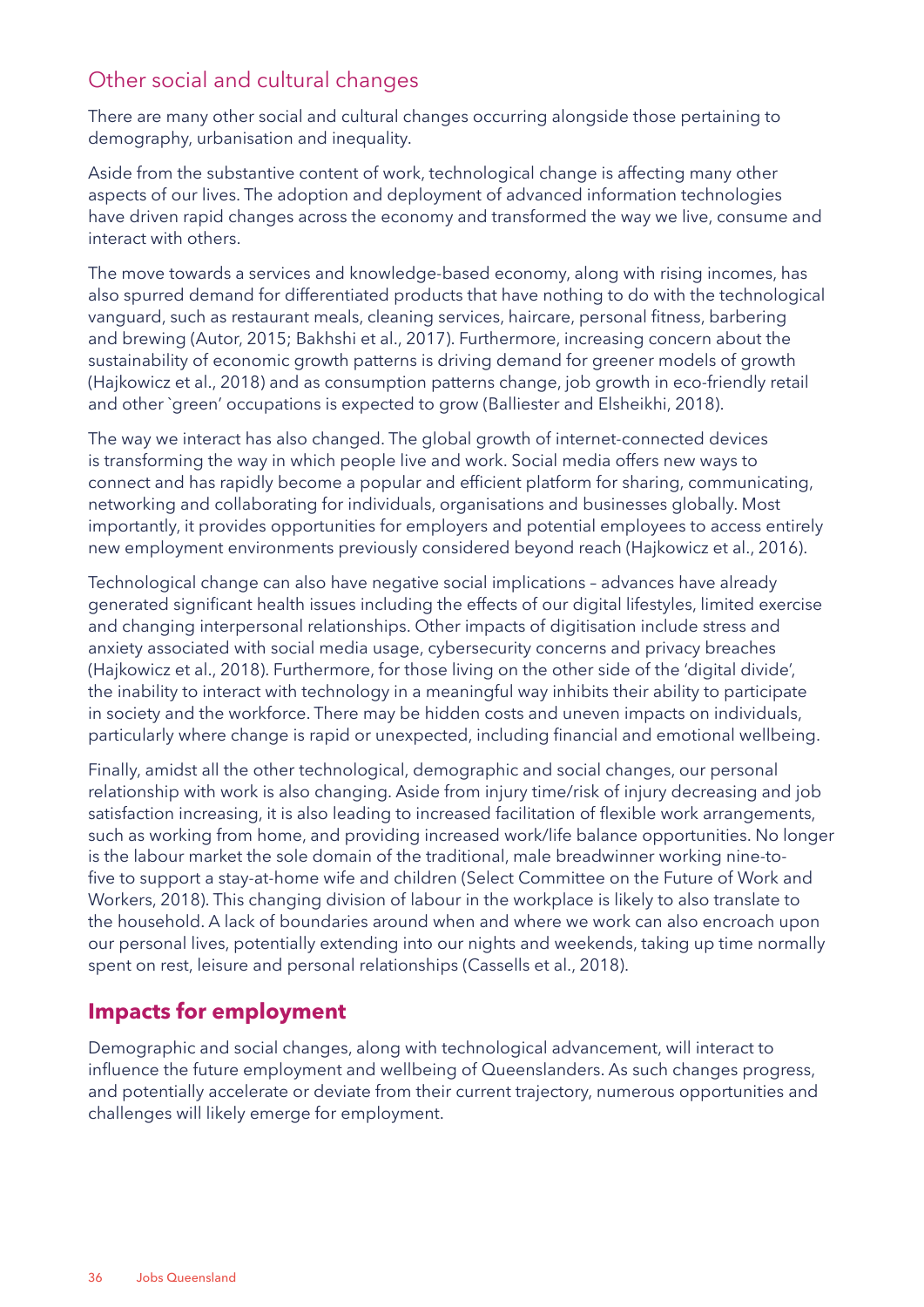## Other social and cultural changes

There are many other social and cultural changes occurring alongside those pertaining to demography, urbanisation and inequality.

Aside from the substantive content of work, technological change is affecting many other aspects of our lives. The adoption and deployment of advanced information technologies have driven rapid changes across the economy and transformed the way we live, consume and interact with others.

The move towards a services and knowledge-based economy, along with rising incomes, has also spurred demand for differentiated products that have nothing to do with the technological vanguard, such as restaurant meals, cleaning services, haircare, personal fitness, barbering and brewing (Autor, 2015; Bakhshi et al., 2017). Furthermore, increasing concern about the sustainability of economic growth patterns is driving demand for greener models of growth (Hajkowicz et al., 2018) and as consumption patterns change, job growth in eco-friendly retail and other `green' occupations is expected to grow (Balliester and Elsheikhi, 2018).

The way we interact has also changed. The global growth of internet-connected devices is transforming the way in which people live and work. Social media offers new ways to connect and has rapidly become a popular and efficient platform for sharing, communicating, networking and collaborating for individuals, organisations and businesses globally. Most importantly, it provides opportunities for employers and potential employees to access entirely new employment environments previously considered beyond reach (Hajkowicz et al., 2016).

Technological change can also have negative social implications – advances have already generated significant health issues including the effects of our digital lifestyles, limited exercise and changing interpersonal relationships. Other impacts of digitisation include stress and anxiety associated with social media usage, cybersecurity concerns and privacy breaches (Hajkowicz et al., 2018). Furthermore, for those living on the other side of the 'digital divide', the inability to interact with technology in a meaningful way inhibits their ability to participate in society and the workforce. There may be hidden costs and uneven impacts on individuals, particularly where change is rapid or unexpected, including financial and emotional wellbeing.

Finally, amidst all the other technological, demographic and social changes, our personal relationship with work is also changing. Aside from injury time/risk of injury decreasing and job satisfaction increasing, it is also leading to increased facilitation of flexible work arrangements, such as working from home, and providing increased work/life balance opportunities. No longer is the labour market the sole domain of the traditional, male breadwinner working nine-to-five to support a stay-at-home wife and children (Select Committee on the Future of Work and Workers, 2018). This changing division of labour in the workplace is likely to also translate to the household. A lack of boundaries around when and where we work can also encroach upon our personal lives, potentially extending into our nights and weekends, taking up time normally spent on rest, leisure and personal relationships (Cassells et al., 2018).

## Impacts for employment

Demographic and social changes, along with technological advancement, will interact to influence the future employment and wellbeing of Queenslanders. As such changes progress, and potentially accelerate or deviate from their current trajectory, numerous opportunities and challenges will likely emerge for employment.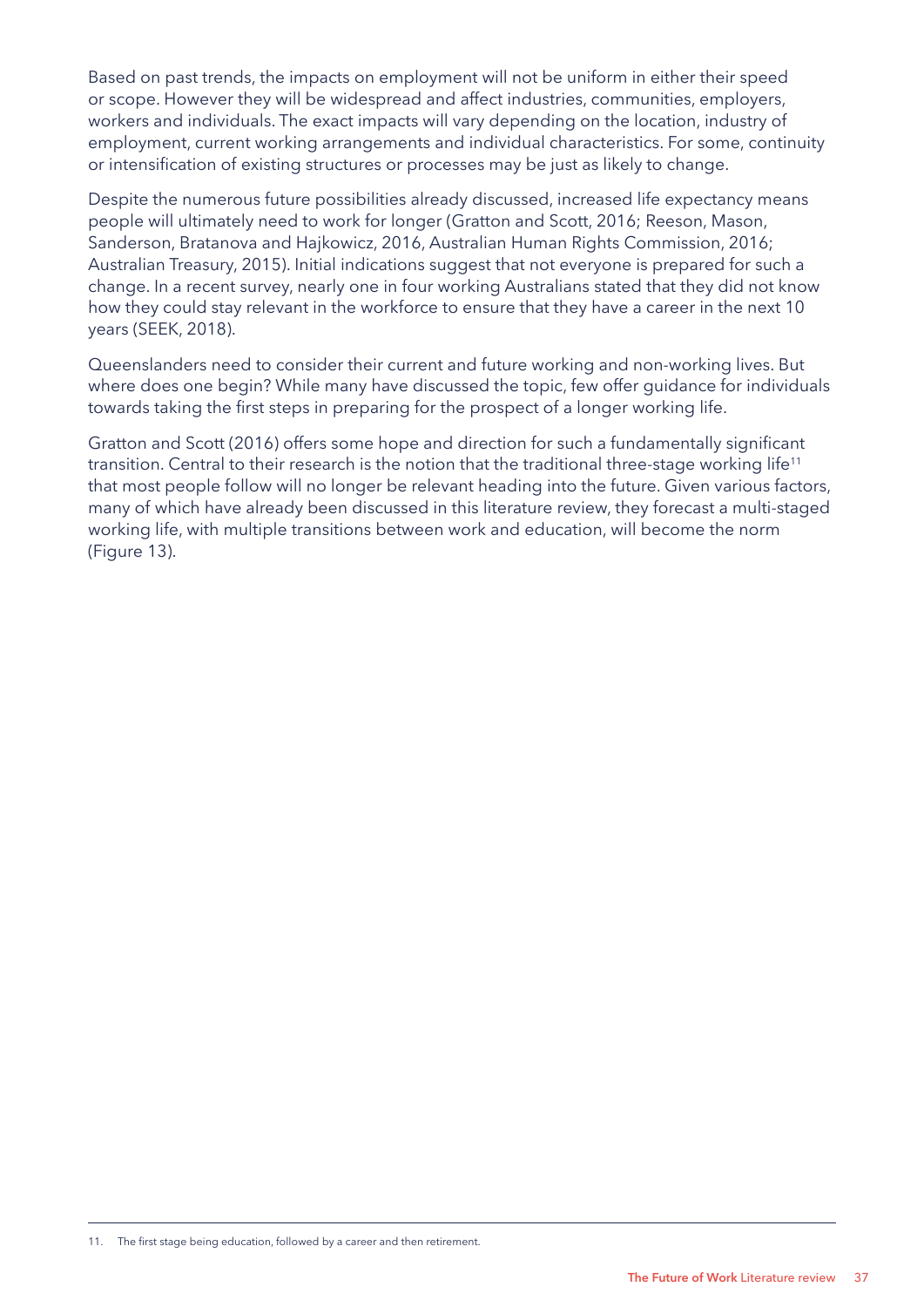Based on past trends, the impacts on employment will not be uniform in either their speed or scope. However they will be widespread and affect industries, communities, employers, workers and individuals. The exact impacts will vary depending on the location, industry of employment, current working arrangements and individual characteristics. For some, continuity or intensification of existing structures or processes may be just as likely to change.

Despite the numerous future possibilities already discussed, increased life expectancy means people will ultimately need to work for longer (Gratton and Scott, 2016; Reeson, Mason, Sanderson, Bratanova and Hajkowicz, 2016, Australian Human Rights Commission, 2016; Australian Treasury, 2015). Initial indications suggest that not everyone is prepared for such a change. In a recent survey, nearly one in four working Australians stated that they did not know how they could stay relevant in the workforce to ensure that they have a career in the next 10 years (SEEK, 2018).

Queenslanders need to consider their current and future working and non-working lives. But where does one begin? While many have discussed the topic, few offer guidance for individuals towards taking the first steps in preparing for the prospect of a longer working life.

Gratton and Scott (2016) offers some hope and direction for such a fundamentally significant transition. Central to their research is the notion that the traditional three-stage working life[11] that most people follow will no longer be relevant heading into the future. Given various factors, many of which have already been discussed in this literature review, they forecast a multi-staged working life, with multiple transitions between work and education, will become the norm (Figure 13).

---

11. The first stage being education, followed by a career and then retirement.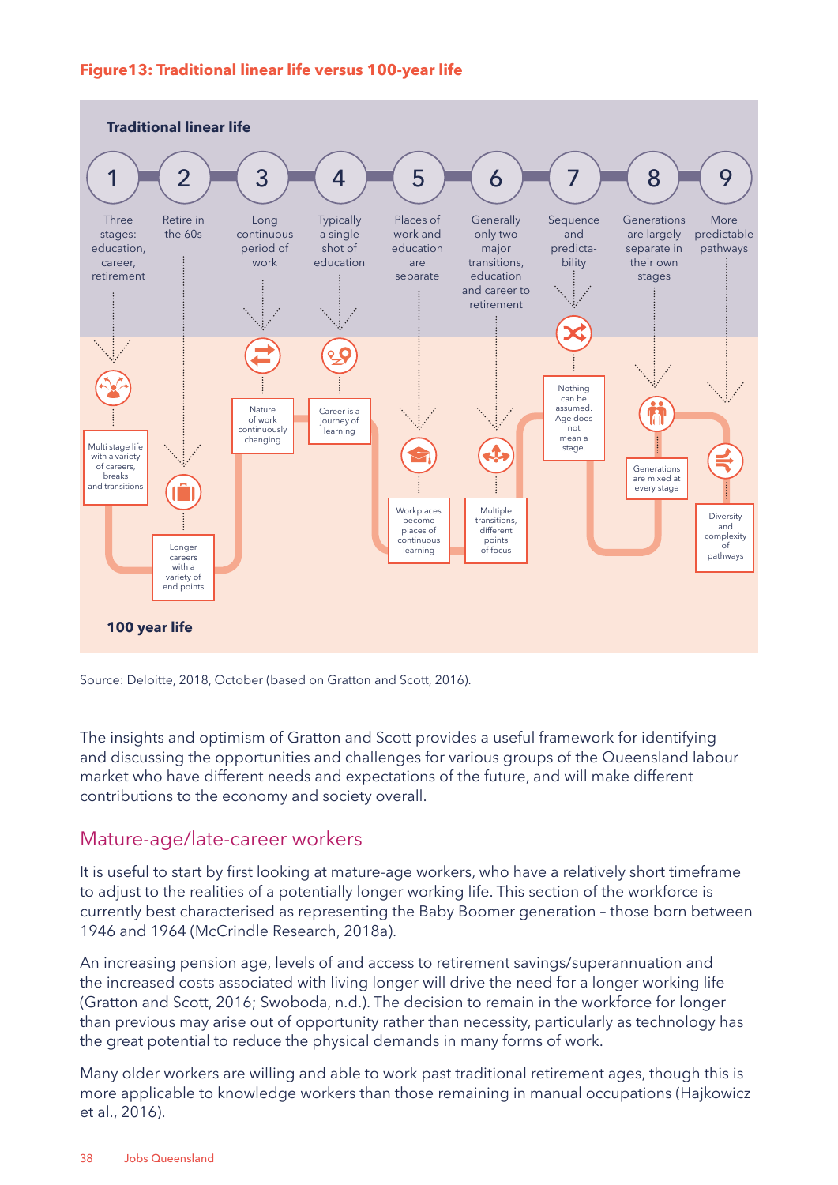**Figure13: Traditional linear life versus 100-year life**

**Traditional linear life**

1. Three stages: education, career, retirement
2. Retire in the 60s
3. Long continuous period of work
4. Typically a single shot of education
5. Places of work and education are separate
6. Generally only two major transitions, education and career to retirement
7. Sequence and predictability
8. Generations are largely separate in their own stages
9. More predictable pathways

**100 year life**

1. Multi stage life with a variety of careers, breaks and transitions
2. Longer careers with a variety of end points
3. Nature of work continuously changing
4. Career is a journey of learning
5. Workplaces become places of continuous learning
6. Multiple transitions, different points of focus
7. Nothing can be assumed. Age does not mean a stage.
8. Generations are mixed at every stage
9. Diversity and complexity of pathways

Source: Deloitte, 2018, October (based on Gratton and Scott, 2016).

The insights and optimism of Gratton and Scott provides a useful framework for identifying and discussing the opportunities and challenges for various groups of the Queensland labour market who have different needs and expectations of the future, and will make different contributions to the economy and society overall.

## Mature-age/late-career workers

It is useful to start by first looking at mature-age workers, who have a relatively short timeframe to adjust to the realities of a potentially longer working life. This section of the workforce is currently best characterised as representing the Baby Boomer generation – those born between 1946 and 1964 (McCrindle Research, 2018a).

An increasing pension age, levels of and access to retirement savings/superannuation and the increased costs associated with living longer will drive the need for a longer working life (Gratton and Scott, 2016; Swoboda, n.d.). The decision to remain in the workforce for longer than previous may arise out of opportunity rather than necessity, particularly as technology has the great potential to reduce the physical demands in many forms of work.

Many older workers are willing and able to work past traditional retirement ages, though this is more applicable to knowledge workers than those remaining in manual occupations (Hajkowicz et al., 2016).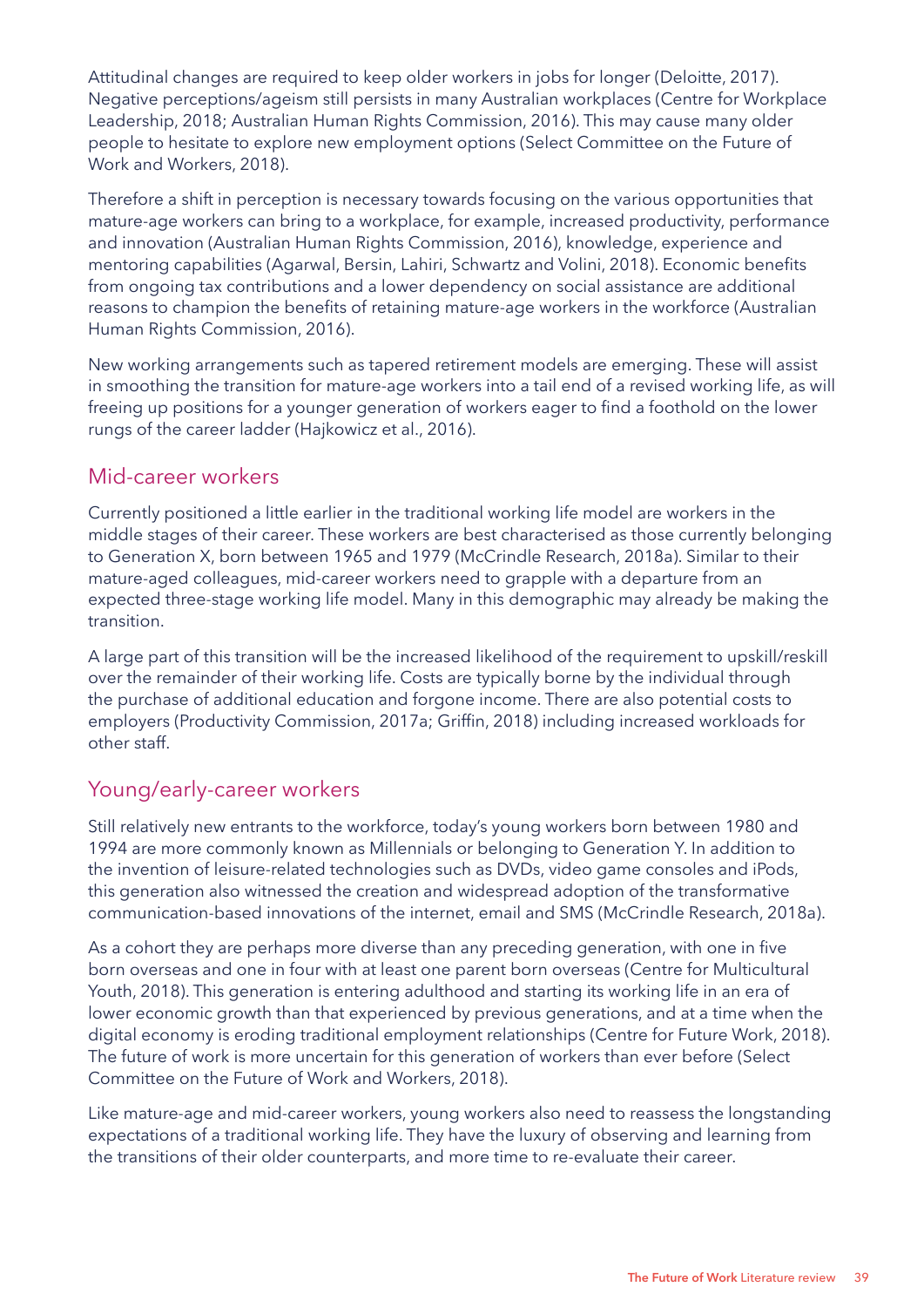Attitudinal changes are required to keep older workers in jobs for longer (Deloitte, 2017). Negative perceptions/ageism still persists in many Australian workplaces (Centre for Workplace Leadership, 2018; Australian Human Rights Commission, 2016). This may cause many older people to hesitate to explore new employment options (Select Committee on the Future of Work and Workers, 2018).

Therefore a shift in perception is necessary towards focusing on the various opportunities that mature-age workers can bring to a workplace, for example, increased productivity, performance and innovation (Australian Human Rights Commission, 2016), knowledge, experience and mentoring capabilities (Agarwal, Bersin, Lahiri, Schwartz and Volini, 2018). Economic benefits from ongoing tax contributions and a lower dependency on social assistance are additional reasons to champion the benefits of retaining mature-age workers in the workforce (Australian Human Rights Commission, 2016).

New working arrangements such as tapered retirement models are emerging. These will assist in smoothing the transition for mature-age workers into a tail end of a revised working life, as will freeing up positions for a younger generation of workers eager to find a foothold on the lower rungs of the career ladder (Hajkowicz et al., 2016).

## Mid-career workers

Currently positioned a little earlier in the traditional working life model are workers in the middle stages of their career. These workers are best characterised as those currently belonging to Generation X, born between 1965 and 1979 (McCrindle Research, 2018a). Similar to their mature-aged colleagues, mid-career workers need to grapple with a departure from an expected three-stage working life model. Many in this demographic may already be making the transition.

A large part of this transition will be the increased likelihood of the requirement to upskill/reskill over the remainder of their working life. Costs are typically borne by the individual through the purchase of additional education and forgone income. There are also potential costs to employers (Productivity Commission, 2017a; Griffin, 2018) including increased workloads for other staff.

## Young/early-career workers

Still relatively new entrants to the workforce, today's young workers born between 1980 and 1994 are more commonly known as Millennials or belonging to Generation Y. In addition to the invention of leisure-related technologies such as DVDs, video game consoles and iPods, this generation also witnessed the creation and widespread adoption of the transformative communication-based innovations of the internet, email and SMS (McCrindle Research, 2018a).

As a cohort they are perhaps more diverse than any preceding generation, with one in five born overseas and one in four with at least one parent born overseas (Centre for Multicultural Youth, 2018). This generation is entering adulthood and starting its working life in an era of lower economic growth than that experienced by previous generations, and at a time when the digital economy is eroding traditional employment relationships (Centre for Future Work, 2018). The future of work is more uncertain for this generation of workers than ever before (Select Committee on the Future of Work and Workers, 2018).

Like mature-age and mid-career workers, young workers also need to reassess the longstanding expectations of a traditional working life. They have the luxury of observing and learning from the transitions of their older counterparts, and more time to re-evaluate their career.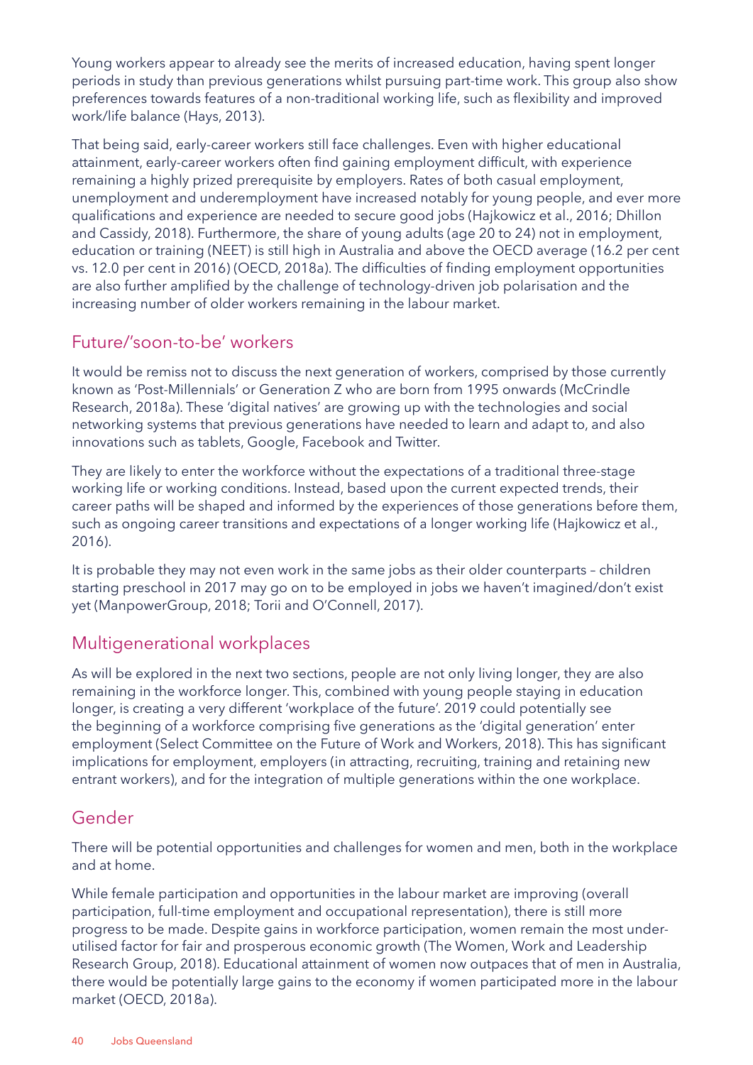Young workers appear to already see the merits of increased education, having spent longer periods in study than previous generations whilst pursuing part-time work. This group also show preferences towards features of a non-traditional working life, such as flexibility and improved work/life balance (Hays, 2013).

That being said, early-career workers still face challenges. Even with higher educational attainment, early-career workers often find gaining employment difficult, with experience remaining a highly prized prerequisite by employers. Rates of both casual employment, unemployment and underemployment have increased notably for young people, and ever more qualifications and experience are needed to secure good jobs (Hajkowicz et al., 2016; Dhillon and Cassidy, 2018). Furthermore, the share of young adults (age 20 to 24) not in employment, education or training (NEET) is still high in Australia and above the OECD average (16.2 per cent vs. 12.0 per cent in 2016) (OECD, 2018a). The difficulties of finding employment opportunities are also further amplified by the challenge of technology-driven job polarisation and the increasing number of older workers remaining in the labour market.

## Future/'soon-to-be' workers

It would be remiss not to discuss the next generation of workers, comprised by those currently known as 'Post-Millennials' or Generation Z who are born from 1995 onwards (McCrindle Research, 2018a). These 'digital natives' are growing up with the technologies and social networking systems that previous generations have needed to learn and adapt to, and also innovations such as tablets, Google, Facebook and Twitter.

They are likely to enter the workforce without the expectations of a traditional three-stage working life or working conditions. Instead, based upon the current expected trends, their career paths will be shaped and informed by the experiences of those generations before them, such as ongoing career transitions and expectations of a longer working life (Hajkowicz et al., 2016).

It is probable they may not even work in the same jobs as their older counterparts – children starting preschool in 2017 may go on to be employed in jobs we haven't imagined/don't exist yet (ManpowerGroup, 2018; Torii and O'Connell, 2017).

## Multigenerational workplaces

As will be explored in the next two sections, people are not only living longer, they are also remaining in the workforce longer. This, combined with young people staying in education longer, is creating a very different 'workplace of the future'. 2019 could potentially see the beginning of a workforce comprising five generations as the 'digital generation' enter employment (Select Committee on the Future of Work and Workers, 2018). This has significant implications for employment, employers (in attracting, recruiting, training and retaining new entrant workers), and for the integration of multiple generations within the one workplace.

## Gender

There will be potential opportunities and challenges for women and men, both in the workplace and at home.

While female participation and opportunities in the labour market are improving (overall participation, full-time employment and occupational representation), there is still more progress to be made. Despite gains in workforce participation, women remain the most under-utilised factor for fair and prosperous economic growth (The Women, Work and Leadership Research Group, 2018). Educational attainment of women now outpaces that of men in Australia, there would be potentially large gains to the economy if women participated more in the labour market (OECD, 2018a).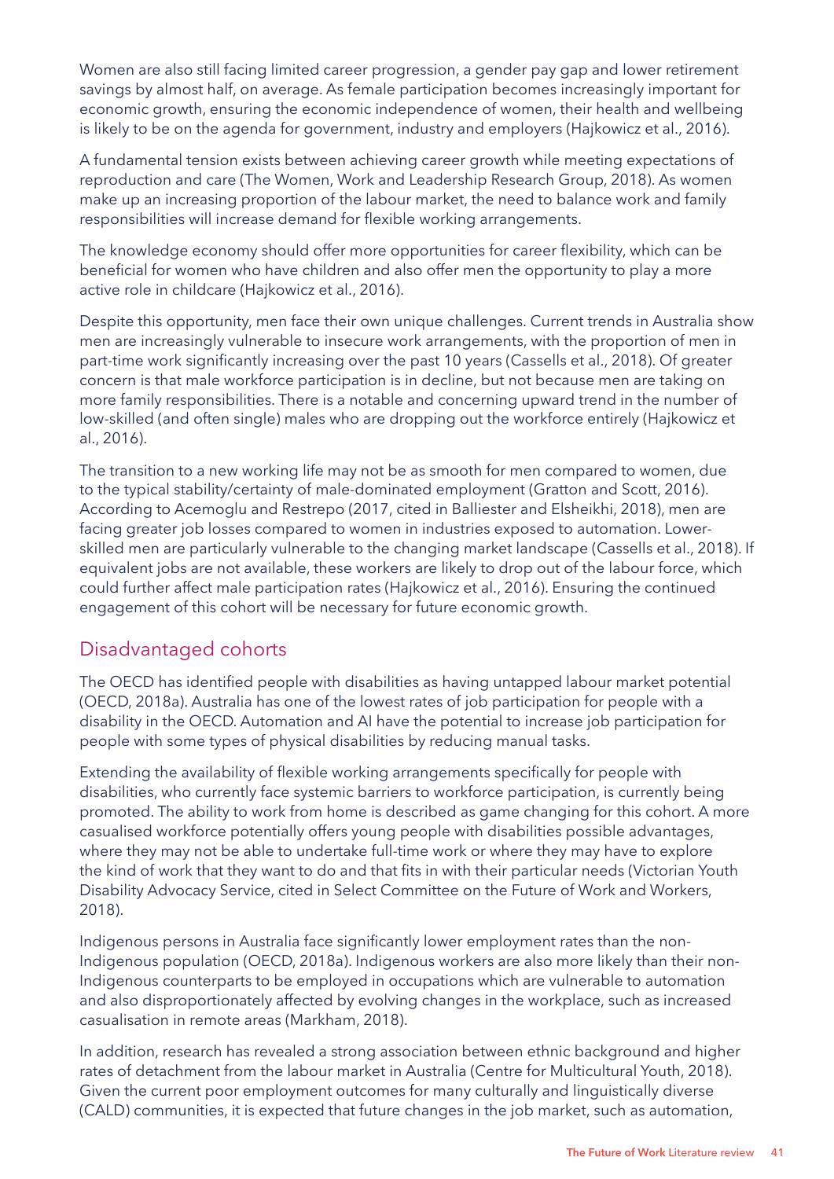Women are also still facing limited career progression, a gender pay gap and lower retirement savings by almost half, on average. As female participation becomes increasingly important for economic growth, ensuring the economic independence of women, their health and wellbeing is likely to be on the agenda for government, industry and employers (Hajkowicz et al., 2016).

A fundamental tension exists between achieving career growth while meeting expectations of reproduction and care (The Women, Work and Leadership Research Group, 2018). As women make up an increasing proportion of the labour market, the need to balance work and family responsibilities will increase demand for flexible working arrangements.

The knowledge economy should offer more opportunities for career flexibility, which can be beneficial for women who have children and also offer men the opportunity to play a more active role in childcare (Hajkowicz et al., 2016).

Despite this opportunity, men face their own unique challenges. Current trends in Australia show men are increasingly vulnerable to insecure work arrangements, with the proportion of men in part-time work significantly increasing over the past 10 years (Cassells et al., 2018). Of greater concern is that male workforce participation is in decline, but not because men are taking on more family responsibilities. There is a notable and concerning upward trend in the number of low-skilled (and often single) males who are dropping out the workforce entirely (Hajkowicz et al., 2016).

The transition to a new working life may not be as smooth for men compared to women, due to the typical stability/certainty of male-dominated employment (Gratton and Scott, 2016). According to Acemoglu and Restrepo (2017, cited in Balliester and Elsheikhi, 2018), men are facing greater job losses compared to women in industries exposed to automation. Lower-skilled men are particularly vulnerable to the changing market landscape (Cassells et al., 2018). If equivalent jobs are not available, these workers are likely to drop out of the labour force, which could further affect male participation rates (Hajkowicz et al., 2016). Ensuring the continued engagement of this cohort will be necessary for future economic growth.

## Disadvantaged cohorts

The OECD has identified people with disabilities as having untapped labour market potential (OECD, 2018a). Australia has one of the lowest rates of job participation for people with a disability in the OECD. Automation and AI have the potential to increase job participation for people with some types of physical disabilities by reducing manual tasks.

Extending the availability of flexible working arrangements specifically for people with disabilities, who currently face systemic barriers to workforce participation, is currently being promoted. The ability to work from home is described as game changing for this cohort. A more casualised workforce potentially offers young people with disabilities possible advantages, where they may not be able to undertake full-time work or where they may have to explore the kind of work that they want to do and that fits in with their particular needs (Victorian Youth Disability Advocacy Service, cited in Select Committee on the Future of Work and Workers, 2018).

Indigenous persons in Australia face significantly lower employment rates than the non-Indigenous population (OECD, 2018a). Indigenous workers are also more likely than their non-Indigenous counterparts to be employed in occupations which are vulnerable to automation and also disproportionately affected by evolving changes in the workplace, such as increased casualisation in remote areas (Markham, 2018).

In addition, research has revealed a strong association between ethnic background and higher rates of detachment from the labour market in Australia (Centre for Multicultural Youth, 2018). Given the current poor employment outcomes for many culturally and linguistically diverse (CALD) communities, it is expected that future changes in the job market, such as automation,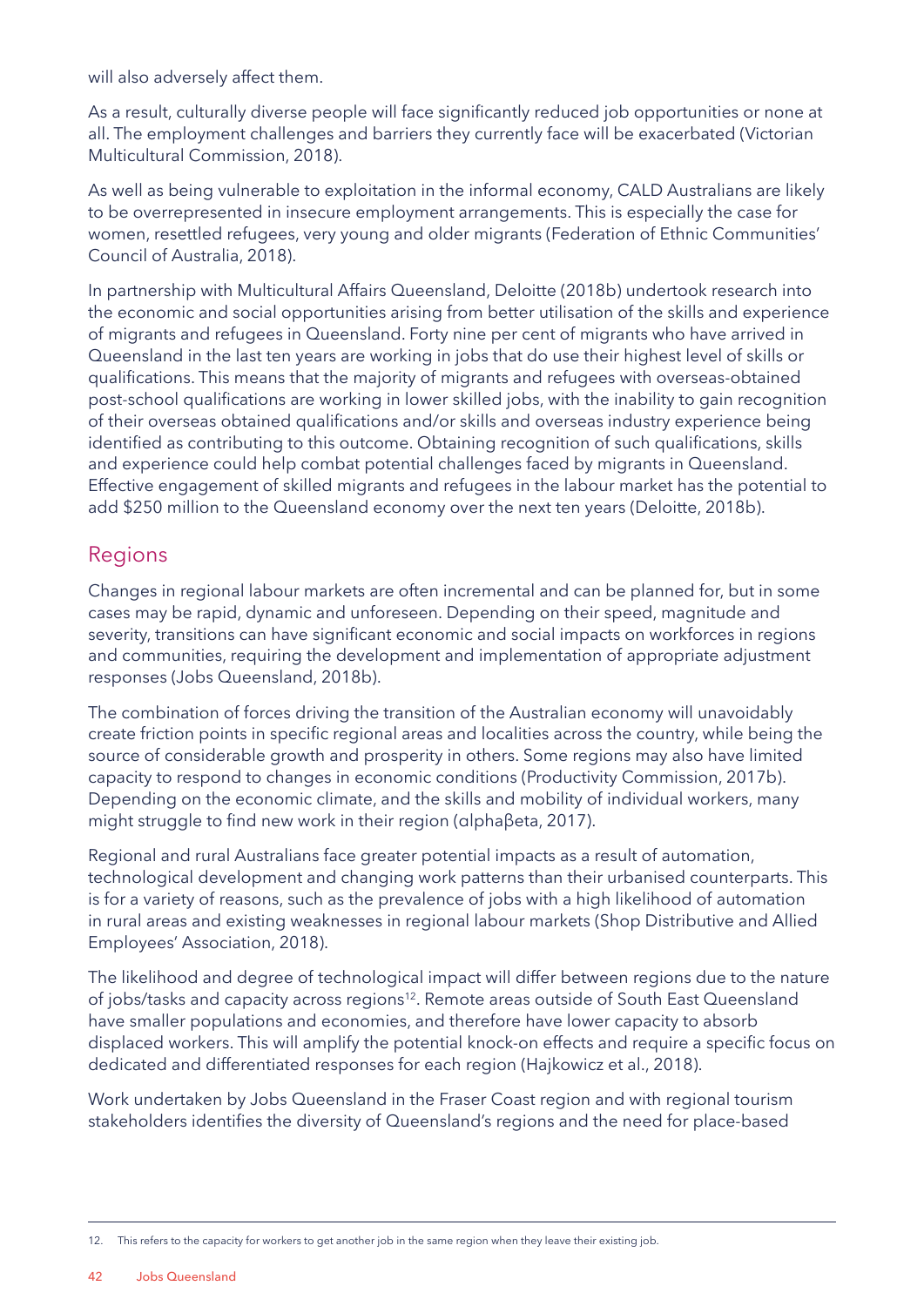will also adversely affect them.

As a result, culturally diverse people will face significantly reduced job opportunities or none at all. The employment challenges and barriers they currently face will be exacerbated (Victorian Multicultural Commission, 2018).

As well as being vulnerable to exploitation in the informal economy, CALD Australians are likely to be overrepresented in insecure employment arrangements. This is especially the case for women, resettled refugees, very young and older migrants (Federation of Ethnic Communities' Council of Australia, 2018).

In partnership with Multicultural Affairs Queensland, Deloitte (2018b) undertook research into the economic and social opportunities arising from better utilisation of the skills and experience of migrants and refugees in Queensland. Forty nine per cent of migrants who have arrived in Queensland in the last ten years are working in jobs that do use their highest level of skills or qualifications. This means that the majority of migrants and refugees with overseas-obtained post-school qualifications are working in lower skilled jobs, with the inability to gain recognition of their overseas obtained qualifications and/or skills and overseas industry experience being identified as contributing to this outcome. Obtaining recognition of such qualifications, skills and experience could help combat potential challenges faced by migrants in Queensland. Effective engagement of skilled migrants and refugees in the labour market has the potential to add $250 million to the Queensland economy over the next ten years (Deloitte, 2018b).

## Regions

Changes in regional labour markets are often incremental and can be planned for, but in some cases may be rapid, dynamic and unforeseen. Depending on their speed, magnitude and severity, transitions can have significant economic and social impacts on workforces in regions and communities, requiring the development and implementation of appropriate adjustment responses (Jobs Queensland, 2018b).

The combination of forces driving the transition of the Australian economy will unavoidably create friction points in specific regional areas and localities across the country, while being the source of considerable growth and prosperity in others. Some regions may also have limited capacity to respond to changes in economic conditions (Productivity Commission, 2017b). Depending on the economic climate, and the skills and mobility of individual workers, many might struggle to find new work in their region (αlphaβeta, 2017).

Regional and rural Australians face greater potential impacts as a result of automation, technological development and changing work patterns than their urbanised counterparts. This is for a variety of reasons, such as the prevalence of jobs with a high likelihood of automation in rural areas and existing weaknesses in regional labour markets (Shop Distributive and Allied Employees' Association, 2018).

The likelihood and degree of technological impact will differ between regions due to the nature of jobs/tasks and capacity across regions[12]. Remote areas outside of South East Queensland have smaller populations and economies, and therefore have lower capacity to absorb displaced workers. This will amplify the potential knock-on effects and require a specific focus on dedicated and differentiated responses for each region (Hajkowicz et al., 2018).

Work undertaken by Jobs Queensland in the Fraser Coast region and with regional tourism stakeholders identifies the diversity of Queensland's regions and the need for place-based

12. This refers to the capacity for workers to get another job in the same region when they leave their existing job.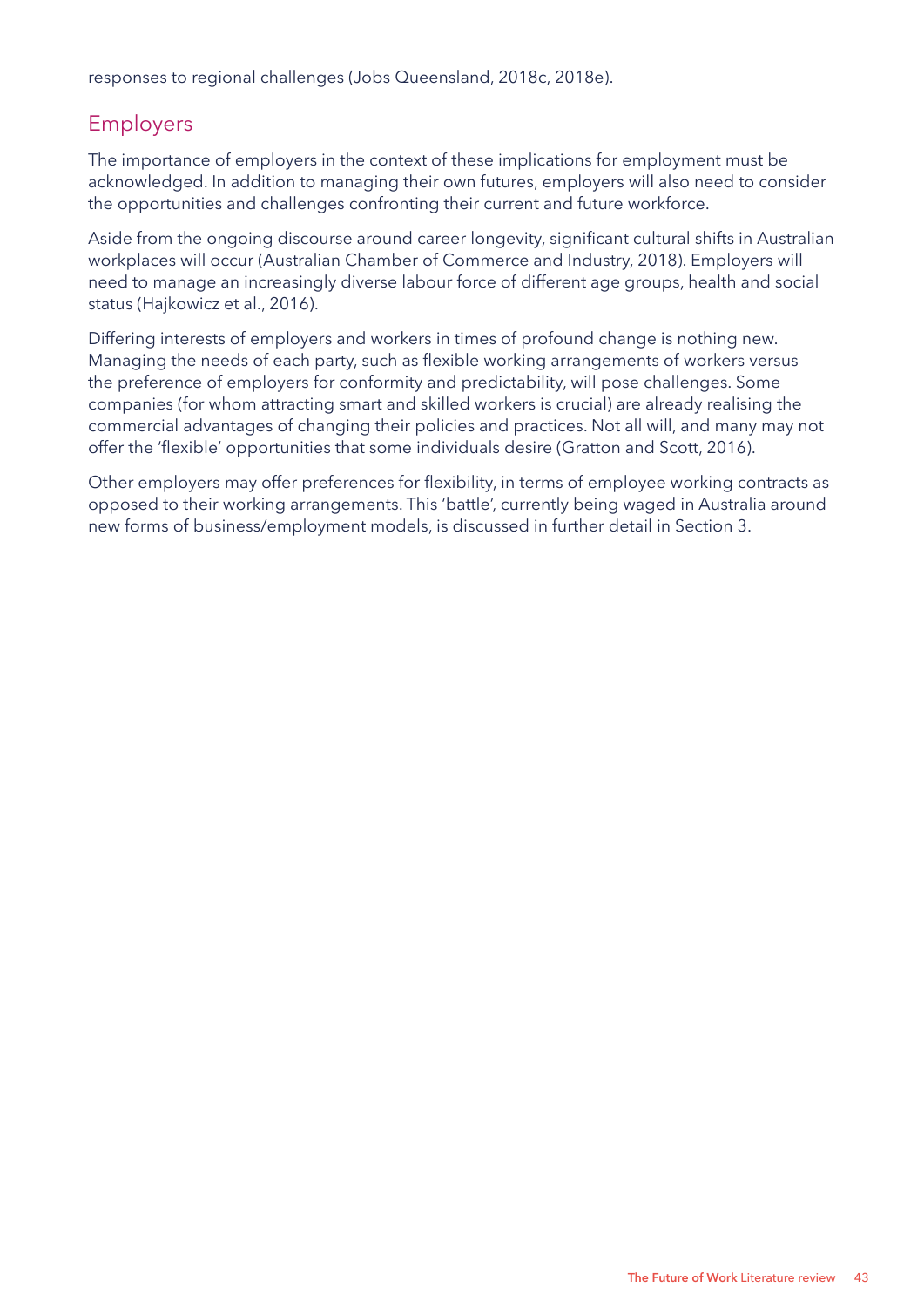responses to regional challenges (Jobs Queensland, 2018c, 2018e).

## Employers

The importance of employers in the context of these implications for employment must be acknowledged. In addition to managing their own futures, employers will also need to consider the opportunities and challenges confronting their current and future workforce.

Aside from the ongoing discourse around career longevity, significant cultural shifts in Australian workplaces will occur (Australian Chamber of Commerce and Industry, 2018). Employers will need to manage an increasingly diverse labour force of different age groups, health and social status (Hajkowicz et al., 2016).

Differing interests of employers and workers in times of profound change is nothing new. Managing the needs of each party, such as flexible working arrangements of workers versus the preference of employers for conformity and predictability, will pose challenges. Some companies (for whom attracting smart and skilled workers is crucial) are already realising the commercial advantages of changing their policies and practices. Not all will, and many may not offer the 'flexible' opportunities that some individuals desire (Gratton and Scott, 2016).

Other employers may offer preferences for flexibility, in terms of employee working contracts as opposed to their working arrangements. This 'battle', currently being waged in Australia around new forms of business/employment models, is discussed in further detail in Section 3.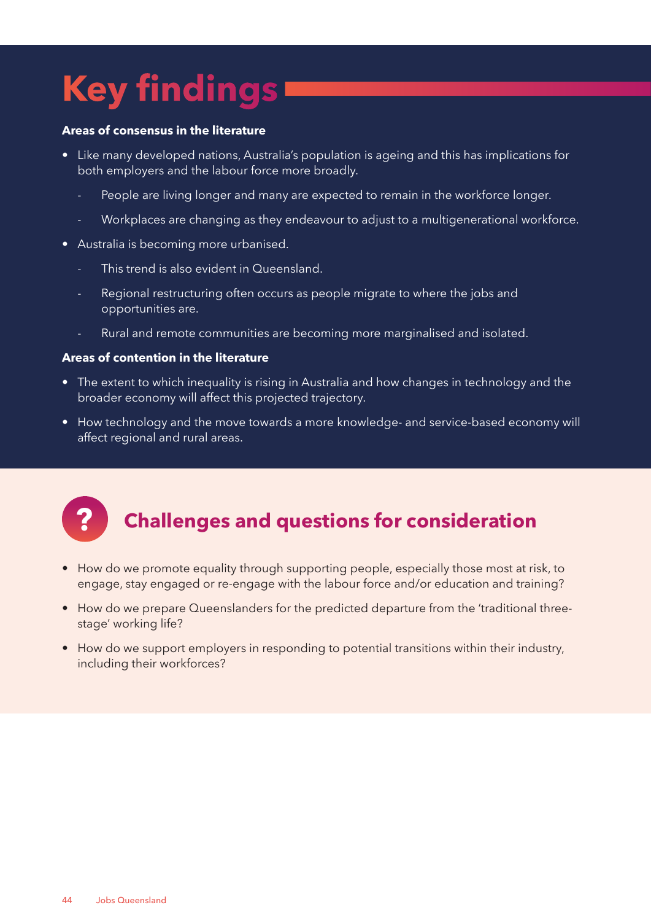# Key findings

**Areas of consensus in the literature**

- Like many developed nations, Australia's population is ageing and this has implications for both employers and the labour force more broadly.
  - People are living longer and many are expected to remain in the workforce longer.
  - Workplaces are changing as they endeavour to adjust to a multigenerational workforce.
- Australia is becoming more urbanised.
  - This trend is also evident in Queensland.
  - Regional restructuring often occurs as people migrate to where the jobs and opportunities are.
  - Rural and remote communities are becoming more marginalised and isolated.

**Areas of contention in the literature**

- The extent to which inequality is rising in Australia and how changes in technology and the broader economy will affect this projected trajectory.
- How technology and the move towards a more knowledge- and service-based economy will affect regional and rural areas.

## Challenges and questions for consideration

- How do we promote equality through supporting people, especially those most at risk, to engage, stay engaged or re-engage with the labour force and/or education and training?
- How do we prepare Queenslanders for the predicted departure from the 'traditional three-stage' working life?
- How do we support employers in responding to potential transitions within their industry, including their workforces?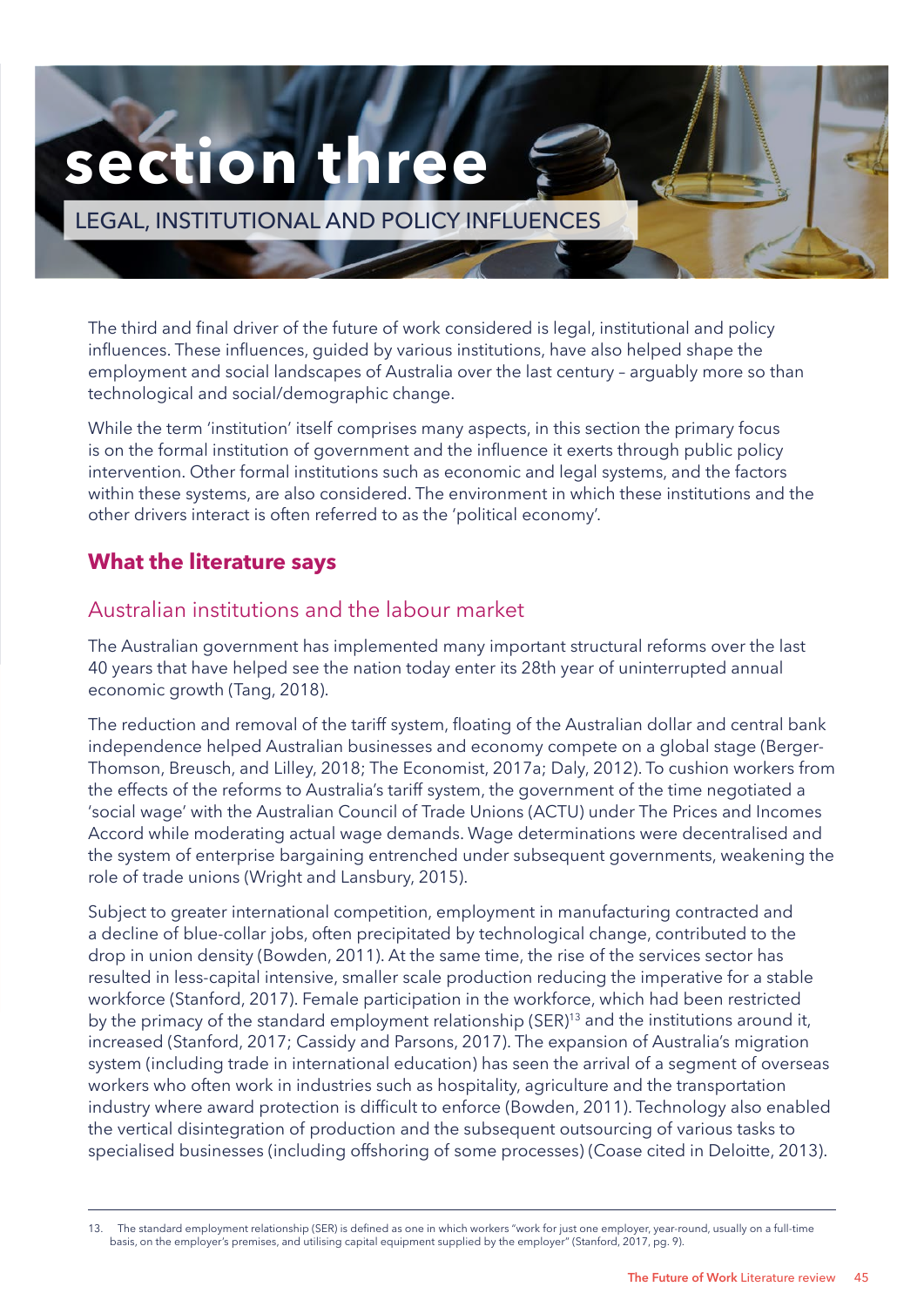# section three

## LEGAL, INSTITUTIONAL AND POLICY INFLUENCES

The third and final driver of the future of work considered is legal, institutional and policy influences. These influences, guided by various institutions, have also helped shape the employment and social landscapes of Australia over the last century – arguably more so than technological and social/demographic change.

While the term 'institution' itself comprises many aspects, in this section the primary focus is on the formal institution of government and the influence it exerts through public policy intervention. Other formal institutions such as economic and legal systems, and the factors within these systems, are also considered. The environment in which these institutions and the other drivers interact is often referred to as the 'political economy'.

### What the literature says

#### Australian institutions and the labour market

The Australian government has implemented many important structural reforms over the last 40 years that have helped see the nation today enter its 28th year of uninterrupted annual economic growth (Tang, 2018).

The reduction and removal of the tariff system, floating of the Australian dollar and central bank independence helped Australian businesses and economy compete on a global stage (Berger-Thomson, Breusch, and Lilley, 2018; The Economist, 2017a; Daly, 2012). To cushion workers from the effects of the reforms to Australia's tariff system, the government of the time negotiated a 'social wage' with the Australian Council of Trade Unions (ACTU) under The Prices and Incomes Accord while moderating actual wage demands. Wage determinations were decentralised and the system of enterprise bargaining entrenched under subsequent governments, weakening the role of trade unions (Wright and Lansbury, 2015).

Subject to greater international competition, employment in manufacturing contracted and a decline of blue-collar jobs, often precipitated by technological change, contributed to the drop in union density (Bowden, 2011). At the same time, the rise of the services sector has resulted in less-capital intensive, smaller scale production reducing the imperative for a stable workforce (Stanford, 2017). Female participation in the workforce, which had been restricted by the primacy of the standard employment relationship (SER)[13] and the institutions around it, increased (Stanford, 2017; Cassidy and Parsons, 2017). The expansion of Australia's migration system (including trade in international education) has seen the arrival of a segment of overseas workers who often work in industries such as hospitality, agriculture and the transportation industry where award protection is difficult to enforce (Bowden, 2011). Technology also enabled the vertical disintegration of production and the subsequent outsourcing of various tasks to specialised businesses (including offshoring of some processes) (Coase cited in Deloitte, 2013).

13. The standard employment relationship (SER) is defined as one in which workers "work for just one employer, year-round, usually on a full-time basis, on the employer's premises, and utilising capital equipment supplied by the employer" (Stanford, 2017, pg. 9).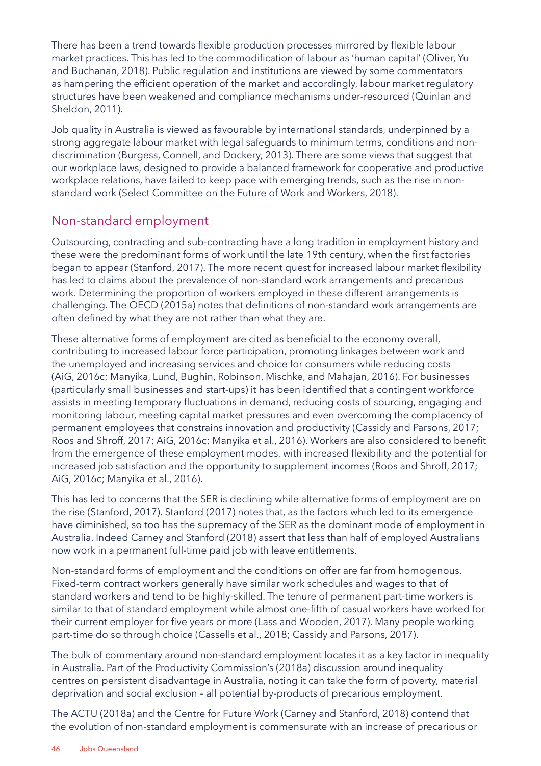There has been a trend towards flexible production processes mirrored by flexible labour market practices. This has led to the commodification of labour as 'human capital' (Oliver, Yu and Buchanan, 2018). Public regulation and institutions are viewed by some commentators as hampering the efficient operation of the market and accordingly, labour market regulatory structures have been weakened and compliance mechanisms under-resourced (Quinlan and Sheldon, 2011).

Job quality in Australia is viewed as favourable by international standards, underpinned by a strong aggregate labour market with legal safeguards to minimum terms, conditions and non-discrimination (Burgess, Connell, and Dockery, 2013). There are some views that suggest that our workplace laws, designed to provide a balanced framework for cooperative and productive workplace relations, have failed to keep pace with emerging trends, such as the rise in non-standard work (Select Committee on the Future of Work and Workers, 2018).

## Non-standard employment

Outsourcing, contracting and sub-contracting have a long tradition in employment history and these were the predominant forms of work until the late 19th century, when the first factories began to appear (Stanford, 2017). The more recent quest for increased labour market flexibility has led to claims about the prevalence of non-standard work arrangements and precarious work. Determining the proportion of workers employed in these different arrangements is challenging. The OECD (2015a) notes that definitions of non-standard work arrangements are often defined by what they are not rather than what they are.

These alternative forms of employment are cited as beneficial to the economy overall, contributing to increased labour force participation, promoting linkages between work and the unemployed and increasing services and choice for consumers while reducing costs (AiG, 2016c; Manyika, Lund, Bughin, Robinson, Mischke, and Mahajan, 2016). For businesses (particularly small businesses and start-ups) it has been identified that a contingent workforce assists in meeting temporary fluctuations in demand, reducing costs of sourcing, engaging and monitoring labour, meeting capital market pressures and even overcoming the complacency of permanent employees that constrains innovation and productivity (Cassidy and Parsons, 2017; Roos and Shroff, 2017; AiG, 2016c; Manyika et al., 2016). Workers are also considered to benefit from the emergence of these employment modes, with increased flexibility and the potential for increased job satisfaction and the opportunity to supplement incomes (Roos and Shroff, 2017; AiG, 2016c; Manyika et al., 2016).

This has led to concerns that the SER is declining while alternative forms of employment are on the rise (Stanford, 2017). Stanford (2017) notes that, as the factors which led to its emergence have diminished, so too has the supremacy of the SER as the dominant mode of employment in Australia. Indeed Carney and Stanford (2018) assert that less than half of employed Australians now work in a permanent full-time paid job with leave entitlements.

Non-standard forms of employment and the conditions on offer are far from homogenous. Fixed-term contract workers generally have similar work schedules and wages to that of standard workers and tend to be highly-skilled. The tenure of permanent part-time workers is similar to that of standard employment while almost one-fifth of casual workers have worked for their current employer for five years or more (Lass and Wooden, 2017). Many people working part-time do so through choice (Cassells et al., 2018; Cassidy and Parsons, 2017).

The bulk of commentary around non-standard employment locates it as a key factor in inequality in Australia. Part of the Productivity Commission's (2018a) discussion around inequality centres on persistent disadvantage in Australia, noting it can take the form of poverty, material deprivation and social exclusion – all potential by-products of precarious employment.

The ACTU (2018a) and the Centre for Future Work (Carney and Stanford, 2018) contend that the evolution of non-standard employment is commensurate with an increase of precarious or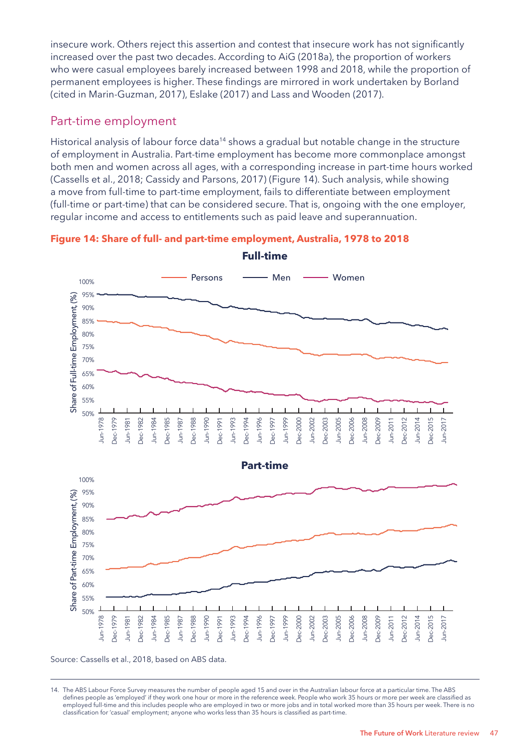insecure work. Others reject this assertion and contest that insecure work has not significantly increased over the past two decades. According to AiG (2018a), the proportion of workers who were casual employees barely increased between 1998 and 2018, while the proportion of permanent employees is higher. These findings are mirrored in work undertaken by Borland (cited in Marin-Guzman, 2017), Eslake (2017) and Lass and Wooden (2017).

## Part-time employment

Historical analysis of labour force data[14] shows a gradual but notable change in the structure of employment in Australia. Part-time employment has become more commonplace amongst both men and women across all ages, with a corresponding increase in part-time hours worked (Cassells et al., 2018; Cassidy and Parsons, 2017) (Figure 14). Such analysis, while showing a move from full-time to part-time employment, fails to differentiate between employment (full-time or part-time) that can be considered secure. That is, ongoing with the one employer, regular income and access to entitlements such as paid leave and superannuation.

**Figure 14: Share of full- and part-time employment, Australia, 1978 to 2018**

Source: Cassells et al., 2018, based on ABS data.

---

14. The ABS Labour Force Survey measures the number of people aged 15 and over in the Australian labour force at a particular time. The ABS defines people as 'employed' if they work one hour or more in the reference week. People who work 35 hours or more per week are classified as employed full-time and this includes people who are employed in two or more jobs and in total worked more than 35 hours per week. There is no classification for 'casual' employment; anyone who works less than 35 hours is classified as part-time.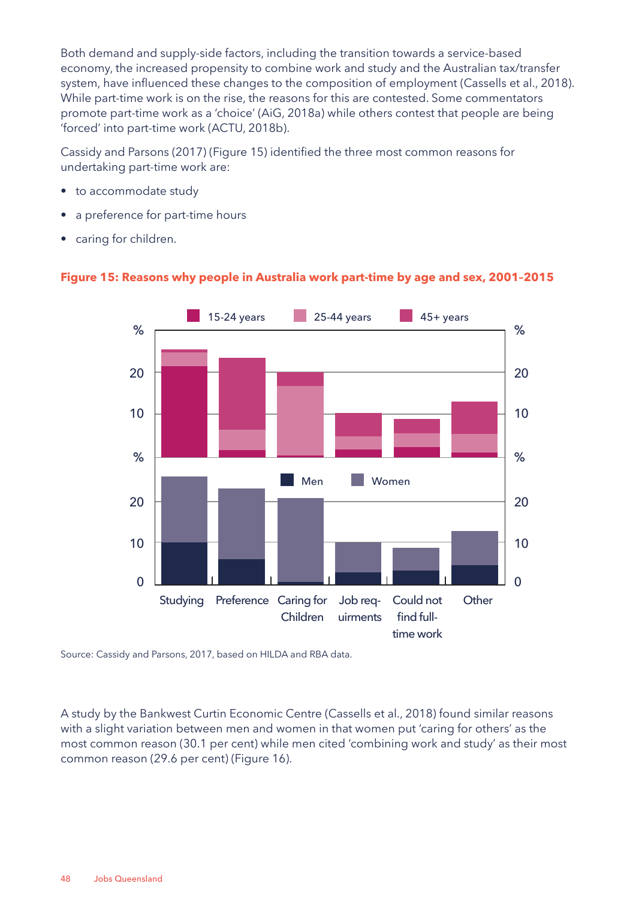Both demand and supply-side factors, including the transition towards a service-based economy, the increased propensity to combine work and study and the Australian tax/transfer system, have influenced these changes to the composition of employment (Cassells et al., 2018). While part-time work is on the rise, the reasons for this are contested. Some commentators promote part-time work as a 'choice' (AiG, 2018a) while others contest that people are being 'forced' into part-time work (ACTU, 2018b).

Cassidy and Parsons (2017) (Figure 15) identified the three most common reasons for undertaking part-time work are:

- to accommodate study
- a preference for part-time hours
- caring for children.

**Figure 15: Reasons why people in Australia work part-time by age and sex, 2001–2015**

Source: Cassidy and Parsons, 2017, based on HILDA and RBA data.

A study by the Bankwest Curtin Economic Centre (Cassells et al., 2018) found similar reasons with a slight variation between men and women in that women put 'caring for others' as the most common reason (30.1 per cent) while men cited 'combining work and study' as their most common reason (29.6 per cent) (Figure 16).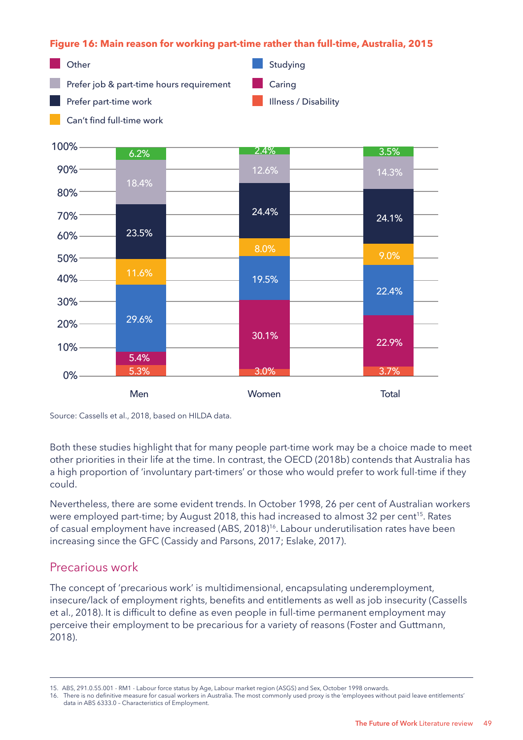**Figure 16: Main reason for working part-time rather than full-time, Australia, 2015**

| Reason | Men | Women | Total |
|---|---|---|---|
| Other | 6.2% | 2.4% | 3.5% |
| Prefer job & part-time hours requirement | 18.4% | 12.6% | 14.3% |
| Prefer part-time work | 23.5% | 24.4% | 24.1% |
| Can't find full-time work | 11.6% | 8.0% | 9.0% |
| Studying | 29.6% | 19.5% | 22.4% |
| Caring | 5.4% | 30.1% | 22.9% |
| Illness / Disability | 5.3% | 3.0% | 3.7% |

Source: Cassells et al., 2018, based on HILDA data.

Both these studies highlight that for many people part-time work may be a choice made to meet other priorities in their life at the time. In contrast, the OECD (2018b) contends that Australia has a high proportion of 'involuntary part-timers' or those who would prefer to work full-time if they could.

Nevertheless, there are some evident trends. In October 1998, 26 per cent of Australian workers were employed part-time; by August 2018, this had increased to almost 32 per cent[15]. Rates of casual employment have increased (ABS, 2018)[16]. Labour underutilisation rates have been increasing since the GFC (Cassidy and Parsons, 2017; Eslake, 2017).

## Precarious work

The concept of 'precarious work' is multidimensional, encapsulating underemployment, insecure/lack of employment rights, benefits and entitlements as well as job insecurity (Cassells et al., 2018). It is difficult to define as even people in full-time permanent employment may perceive their employment to be precarious for a variety of reasons (Foster and Guttmann, 2018).

---

15. ABS, 291.0.55.001 - RM1 - Labour force status by Age, Labour market region (ASGS) and Sex, October 1998 onwards.
16. There is no definitive measure for casual workers in Australia. The most commonly used proxy is the 'employees without paid leave entitlements' data in ABS 6333.0 – Characteristics of Employment.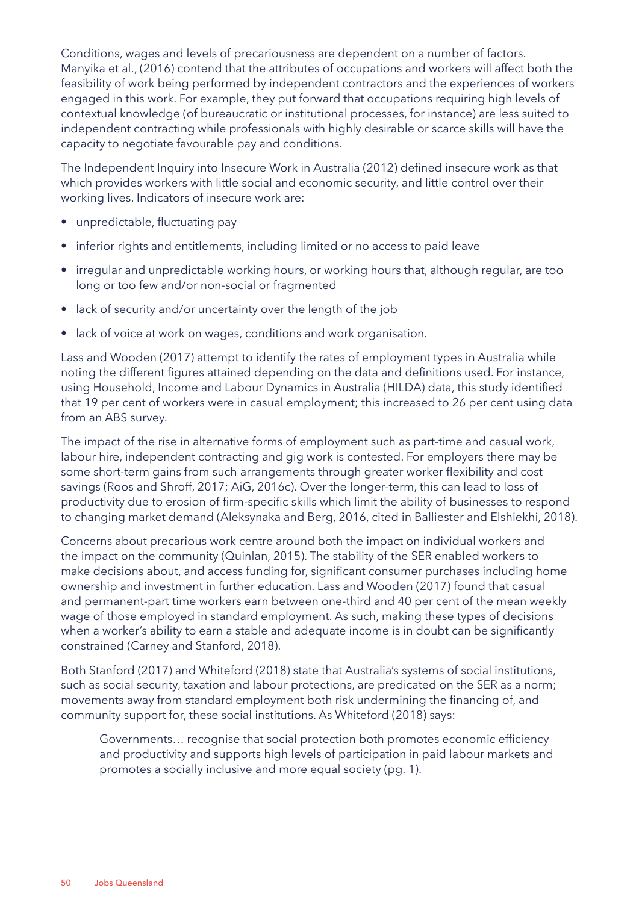Conditions, wages and levels of precariousness are dependent on a number of factors. Manyika et al., (2016) contend that the attributes of occupations and workers will affect both the feasibility of work being performed by independent contractors and the experiences of workers engaged in this work. For example, they put forward that occupations requiring high levels of contextual knowledge (of bureaucratic or institutional processes, for instance) are less suited to independent contracting while professionals with highly desirable or scarce skills will have the capacity to negotiate favourable pay and conditions.

The Independent Inquiry into Insecure Work in Australia (2012) defined insecure work as that which provides workers with little social and economic security, and little control over their working lives. Indicators of insecure work are:

- unpredictable, fluctuating pay
- inferior rights and entitlements, including limited or no access to paid leave
- irregular and unpredictable working hours, or working hours that, although regular, are too long or too few and/or non-social or fragmented
- lack of security and/or uncertainty over the length of the job
- lack of voice at work on wages, conditions and work organisation.

Lass and Wooden (2017) attempt to identify the rates of employment types in Australia while noting the different figures attained depending on the data and definitions used. For instance, using Household, Income and Labour Dynamics in Australia (HILDA) data, this study identified that 19 per cent of workers were in casual employment; this increased to 26 per cent using data from an ABS survey.

The impact of the rise in alternative forms of employment such as part-time and casual work, labour hire, independent contracting and gig work is contested. For employers there may be some short-term gains from such arrangements through greater worker flexibility and cost savings (Roos and Shroff, 2017; AiG, 2016c). Over the longer-term, this can lead to loss of productivity due to erosion of firm-specific skills which limit the ability of businesses to respond to changing market demand (Aleksynaka and Berg, 2016, cited in Balliester and Elshiekhi, 2018).

Concerns about precarious work centre around both the impact on individual workers and the impact on the community (Quinlan, 2015). The stability of the SER enabled workers to make decisions about, and access funding for, significant consumer purchases including home ownership and investment in further education. Lass and Wooden (2017) found that casual and permanent-part time workers earn between one-third and 40 per cent of the mean weekly wage of those employed in standard employment. As such, making these types of decisions when a worker's ability to earn a stable and adequate income is in doubt can be significantly constrained (Carney and Stanford, 2018).

Both Stanford (2017) and Whiteford (2018) state that Australia's systems of social institutions, such as social security, taxation and labour protections, are predicated on the SER as a norm; movements away from standard employment both risk undermining the financing of, and community support for, these social institutions. As Whiteford (2018) says:

> Governments… recognise that social protection both promotes economic efficiency and productivity and supports high levels of participation in paid labour markets and promotes a socially inclusive and more equal society (pg. 1).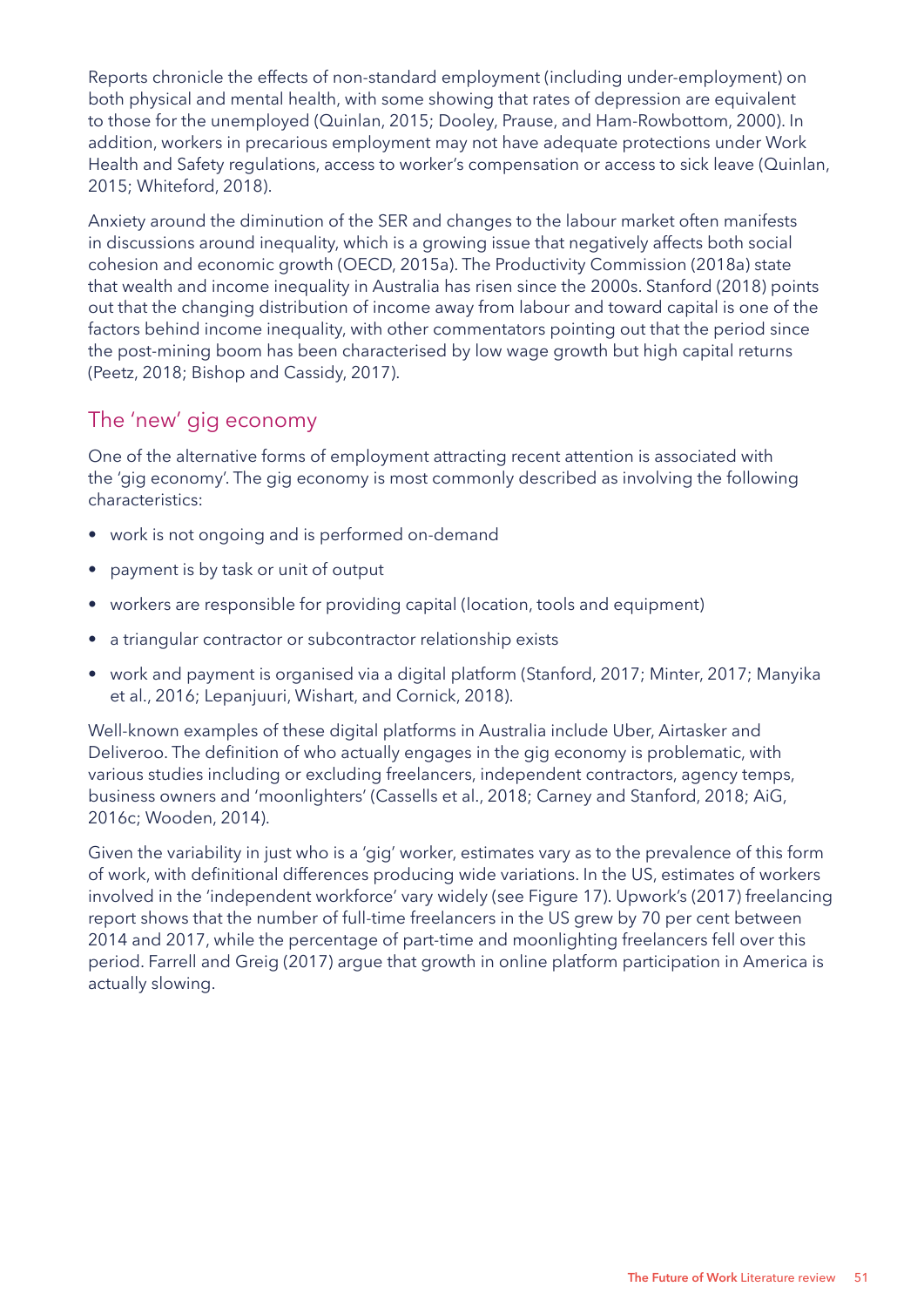Reports chronicle the effects of non-standard employment (including under-employment) on both physical and mental health, with some showing that rates of depression are equivalent to those for the unemployed (Quinlan, 2015; Dooley, Prause, and Ham-Rowbottom, 2000). In addition, workers in precarious employment may not have adequate protections under Work Health and Safety regulations, access to worker's compensation or access to sick leave (Quinlan, 2015; Whiteford, 2018).

Anxiety around the diminution of the SER and changes to the labour market often manifests in discussions around inequality, which is a growing issue that negatively affects both social cohesion and economic growth (OECD, 2015a). The Productivity Commission (2018a) state that wealth and income inequality in Australia has risen since the 2000s. Stanford (2018) points out that the changing distribution of income away from labour and toward capital is one of the factors behind income inequality, with other commentators pointing out that the period since the post-mining boom has been characterised by low wage growth but high capital returns (Peetz, 2018; Bishop and Cassidy, 2017).

## The 'new' gig economy

One of the alternative forms of employment attracting recent attention is associated with the 'gig economy'. The gig economy is most commonly described as involving the following characteristics:

- work is not ongoing and is performed on-demand
- payment is by task or unit of output
- workers are responsible for providing capital (location, tools and equipment)
- a triangular contractor or subcontractor relationship exists
- work and payment is organised via a digital platform (Stanford, 2017; Minter, 2017; Manyika et al., 2016; Lepanjuuri, Wishart, and Cornick, 2018).

Well-known examples of these digital platforms in Australia include Uber, Airtasker and Deliveroo. The definition of who actually engages in the gig economy is problematic, with various studies including or excluding freelancers, independent contractors, agency temps, business owners and 'moonlighters' (Cassells et al., 2018; Carney and Stanford, 2018; AiG, 2016c; Wooden, 2014).

Given the variability in just who is a 'gig' worker, estimates vary as to the prevalence of this form of work, with definitional differences producing wide variations. In the US, estimates of workers involved in the 'independent workforce' vary widely (see Figure 17). Upwork's (2017) freelancing report shows that the number of full-time freelancers in the US grew by 70 per cent between 2014 and 2017, while the percentage of part-time and moonlighting freelancers fell over this period. Farrell and Greig (2017) argue that growth in online platform participation in America is actually slowing.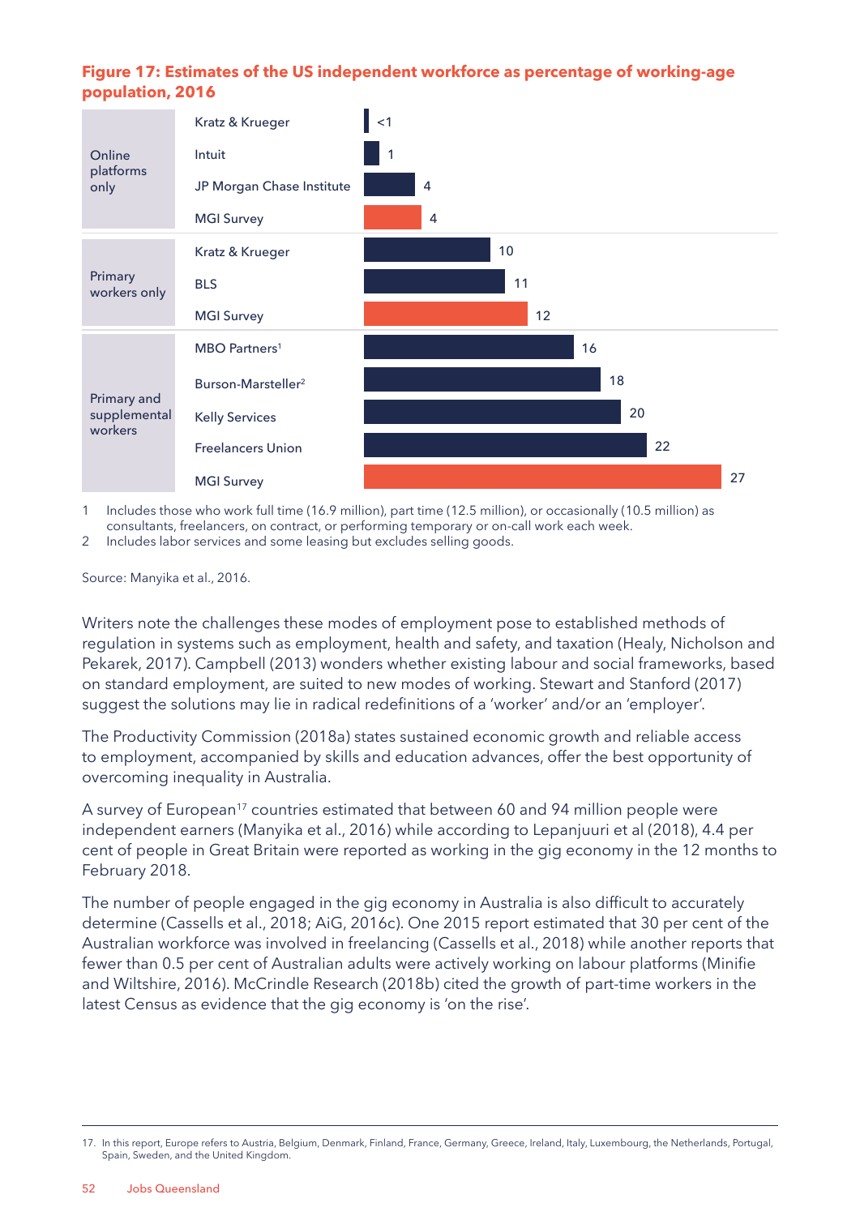**Figure 17: Estimates of the US independent workforce as percentage of working-age population, 2016**

| Category | Source | % |
|---|---|---|
| Online platforms only | Kratz & Krueger | <1 |
| | Intuit | 1 |
| | JP Morgan Chase Institute | 4 |
| | MGI Survey | 4 |
| Primary workers only | Kratz & Krueger | 10 |
| | BLS | 11 |
| | MGI Survey | 12 |
| Primary and supplemental workers | MBO Partners[1] | 16 |
| | Burson-Marsteller[2] | 18 |
| | Kelly Services | 20 |
| | Freelancers Union | 22 |
| | MGI Survey | 27 |

1 Includes those who work full time (16.9 million), part time (12.5 million), or occasionally (10.5 million) as consultants, freelancers, on contract, or performing temporary or on-call work each week.
2 Includes labor services and some leasing but excludes selling goods.

Source: Manyika et al., 2016.

Writers note the challenges these modes of employment pose to established methods of regulation in systems such as employment, health and safety, and taxation (Healy, Nicholson and Pekarek, 2017). Campbell (2013) wonders whether existing labour and social frameworks, based on standard employment, are suited to new modes of working. Stewart and Stanford (2017) suggest the solutions may lie in radical redefinitions of a 'worker' and/or an 'employer'.

The Productivity Commission (2018a) states sustained economic growth and reliable access to employment, accompanied by skills and education advances, offer the best opportunity of overcoming inequality in Australia.

A survey of European[17] countries estimated that between 60 and 94 million people were independent earners (Manyika et al., 2016) while according to Lepanjuuri et al (2018), 4.4 per cent of people in Great Britain were reported as working in the gig economy in the 12 months to February 2018.

The number of people engaged in the gig economy in Australia is also difficult to accurately determine (Cassells et al., 2018; AiG, 2016c). One 2015 report estimated that 30 per cent of the Australian workforce was involved in freelancing (Cassells et al., 2018) while another reports that fewer than 0.5 per cent of Australian adults were actively working on labour platforms (Minifie and Wiltshire, 2016). McCrindle Research (2018b) cited the growth of part-time workers in the latest Census as evidence that the gig economy is 'on the rise'.

17. In this report, Europe refers to Austria, Belgium, Denmark, Finland, France, Germany, Greece, Ireland, Italy, Luxembourg, the Netherlands, Portugal, Spain, Sweden, and the United Kingdom.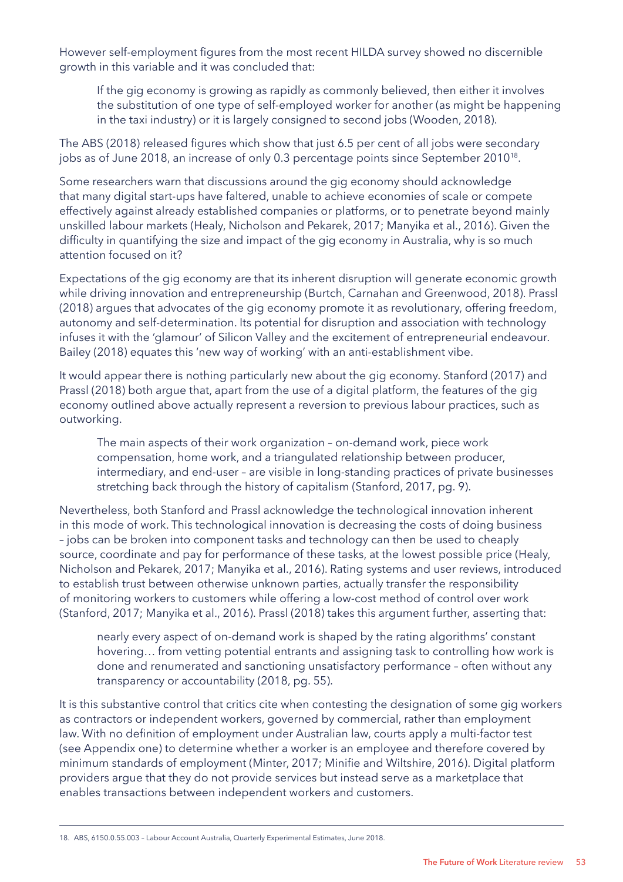However self-employment figures from the most recent HILDA survey showed no discernible growth in this variable and it was concluded that:

> If the gig economy is growing as rapidly as commonly believed, then either it involves the substitution of one type of self-employed worker for another (as might be happening in the taxi industry) or it is largely consigned to second jobs (Wooden, 2018).

The ABS (2018) released figures which show that just 6.5 per cent of all jobs were secondary jobs as of June 2018, an increase of only 0.3 percentage points since September 2010[18].

Some researchers warn that discussions around the gig economy should acknowledge that many digital start-ups have faltered, unable to achieve economies of scale or compete effectively against already established companies or platforms, or to penetrate beyond mainly unskilled labour markets (Healy, Nicholson and Pekarek, 2017; Manyika et al., 2016). Given the difficulty in quantifying the size and impact of the gig economy in Australia, why is so much attention focused on it?

Expectations of the gig economy are that its inherent disruption will generate economic growth while driving innovation and entrepreneurship (Burtch, Carnahan and Greenwood, 2018). Prassl (2018) argues that advocates of the gig economy promote it as revolutionary, offering freedom, autonomy and self-determination. Its potential for disruption and association with technology infuses it with the 'glamour' of Silicon Valley and the excitement of entrepreneurial endeavour. Bailey (2018) equates this 'new way of working' with an anti-establishment vibe.

It would appear there is nothing particularly new about the gig economy. Stanford (2017) and Prassl (2018) both argue that, apart from the use of a digital platform, the features of the gig economy outlined above actually represent a reversion to previous labour practices, such as outworking.

> The main aspects of their work organization – on-demand work, piece work compensation, home work, and a triangulated relationship between producer, intermediary, and end-user – are visible in long-standing practices of private businesses stretching back through the history of capitalism (Stanford, 2017, pg. 9).

Nevertheless, both Stanford and Prassl acknowledge the technological innovation inherent in this mode of work. This technological innovation is decreasing the costs of doing business – jobs can be broken into component tasks and technology can then be used to cheaply source, coordinate and pay for performance of these tasks, at the lowest possible price (Healy, Nicholson and Pekarek, 2017; Manyika et al., 2016). Rating systems and user reviews, introduced to establish trust between otherwise unknown parties, actually transfer the responsibility of monitoring workers to customers while offering a low-cost method of control over work (Stanford, 2017; Manyika et al., 2016). Prassl (2018) takes this argument further, asserting that:

> nearly every aspect of on-demand work is shaped by the rating algorithms' constant hovering… from vetting potential entrants and assigning task to controlling how work is done and renumerated and sanctioning unsatisfactory performance – often without any transparency or accountability (2018, pg. 55).

It is this substantive control that critics cite when contesting the designation of some gig workers as contractors or independent workers, governed by commercial, rather than employment law. With no definition of employment under Australian law, courts apply a multi-factor test (see Appendix one) to determine whether a worker is an employee and therefore covered by minimum standards of employment (Minter, 2017; Minifie and Wiltshire, 2016). Digital platform providers argue that they do not provide services but instead serve as a marketplace that enables transactions between independent workers and customers.

---

18. ABS, 6150.0.55.003 – Labour Account Australia, Quarterly Experimental Estimates, June 2018.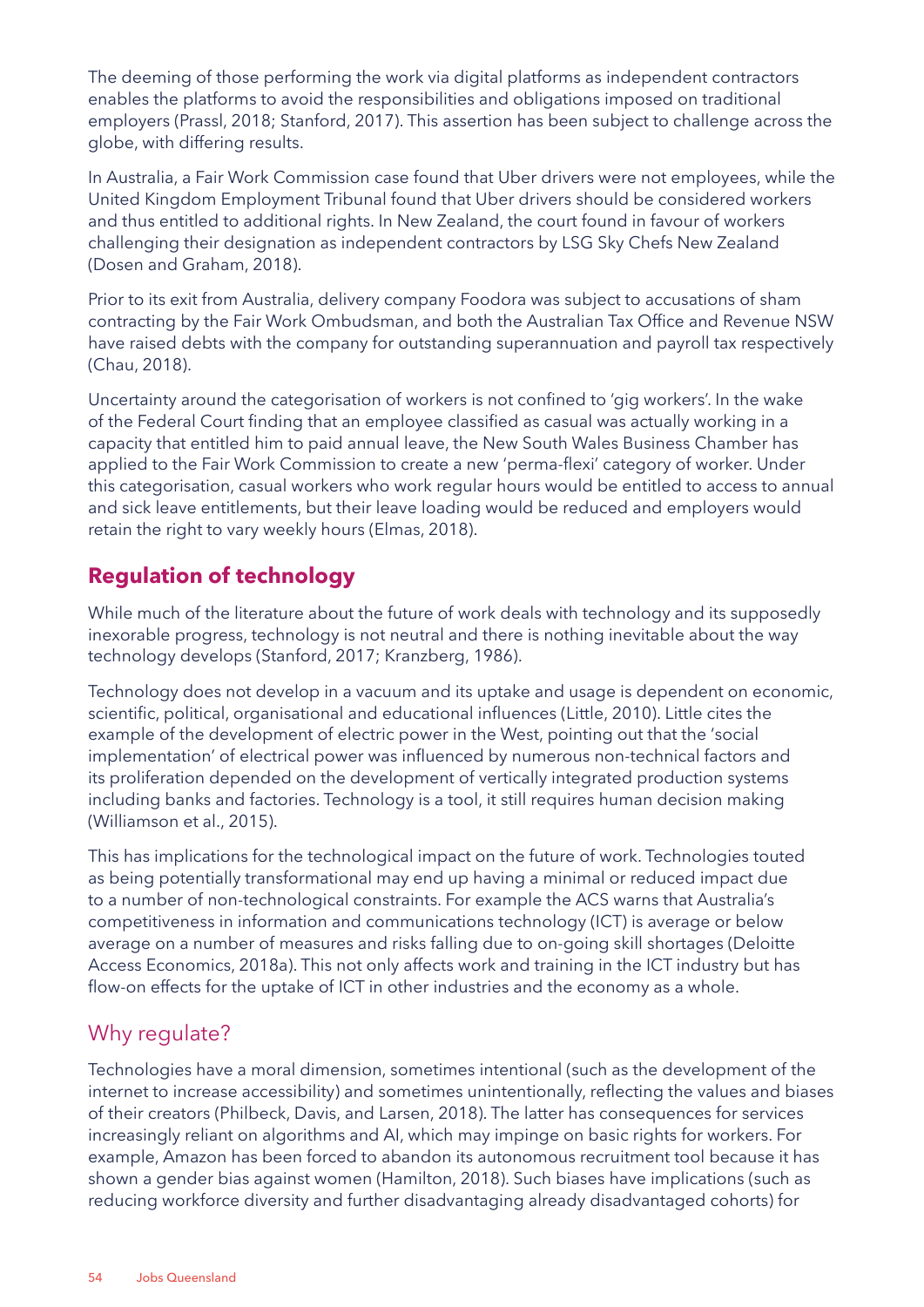The deeming of those performing the work via digital platforms as independent contractors enables the platforms to avoid the responsibilities and obligations imposed on traditional employers (Prassl, 2018; Stanford, 2017). This assertion has been subject to challenge across the globe, with differing results.

In Australia, a Fair Work Commission case found that Uber drivers were not employees, while the United Kingdom Employment Tribunal found that Uber drivers should be considered workers and thus entitled to additional rights. In New Zealand, the court found in favour of workers challenging their designation as independent contractors by LSG Sky Chefs New Zealand (Dosen and Graham, 2018).

Prior to its exit from Australia, delivery company Foodora was subject to accusations of sham contracting by the Fair Work Ombudsman, and both the Australian Tax Office and Revenue NSW have raised debts with the company for outstanding superannuation and payroll tax respectively (Chau, 2018).

Uncertainty around the categorisation of workers is not confined to 'gig workers'. In the wake of the Federal Court finding that an employee classified as casual was actually working in a capacity that entitled him to paid annual leave, the New South Wales Business Chamber has applied to the Fair Work Commission to create a new 'perma-flexi' category of worker. Under this categorisation, casual workers who work regular hours would be entitled to access to annual and sick leave entitlements, but their leave loading would be reduced and employers would retain the right to vary weekly hours (Elmas, 2018).

## Regulation of technology

While much of the literature about the future of work deals with technology and its supposedly inexorable progress, technology is not neutral and there is nothing inevitable about the way technology develops (Stanford, 2017; Kranzberg, 1986).

Technology does not develop in a vacuum and its uptake and usage is dependent on economic, scientific, political, organisational and educational influences (Little, 2010). Little cites the example of the development of electric power in the West, pointing out that the 'social implementation' of electrical power was influenced by numerous non-technical factors and its proliferation depended on the development of vertically integrated production systems including banks and factories. Technology is a tool, it still requires human decision making (Williamson et al., 2015).

This has implications for the technological impact on the future of work. Technologies touted as being potentially transformational may end up having a minimal or reduced impact due to a number of non-technological constraints. For example the ACS warns that Australia's competitiveness in information and communications technology (ICT) is average or below average on a number of measures and risks falling due to on-going skill shortages (Deloitte Access Economics, 2018a). This not only affects work and training in the ICT industry but has flow-on effects for the uptake of ICT in other industries and the economy as a whole.

### Why regulate?

Technologies have a moral dimension, sometimes intentional (such as the development of the internet to increase accessibility) and sometimes unintentionally, reflecting the values and biases of their creators (Philbeck, Davis, and Larsen, 2018). The latter has consequences for services increasingly reliant on algorithms and AI, which may impinge on basic rights for workers. For example, Amazon has been forced to abandon its autonomous recruitment tool because it has shown a gender bias against women (Hamilton, 2018). Such biases have implications (such as reducing workforce diversity and further disadvantaging already disadvantaged cohorts) for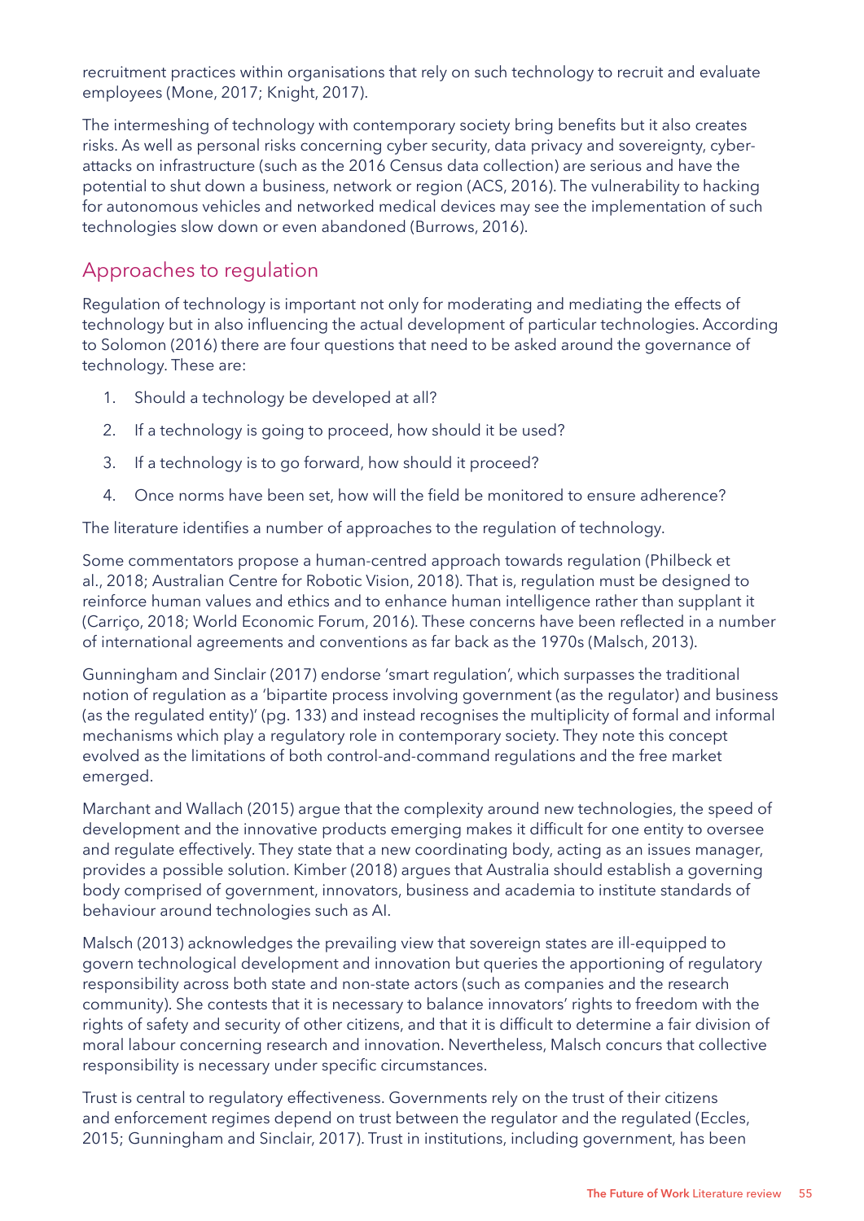recruitment practices within organisations that rely on such technology to recruit and evaluate employees (Mone, 2017; Knight, 2017).

The intermeshing of technology with contemporary society bring benefits but it also creates risks. As well as personal risks concerning cyber security, data privacy and sovereignty, cyber-attacks on infrastructure (such as the 2016 Census data collection) are serious and have the potential to shut down a business, network or region (ACS, 2016). The vulnerability to hacking for autonomous vehicles and networked medical devices may see the implementation of such technologies slow down or even abandoned (Burrows, 2016).

## Approaches to regulation

Regulation of technology is important not only for moderating and mediating the effects of technology but in also influencing the actual development of particular technologies. According to Solomon (2016) there are four questions that need to be asked around the governance of technology. These are:

1. Should a technology be developed at all?
2. If a technology is going to proceed, how should it be used?
3. If a technology is to go forward, how should it proceed?
4. Once norms have been set, how will the field be monitored to ensure adherence?

The literature identifies a number of approaches to the regulation of technology.

Some commentators propose a human-centred approach towards regulation (Philbeck et al., 2018; Australian Centre for Robotic Vision, 2018). That is, regulation must be designed to reinforce human values and ethics and to enhance human intelligence rather than supplant it (Carriço, 2018; World Economic Forum, 2016). These concerns have been reflected in a number of international agreements and conventions as far back as the 1970s (Malsch, 2013).

Gunningham and Sinclair (2017) endorse 'smart regulation', which surpasses the traditional notion of regulation as a 'bipartite process involving government (as the regulator) and business (as the regulated entity)' (pg. 133) and instead recognises the multiplicity of formal and informal mechanisms which play a regulatory role in contemporary society. They note this concept evolved as the limitations of both control-and-command regulations and the free market emerged.

Marchant and Wallach (2015) argue that the complexity around new technologies, the speed of development and the innovative products emerging makes it difficult for one entity to oversee and regulate effectively. They state that a new coordinating body, acting as an issues manager, provides a possible solution. Kimber (2018) argues that Australia should establish a governing body comprised of government, innovators, business and academia to institute standards of behaviour around technologies such as AI.

Malsch (2013) acknowledges the prevailing view that sovereign states are ill-equipped to govern technological development and innovation but queries the apportioning of regulatory responsibility across both state and non-state actors (such as companies and the research community). She contests that it is necessary to balance innovators' rights to freedom with the rights of safety and security of other citizens, and that it is difficult to determine a fair division of moral labour concerning research and innovation. Nevertheless, Malsch concurs that collective responsibility is necessary under specific circumstances.

Trust is central to regulatory effectiveness. Governments rely on the trust of their citizens and enforcement regimes depend on trust between the regulator and the regulated (Eccles, 2015; Gunningham and Sinclair, 2017). Trust in institutions, including government, has been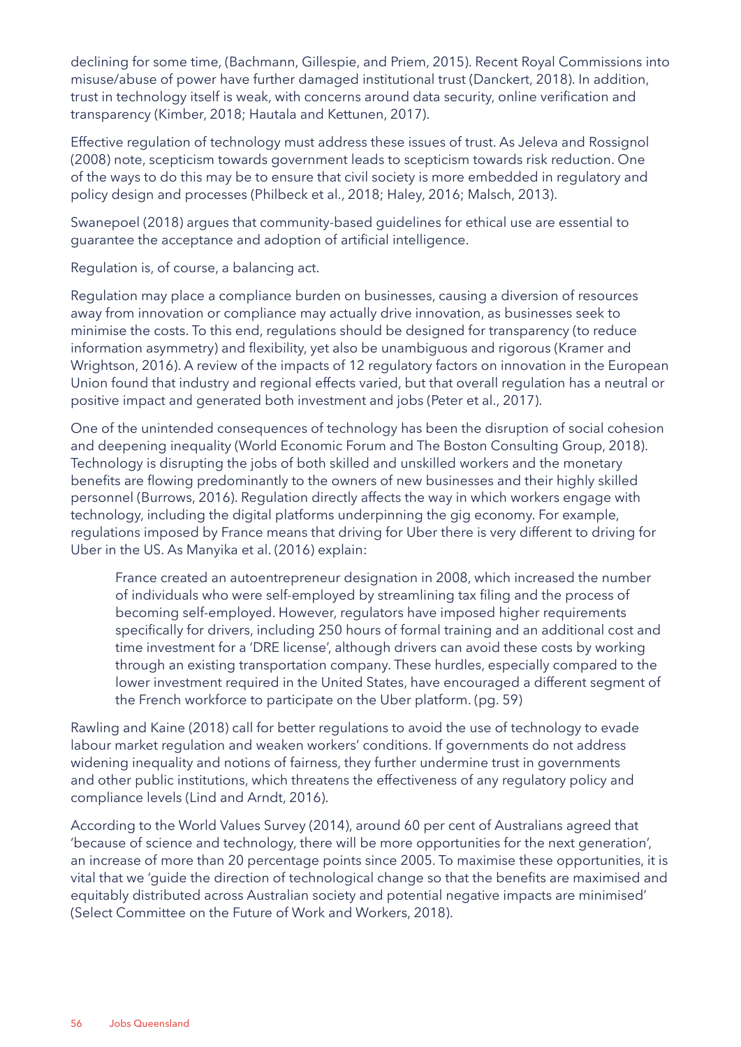declining for some time, (Bachmann, Gillespie, and Priem, 2015). Recent Royal Commissions into misuse/abuse of power have further damaged institutional trust (Danckert, 2018). In addition, trust in technology itself is weak, with concerns around data security, online verification and transparency (Kimber, 2018; Hautala and Kettunen, 2017).

Effective regulation of technology must address these issues of trust. As Jeleva and Rossignol (2008) note, scepticism towards government leads to scepticism towards risk reduction. One of the ways to do this may be to ensure that civil society is more embedded in regulatory and policy design and processes (Philbeck et al., 2018; Haley, 2016; Malsch, 2013).

Swanepoel (2018) argues that community-based guidelines for ethical use are essential to guarantee the acceptance and adoption of artificial intelligence.

Regulation is, of course, a balancing act.

Regulation may place a compliance burden on businesses, causing a diversion of resources away from innovation or compliance may actually drive innovation, as businesses seek to minimise the costs. To this end, regulations should be designed for transparency (to reduce information asymmetry) and flexibility, yet also be unambiguous and rigorous (Kramer and Wrightson, 2016). A review of the impacts of 12 regulatory factors on innovation in the European Union found that industry and regional effects varied, but that overall regulation has a neutral or positive impact and generated both investment and jobs (Peter et al., 2017).

One of the unintended consequences of technology has been the disruption of social cohesion and deepening inequality (World Economic Forum and The Boston Consulting Group, 2018). Technology is disrupting the jobs of both skilled and unskilled workers and the monetary benefits are flowing predominantly to the owners of new businesses and their highly skilled personnel (Burrows, 2016). Regulation directly affects the way in which workers engage with technology, including the digital platforms underpinning the gig economy. For example, regulations imposed by France means that driving for Uber there is very different to driving for Uber in the US. As Manyika et al. (2016) explain:

> France created an autoentrepreneur designation in 2008, which increased the number of individuals who were self-employed by streamlining tax filing and the process of becoming self-employed. However, regulators have imposed higher requirements specifically for drivers, including 250 hours of formal training and an additional cost and time investment for a 'DRE license', although drivers can avoid these costs by working through an existing transportation company. These hurdles, especially compared to the lower investment required in the United States, have encouraged a different segment of the French workforce to participate on the Uber platform. (pg. 59)

Rawling and Kaine (2018) call for better regulations to avoid the use of technology to evade labour market regulation and weaken workers' conditions. If governments do not address widening inequality and notions of fairness, they further undermine trust in governments and other public institutions, which threatens the effectiveness of any regulatory policy and compliance levels (Lind and Arndt, 2016).

According to the World Values Survey (2014), around 60 per cent of Australians agreed that 'because of science and technology, there will be more opportunities for the next generation', an increase of more than 20 percentage points since 2005. To maximise these opportunities, it is vital that we 'guide the direction of technological change so that the benefits are maximised and equitably distributed across Australian society and potential negative impacts are minimised' (Select Committee on the Future of Work and Workers, 2018).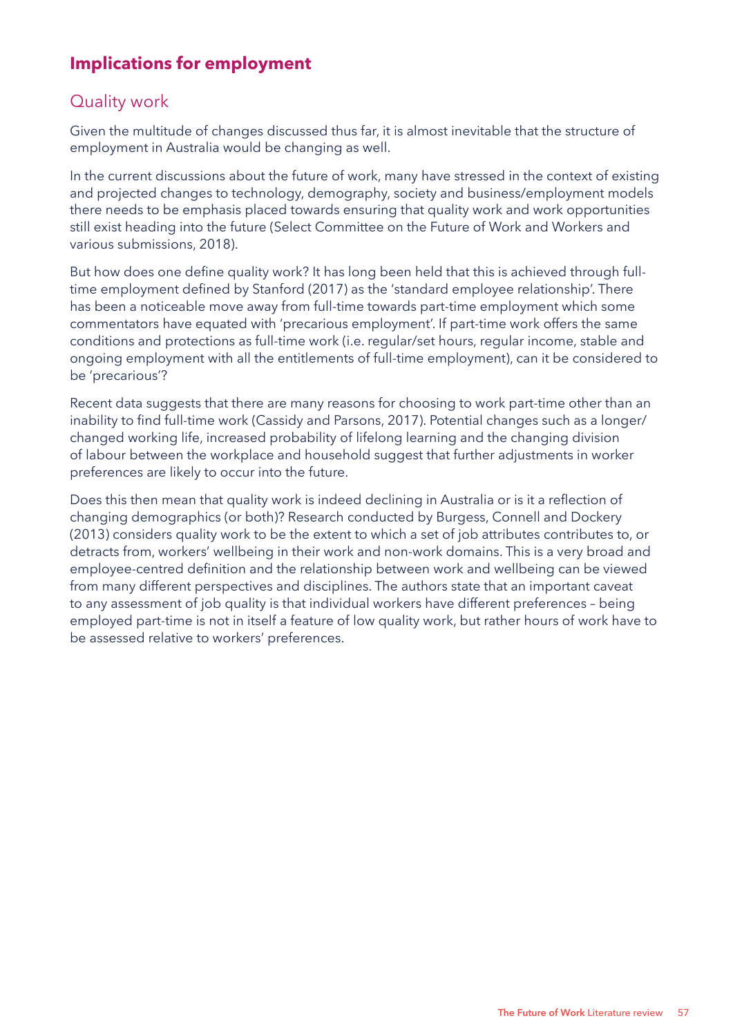## Implications for employment

### Quality work

Given the multitude of changes discussed thus far, it is almost inevitable that the structure of employment in Australia would be changing as well.

In the current discussions about the future of work, many have stressed in the context of existing and projected changes to technology, demography, society and business/employment models there needs to be emphasis placed towards ensuring that quality work and work opportunities still exist heading into the future (Select Committee on the Future of Work and Workers and various submissions, 2018).

But how does one define quality work? It has long been held that this is achieved through full-time employment defined by Stanford (2017) as the 'standard employee relationship'. There has been a noticeable move away from full-time towards part-time employment which some commentators have equated with 'precarious employment'. If part-time work offers the same conditions and protections as full-time work (i.e. regular/set hours, regular income, stable and ongoing employment with all the entitlements of full-time employment), can it be considered to be 'precarious'?

Recent data suggests that there are many reasons for choosing to work part-time other than an inability to find full-time work (Cassidy and Parsons, 2017). Potential changes such as a longer/changed working life, increased probability of lifelong learning and the changing division of labour between the workplace and household suggest that further adjustments in worker preferences are likely to occur into the future.

Does this then mean that quality work is indeed declining in Australia or is it a reflection of changing demographics (or both)? Research conducted by Burgess, Connell and Dockery (2013) considers quality work to be the extent to which a set of job attributes contributes to, or detracts from, workers' wellbeing in their work and non-work domains. This is a very broad and employee-centred definition and the relationship between work and wellbeing can be viewed from many different perspectives and disciplines. The authors state that an important caveat to any assessment of job quality is that individual workers have different preferences – being employed part-time is not in itself a feature of low quality work, but rather hours of work have to be assessed relative to workers' preferences.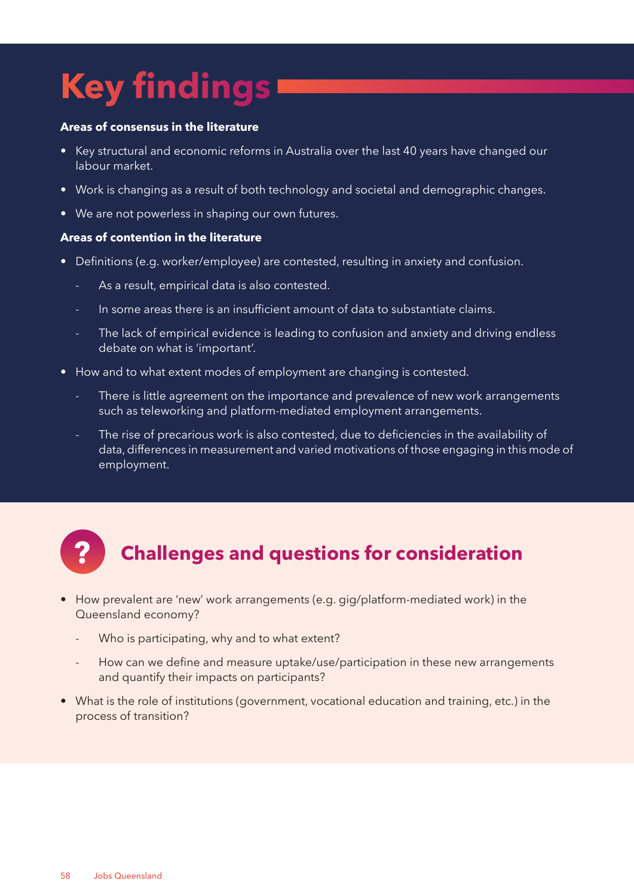# Key findings

**Areas of consensus in the literature**

- Key structural and economic reforms in Australia over the last 40 years have changed our labour market.
- Work is changing as a result of both technology and societal and demographic changes.
- We are not powerless in shaping our own futures.

**Areas of contention in the literature**

- Definitions (e.g. worker/employee) are contested, resulting in anxiety and confusion.
  - As a result, empirical data is also contested.
  - In some areas there is an insufficient amount of data to substantiate claims.
  - The lack of empirical evidence is leading to confusion and anxiety and driving endless debate on what is 'important'.
- How and to what extent modes of employment are changing is contested.
  - There is little agreement on the importance and prevalence of new work arrangements such as teleworking and platform-mediated employment arrangements.
  - The rise of precarious work is also contested, due to deficiencies in the availability of data, differences in measurement and varied motivations of those engaging in this mode of employment.

## Challenges and questions for consideration

- How prevalent are 'new' work arrangements (e.g. gig/platform-mediated work) in the Queensland economy?
  - Who is participating, why and to what extent?
  - How can we define and measure uptake/use/participation in these new arrangements and quantify their impacts on participants?
- What is the role of institutions (government, vocational education and training, etc.) in the process of transition?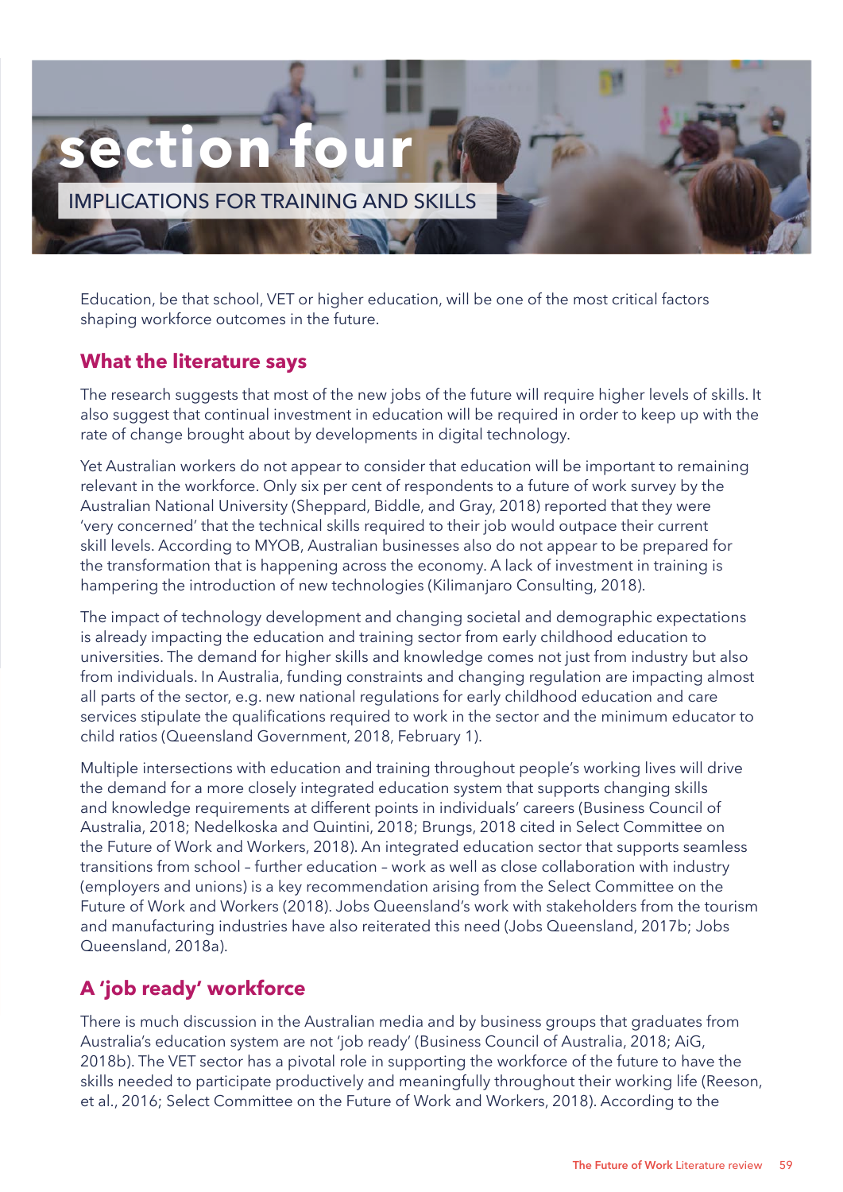# section four

## IMPLICATIONS FOR TRAINING AND SKILLS

Education, be that school, VET or higher education, will be one of the most critical factors shaping workforce outcomes in the future.

### What the literature says

The research suggests that most of the new jobs of the future will require higher levels of skills. It also suggest that continual investment in education will be required in order to keep up with the rate of change brought about by developments in digital technology.

Yet Australian workers do not appear to consider that education will be important to remaining relevant in the workforce. Only six per cent of respondents to a future of work survey by the Australian National University (Sheppard, Biddle, and Gray, 2018) reported that they were 'very concerned' that the technical skills required to their job would outpace their current skill levels. According to MYOB, Australian businesses also do not appear to be prepared for the transformation that is happening across the economy. A lack of investment in training is hampering the introduction of new technologies (Kilimanjaro Consulting, 2018).

The impact of technology development and changing societal and demographic expectations is already impacting the education and training sector from early childhood education to universities. The demand for higher skills and knowledge comes not just from industry but also from individuals. In Australia, funding constraints and changing regulation are impacting almost all parts of the sector, e.g. new national regulations for early childhood education and care services stipulate the qualifications required to work in the sector and the minimum educator to child ratios (Queensland Government, 2018, February 1).

Multiple intersections with education and training throughout people's working lives will drive the demand for a more closely integrated education system that supports changing skills and knowledge requirements at different points in individuals' careers (Business Council of Australia, 2018; Nedelkoska and Quintini, 2018; Brungs, 2018 cited in Select Committee on the Future of Work and Workers, 2018). An integrated education sector that supports seamless transitions from school – further education – work as well as close collaboration with industry (employers and unions) is a key recommendation arising from the Select Committee on the Future of Work and Workers (2018). Jobs Queensland's work with stakeholders from the tourism and manufacturing industries have also reiterated this need (Jobs Queensland, 2017b; Jobs Queensland, 2018a).

### A 'job ready' workforce

There is much discussion in the Australian media and by business groups that graduates from Australia's education system are not 'job ready' (Business Council of Australia, 2018; AiG, 2018b). The VET sector has a pivotal role in supporting the workforce of the future to have the skills needed to participate productively and meaningfully throughout their working life (Reeson, et al., 2016; Select Committee on the Future of Work and Workers, 2018). According to the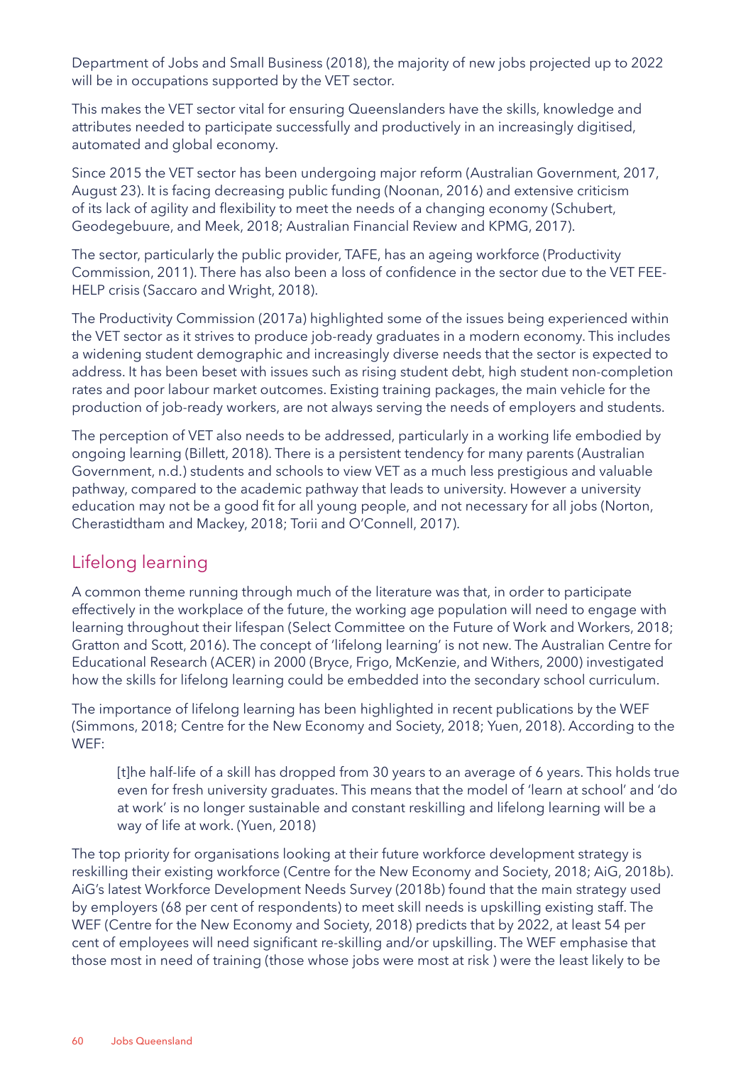Department of Jobs and Small Business (2018), the majority of new jobs projected up to 2022 will be in occupations supported by the VET sector.

This makes the VET sector vital for ensuring Queenslanders have the skills, knowledge and attributes needed to participate successfully and productively in an increasingly digitised, automated and global economy.

Since 2015 the VET sector has been undergoing major reform (Australian Government, 2017, August 23). It is facing decreasing public funding (Noonan, 2016) and extensive criticism of its lack of agility and flexibility to meet the needs of a changing economy (Schubert, Geodegebuure, and Meek, 2018; Australian Financial Review and KPMG, 2017).

The sector, particularly the public provider, TAFE, has an ageing workforce (Productivity Commission, 2011). There has also been a loss of confidence in the sector due to the VET FEE-HELP crisis (Saccaro and Wright, 2018).

The Productivity Commission (2017a) highlighted some of the issues being experienced within the VET sector as it strives to produce job-ready graduates in a modern economy. This includes a widening student demographic and increasingly diverse needs that the sector is expected to address. It has been beset with issues such as rising student debt, high student non-completion rates and poor labour market outcomes. Existing training packages, the main vehicle for the production of job-ready workers, are not always serving the needs of employers and students.

The perception of VET also needs to be addressed, particularly in a working life embodied by ongoing learning (Billett, 2018). There is a persistent tendency for many parents (Australian Government, n.d.) students and schools to view VET as a much less prestigious and valuable pathway, compared to the academic pathway that leads to university. However a university education may not be a good fit for all young people, and not necessary for all jobs (Norton, Cherastidtham and Mackey, 2018; Torii and O'Connell, 2017).

## Lifelong learning

A common theme running through much of the literature was that, in order to participate effectively in the workplace of the future, the working age population will need to engage with learning throughout their lifespan (Select Committee on the Future of Work and Workers, 2018; Gratton and Scott, 2016). The concept of 'lifelong learning' is not new. The Australian Centre for Educational Research (ACER) in 2000 (Bryce, Frigo, McKenzie, and Withers, 2000) investigated how the skills for lifelong learning could be embedded into the secondary school curriculum.

The importance of lifelong learning has been highlighted in recent publications by the WEF (Simmons, 2018; Centre for the New Economy and Society, 2018; Yuen, 2018). According to the WEF:

> [t]he half-life of a skill has dropped from 30 years to an average of 6 years. This holds true even for fresh university graduates. This means that the model of 'learn at school' and 'do at work' is no longer sustainable and constant reskilling and lifelong learning will be a way of life at work. (Yuen, 2018)

The top priority for organisations looking at their future workforce development strategy is reskilling their existing workforce (Centre for the New Economy and Society, 2018; AiG, 2018b). AiG's latest Workforce Development Needs Survey (2018b) found that the main strategy used by employers (68 per cent of respondents) to meet skill needs is upskilling existing staff. The WEF (Centre for the New Economy and Society, 2018) predicts that by 2022, at least 54 per cent of employees will need significant re-skilling and/or upskilling. The WEF emphasise that those most in need of training (those whose jobs were most at risk ) were the least likely to be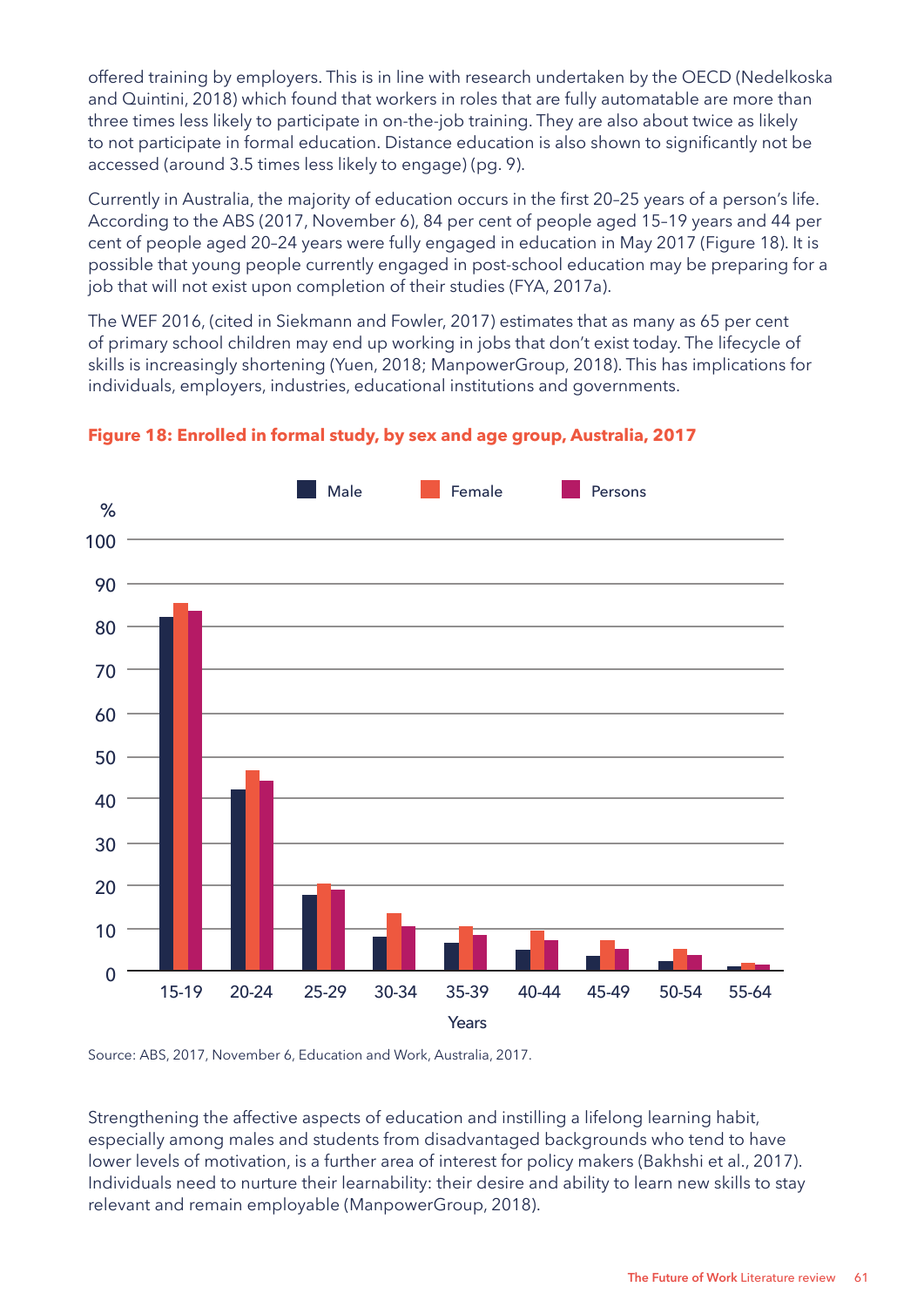offered training by employers. This is in line with research undertaken by the OECD (Nedelkoska and Quintini, 2018) which found that workers in roles that are fully automatable are more than three times less likely to participate in on-the-job training. They are also about twice as likely to not participate in formal education. Distance education is also shown to significantly not be accessed (around 3.5 times less likely to engage) (pg. 9).

Currently in Australia, the majority of education occurs in the first 20–25 years of a person's life. According to the ABS (2017, November 6), 84 per cent of people aged 15–19 years and 44 per cent of people aged 20–24 years were fully engaged in education in May 2017 (Figure 18). It is possible that young people currently engaged in post-school education may be preparing for a job that will not exist upon completion of their studies (FYA, 2017a).

The WEF 2016, (cited in Siekmann and Fowler, 2017) estimates that as many as 65 per cent of primary school children may end up working in jobs that don't exist today. The lifecycle of skills is increasingly shortening (Yuen, 2018; ManpowerGroup, 2018). This has implications for individuals, employers, industries, educational institutions and governments.

**Figure 18: Enrolled in formal study, by sex and age group, Australia, 2017**

Source: ABS, 2017, November 6, Education and Work, Australia, 2017.

Strengthening the affective aspects of education and instilling a lifelong learning habit, especially among males and students from disadvantaged backgrounds who tend to have lower levels of motivation, is a further area of interest for policy makers (Bakhshi et al., 2017). Individuals need to nurture their learnability: their desire and ability to learn new skills to stay relevant and remain employable (ManpowerGroup, 2018).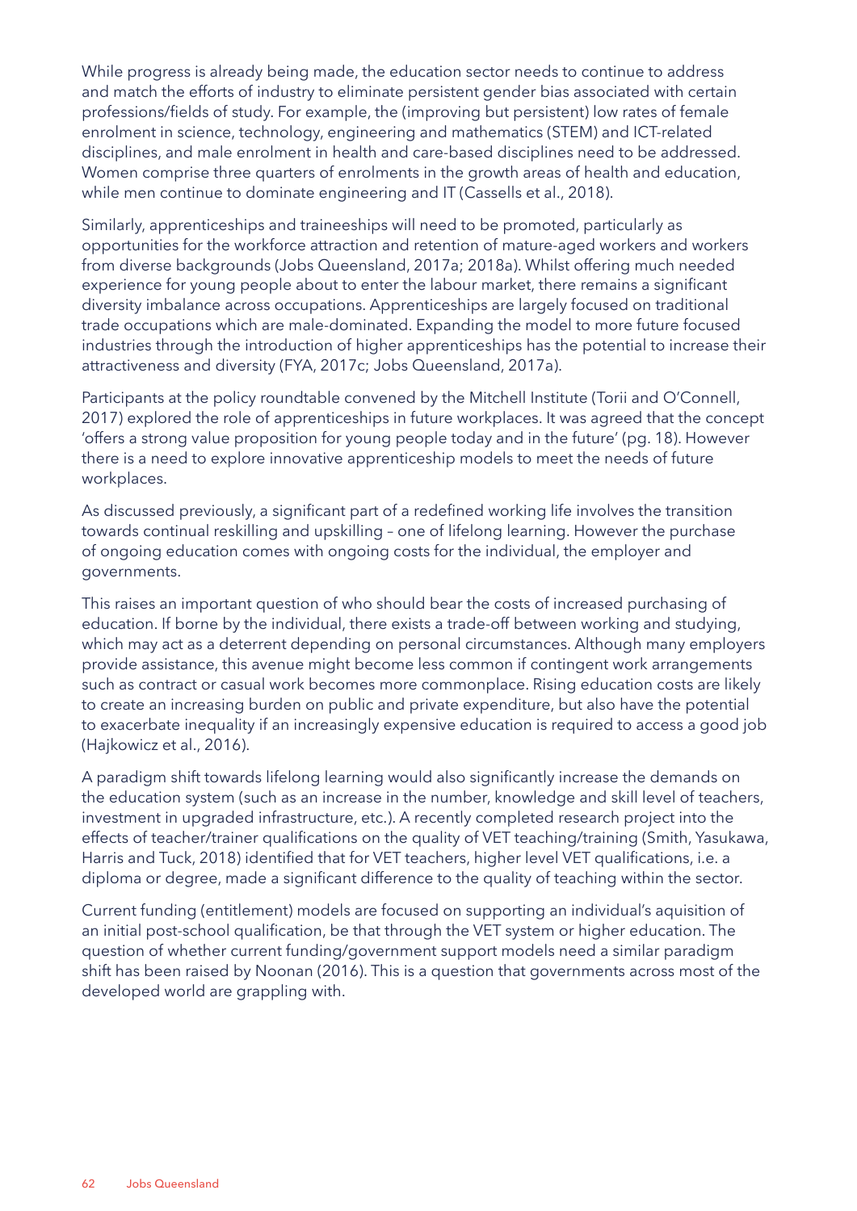While progress is already being made, the education sector needs to continue to address and match the efforts of industry to eliminate persistent gender bias associated with certain professions/fields of study. For example, the (improving but persistent) low rates of female enrolment in science, technology, engineering and mathematics (STEM) and ICT-related disciplines, and male enrolment in health and care-based disciplines need to be addressed. Women comprise three quarters of enrolments in the growth areas of health and education, while men continue to dominate engineering and IT (Cassells et al., 2018).

Similarly, apprenticeships and traineeships will need to be promoted, particularly as opportunities for the workforce attraction and retention of mature-aged workers and workers from diverse backgrounds (Jobs Queensland, 2017a; 2018a). Whilst offering much needed experience for young people about to enter the labour market, there remains a significant diversity imbalance across occupations. Apprenticeships are largely focused on traditional trade occupations which are male-dominated. Expanding the model to more future focused industries through the introduction of higher apprenticeships has the potential to increase their attractiveness and diversity (FYA, 2017c; Jobs Queensland, 2017a).

Participants at the policy roundtable convened by the Mitchell Institute (Torii and O'Connell, 2017) explored the role of apprenticeships in future workplaces. It was agreed that the concept 'offers a strong value proposition for young people today and in the future' (pg. 18). However there is a need to explore innovative apprenticeship models to meet the needs of future workplaces.

As discussed previously, a significant part of a redefined working life involves the transition towards continual reskilling and upskilling – one of lifelong learning. However the purchase of ongoing education comes with ongoing costs for the individual, the employer and governments.

This raises an important question of who should bear the costs of increased purchasing of education. If borne by the individual, there exists a trade-off between working and studying, which may act as a deterrent depending on personal circumstances. Although many employers provide assistance, this avenue might become less common if contingent work arrangements such as contract or casual work becomes more commonplace. Rising education costs are likely to create an increasing burden on public and private expenditure, but also have the potential to exacerbate inequality if an increasingly expensive education is required to access a good job (Hajkowicz et al., 2016).

A paradigm shift towards lifelong learning would also significantly increase the demands on the education system (such as an increase in the number, knowledge and skill level of teachers, investment in upgraded infrastructure, etc.). A recently completed research project into the effects of teacher/trainer qualifications on the quality of VET teaching/training (Smith, Yasukawa, Harris and Tuck, 2018) identified that for VET teachers, higher level VET qualifications, i.e. a diploma or degree, made a significant difference to the quality of teaching within the sector.

Current funding (entitlement) models are focused on supporting an individual's aquisition of an initial post-school qualification, be that through the VET system or higher education. The question of whether current funding/government support models need a similar paradigm shift has been raised by Noonan (2016). This is a question that governments across most of the developed world are grappling with.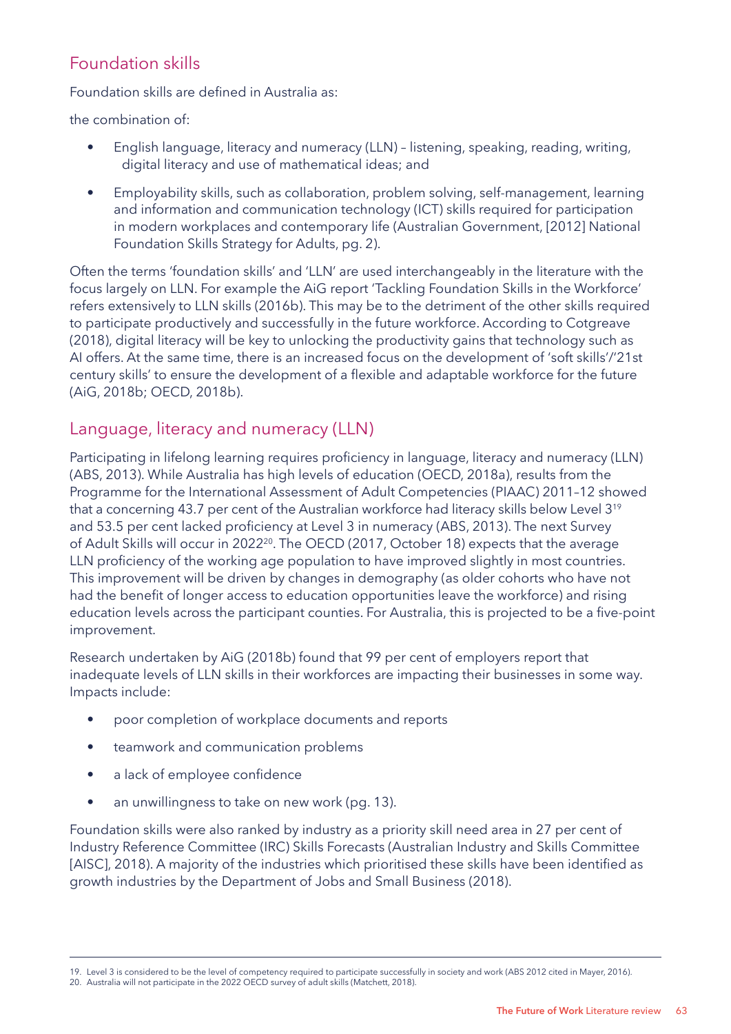## Foundation skills

Foundation skills are defined in Australia as:

the combination of:

- English language, literacy and numeracy (LLN) – listening, speaking, reading, writing, digital literacy and use of mathematical ideas; and
- Employability skills, such as collaboration, problem solving, self-management, learning and information and communication technology (ICT) skills required for participation in modern workplaces and contemporary life (Australian Government, [2012] National Foundation Skills Strategy for Adults, pg. 2).

Often the terms 'foundation skills' and 'LLN' are used interchangeably in the literature with the focus largely on LLN. For example the AiG report 'Tackling Foundation Skills in the Workforce' refers extensively to LLN skills (2016b). This may be to the detriment of the other skills required to participate productively and successfully in the future workforce. According to Cotgreave (2018), digital literacy will be key to unlocking the productivity gains that technology such as AI offers. At the same time, there is an increased focus on the development of 'soft skills'/'21st century skills' to ensure the development of a flexible and adaptable workforce for the future (AiG, 2018b; OECD, 2018b).

## Language, literacy and numeracy (LLN)

Participating in lifelong learning requires proficiency in language, literacy and numeracy (LLN) (ABS, 2013). While Australia has high levels of education (OECD, 2018a), results from the Programme for the International Assessment of Adult Competencies (PIAAC) 2011–12 showed that a concerning 43.7 per cent of the Australian workforce had literacy skills below Level 3[19] and 53.5 per cent lacked proficiency at Level 3 in numeracy (ABS, 2013). The next Survey of Adult Skills will occur in 2022[20]. The OECD (2017, October 18) expects that the average LLN proficiency of the working age population to have improved slightly in most countries. This improvement will be driven by changes in demography (as older cohorts who have not had the benefit of longer access to education opportunities leave the workforce) and rising education levels across the participant counties. For Australia, this is projected to be a five-point improvement.

Research undertaken by AiG (2018b) found that 99 per cent of employers report that inadequate levels of LLN skills in their workforces are impacting their businesses in some way. Impacts include:

- poor completion of workplace documents and reports
- teamwork and communication problems
- a lack of employee confidence
- an unwillingness to take on new work (pg. 13).

Foundation skills were also ranked by industry as a priority skill need area in 27 per cent of Industry Reference Committee (IRC) Skills Forecasts (Australian Industry and Skills Committee [AISC], 2018). A majority of the industries which prioritised these skills have been identified as growth industries by the Department of Jobs and Small Business (2018).

---

19. Level 3 is considered to be the level of competency required to participate successfully in society and work (ABS 2012 cited in Mayer, 2016).
20. Australia will not participate in the 2022 OECD survey of adult skills (Matchett, 2018).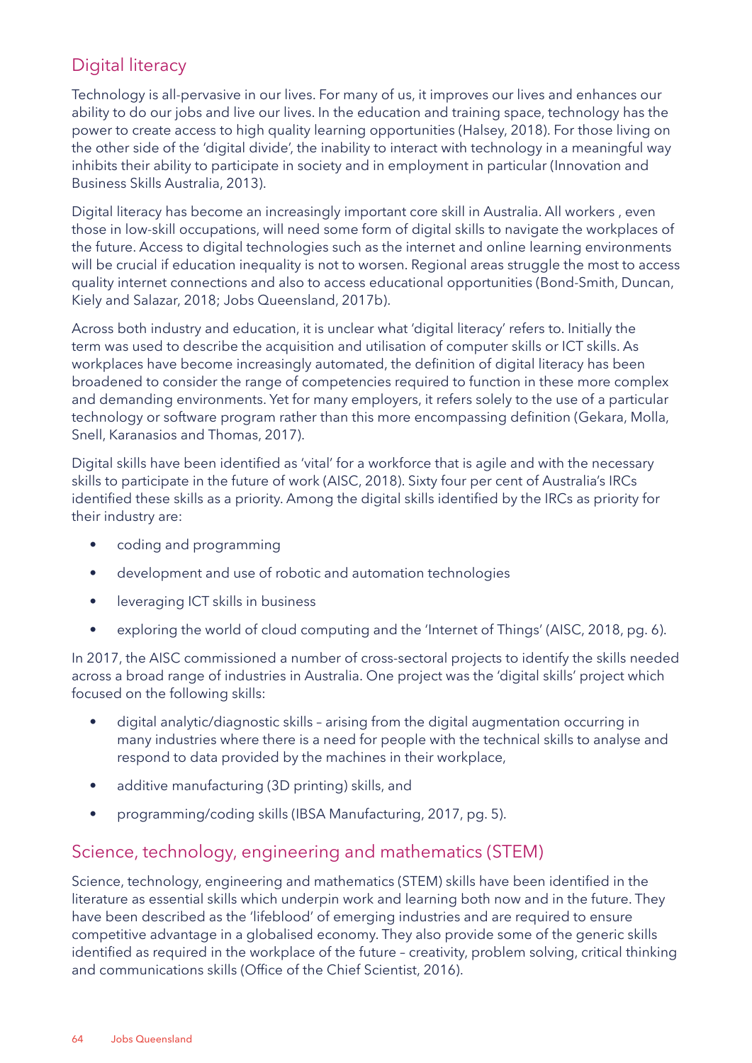## Digital literacy

Technology is all-pervasive in our lives. For many of us, it improves our lives and enhances our ability to do our jobs and live our lives. In the education and training space, technology has the power to create access to high quality learning opportunities (Halsey, 2018). For those living on the other side of the 'digital divide', the inability to interact with technology in a meaningful way inhibits their ability to participate in society and in employment in particular (Innovation and Business Skills Australia, 2013).

Digital literacy has become an increasingly important core skill in Australia. All workers , even those in low-skill occupations, will need some form of digital skills to navigate the workplaces of the future. Access to digital technologies such as the internet and online learning environments will be crucial if education inequality is not to worsen. Regional areas struggle the most to access quality internet connections and also to access educational opportunities (Bond-Smith, Duncan, Kiely and Salazar, 2018; Jobs Queensland, 2017b).

Across both industry and education, it is unclear what 'digital literacy' refers to. Initially the term was used to describe the acquisition and utilisation of computer skills or ICT skills. As workplaces have become increasingly automated, the definition of digital literacy has been broadened to consider the range of competencies required to function in these more complex and demanding environments. Yet for many employers, it refers solely to the use of a particular technology or software program rather than this more encompassing definition (Gekara, Molla, Snell, Karanasios and Thomas, 2017).

Digital skills have been identified as 'vital' for a workforce that is agile and with the necessary skills to participate in the future of work (AISC, 2018). Sixty four per cent of Australia's IRCs identified these skills as a priority. Among the digital skills identified by the IRCs as priority for their industry are:

- coding and programming
- development and use of robotic and automation technologies
- leveraging ICT skills in business
- exploring the world of cloud computing and the 'Internet of Things' (AISC, 2018, pg. 6).

In 2017, the AISC commissioned a number of cross-sectoral projects to identify the skills needed across a broad range of industries in Australia. One project was the 'digital skills' project which focused on the following skills:

- digital analytic/diagnostic skills – arising from the digital augmentation occurring in many industries where there is a need for people with the technical skills to analyse and respond to data provided by the machines in their workplace,
- additive manufacturing (3D printing) skills, and
- programming/coding skills (IBSA Manufacturing, 2017, pg. 5).

## Science, technology, engineering and mathematics (STEM)

Science, technology, engineering and mathematics (STEM) skills have been identified in the literature as essential skills which underpin work and learning both now and in the future. They have been described as the 'lifeblood' of emerging industries and are required to ensure competitive advantage in a globalised economy. They also provide some of the generic skills identified as required in the workplace of the future – creativity, problem solving, critical thinking and communications skills (Office of the Chief Scientist, 2016).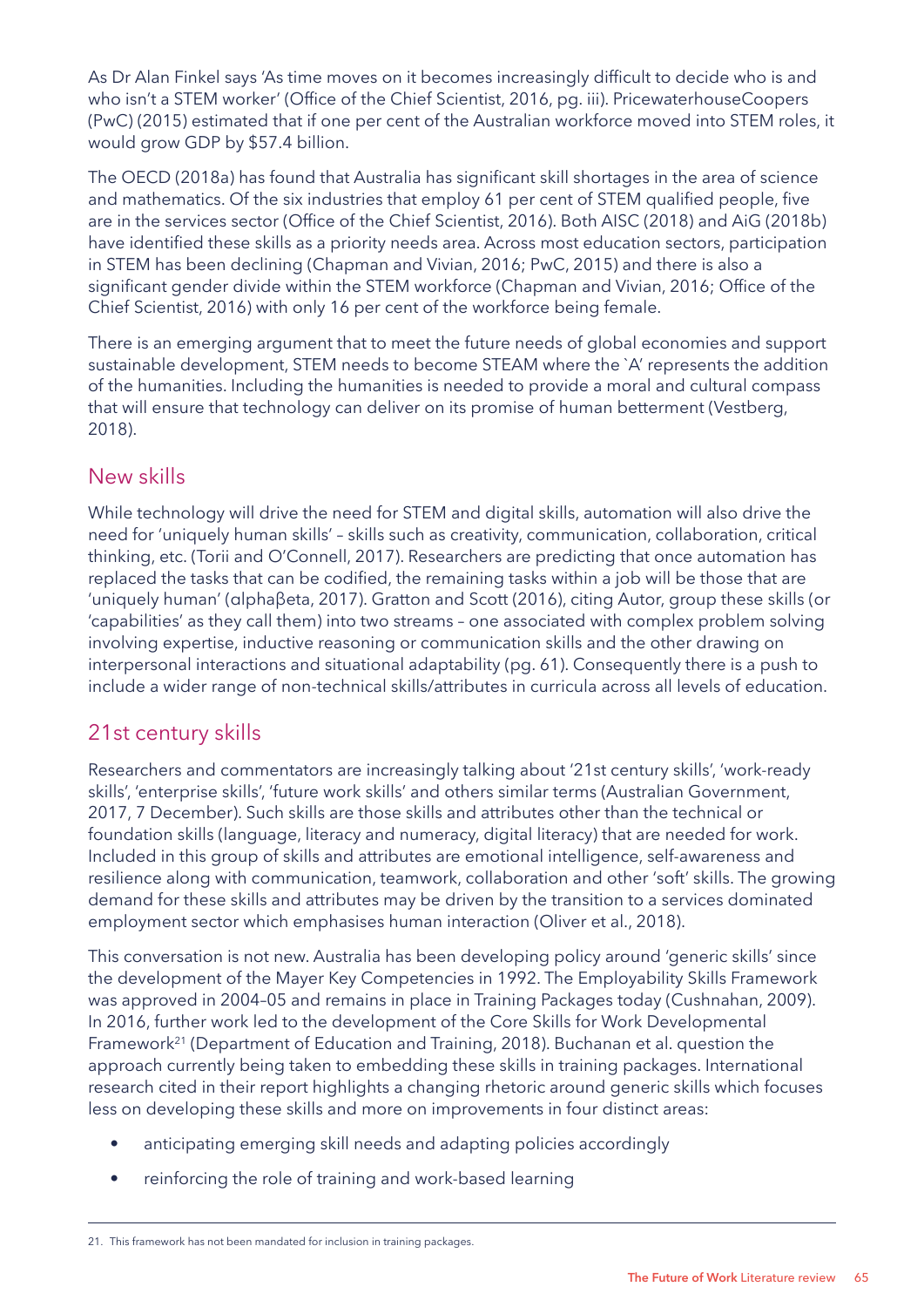As Dr Alan Finkel says 'As time moves on it becomes increasingly difficult to decide who is and who isn't a STEM worker' (Office of the Chief Scientist, 2016, pg. iii). PricewaterhouseCoopers (PwC) (2015) estimated that if one per cent of the Australian workforce moved into STEM roles, it would grow GDP by $57.4 billion.

The OECD (2018a) has found that Australia has significant skill shortages in the area of science and mathematics. Of the six industries that employ 61 per cent of STEM qualified people, five are in the services sector (Office of the Chief Scientist, 2016). Both AISC (2018) and AiG (2018b) have identified these skills as a priority needs area. Across most education sectors, participation in STEM has been declining (Chapman and Vivian, 2016; PwC, 2015) and there is also a significant gender divide within the STEM workforce (Chapman and Vivian, 2016; Office of the Chief Scientist, 2016) with only 16 per cent of the workforce being female.

There is an emerging argument that to meet the future needs of global economies and support sustainable development, STEM needs to become STEAM where the `A' represents the addition of the humanities. Including the humanities is needed to provide a moral and cultural compass that will ensure that technology can deliver on its promise of human betterment (Vestberg, 2018).

## New skills

While technology will drive the need for STEM and digital skills, automation will also drive the need for 'uniquely human skills' – skills such as creativity, communication, collaboration, critical thinking, etc. (Torii and O'Connell, 2017). Researchers are predicting that once automation has replaced the tasks that can be codified, the remaining tasks within a job will be those that are 'uniquely human' (αlphaβeta, 2017). Gratton and Scott (2016), citing Autor, group these skills (or 'capabilities' as they call them) into two streams – one associated with complex problem solving involving expertise, inductive reasoning or communication skills and the other drawing on interpersonal interactions and situational adaptability (pg. 61). Consequently there is a push to include a wider range of non-technical skills/attributes in curricula across all levels of education.

## 21st century skills

Researchers and commentators are increasingly talking about '21st century skills', 'work-ready skills', 'enterprise skills', 'future work skills' and others similar terms (Australian Government, 2017, 7 December). Such skills are those skills and attributes other than the technical or foundation skills (language, literacy and numeracy, digital literacy) that are needed for work. Included in this group of skills and attributes are emotional intelligence, self-awareness and resilience along with communication, teamwork, collaboration and other 'soft' skills. The growing demand for these skills and attributes may be driven by the transition to a services dominated employment sector which emphasises human interaction (Oliver et al., 2018).

This conversation is not new. Australia has been developing policy around 'generic skills' since the development of the Mayer Key Competencies in 1992. The Employability Skills Framework was approved in 2004–05 and remains in place in Training Packages today (Cushnahan, 2009). In 2016, further work led to the development of the Core Skills for Work Developmental Framework[21] (Department of Education and Training, 2018). Buchanan et al. question the approach currently being taken to embedding these skills in training packages. International research cited in their report highlights a changing rhetoric around generic skills which focuses less on developing these skills and more on improvements in four distinct areas:

- anticipating emerging skill needs and adapting policies accordingly
- reinforcing the role of training and work-based learning

21. This framework has not been mandated for inclusion in training packages.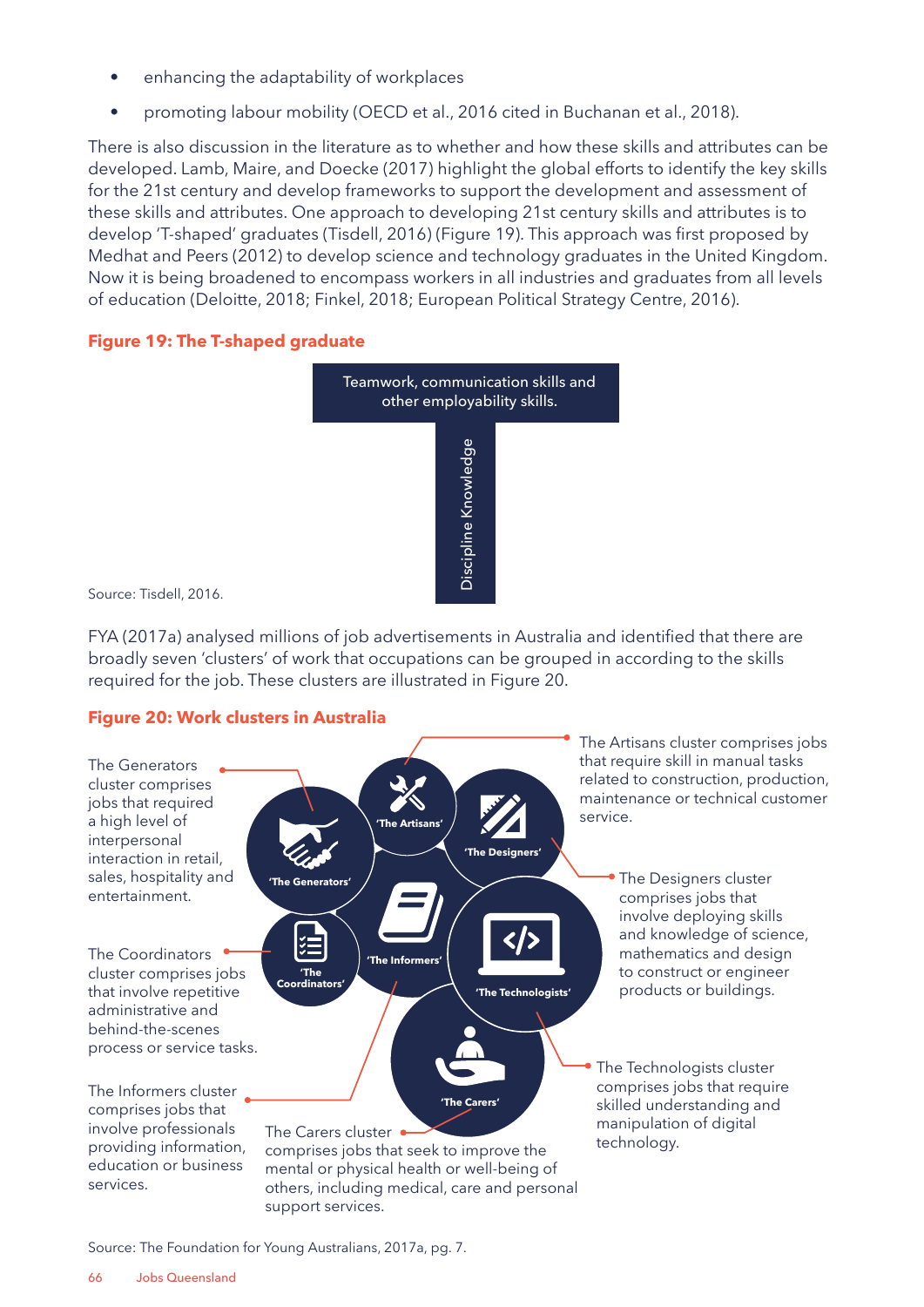- enhancing the adaptability of workplaces
- promoting labour mobility (OECD et al., 2016 cited in Buchanan et al., 2018).

There is also discussion in the literature as to whether and how these skills and attributes can be developed. Lamb, Maire, and Doecke (2017) highlight the global efforts to identify the key skills for the 21st century and develop frameworks to support the development and assessment of these skills and attributes. One approach to developing 21st century skills and attributes is to develop 'T-shaped' graduates (Tisdell, 2016) (Figure 19). This approach was first proposed by Medhat and Peers (2012) to develop science and technology graduates in the United Kingdom. Now it is being broadened to encompass workers in all industries and graduates from all levels of education (Deloitte, 2018; Finkel, 2018; European Political Strategy Centre, 2016).

**Figure 19: The T-shaped graduate**

Teamwork, communication skills and other employability skills.

Discipline Knowledge

Source: Tisdell, 2016.

FYA (2017a) analysed millions of job advertisements in Australia and identified that there are broadly seven 'clusters' of work that occupations can be grouped in according to the skills required for the job. These clusters are illustrated in Figure 20.

**Figure 20: Work clusters in Australia**

'The Generators' — The Generators cluster comprises jobs that required a high level of interpersonal interaction in retail, sales, hospitality and entertainment.

'The Artisans' — The Artisans cluster comprises jobs that require skill in manual tasks related to construction, production, maintenance or technical customer service.

'The Designers' — The Designers cluster comprises jobs that involve deploying skills and knowledge of science, mathematics and design to construct or engineer products or buildings.

'The Coordinators' — The Coordinators cluster comprises jobs that involve repetitive administrative and behind-the-scenes process or service tasks.

'The Informers' — The Informers cluster comprises jobs that involve professionals providing information, education or business services.

'The Technologists' — The Technologists cluster comprises jobs that require skilled understanding and manipulation of digital technology.

'The Carers' — The Carers cluster comprises jobs that seek to improve the mental or physical health or well-being of others, including medical, care and personal support services.

Source: The Foundation for Young Australians, 2017a, pg. 7.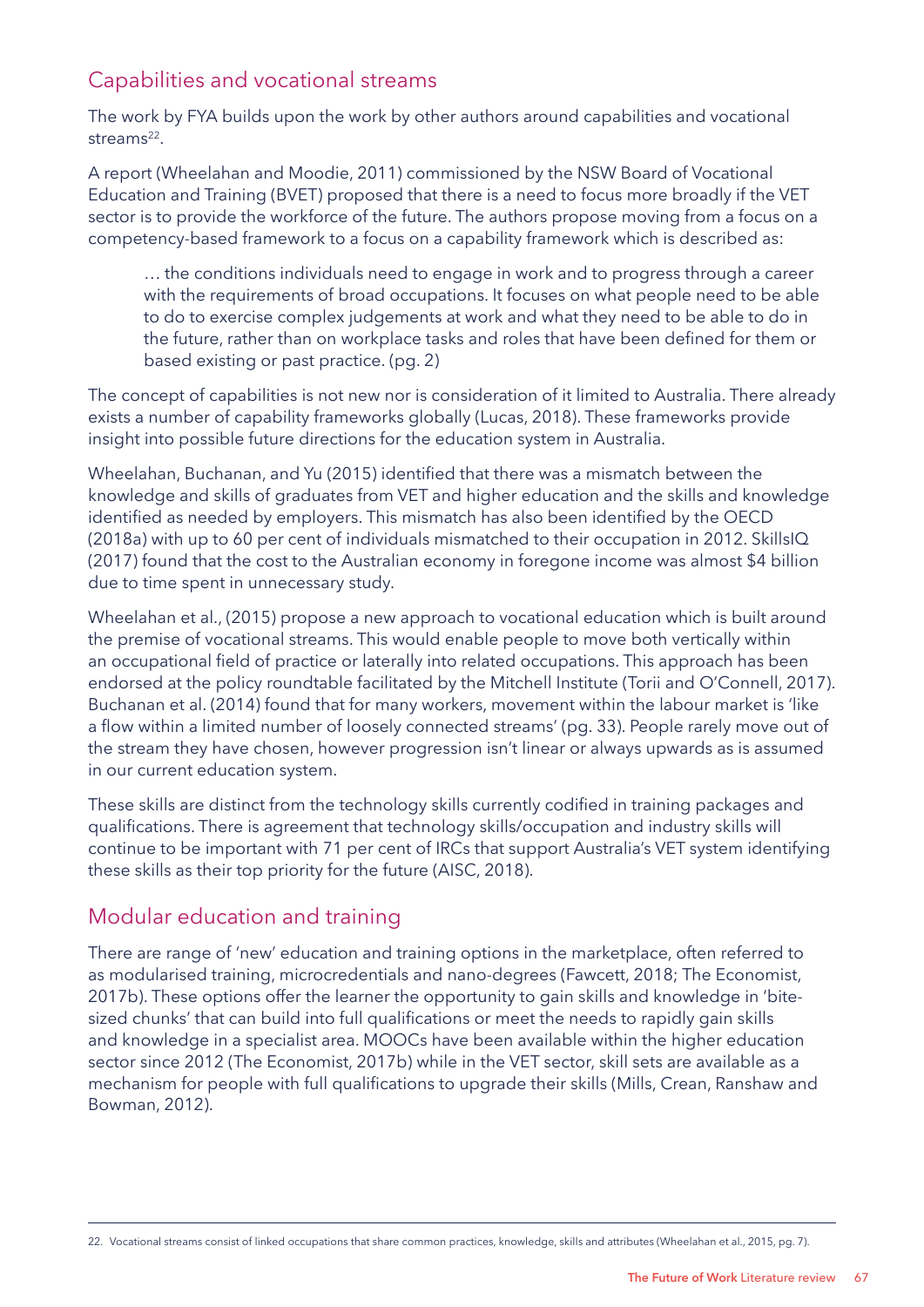## Capabilities and vocational streams

The work by FYA builds upon the work by other authors around capabilities and vocational streams[22].

A report (Wheelahan and Moodie, 2011) commissioned by the NSW Board of Vocational Education and Training (BVET) proposed that there is a need to focus more broadly if the VET sector is to provide the workforce of the future. The authors propose moving from a focus on a competency-based framework to a focus on a capability framework which is described as:

> … the conditions individuals need to engage in work and to progress through a career with the requirements of broad occupations. It focuses on what people need to be able to do to exercise complex judgements at work and what they need to be able to do in the future, rather than on workplace tasks and roles that have been defined for them or based existing or past practice. (pg. 2)

The concept of capabilities is not new nor is consideration of it limited to Australia. There already exists a number of capability frameworks globally (Lucas, 2018). These frameworks provide insight into possible future directions for the education system in Australia.

Wheelahan, Buchanan, and Yu (2015) identified that there was a mismatch between the knowledge and skills of graduates from VET and higher education and the skills and knowledge identified as needed by employers. This mismatch has also been identified by the OECD (2018a) with up to 60 per cent of individuals mismatched to their occupation in 2012. SkillsIQ (2017) found that the cost to the Australian economy in foregone income was almost $4 billion due to time spent in unnecessary study.

Wheelahan et al., (2015) propose a new approach to vocational education which is built around the premise of vocational streams. This would enable people to move both vertically within an occupational field of practice or laterally into related occupations. This approach has been endorsed at the policy roundtable facilitated by the Mitchell Institute (Torii and O'Connell, 2017). Buchanan et al. (2014) found that for many workers, movement within the labour market is 'like a flow within a limited number of loosely connected streams' (pg. 33). People rarely move out of the stream they have chosen, however progression isn't linear or always upwards as is assumed in our current education system.

These skills are distinct from the technology skills currently codified in training packages and qualifications. There is agreement that technology skills/occupation and industry skills will continue to be important with 71 per cent of IRCs that support Australia's VET system identifying these skills as their top priority for the future (AISC, 2018).

## Modular education and training

There are range of 'new' education and training options in the marketplace, often referred to as modularised training, microcredentials and nano-degrees (Fawcett, 2018; The Economist, 2017b). These options offer the learner the opportunity to gain skills and knowledge in 'bite-sized chunks' that can build into full qualifications or meet the needs to rapidly gain skills and knowledge in a specialist area. MOOCs have been available within the higher education sector since 2012 (The Economist, 2017b) while in the VET sector, skill sets are available as a mechanism for people with full qualifications to upgrade their skills (Mills, Crean, Ranshaw and Bowman, 2012).

---

22. Vocational streams consist of linked occupations that share common practices, knowledge, skills and attributes (Wheelahan et al., 2015, pg. 7).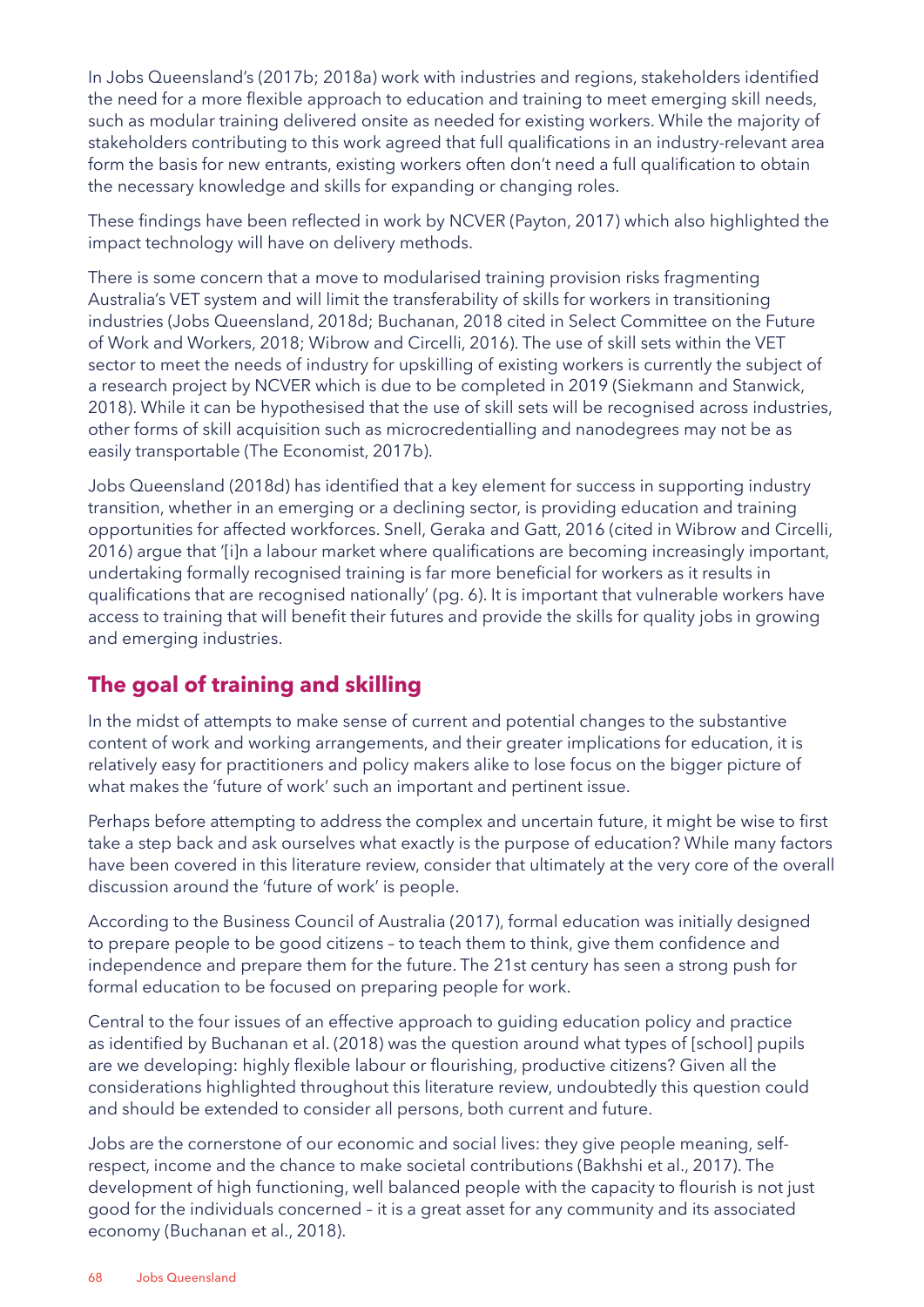In Jobs Queensland's (2017b; 2018a) work with industries and regions, stakeholders identified the need for a more flexible approach to education and training to meet emerging skill needs, such as modular training delivered onsite as needed for existing workers. While the majority of stakeholders contributing to this work agreed that full qualifications in an industry-relevant area form the basis for new entrants, existing workers often don't need a full qualification to obtain the necessary knowledge and skills for expanding or changing roles.

These findings have been reflected in work by NCVER (Payton, 2017) which also highlighted the impact technology will have on delivery methods.

There is some concern that a move to modularised training provision risks fragmenting Australia's VET system and will limit the transferability of skills for workers in transitioning industries (Jobs Queensland, 2018d; Buchanan, 2018 cited in Select Committee on the Future of Work and Workers, 2018; Wibrow and Circelli, 2016). The use of skill sets within the VET sector to meet the needs of industry for upskilling of existing workers is currently the subject of a research project by NCVER which is due to be completed in 2019 (Siekmann and Stanwick, 2018). While it can be hypothesised that the use of skill sets will be recognised across industries, other forms of skill acquisition such as microcredentialling and nanodegrees may not be as easily transportable (The Economist, 2017b).

Jobs Queensland (2018d) has identified that a key element for success in supporting industry transition, whether in an emerging or a declining sector, is providing education and training opportunities for affected workforces. Snell, Geraka and Gatt, 2016 (cited in Wibrow and Circelli, 2016) argue that '[i]n a labour market where qualifications are becoming increasingly important, undertaking formally recognised training is far more beneficial for workers as it results in qualifications that are recognised nationally' (pg. 6). It is important that vulnerable workers have access to training that will benefit their futures and provide the skills for quality jobs in growing and emerging industries.

## The goal of training and skilling

In the midst of attempts to make sense of current and potential changes to the substantive content of work and working arrangements, and their greater implications for education, it is relatively easy for practitioners and policy makers alike to lose focus on the bigger picture of what makes the 'future of work' such an important and pertinent issue.

Perhaps before attempting to address the complex and uncertain future, it might be wise to first take a step back and ask ourselves what exactly is the purpose of education? While many factors have been covered in this literature review, consider that ultimately at the very core of the overall discussion around the 'future of work' is people.

According to the Business Council of Australia (2017), formal education was initially designed to prepare people to be good citizens – to teach them to think, give them confidence and independence and prepare them for the future. The 21st century has seen a strong push for formal education to be focused on preparing people for work.

Central to the four issues of an effective approach to guiding education policy and practice as identified by Buchanan et al. (2018) was the question around what types of [school] pupils are we developing: highly flexible labour or flourishing, productive citizens? Given all the considerations highlighted throughout this literature review, undoubtedly this question could and should be extended to consider all persons, both current and future.

Jobs are the cornerstone of our economic and social lives: they give people meaning, self-respect, income and the chance to make societal contributions (Bakhshi et al., 2017). The development of high functioning, well balanced people with the capacity to flourish is not just good for the individuals concerned – it is a great asset for any community and its associated economy (Buchanan et al., 2018).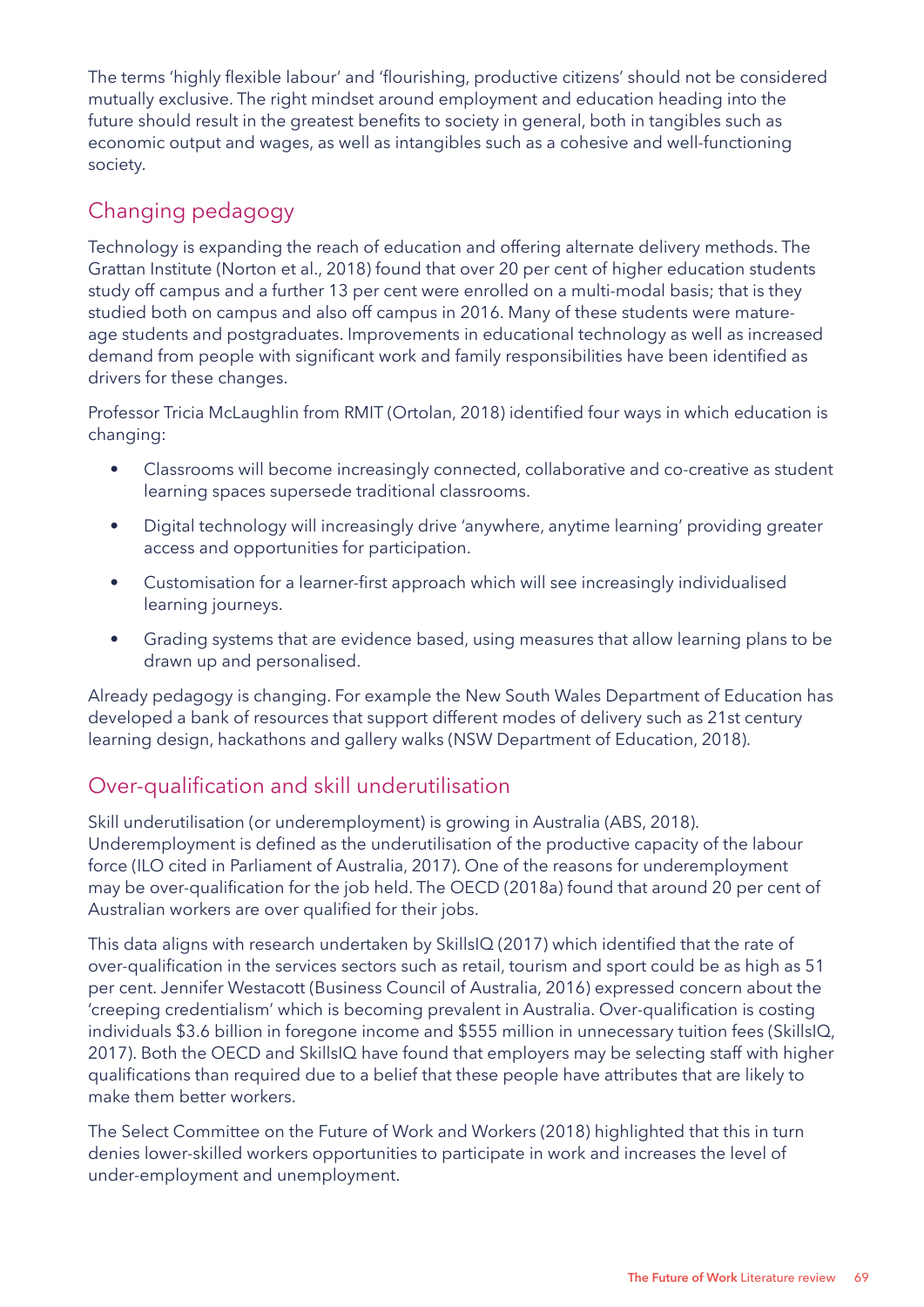The terms 'highly flexible labour' and 'flourishing, productive citizens' should not be considered mutually exclusive. The right mindset around employment and education heading into the future should result in the greatest benefits to society in general, both in tangibles such as economic output and wages, as well as intangibles such as a cohesive and well-functioning society.

## Changing pedagogy

Technology is expanding the reach of education and offering alternate delivery methods. The Grattan Institute (Norton et al., 2018) found that over 20 per cent of higher education students study off campus and a further 13 per cent were enrolled on a multi-modal basis; that is they studied both on campus and also off campus in 2016. Many of these students were mature-age students and postgraduates. Improvements in educational technology as well as increased demand from people with significant work and family responsibilities have been identified as drivers for these changes.

Professor Tricia McLaughlin from RMIT (Ortolan, 2018) identified four ways in which education is changing:

- Classrooms will become increasingly connected, collaborative and co-creative as student learning spaces supersede traditional classrooms.
- Digital technology will increasingly drive 'anywhere, anytime learning' providing greater access and opportunities for participation.
- Customisation for a learner-first approach which will see increasingly individualised learning journeys.
- Grading systems that are evidence based, using measures that allow learning plans to be drawn up and personalised.

Already pedagogy is changing. For example the New South Wales Department of Education has developed a bank of resources that support different modes of delivery such as 21st century learning design, hackathons and gallery walks (NSW Department of Education, 2018).

## Over-qualification and skill underutilisation

Skill underutilisation (or underemployment) is growing in Australia (ABS, 2018). Underemployment is defined as the underutilisation of the productive capacity of the labour force (ILO cited in Parliament of Australia, 2017). One of the reasons for underemployment may be over-qualification for the job held. The OECD (2018a) found that around 20 per cent of Australian workers are over qualified for their jobs.

This data aligns with research undertaken by SkillsIQ (2017) which identified that the rate of over-qualification in the services sectors such as retail, tourism and sport could be as high as 51 per cent. Jennifer Westacott (Business Council of Australia, 2016) expressed concern about the 'creeping credentialism' which is becoming prevalent in Australia. Over-qualification is costing individuals $3.6 billion in foregone income and $555 million in unnecessary tuition fees (SkillsIQ, 2017). Both the OECD and SkillsIQ have found that employers may be selecting staff with higher qualifications than required due to a belief that these people have attributes that are likely to make them better workers.

The Select Committee on the Future of Work and Workers (2018) highlighted that this in turn denies lower-skilled workers opportunities to participate in work and increases the level of under-employment and unemployment.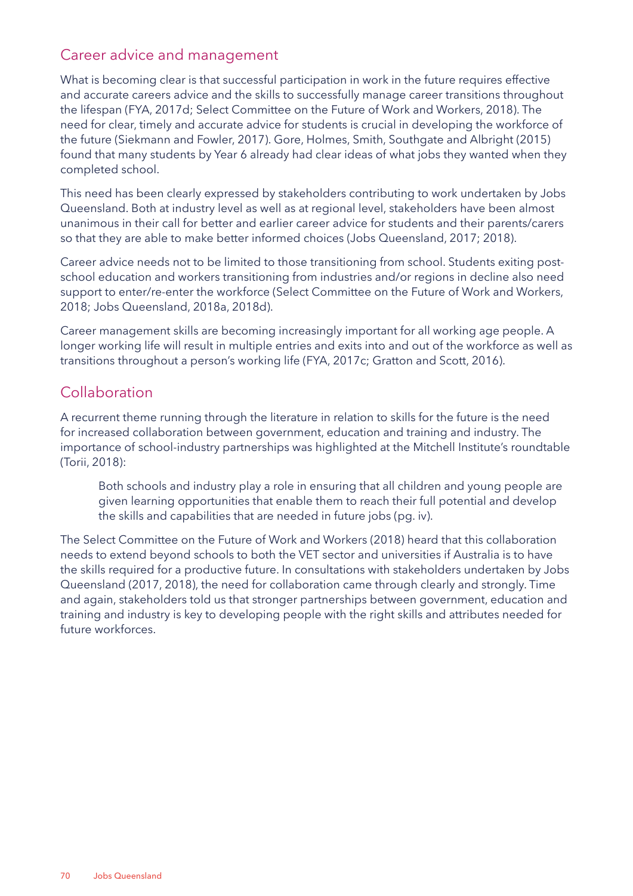## Career advice and management

What is becoming clear is that successful participation in work in the future requires effective and accurate careers advice and the skills to successfully manage career transitions throughout the lifespan (FYA, 2017d; Select Committee on the Future of Work and Workers, 2018). The need for clear, timely and accurate advice for students is crucial in developing the workforce of the future (Siekmann and Fowler, 2017). Gore, Holmes, Smith, Southgate and Albright (2015) found that many students by Year 6 already had clear ideas of what jobs they wanted when they completed school.

This need has been clearly expressed by stakeholders contributing to work undertaken by Jobs Queensland. Both at industry level as well as at regional level, stakeholders have been almost unanimous in their call for better and earlier career advice for students and their parents/carers so that they are able to make better informed choices (Jobs Queensland, 2017; 2018).

Career advice needs not to be limited to those transitioning from school. Students exiting post-school education and workers transitioning from industries and/or regions in decline also need support to enter/re-enter the workforce (Select Committee on the Future of Work and Workers, 2018; Jobs Queensland, 2018a, 2018d).

Career management skills are becoming increasingly important for all working age people. A longer working life will result in multiple entries and exits into and out of the workforce as well as transitions throughout a person's working life (FYA, 2017c; Gratton and Scott, 2016).

## Collaboration

A recurrent theme running through the literature in relation to skills for the future is the need for increased collaboration between government, education and training and industry. The importance of school-industry partnerships was highlighted at the Mitchell Institute's roundtable (Torii, 2018):

> Both schools and industry play a role in ensuring that all children and young people are given learning opportunities that enable them to reach their full potential and develop the skills and capabilities that are needed in future jobs (pg. iv).

The Select Committee on the Future of Work and Workers (2018) heard that this collaboration needs to extend beyond schools to both the VET sector and universities if Australia is to have the skills required for a productive future. In consultations with stakeholders undertaken by Jobs Queensland (2017, 2018), the need for collaboration came through clearly and strongly. Time and again, stakeholders told us that stronger partnerships between government, education and training and industry is key to developing people with the right skills and attributes needed for future workforces.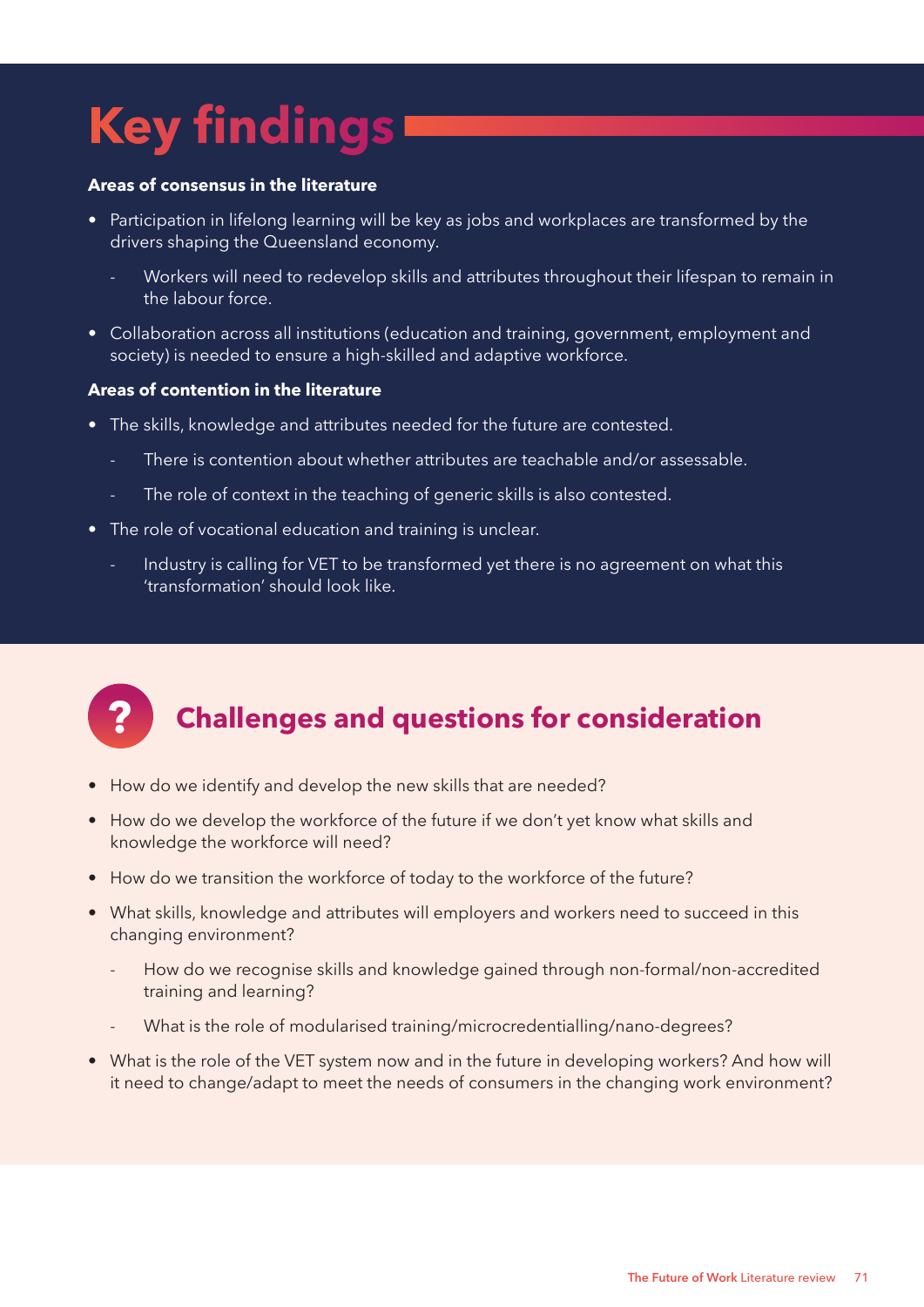# Key findings

**Areas of consensus in the literature**

- Participation in lifelong learning will be key as jobs and workplaces are transformed by the drivers shaping the Queensland economy.
  - Workers will need to redevelop skills and attributes throughout their lifespan to remain in the labour force.
- Collaboration across all institutions (education and training, government, employment and society) is needed to ensure a high-skilled and adaptive workforce.

**Areas of contention in the literature**

- The skills, knowledge and attributes needed for the future are contested.
  - There is contention about whether attributes are teachable and/or assessable.
  - The role of context in the teaching of generic skills is also contested.
- The role of vocational education and training is unclear.
  - Industry is calling for VET to be transformed yet there is no agreement on what this 'transformation' should look like.

## Challenges and questions for consideration

- How do we identify and develop the new skills that are needed?
- How do we develop the workforce of the future if we don't yet know what skills and knowledge the workforce will need?
- How do we transition the workforce of today to the workforce of the future?
- What skills, knowledge and attributes will employers and workers need to succeed in this changing environment?
  - How do we recognise skills and knowledge gained through non-formal/non-accredited training and learning?
  - What is the role of modularised training/microcredentialling/nano-degrees?
- What is the role of the VET system now and in the future in developing workers? And how will it need to change/adapt to meet the needs of consumers in the changing work environment?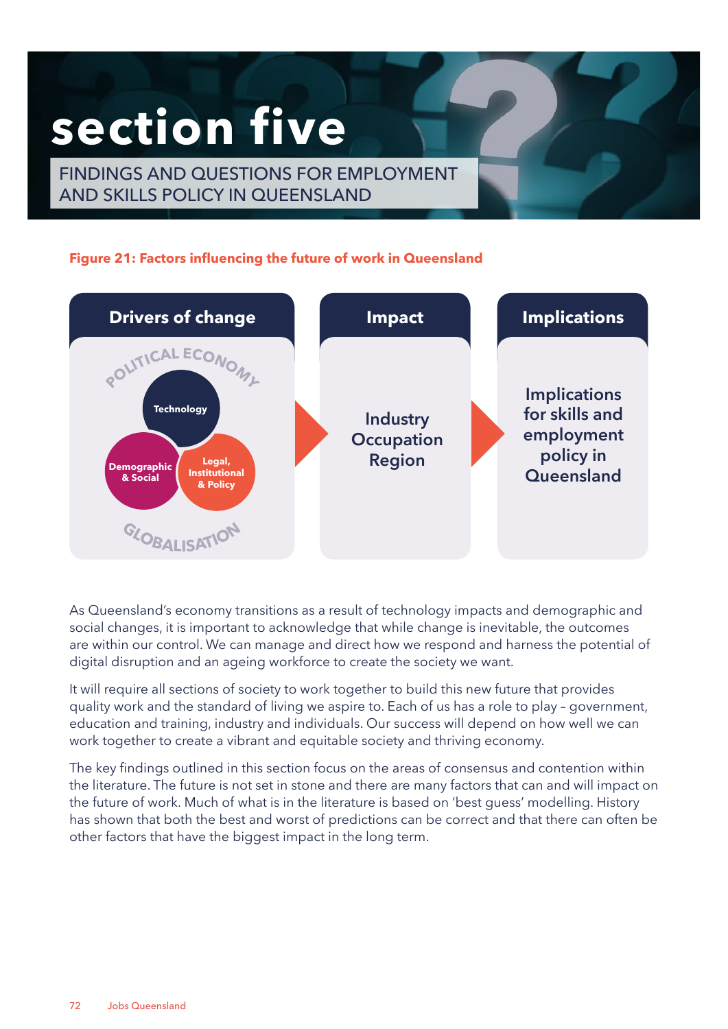# section five

## FINDINGS AND QUESTIONS FOR EMPLOYMENT AND SKILLS POLICY IN QUEENSLAND

**Figure 21: Factors influencing the future of work in Queensland**

| Drivers of change | Impact | Implications |
|---|---|---|
| POLITICAL ECONOMY<br>Technology<br>Demographic & Social<br>Legal, Institutional & Policy<br>GLOBALISATION | Industry<br>Occupation<br>Region | Implications for skills and employment policy in Queensland |

As Queensland's economy transitions as a result of technology impacts and demographic and social changes, it is important to acknowledge that while change is inevitable, the outcomes are within our control. We can manage and direct how we respond and harness the potential of digital disruption and an ageing workforce to create the society we want.

It will require all sections of society to work together to build this new future that provides quality work and the standard of living we aspire to. Each of us has a role to play – government, education and training, industry and individuals. Our success will depend on how well we can work together to create a vibrant and equitable society and thriving economy.

The key findings outlined in this section focus on the areas of consensus and contention within the literature. The future is not set in stone and there are many factors that can and will impact on the future of work. Much of what is in the literature is based on 'best guess' modelling. History has shown that both the best and worst of predictions can be correct and that there can often be other factors that have the biggest impact in the long term.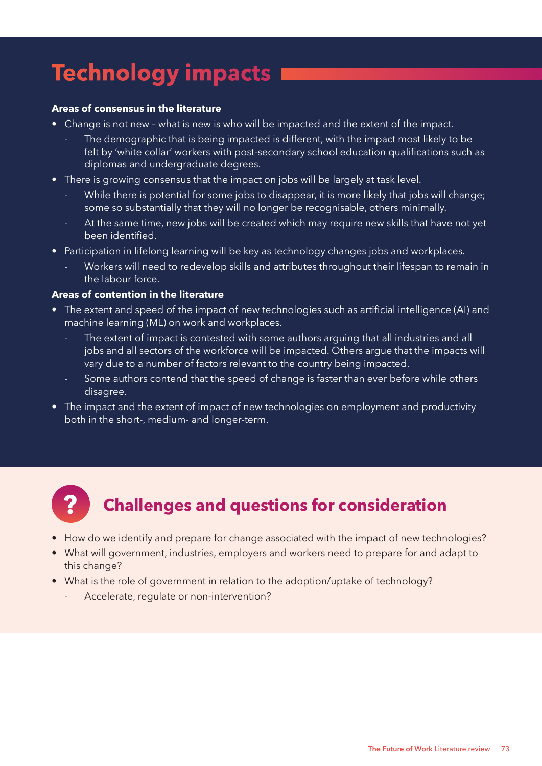# Technology impacts

**Areas of consensus in the literature**

- Change is not new – what is new is who will be impacted and the extent of the impact.
  - The demographic that is being impacted is different, with the impact most likely to be felt by 'white collar' workers with post-secondary school education qualifications such as diplomas and undergraduate degrees.
- There is growing consensus that the impact on jobs will be largely at task level.
  - While there is potential for some jobs to disappear, it is more likely that jobs will change; some so substantially that they will no longer be recognisable, others minimally.
  - At the same time, new jobs will be created which may require new skills that have not yet been identified.
- Participation in lifelong learning will be key as technology changes jobs and workplaces.
  - Workers will need to redevelop skills and attributes throughout their lifespan to remain in the labour force.

**Areas of contention in the literature**

- The extent and speed of the impact of new technologies such as artificial intelligence (AI) and machine learning (ML) on work and workplaces.
  - The extent of impact is contested with some authors arguing that all industries and all jobs and all sectors of the workforce will be impacted. Others argue that the impacts will vary due to a number of factors relevant to the country being impacted.
  - Some authors contend that the speed of change is faster than ever before while others disagree.
- The impact and the extent of impact of new technologies on employment and productivity both in the short-, medium- and longer-term.

## Challenges and questions for consideration

- How do we identify and prepare for change associated with the impact of new technologies?
- What will government, industries, employers and workers need to prepare for and adapt to this change?
- What is the role of government in relation to the adoption/uptake of technology?
  - Accelerate, regulate or non-intervention?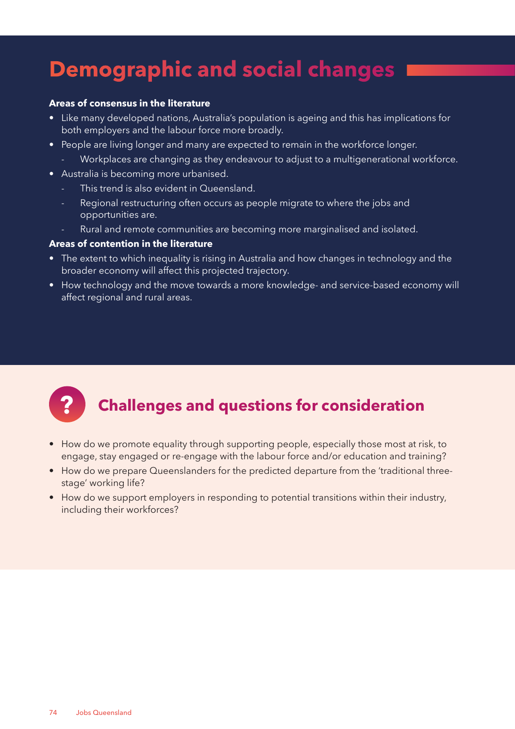# Demographic and social changes

**Areas of consensus in the literature**

- Like many developed nations, Australia's population is ageing and this has implications for both employers and the labour force more broadly.
- People are living longer and many are expected to remain in the workforce longer.
  - Workplaces are changing as they endeavour to adjust to a multigenerational workforce.
- Australia is becoming more urbanised.
  - This trend is also evident in Queensland.
  - Regional restructuring often occurs as people migrate to where the jobs and opportunities are.
  - Rural and remote communities are becoming more marginalised and isolated.

**Areas of contention in the literature**

- The extent to which inequality is rising in Australia and how changes in technology and the broader economy will affect this projected trajectory.
- How technology and the move towards a more knowledge- and service-based economy will affect regional and rural areas.

## Challenges and questions for consideration

- How do we promote equality through supporting people, especially those most at risk, to engage, stay engaged or re-engage with the labour force and/or education and training?
- How do we prepare Queenslanders for the predicted departure from the 'traditional three-stage' working life?
- How do we support employers in responding to potential transitions within their industry, including their workforces?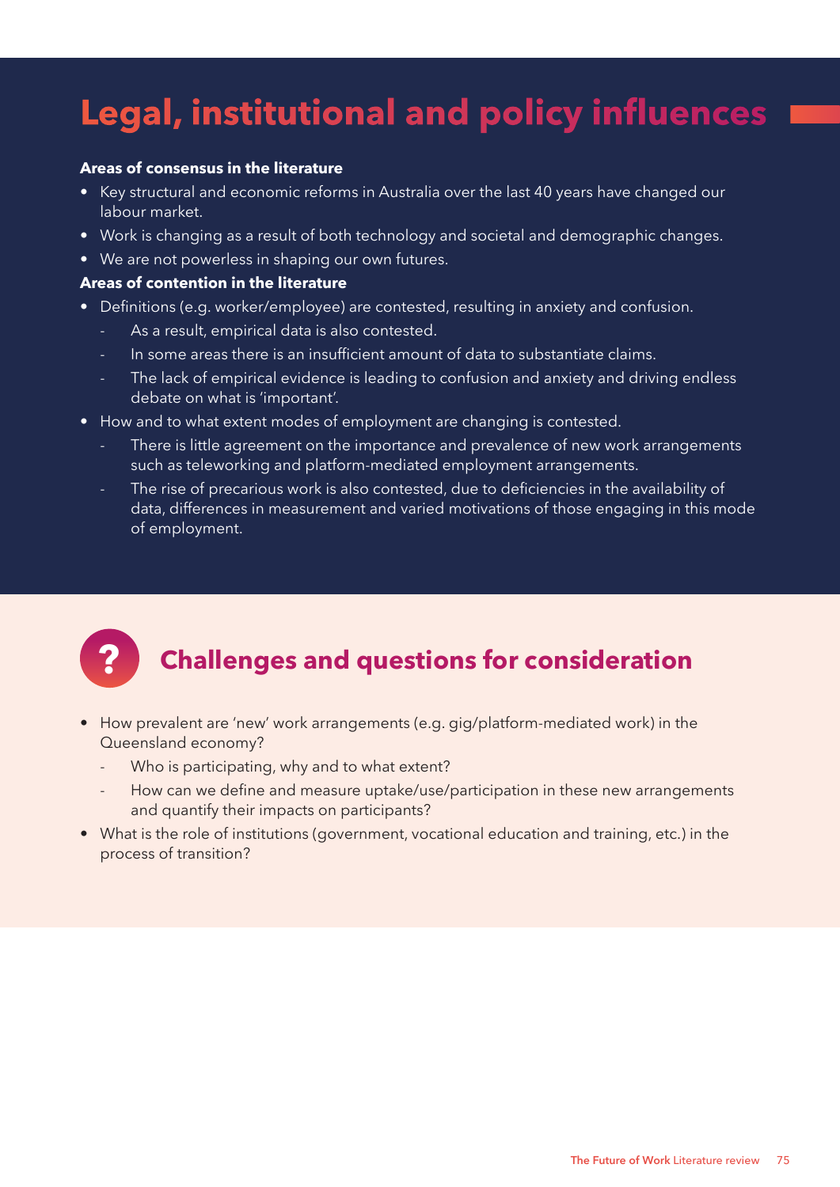# Legal, institutional and policy influences

**Areas of consensus in the literature**

- Key structural and economic reforms in Australia over the last 40 years have changed our labour market.
- Work is changing as a result of both technology and societal and demographic changes.
- We are not powerless in shaping our own futures.

**Areas of contention in the literature**

- Definitions (e.g. worker/employee) are contested, resulting in anxiety and confusion.
  - As a result, empirical data is also contested.
  - In some areas there is an insufficient amount of data to substantiate claims.
  - The lack of empirical evidence is leading to confusion and anxiety and driving endless debate on what is 'important'.
- How and to what extent modes of employment are changing is contested.
  - There is little agreement on the importance and prevalence of new work arrangements such as teleworking and platform-mediated employment arrangements.
  - The rise of precarious work is also contested, due to deficiencies in the availability of data, differences in measurement and varied motivations of those engaging in this mode of employment.

## Challenges and questions for consideration

- How prevalent are 'new' work arrangements (e.g. gig/platform-mediated work) in the Queensland economy?
  - Who is participating, why and to what extent?
  - How can we define and measure uptake/use/participation in these new arrangements and quantify their impacts on participants?
- What is the role of institutions (government, vocational education and training, etc.) in the process of transition?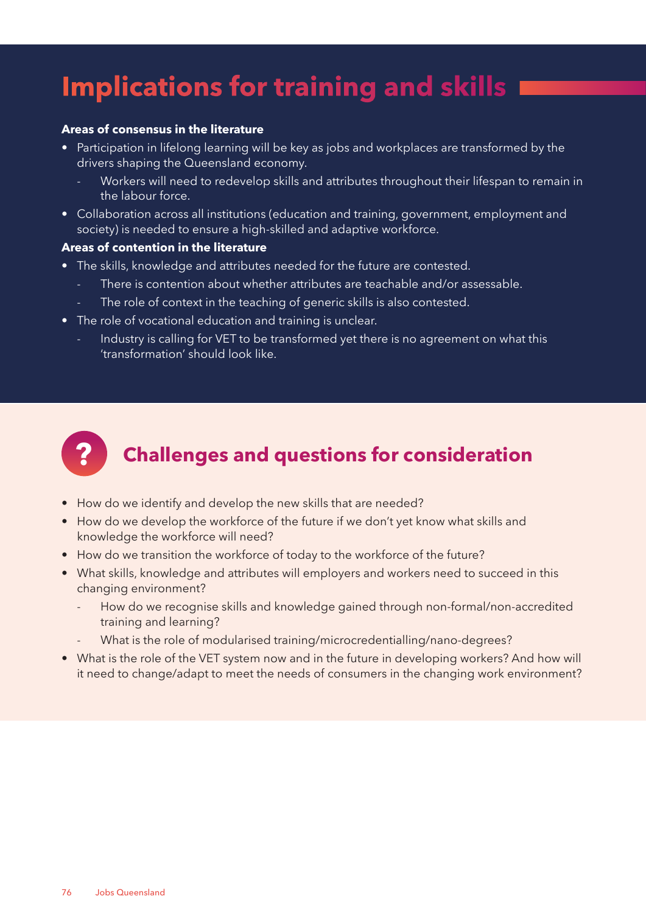# Implications for training and skills

**Areas of consensus in the literature**

- Participation in lifelong learning will be key as jobs and workplaces are transformed by the drivers shaping the Queensland economy.
  - Workers will need to redevelop skills and attributes throughout their lifespan to remain in the labour force.
- Collaboration across all institutions (education and training, government, employment and society) is needed to ensure a high-skilled and adaptive workforce.

**Areas of contention in the literature**

- The skills, knowledge and attributes needed for the future are contested.
  - There is contention about whether attributes are teachable and/or assessable.
  - The role of context in the teaching of generic skills is also contested.
- The role of vocational education and training is unclear.
  - Industry is calling for VET to be transformed yet there is no agreement on what this 'transformation' should look like.

## Challenges and questions for consideration

- How do we identify and develop the new skills that are needed?
- How do we develop the workforce of the future if we don't yet know what skills and knowledge the workforce will need?
- How do we transition the workforce of today to the workforce of the future?
- What skills, knowledge and attributes will employers and workers need to succeed in this changing environment?
  - How do we recognise skills and knowledge gained through non-formal/non-accredited training and learning?
  - What is the role of modularised training/microcredentialling/nano-degrees?
- What is the role of the VET system now and in the future in developing workers? And how will it need to change/adapt to meet the needs of consumers in the changing work environment?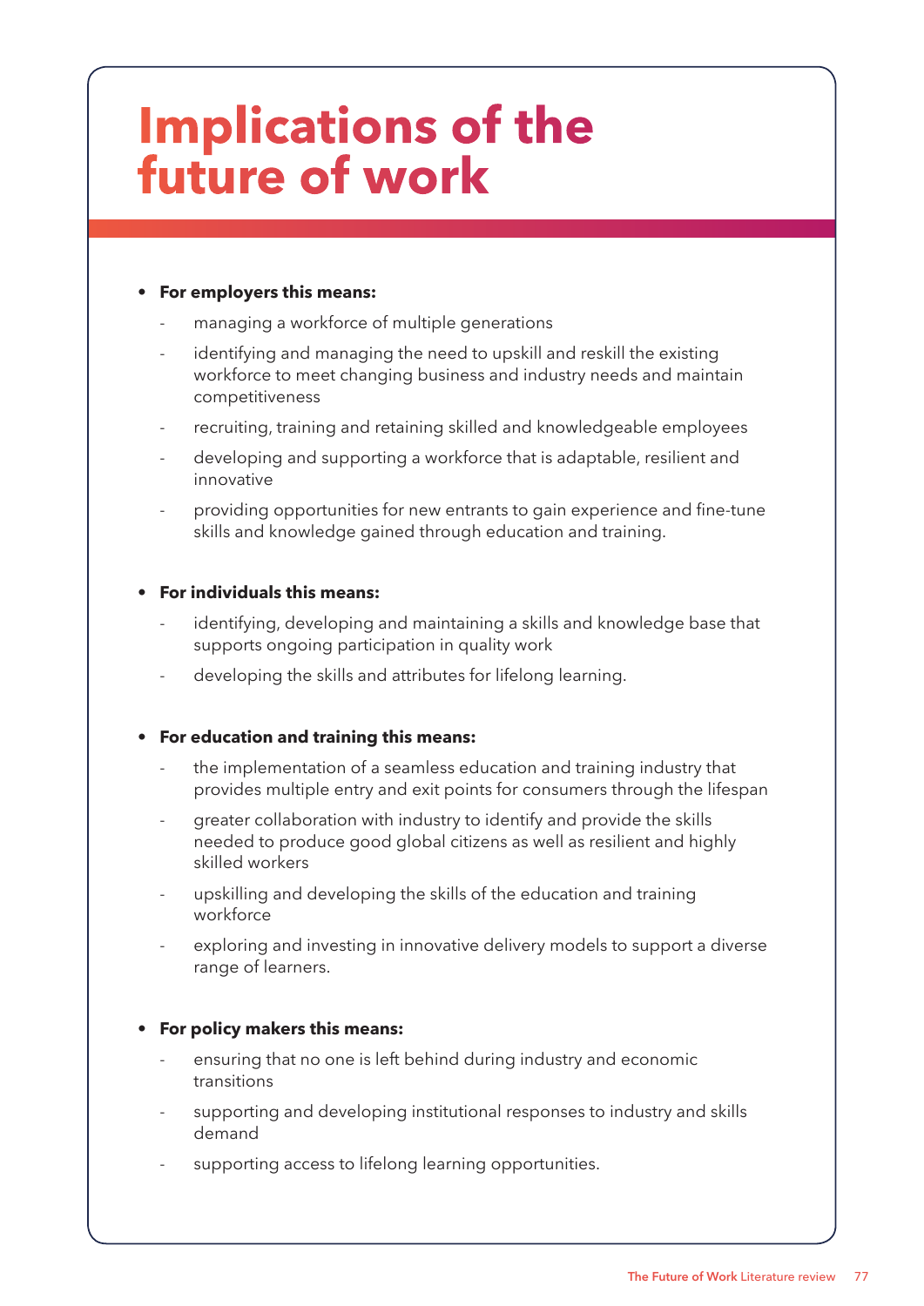# Implications of the future of work

- **For employers this means:**
  - managing a workforce of multiple generations
  - identifying and managing the need to upskill and reskill the existing workforce to meet changing business and industry needs and maintain competitiveness
  - recruiting, training and retaining skilled and knowledgeable employees
  - developing and supporting a workforce that is adaptable, resilient and innovative
  - providing opportunities for new entrants to gain experience and fine-tune skills and knowledge gained through education and training.

- **For individuals this means:**
  - identifying, developing and maintaining a skills and knowledge base that supports ongoing participation in quality work
  - developing the skills and attributes for lifelong learning.

- **For education and training this means:**
  - the implementation of a seamless education and training industry that provides multiple entry and exit points for consumers through the lifespan
  - greater collaboration with industry to identify and provide the skills needed to produce good global citizens as well as resilient and highly skilled workers
  - upskilling and developing the skills of the education and training workforce
  - exploring and investing in innovative delivery models to support a diverse range of learners.

- **For policy makers this means:**
  - ensuring that no one is left behind during industry and economic transitions
  - supporting and developing institutional responses to industry and skills demand
  - supporting access to lifelong learning opportunities.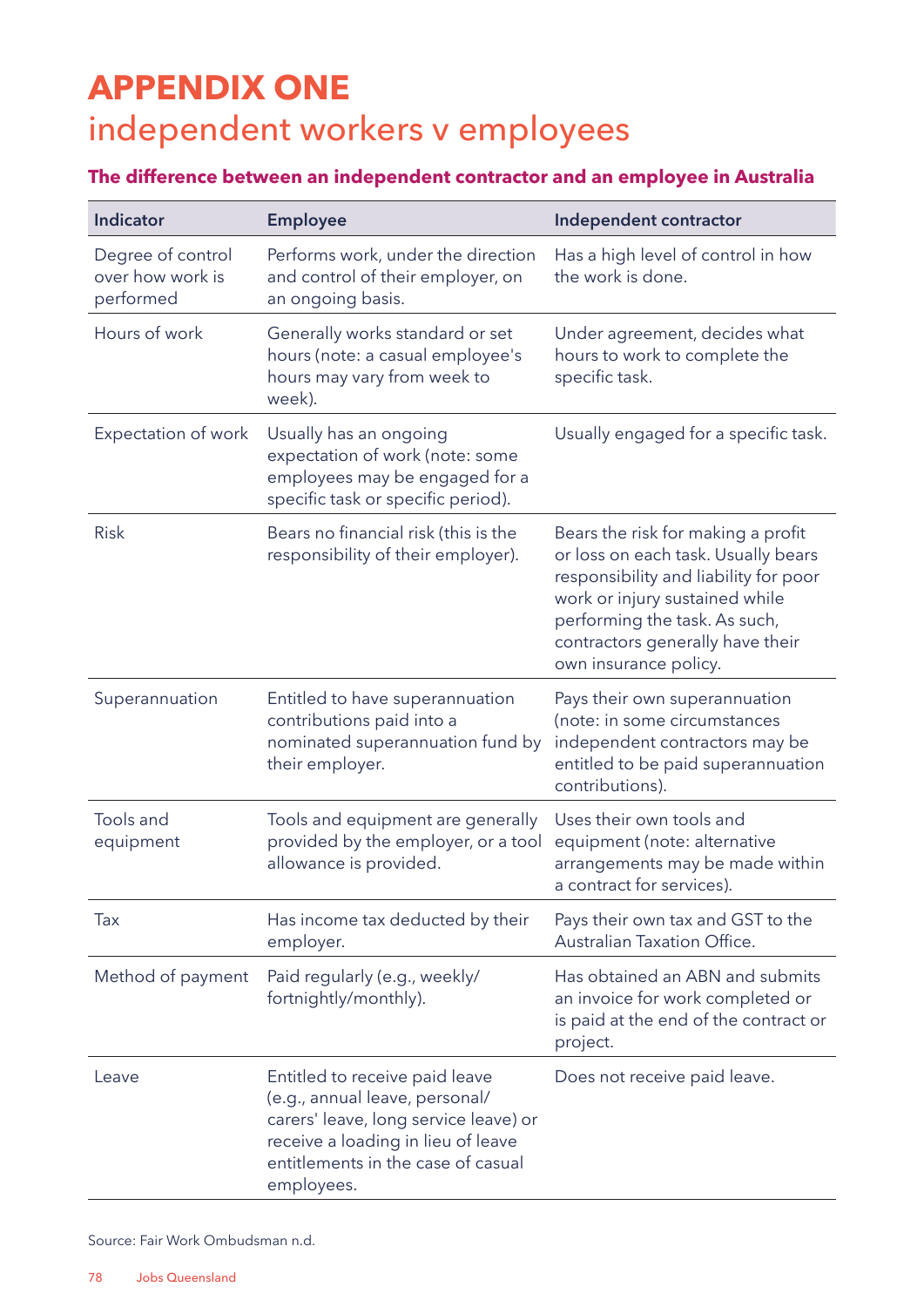# APPENDIX ONE
## independent workers v employees

### The difference between an independent contractor and an employee in Australia

| Indicator | Employee | Independent contractor |
| --- | --- | --- |
| Degree of control over how work is performed | Performs work, under the direction and control of their employer, on an ongoing basis. | Has a high level of control in how the work is done. |
| Hours of work | Generally works standard or set hours (note: a casual employee's hours may vary from week to week). | Under agreement, decides what hours to work to complete the specific task. |
| Expectation of work | Usually has an ongoing expectation of work (note: some employees may be engaged for a specific task or specific period). | Usually engaged for a specific task. |
| Risk | Bears no financial risk (this is the responsibility of their employer). | Bears the risk for making a profit or loss on each task. Usually bears responsibility and liability for poor work or injury sustained while performing the task. As such, contractors generally have their own insurance policy. |
| Superannuation | Entitled to have superannuation contributions paid into a nominated superannuation fund by their employer. | Pays their own superannuation (note: in some circumstances independent contractors may be entitled to be paid superannuation contributions). |
| Tools and equipment | Tools and equipment are generally provided by the employer, or a tool allowance is provided. | Uses their own tools and equipment (note: alternative arrangements may be made within a contract for services). |
| Tax | Has income tax deducted by their employer. | Pays their own tax and GST to the Australian Taxation Office. |
| Method of payment | Paid regularly (e.g., weekly/ fortnightly/monthly). | Has obtained an ABN and submits an invoice for work completed or is paid at the end of the contract or project. |
| Leave | Entitled to receive paid leave (e.g., annual leave, personal/ carers' leave, long service leave) or receive a loading in lieu of leave entitlements in the case of casual employees. | Does not receive paid leave. |

Source: Fair Work Ombudsman n.d.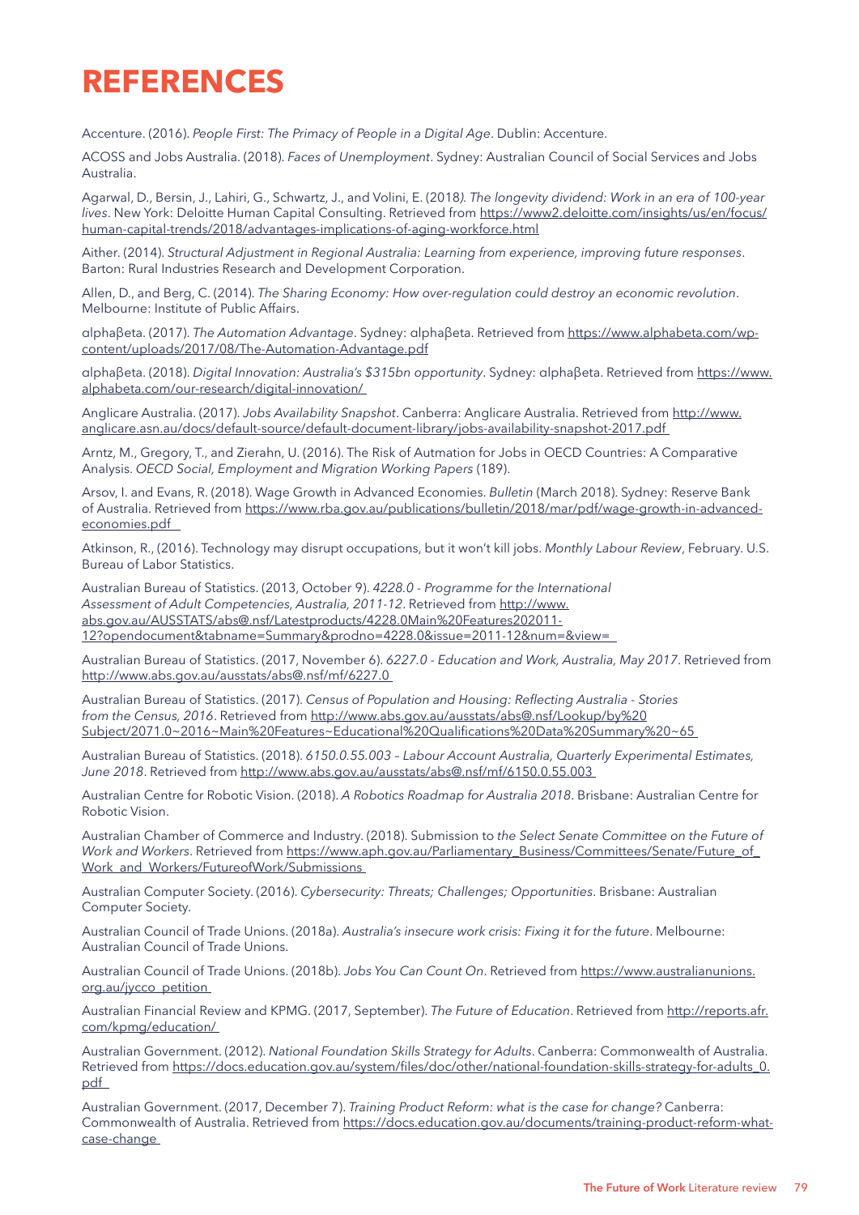# REFERENCES

Accenture. (2016). *People First: The Primacy of People in a Digital Age*. Dublin: Accenture.

ACOSS and Jobs Australia. (2018). *Faces of Unemployment*. Sydney: Australian Council of Social Services and Jobs Australia.

Agarwal, D., Bersin, J., Lahiri, G., Schwartz, J., and Volini, E. (2018). *The longevity dividend: Work in an era of 100-year lives*. New York: Deloitte Human Capital Consulting. Retrieved from https://www2.deloitte.com/insights/us/en/focus/human-capital-trends/2018/advantages-implications-of-aging-workforce.html

Aither. (2014). *Structural Adjustment in Regional Australia: Learning from experience, improving future responses*. Barton: Rural Industries Research and Development Corporation.

Allen, D., and Berg, C. (2014). *The Sharing Economy: How over-regulation could destroy an economic revolution*. Melbourne: Institute of Public Affairs.

αlphaβeta. (2017). *The Automation Advantage*. Sydney: αlphaβeta. Retrieved from https://www.alphabeta.com/wp-content/uploads/2017/08/The-Automation-Advantage.pdf

αlphaβeta. (2018). *Digital Innovation: Australia's $315bn opportunity*. Sydney: αlphaβeta. Retrieved from https://www.alphabeta.com/our-research/digital-innovation/

Anglicare Australia. (2017). *Jobs Availability Snapshot*. Canberra: Anglicare Australia. Retrieved from http://www.anglicare.asn.au/docs/default-source/default-document-library/jobs-availability-snapshot-2017.pdf

Arntz, M., Gregory, T., and Zierahn, U. (2016). The Risk of Autmation for Jobs in OECD Countries: A Comparative Analysis. *OECD Social, Employment and Migration Working Papers* (189).

Arsov, I. and Evans, R. (2018). Wage Growth in Advanced Economies. *Bulletin* (March 2018). Sydney: Reserve Bank of Australia. Retrieved from https://www.rba.gov.au/publications/bulletin/2018/mar/pdf/wage-growth-in-advanced-economies.pdf

Atkinson, R., (2016). Technology may disrupt occupations, but it won't kill jobs. *Monthly Labour Review*, February. U.S. Bureau of Labor Statistics.

Australian Bureau of Statistics. (2013, October 9). *4228.0 - Programme for the International Assessment of Adult Competencies, Australia, 2011-12*. Retrieved from http://www.abs.gov.au/AUSSTATS/abs@.nsf/Latestproducts/4228.0Main%20Features202011-12?opendocument&tabname=Summary&prodno=4228.0&issue=2011-12&num=&view=

Australian Bureau of Statistics. (2017, November 6). *6227.0 - Education and Work, Australia, May 2017*. Retrieved from http://www.abs.gov.au/ausstats/abs@.nsf/mf/6227.0

Australian Bureau of Statistics. (2017). *Census of Population and Housing: Reflecting Australia - Stories from the Census, 2016*. Retrieved from http://www.abs.gov.au/ausstats/abs@.nsf/Lookup/by%20Subject/2071.0~2016~Main%20Features~Educational%20Qualifications%20Data%20Summary%20~65

Australian Bureau of Statistics. (2018). *6150.0.55.003 – Labour Account Australia, Quarterly Experimental Estimates, June 2018*. Retrieved from http://www.abs.gov.au/ausstats/abs@.nsf/mf/6150.0.55.003

Australian Centre for Robotic Vision. (2018). *A Robotics Roadmap for Australia 2018*. Brisbane: Australian Centre for Robotic Vision.

Australian Chamber of Commerce and Industry. (2018). Submission to *the Select Senate Committee on the Future of Work and Workers*. Retrieved from https://www.aph.gov.au/Parliamentary_Business/Committees/Senate/Future_of_Work_and_Workers/FutureofWork/Submissions

Australian Computer Society. (2016). *Cybersecurity: Threats; Challenges; Opportunities*. Brisbane: Australian Computer Society.

Australian Council of Trade Unions. (2018a). *Australia's insecure work crisis: Fixing it for the future*. Melbourne: Australian Council of Trade Unions.

Australian Council of Trade Unions. (2018b). *Jobs You Can Count On*. Retrieved from https://www.australianunions.org.au/jycco_petition

Australian Financial Review and KPMG. (2017, September). *The Future of Education*. Retrieved from http://reports.afr.com/kpmg/education/

Australian Government. (2012). *National Foundation Skills Strategy for Adults*. Canberra: Commonwealth of Australia. Retrieved from https://docs.education.gov.au/system/files/doc/other/national-foundation-skills-strategy-for-adults_0.pdf

Australian Government. (2017, December 7). *Training Product Reform: what is the case for change?* Canberra: Commonwealth of Australia. Retrieved from https://docs.education.gov.au/documents/training-product-reform-what-case-change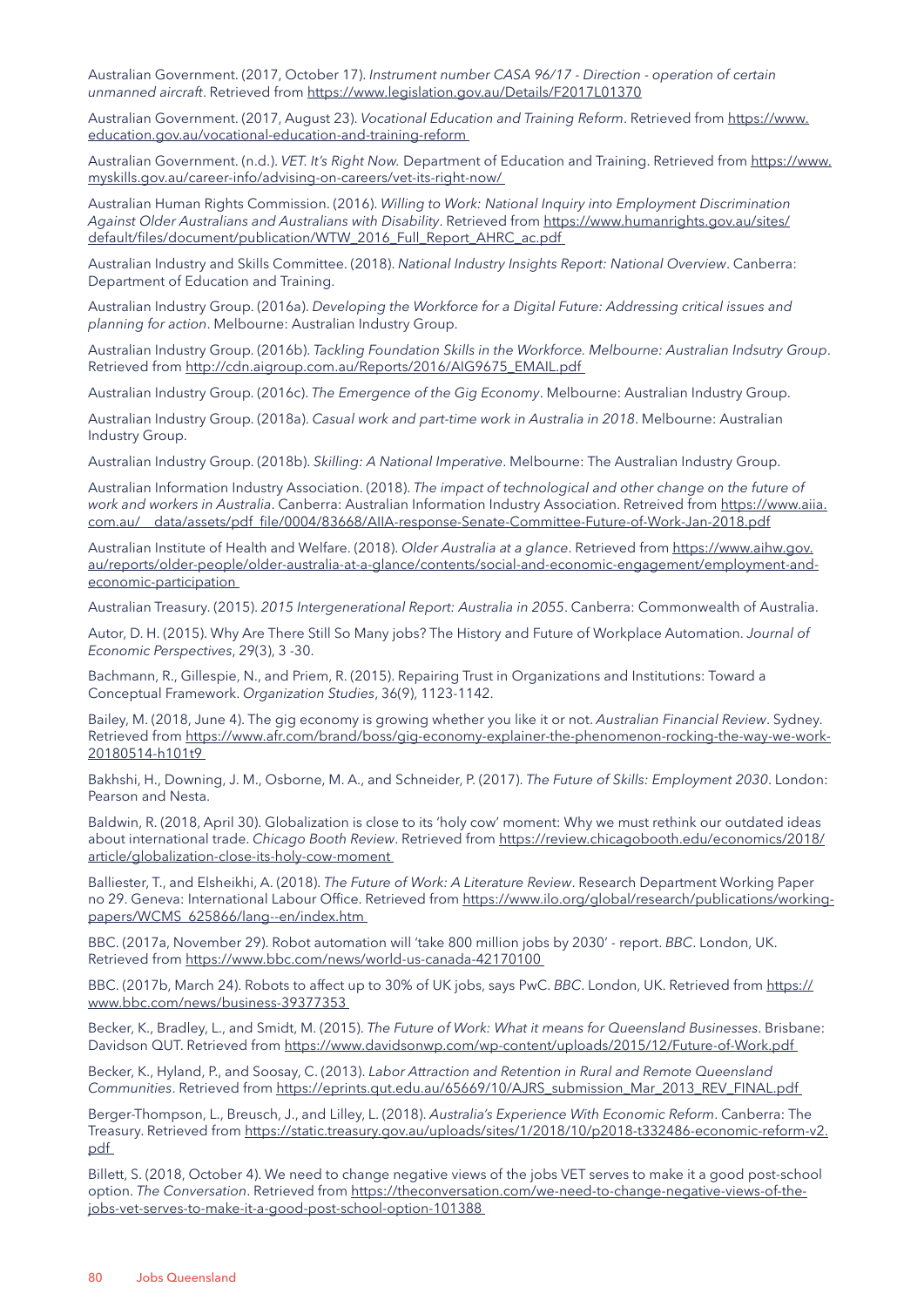Australian Government. (2017, October 17). *Instrument number CASA 96/17 - Direction - operation of certain unmanned aircraft*. Retrieved from https://www.legislation.gov.au/Details/F2017L01370

Australian Government. (2017, August 23). *Vocational Education and Training Reform*. Retrieved from https://www.education.gov.au/vocational-education-and-training-reform

Australian Government. (n.d.). *VET. It's Right Now.* Department of Education and Training. Retrieved from https://www.myskills.gov.au/career-info/advising-on-careers/vet-its-right-now/

Australian Human Rights Commission. (2016). *Willing to Work: National Inquiry into Employment Discrimination Against Older Australians and Australians with Disability*. Retrieved from https://www.humanrights.gov.au/sites/default/files/document/publication/WTW_2016_Full_Report_AHRC_ac.pdf

Australian Industry and Skills Committee. (2018). *National Industry Insights Report: National Overview*. Canberra: Department of Education and Training.

Australian Industry Group. (2016a). *Developing the Workforce for a Digital Future: Addressing critical issues and planning for action*. Melbourne: Australian Industry Group.

Australian Industry Group. (2016b). *Tackling Foundation Skills in the Workforce. Melbourne: Australian Indsutry Group*. Retrieved from http://cdn.aigroup.com.au/Reports/2016/AIG9675_EMAIL.pdf

Australian Industry Group. (2016c). *The Emergence of the Gig Economy*. Melbourne: Australian Industry Group.

Australian Industry Group. (2018a). *Casual work and part-time work in Australia in 2018*. Melbourne: Australian Industry Group.

Australian Industry Group. (2018b). *Skilling: A National Imperative*. Melbourne: The Australian Industry Group.

Australian Information Industry Association. (2018). *The impact of technological and other change on the future of work and workers in Australia*. Canberra: Australian Information Industry Association. Retreived from https://www.aiia.com.au/__data/assets/pdf_file/0004/83668/AIIA-response-Senate-Committee-Future-of-Work-Jan-2018.pdf

Australian Institute of Health and Welfare. (2018). *Older Australia at a glance*. Retrieved from https://www.aihw.gov.au/reports/older-people/older-australia-at-a-glance/contents/social-and-economic-engagement/employment-and-economic-participation

Australian Treasury. (2015). *2015 Intergenerational Report: Australia in 2055*. Canberra: Commonwealth of Australia.

Autor, D. H. (2015). Why Are There Still So Many jobs? The History and Future of Workplace Automation. *Journal of Economic Perspectives*, 29(3), 3 -30.

Bachmann, R., Gillespie, N., and Priem, R. (2015). Repairing Trust in Organizations and Institutions: Toward a Conceptual Framework. *Organization Studies*, 36(9), 1123-1142.

Bailey, M. (2018, June 4). The gig economy is growing whether you like it or not. *Australian Financial Review*. Sydney. Retrieved from https://www.afr.com/brand/boss/gig-economy-explainer-the-phenomenon-rocking-the-way-we-work-20180514-h101t9

Bakhshi, H., Downing, J. M., Osborne, M. A., and Schneider, P. (2017). *The Future of Skills: Employment 2030*. London: Pearson and Nesta.

Baldwin, R. (2018, April 30). Globalization is close to its 'holy cow' moment: Why we must rethink our outdated ideas about international trade. *Chicago Booth Review*. Retrieved from https://review.chicagobooth.edu/economics/2018/article/globalization-close-its-holy-cow-moment

Balliester, T., and Elsheikhi, A. (2018). *The Future of Work: A Literature Review*. Research Department Working Paper no 29. Geneva: International Labour Office. Retrieved from https://www.ilo.org/global/research/publications/working-papers/WCMS_625866/lang--en/index.htm

BBC. (2017a, November 29). Robot automation will 'take 800 million jobs by 2030' - report. *BBC*. London, UK. Retrieved from https://www.bbc.com/news/world-us-canada-42170100

BBC. (2017b, March 24). Robots to affect up to 30% of UK jobs, says PwC. *BBC*. London, UK. Retrieved from https://www.bbc.com/news/business-39377353

Becker, K., Bradley, L., and Smidt, M. (2015). *The Future of Work: What it means for Queensland Businesses*. Brisbane: Davidson QUT. Retrieved from https://www.davidsonwp.com/wp-content/uploads/2015/12/Future-of-Work.pdf

Becker, K., Hyland, P., and Soosay, C. (2013). *Labor Attraction and Retention in Rural and Remote Queensland Communities*. Retrieved from https://eprints.qut.edu.au/65669/10/AJRS_submission_Mar_2013_REV_FINAL.pdf

Berger-Thompson, L., Breusch, J., and Lilley, L. (2018). *Australia's Experience With Economic Reform*. Canberra: The Treasury. Retrieved from https://static.treasury.gov.au/uploads/sites/1/2018/10/p2018-t332486-economic-reform-v2.pdf

Billett, S. (2018, October 4). We need to change negative views of the jobs VET serves to make it a good post-school option. *The Conversation*. Retrieved from https://theconversation.com/we-need-to-change-negative-views-of-the-jobs-vet-serves-to-make-it-a-good-post-school-option-101388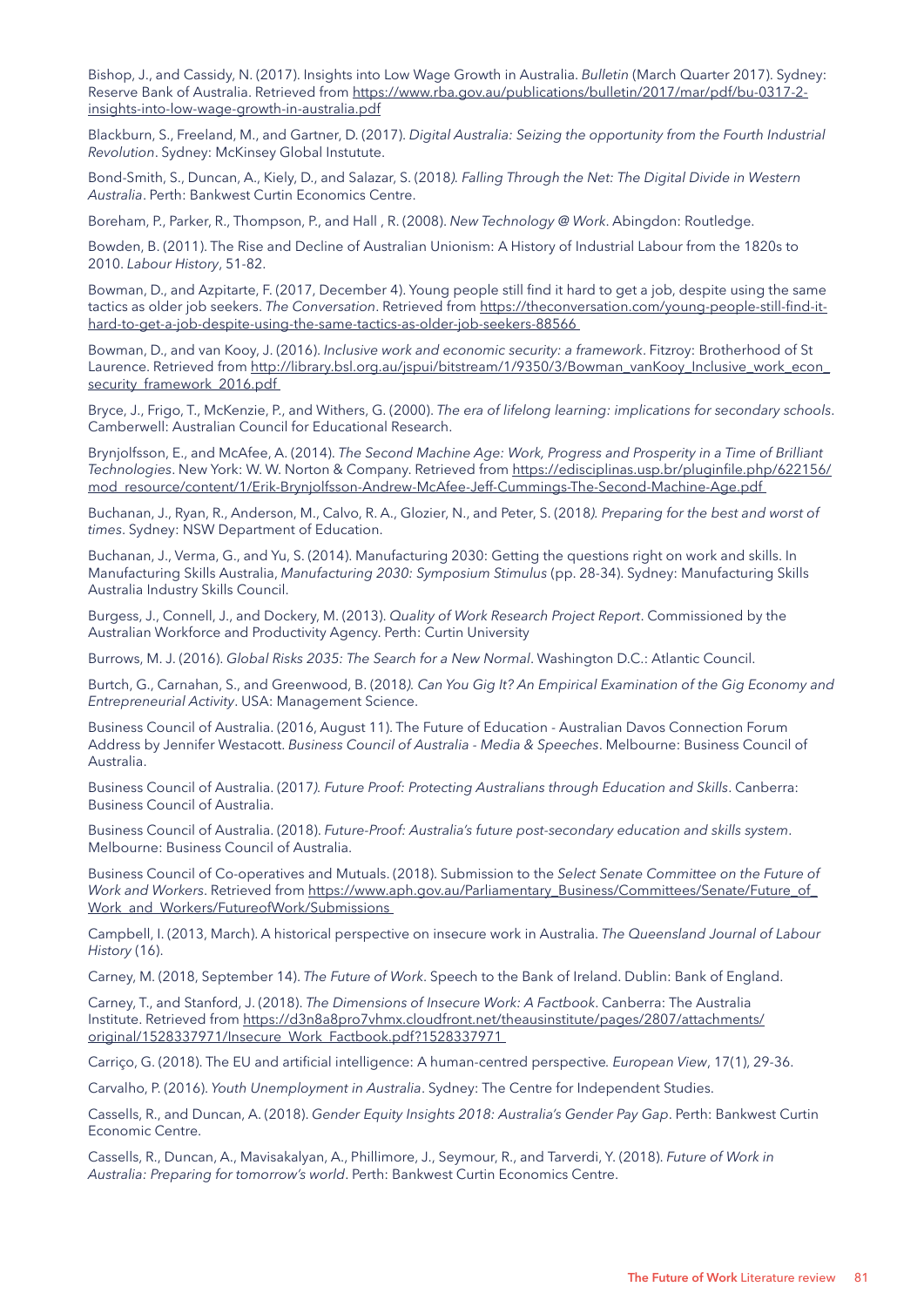Bishop, J., and Cassidy, N. (2017). Insights into Low Wage Growth in Australia. *Bulletin* (March Quarter 2017). Sydney: Reserve Bank of Australia. Retrieved from https://www.rba.gov.au/publications/bulletin/2017/mar/pdf/bu-0317-2-insights-into-low-wage-growth-in-australia.pdf

Blackburn, S., Freeland, M., and Gartner, D. (2017). *Digital Australia: Seizing the opportunity from the Fourth Industrial Revolution*. Sydney: McKinsey Global Instutute.

Bond-Smith, S., Duncan, A., Kiely, D., and Salazar, S. (2018*). Falling Through the Net: The Digital Divide in Western Australia*. Perth: Bankwest Curtin Economics Centre.

Boreham, P., Parker, R., Thompson, P., and Hall , R. (2008). *New Technology @ Work*. Abingdon: Routledge.

Bowden, B. (2011). The Rise and Decline of Australian Unionism: A History of Industrial Labour from the 1820s to 2010. *Labour History*, 51-82.

Bowman, D., and Azpitarte, F. (2017, December 4). Young people still find it hard to get a job, despite using the same tactics as older job seekers. *The Conversation*. Retrieved from https://theconversation.com/young-people-still-find-it-hard-to-get-a-job-despite-using-the-same-tactics-as-older-job-seekers-88566

Bowman, D., and van Kooy, J. (2016). *Inclusive work and economic security: a framework*. Fitzroy: Brotherhood of St Laurence. Retrieved from http://library.bsl.org.au/jspui/bitstream/1/9350/3/Bowman_vanKooy_Inclusive_work_econ_security_framework_2016.pdf

Bryce, J., Frigo, T., McKenzie, P., and Withers, G. (2000). *The era of lifelong learning: implications for secondary schools*. Camberwell: Australian Council for Educational Research.

Brynjolfsson, E., and McAfee, A. (2014). *The Second Machine Age: Work, Progress and Prosperity in a Time of Brilliant Technologies*. New York: W. W. Norton & Company. Retrieved from https://edisciplinas.usp.br/pluginfile.php/622156/mod_resource/content/1/Erik-Brynjolfsson-Andrew-McAfee-Jeff-Cummings-The-Second-Machine-Age.pdf

Buchanan, J., Ryan, R., Anderson, M., Calvo, R. A., Glozier, N., and Peter, S. (2018*). Preparing for the best and worst of times*. Sydney: NSW Department of Education.

Buchanan, J., Verma, G., and Yu, S. (2014). Manufacturing 2030: Getting the questions right on work and skills. In Manufacturing Skills Australia, *Manufacturing 2030: Symposium Stimulus* (pp. 28-34). Sydney: Manufacturing Skills Australia Industry Skills Council.

Burgess, J., Connell, J., and Dockery, M. (2013). *Quality of Work Research Project Report*. Commissioned by the Australian Workforce and Productivity Agency. Perth: Curtin University

Burrows, M. J. (2016). *Global Risks 2035: The Search for a New Normal*. Washington D.C.: Atlantic Council.

Burtch, G., Carnahan, S., and Greenwood, B. (2018*). Can You Gig It? An Empirical Examination of the Gig Economy and Entrepreneurial Activity*. USA: Management Science.

Business Council of Australia. (2016, August 11). The Future of Education - Australian Davos Connection Forum Address by Jennifer Westacott. *Business Council of Australia - Media & Speeches*. Melbourne: Business Council of Australia.

Business Council of Australia. (2017*). Future Proof: Protecting Australians through Education and Skills*. Canberra: Business Council of Australia.

Business Council of Australia. (2018). *Future-Proof: Australia's future post-secondary education and skills system*. Melbourne: Business Council of Australia.

Business Council of Co-operatives and Mutuals. (2018). Submission to the *Select Senate Committee on the Future of Work and Workers*. Retrieved from https://www.aph.gov.au/Parliamentary_Business/Committees/Senate/Future_of_Work_and_Workers/FutureofWork/Submissions

Campbell, I. (2013, March). A historical perspective on insecure work in Australia. *The Queensland Journal of Labour History* (16).

Carney, M. (2018, September 14). *The Future of Work*. Speech to the Bank of Ireland. Dublin: Bank of England.

Carney, T., and Stanford, J. (2018). *The Dimensions of Insecure Work: A Factbook*. Canberra: The Australia Institute. Retrieved from https://d3n8a8pro7vhmx.cloudfront.net/theausinstitute/pages/2807/attachments/original/1528337971/Insecure_Work_Factbook.pdf?1528337971

Carriço, G. (2018). The EU and artificial intelligence: A human-centred perspective*. European View*, 17(1), 29-36.

Carvalho, P. (2016). *Youth Unemployment in Australia*. Sydney: The Centre for Independent Studies.

Cassells, R., and Duncan, A. (2018). *Gender Equity Insights 2018: Australia's Gender Pay Gap*. Perth: Bankwest Curtin Economic Centre.

Cassells, R., Duncan, A., Mavisakalyan, A., Phillimore, J., Seymour, R., and Tarverdi, Y. (2018). *Future of Work in Australia: Preparing for tomorrow's world*. Perth: Bankwest Curtin Economics Centre.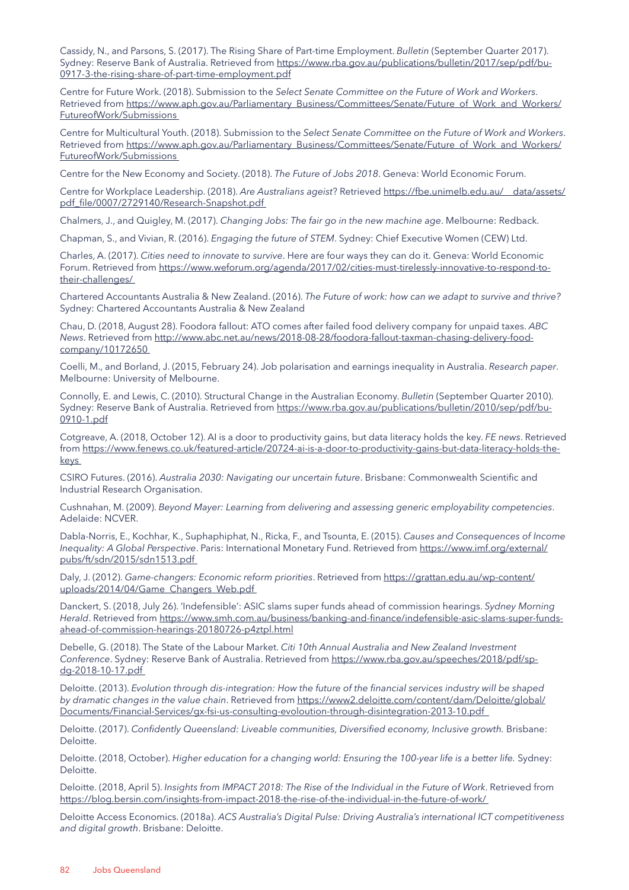Cassidy, N., and Parsons, S. (2017). The Rising Share of Part-time Employment. *Bulletin* (September Quarter 2017). Sydney: Reserve Bank of Australia. Retrieved from https://www.rba.gov.au/publications/bulletin/2017/sep/pdf/bu-0917-3-the-rising-share-of-part-time-employment.pdf

Centre for Future Work. (2018). Submission to the *Select Senate Committee on the Future of Work and Workers*. Retrieved from https://www.aph.gov.au/Parliamentary_Business/Committees/Senate/Future_of_Work_and_Workers/FutureofWork/Submissions

Centre for Multicultural Youth. (2018). Submission to the *Select Senate Committee on the Future of Work and Workers*. Retrieved from https://www.aph.gov.au/Parliamentary_Business/Committees/Senate/Future_of_Work_and_Workers/FutureofWork/Submissions

Centre for the New Economy and Society. (2018). *The Future of Jobs 2018*. Geneva: World Economic Forum.

Centre for Workplace Leadership. (2018). *Are Australians ageist*? Retrieved https://fbe.unimelb.edu.au/__data/assets/pdf_file/0007/2729140/Research-Snapshot.pdf

Chalmers, J., and Quigley, M. (2017). *Changing Jobs: The fair go in the new machine age*. Melbourne: Redback.

Chapman, S., and Vivian, R. (2016). *Engaging the future of STEM*. Sydney: Chief Executive Women (CEW) Ltd.

Charles, A. (2017). *Cities need to innovate to survive*. Here are four ways they can do it. Geneva: World Economic Forum. Retrieved from https://www.weforum.org/agenda/2017/02/cities-must-tirelessly-innovative-to-respond-to-their-challenges/

Chartered Accountants Australia & New Zealand. (2016). *The Future of work: how can we adapt to survive and thrive?* Sydney: Chartered Accountants Australia & New Zealand

Chau, D. (2018, August 28). Foodora fallout: ATO comes after failed food delivery company for unpaid taxes. *ABC News*. Retrieved from http://www.abc.net.au/news/2018-08-28/foodora-fallout-taxman-chasing-delivery-food-company/10172650

Coelli, M., and Borland, J. (2015, February 24). Job polarisation and earnings inequality in Australia. *Research paper*. Melbourne: University of Melbourne.

Connolly, E. and Lewis, C. (2010). Structural Change in the Australian Economy. *Bulletin* (September Quarter 2010). Sydney: Reserve Bank of Australia. Retrieved from https://www.rba.gov.au/publications/bulletin/2010/sep/pdf/bu-0910-1.pdf

Cotgreave, A. (2018, October 12). AI is a door to productivity gains, but data literacy holds the key. *FE news*. Retrieved from https://www.fenews.co.uk/featured-article/20724-ai-is-a-door-to-productivity-gains-but-data-literacy-holds-the-keys

CSIRO Futures. (2016). *Australia 2030: Navigating our uncertain future*. Brisbane: Commonwealth Scientific and Industrial Research Organisation.

Cushnahan, M. (2009). *Beyond Mayer: Learning from delivering and assessing generic employability competencies*. Adelaide: NCVER.

Dabla-Norris, E., Kochhar, K., Suphaphiphat, N., Ricka, F., and Tsounta, E. (2015). *Causes and Consequences of Income Inequality: A Global Perspective*. Paris: International Monetary Fund. Retrieved from https://www.imf.org/external/pubs/ft/sdn/2015/sdn1513.pdf

Daly, J. (2012). *Game-changers: Economic reform priorities*. Retrieved from https://grattan.edu.au/wp-content/uploads/2014/04/Game_Changers_Web.pdf

Danckert, S. (2018, July 26). 'Indefensible': ASIC slams super funds ahead of commission hearings. *Sydney Morning Herald*. Retrieved from https://www.smh.com.au/business/banking-and-finance/indefensible-asic-slams-super-funds-ahead-of-commission-hearings-20180726-p4ztpl.html

Debelle, G. (2018). The State of the Labour Market. *Citi 10th Annual Australia and New Zealand Investment Conference*. Sydney: Reserve Bank of Australia. Retrieved from https://www.rba.gov.au/speeches/2018/pdf/sp-dg-2018-10-17.pdf

Deloitte. (2013). *Evolution through dis-integration: How the future of the financial services industry will be shaped by dramatic changes in the value chain*. Retrieved from https://www2.deloitte.com/content/dam/Deloitte/global/Documents/Financial-Services/gx-fsi-us-consulting-evoloution-through-disintegration-2013-10.pdf

Deloitte. (2017). *Confidently Queensland: Liveable communities, Diversified economy, Inclusive growth.* Brisbane: Deloitte.

Deloitte. (2018, October). *Higher education for a changing world: Ensuring the 100-year life is a better life.* Sydney: Deloitte.

Deloitte. (2018, April 5). *Insights from IMPACT 2018: The Rise of the Individual in the Future of Work*. Retrieved from https://blog.bersin.com/insights-from-impact-2018-the-rise-of-the-individual-in-the-future-of-work/

Deloitte Access Economics. (2018a). *ACS Australia's Digital Pulse: Driving Australia's international ICT competitiveness and digital growth*. Brisbane: Deloitte.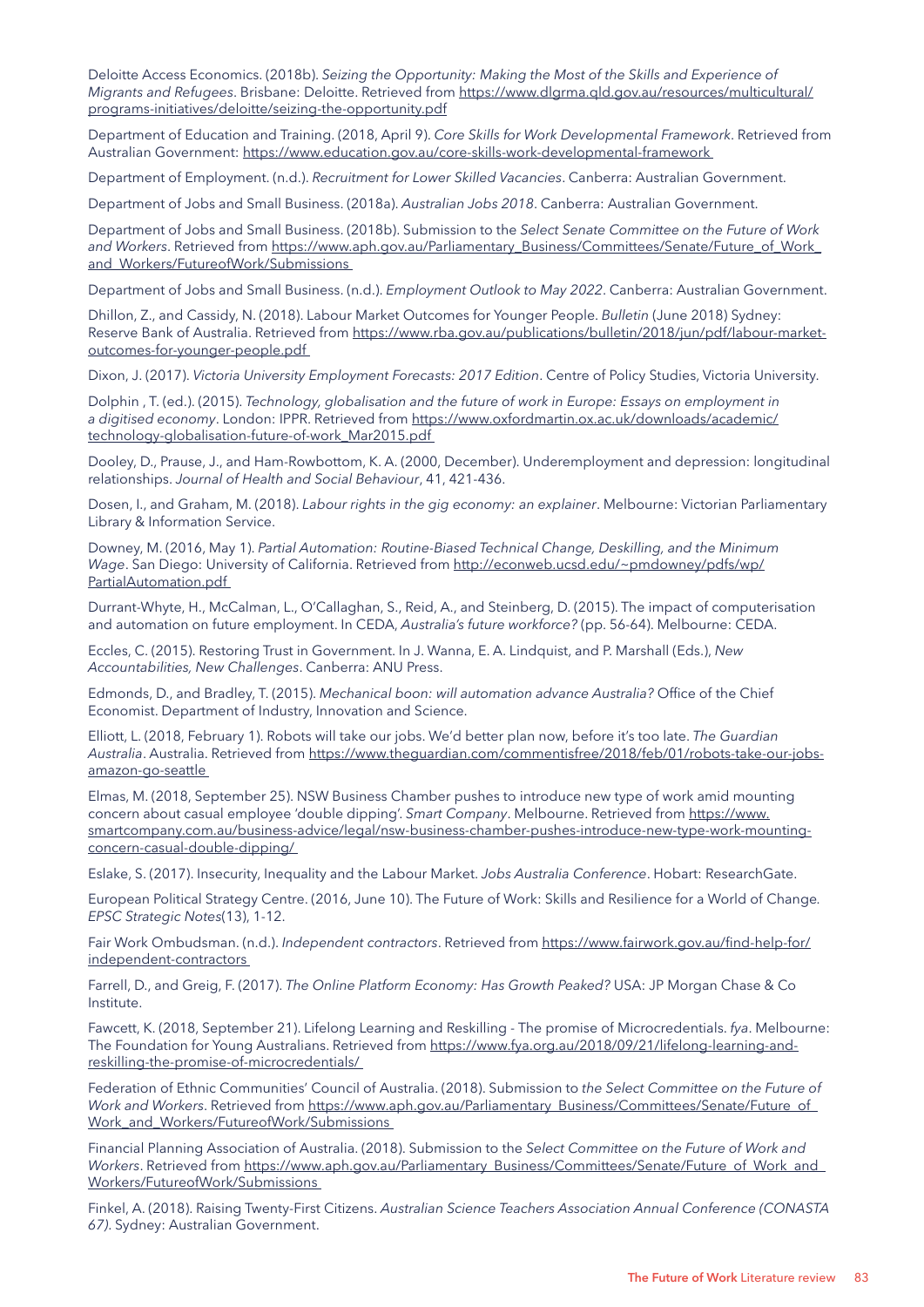Deloitte Access Economics. (2018b). *Seizing the Opportunity: Making the Most of the Skills and Experience of Migrants and Refugees*. Brisbane: Deloitte. Retrieved from https://www.dlgrma.qld.gov.au/resources/multicultural/programs-initiatives/deloitte/seizing-the-opportunity.pdf

Department of Education and Training. (2018, April 9). *Core Skills for Work Developmental Framework*. Retrieved from Australian Government: https://www.education.gov.au/core-skills-work-developmental-framework

Department of Employment. (n.d.). *Recruitment for Lower Skilled Vacancies*. Canberra: Australian Government.

Department of Jobs and Small Business. (2018a). *Australian Jobs 2018*. Canberra: Australian Government.

Department of Jobs and Small Business. (2018b). Submission to the *Select Senate Committee on the Future of Work and Workers*. Retrieved from https://www.aph.gov.au/Parliamentary_Business/Committees/Senate/Future_of_Work_and_Workers/FutureofWork/Submissions

Department of Jobs and Small Business. (n.d.). *Employment Outlook to May 2022*. Canberra: Australian Government.

Dhillon, Z., and Cassidy, N. (2018). Labour Market Outcomes for Younger People. *Bulletin* (June 2018) Sydney: Reserve Bank of Australia. Retrieved from https://www.rba.gov.au/publications/bulletin/2018/jun/pdf/labour-market-outcomes-for-younger-people.pdf

Dixon, J. (2017). *Victoria University Employment Forecasts: 2017 Edition*. Centre of Policy Studies, Victoria University.

Dolphin , T. (ed.). (2015). *Technology, globalisation and the future of work in Europe: Essays on employment in a digitised economy*. London: IPPR. Retrieved from https://www.oxfordmartin.ox.ac.uk/downloads/academic/technology-globalisation-future-of-work_Mar2015.pdf

Dooley, D., Prause, J., and Ham-Rowbottom, K. A. (2000, December). Underemployment and depression: longitudinal relationships. *Journal of Health and Social Behaviour*, 41, 421-436.

Dosen, I., and Graham, M. (2018). *Labour rights in the gig economy: an explainer*. Melbourne: Victorian Parliamentary Library & Information Service.

Downey, M. (2016, May 1). *Partial Automation: Routine-Biased Technical Change, Deskilling, and the Minimum Wage*. San Diego: University of California. Retrieved from http://econweb.ucsd.edu/~pmdowney/pdfs/wp/PartialAutomation.pdf

Durrant-Whyte, H., McCalman, L., O'Callaghan, S., Reid, A., and Steinberg, D. (2015). The impact of computerisation and automation on future employment. In CEDA, *Australia's future workforce?* (pp. 56-64). Melbourne: CEDA.

Eccles, C. (2015). Restoring Trust in Government. In J. Wanna, E. A. Lindquist, and P. Marshall (Eds.), *New Accountabilities, New Challenges*. Canberra: ANU Press.

Edmonds, D., and Bradley, T. (2015). *Mechanical boon: will automation advance Australia?* Office of the Chief Economist. Department of Industry, Innovation and Science.

Elliott, L. (2018, February 1). Robots will take our jobs. We'd better plan now, before it's too late. *The Guardian Australia*. Australia. Retrieved from https://www.theguardian.com/commentisfree/2018/feb/01/robots-take-our-jobs-amazon-go-seattle

Elmas, M. (2018, September 25). NSW Business Chamber pushes to introduce new type of work amid mounting concern about casual employee 'double dipping'. *Smart Company*. Melbourne. Retrieved from https://www.smartcompany.com.au/business-advice/legal/nsw-business-chamber-pushes-introduce-new-type-work-mounting-concern-casual-double-dipping/

Eslake, S. (2017). Insecurity, Inequality and the Labour Market. *Jobs Australia Conference*. Hobart: ResearchGate.

European Political Strategy Centre. (2016, June 10). The Future of Work: Skills and Resilience for a World of Change. *EPSC Strategic Notes*(13), 1-12.

Fair Work Ombudsman. (n.d.). *Independent contractors*. Retrieved from https://www.fairwork.gov.au/find-help-for/independent-contractors

Farrell, D., and Greig, F. (2017). *The Online Platform Economy: Has Growth Peaked?* USA: JP Morgan Chase & Co Institute.

Fawcett, K. (2018, September 21). Lifelong Learning and Reskilling - The promise of Microcredentials. *fya*. Melbourne: The Foundation for Young Australians. Retrieved from https://www.fya.org.au/2018/09/21/lifelong-learning-and-reskilling-the-promise-of-microcredentials/

Federation of Ethnic Communities' Council of Australia. (2018). Submission to *the Select Committee on the Future of Work and Workers*. Retrieved from https://www.aph.gov.au/Parliamentary_Business/Committees/Senate/Future_of_Work_and_Workers/FutureofWork/Submissions

Financial Planning Association of Australia. (2018). Submission to the *Select Committee on the Future of Work and Workers*. Retrieved from https://www.aph.gov.au/Parliamentary_Business/Committees/Senate/Future_of_Work_and_Workers/FutureofWork/Submissions

Finkel, A. (2018). Raising Twenty-First Citizens. *Australian Science Teachers Association Annual Conference (CONASTA 67)*. Sydney: Australian Government.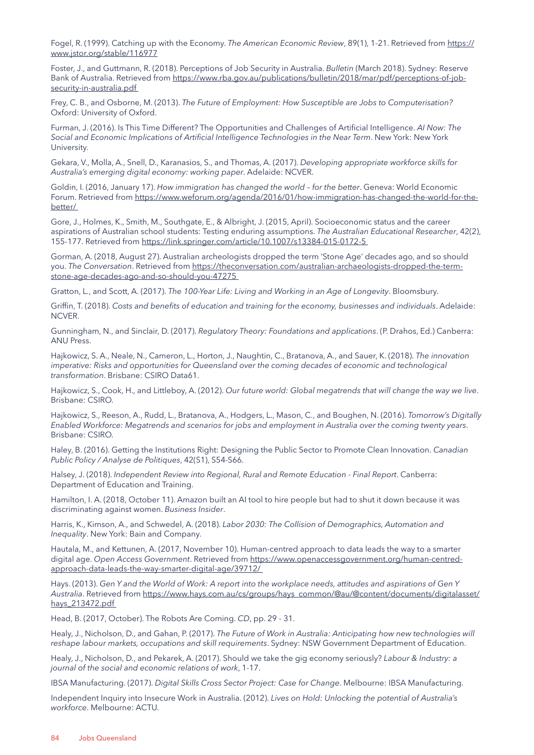Fogel, R. (1999). Catching up with the Economy. *The American Economic Review*, 89(1), 1-21. Retrieved from https://www.jstor.org/stable/116977

Foster, J., and Guttmann, R. (2018). Perceptions of Job Security in Australia. *Bulletin* (March 2018). Sydney: Reserve Bank of Australia. Retrieved from https://www.rba.gov.au/publications/bulletin/2018/mar/pdf/perceptions-of-job-security-in-australia.pdf

Frey, C. B., and Osborne, M. (2013). *The Future of Employment: How Susceptible are Jobs to Computerisation?* Oxford: University of Oxford.

Furman, J. (2016). Is This Time Different? The Opportunities and Challenges of Artificial Intelligence. *AI Now: The Social and Economic Implications of Artificial Intelligence Technologies in the Near Term*. New York: New York University.

Gekara, V., Molla, A., Snell, D., Karanasios, S., and Thomas, A. (2017). *Developing appropriate workforce skills for Australia's emerging digital economy: working paper*. Adelaide: NCVER.

Goldin, I. (2016, January 17). *How immigration has changed the world – for the better*. Geneva: World Economic Forum. Retrieved from https://www.weforum.org/agenda/2016/01/how-immigration-has-changed-the-world-for-the-better/

Gore, J., Holmes, K., Smith, M., Southgate, E., & Albright, J. (2015, April). Socioeconomic status and the career aspirations of Australian school students: Testing enduring assumptions. *The Australian Educational Researcher*, 42(2), 155-177. Retrieved from https://link.springer.com/article/10.1007/s13384-015-0172-5

Gorman, A. (2018, August 27). Australian archeologists dropped the term 'Stone Age' decades ago, and so should you. *The Conversation*. Retrieved from https://theconversation.com/australian-archaeologists-dropped-the-term-stone-age-decades-ago-and-so-should-you-47275

Gratton, L., and Scott, A. (2017). *The 100-Year Life: Living and Working in an Age of Longevity*. Bloomsbury.

Griffin, T. (2018). *Costs and benefits of education and training for the economy, businesses and individuals*. Adelaide: NCVER.

Gunningham, N., and Sinclair, D. (2017). *Regulatory Theory: Foundations and applications*. (P. Drahos, Ed.) Canberra: ANU Press.

Hajkowicz, S. A., Neale, N., Cameron, L., Horton, J., Naughtin, C., Bratanova, A., and Sauer, K. (2018). *The innovation imperative: Risks and opportunities for Queensland over the coming decades of economic and technological transformation*. Brisbane: CSIRO Data61.

Hajkowicz, S., Cook, H., and Littleboy, A. (2012). *Our future world: Global megatrends that will change the way we live*. Brisbane: CSIRO.

Hajkowicz, S., Reeson, A., Rudd, L., Bratanova, A., Hodgers, L., Mason, C., and Boughen, N. (2016). *Tomorrow's Digitally Enabled Workforce: Megatrends and scenarios for jobs and employment in Australia over the coming twenty years*. Brisbane: CSIRO.

Haley, B. (2016). Getting the Institutions Right: Designing the Public Sector to Promote Clean Innovation. *Canadian Public Policy / Analyse de Politiques*, 42(S1), S54-S66.

Halsey, J. (2018). *Independent Review into Regional, Rural and Remote Education - Final Report*. Canberra: Department of Education and Training.

Hamilton, I. A. (2018, October 11). Amazon built an AI tool to hire people but had to shut it down because it was discriminating against women. *Business Insider*.

Harris, K., Kimson, A., and Schwedel, A. (2018). *Labor 2030: The Collision of Demographics, Automation and Inequality*. New York: Bain and Company.

Hautala, M., and Kettunen, A. (2017, November 10). Human-centred approach to data leads the way to a smarter digital age. *Open Access Government*. Retrieved from https://www.openaccessgovernment.org/human-centred-approach-data-leads-the-way-smarter-digital-age/39712/

Hays. (2013). *Gen Y and the World of Work: A report into the workplace needs, attitudes and aspirations of Gen Y Australia*. Retrieved from https://www.hays.com.au/cs/groups/hays_common/@au/@content/documents/digitalasset/hays_213472.pdf

Head, B. (2017, October). The Robots Are Coming. *CD*, pp. 29 - 31.

Healy, J., Nicholson, D., and Gahan, P. (2017). *The Future of Work in Australia: Anticipating how new technologies will reshape labour markets, occupations and skill requirements*. Sydney: NSW Government Department of Education.

Healy, J., Nicholson, D., and Pekarek, A. (2017). Should we take the gig economy seriously? *Labour & Industry: a journal of the social and economic relations of work*, 1-17.

IBSA Manufacturing. (2017). *Digital Skills Cross Sector Project: Case for Change*. Melbourne: IBSA Manufacturing.

Independent Inquiry into Insecure Work in Australia. (2012). *Lives on Hold: Unlocking the potential of Australia's workforce*. Melbourne: ACTU.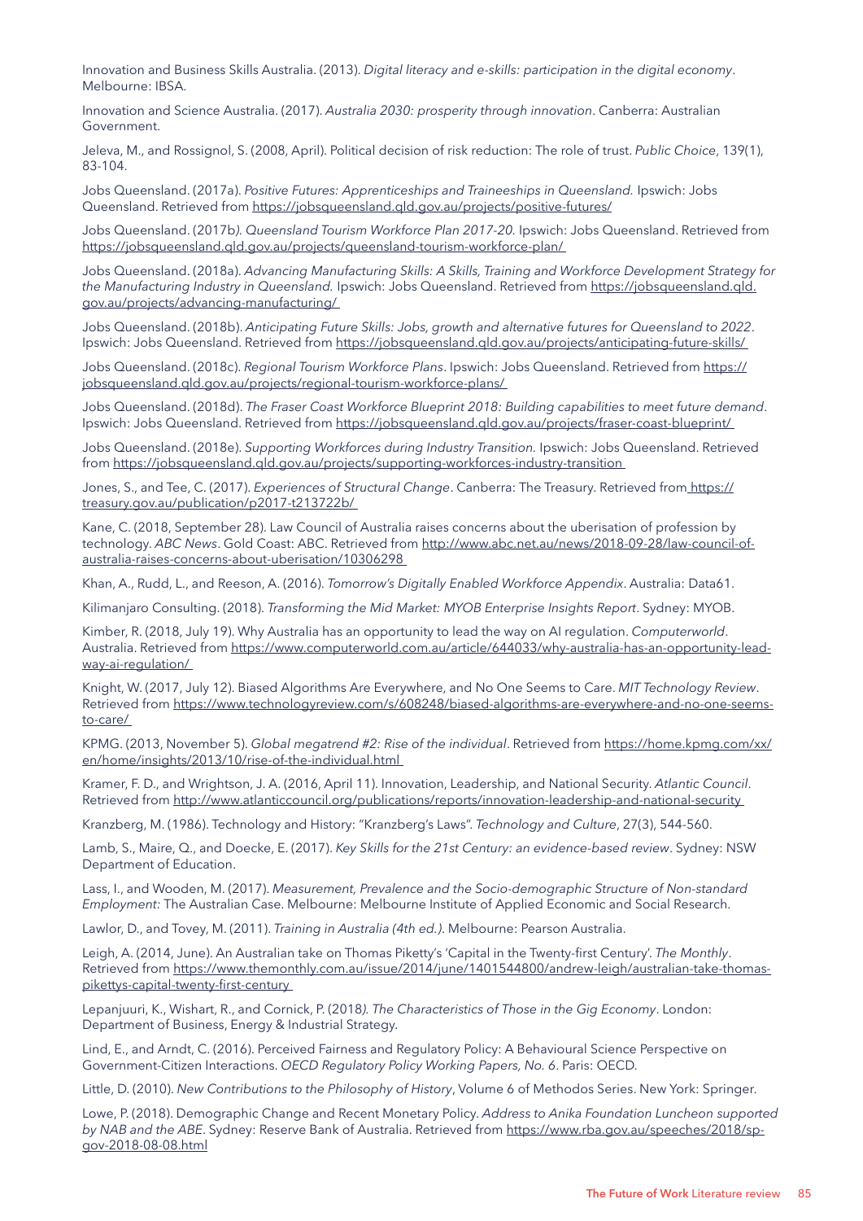Innovation and Business Skills Australia. (2013). *Digital literacy and e-skills: participation in the digital economy*. Melbourne: IBSA.

Innovation and Science Australia. (2017). *Australia 2030: prosperity through innovation*. Canberra: Australian Government.

Jeleva, M., and Rossignol, S. (2008, April). Political decision of risk reduction: The role of trust. *Public Choice*, 139(1), 83-104.

Jobs Queensland. (2017a). *Positive Futures: Apprenticeships and Traineeships in Queensland.* Ipswich: Jobs Queensland. Retrieved from https://jobsqueensland.qld.gov.au/projects/positive-futures/

Jobs Queensland. (2017b*). Queensland Tourism Workforce Plan 2017-20.* Ipswich: Jobs Queensland. Retrieved from https://jobsqueensland.qld.gov.au/projects/queensland-tourism-workforce-plan/

Jobs Queensland. (2018a). *Advancing Manufacturing Skills: A Skills, Training and Workforce Development Strategy for the Manufacturing Industry in Queensland.* Ipswich: Jobs Queensland. Retrieved from https://jobsqueensland.qld.gov.au/projects/advancing-manufacturing/

Jobs Queensland. (2018b). *Anticipating Future Skills: Jobs, growth and alternative futures for Queensland to 2022*. Ipswich: Jobs Queensland. Retrieved from https://jobsqueensland.qld.gov.au/projects/anticipating-future-skills/

Jobs Queensland. (2018c). *Regional Tourism Workforce Plans*. Ipswich: Jobs Queensland. Retrieved from https://jobsqueensland.qld.gov.au/projects/regional-tourism-workforce-plans/

Jobs Queensland. (2018d). *The Fraser Coast Workforce Blueprint 2018: Building capabilities to meet future demand*. Ipswich: Jobs Queensland. Retrieved from https://jobsqueensland.qld.gov.au/projects/fraser-coast-blueprint/

Jobs Queensland. (2018e). *Supporting Workforces during Industry Transition.* Ipswich: Jobs Queensland. Retrieved from https://jobsqueensland.qld.gov.au/projects/supporting-workforces-industry-transition

Jones, S., and Tee, C. (2017). *Experiences of Structural Change*. Canberra: The Treasury. Retrieved from https://treasury.gov.au/publication/p2017-t213722b/

Kane, C. (2018, September 28). Law Council of Australia raises concerns about the uberisation of profession by technology. *ABC News*. Gold Coast: ABC. Retrieved from http://www.abc.net.au/news/2018-09-28/law-council-of-australia-raises-concerns-about-uberisation/10306298

Khan, A., Rudd, L., and Reeson, A. (2016). *Tomorrow's Digitally Enabled Workforce Appendix*. Australia: Data61.

Kilimanjaro Consulting. (2018). *Transforming the Mid Market: MYOB Enterprise Insights Report*. Sydney: MYOB.

Kimber, R. (2018, July 19). Why Australia has an opportunity to lead the way on AI regulation. *Computerworld*. Australia. Retrieved from https://www.computerworld.com.au/article/644033/why-australia-has-an-opportunity-lead-way-ai-regulation/

Knight, W. (2017, July 12). Biased Algorithms Are Everywhere, and No One Seems to Care. *MIT Technology Review*. Retrieved from https://www.technologyreview.com/s/608248/biased-algorithms-are-everywhere-and-no-one-seems-to-care/

KPMG. (2013, November 5). *Global megatrend #2: Rise of the individual*. Retrieved from https://home.kpmg.com/xx/en/home/insights/2013/10/rise-of-the-individual.html

Kramer, F. D., and Wrightson, J. A. (2016, April 11). Innovation, Leadership, and National Security. *Atlantic Council*. Retrieved from http://www.atlanticcouncil.org/publications/reports/innovation-leadership-and-national-security

Kranzberg, M. (1986). Technology and History: "Kranzberg's Laws". *Technology and Culture*, 27(3), 544-560.

Lamb, S., Maire, Q., and Doecke, E. (2017). *Key Skills for the 21st Century: an evidence-based review*. Sydney: NSW Department of Education.

Lass, I., and Wooden, M. (2017). *Measurement, Prevalence and the Socio-demographic Structure of Non-standard Employment:* The Australian Case. Melbourne: Melbourne Institute of Applied Economic and Social Research.

Lawlor, D., and Tovey, M. (2011). *Training in Australia (4th ed.)*. Melbourne: Pearson Australia.

Leigh, A. (2014, June). An Australian take on Thomas Piketty's 'Capital in the Twenty-first Century'. *The Monthly*. Retrieved from https://www.themonthly.com.au/issue/2014/june/1401544800/andrew-leigh/australian-take-thomas-pikettys-capital-twenty-first-century

Lepanjuuri, K., Wishart, R., and Cornick, P. (2018*). The Characteristics of Those in the Gig Economy*. London: Department of Business, Energy & Industrial Strategy.

Lind, E., and Arndt, C. (2016). Perceived Fairness and Regulatory Policy: A Behavioural Science Perspective on Government-Citizen Interactions. *OECD Regulatory Policy Working Papers, No. 6*. Paris: OECD.

Little, D. (2010). *New Contributions to the Philosophy of History*, Volume 6 of Methodos Series. New York: Springer.

Lowe, P. (2018). Demographic Change and Recent Monetary Policy. *Address to Anika Foundation Luncheon supported by NAB and the ABE*. Sydney: Reserve Bank of Australia. Retrieved from https://www.rba.gov.au/speeches/2018/sp-gov-2018-08-08.html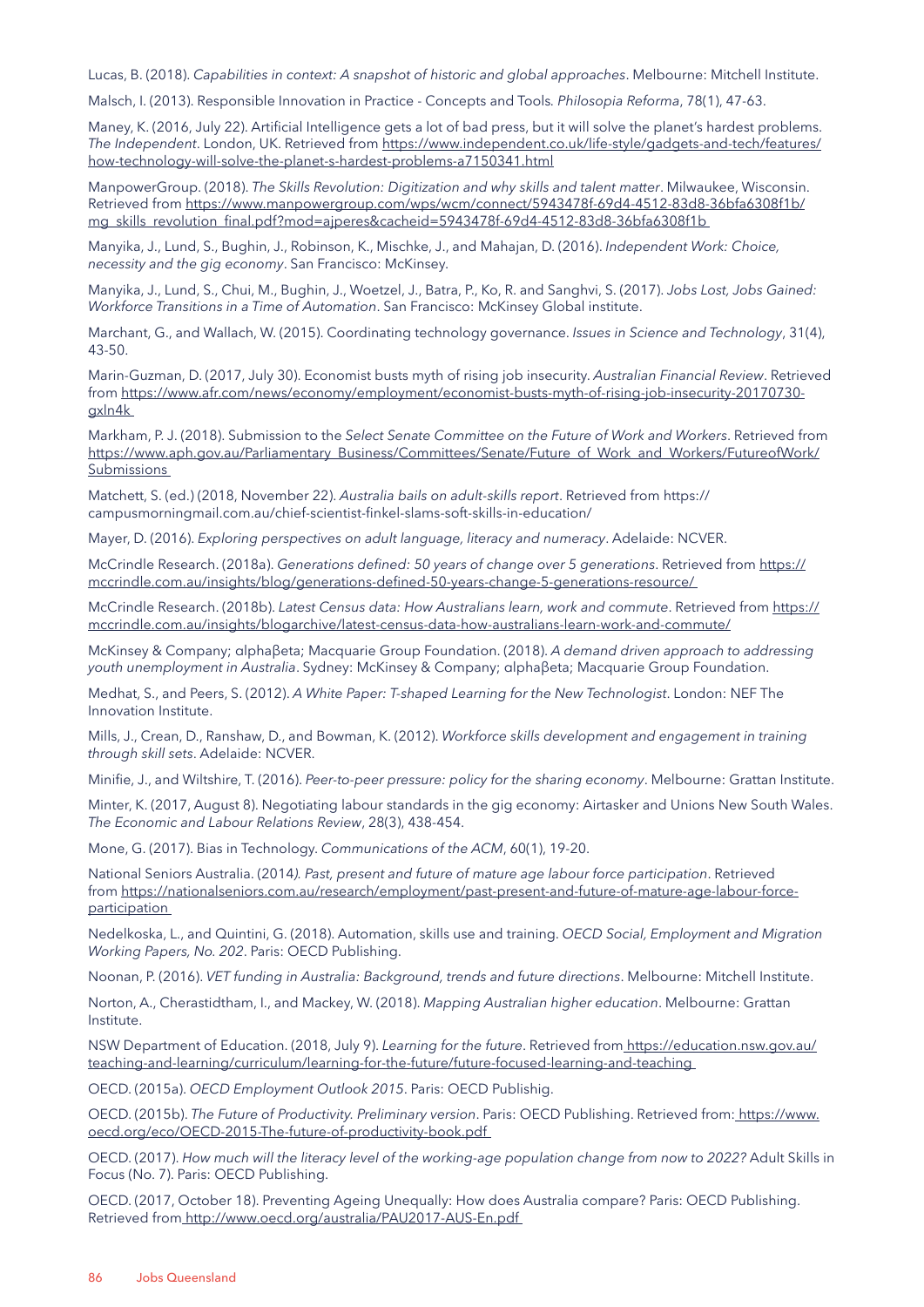Lucas, B. (2018). *Capabilities in context: A snapshot of historic and global approaches*. Melbourne: Mitchell Institute.

Malsch, I. (2013). Responsible Innovation in Practice - Concepts and Tools. *Philosopia Reforma*, 78(1), 47-63.

Maney, K. (2016, July 22). Artificial Intelligence gets a lot of bad press, but it will solve the planet's hardest problems. *The Independent*. London, UK. Retrieved from https://www.independent.co.uk/life-style/gadgets-and-tech/features/how-technology-will-solve-the-planet-s-hardest-problems-a7150341.html

ManpowerGroup. (2018). *The Skills Revolution: Digitization and why skills and talent matter*. Milwaukee, Wisconsin. Retrieved from https://www.manpowergroup.com/wps/wcm/connect/5943478f-69d4-4512-83d8-36bfa6308f1b/mg_skills_revolution_final.pdf?mod=ajperes&cacheid=5943478f-69d4-4512-83d8-36bfa6308f1b

Manyika, J., Lund, S., Bughin, J., Robinson, K., Mischke, J., and Mahajan, D. (2016). *Independent Work: Choice, necessity and the gig economy*. San Francisco: McKinsey.

Manyika, J., Lund, S., Chui, M., Bughin, J., Woetzel, J., Batra, P., Ko, R. and Sanghvi, S. (2017). *Jobs Lost, Jobs Gained: Workforce Transitions in a Time of Automation*. San Francisco: McKinsey Global institute.

Marchant, G., and Wallach, W. (2015). Coordinating technology governance. *Issues in Science and Technology*, 31(4), 43-50.

Marin-Guzman, D. (2017, July 30). Economist busts myth of rising job insecurity. *Australian Financial Review*. Retrieved from https://www.afr.com/news/economy/employment/economist-busts-myth-of-rising-job-insecurity-20170730-gxln4k

Markham, P. J. (2018). Submission to the *Select Senate Committee on the Future of Work and Workers*. Retrieved from https://www.aph.gov.au/Parliamentary_Business/Committees/Senate/Future_of_Work_and_Workers/FutureofWork/Submissions

Matchett, S. (ed.) (2018, November 22). *Australia bails on adult-skills report*. Retrieved from https://campusmorningmail.com.au/chief-scientist-finkel-slams-soft-skills-in-education/

Mayer, D. (2016). *Exploring perspectives on adult language, literacy and numeracy*. Adelaide: NCVER.

McCrindle Research. (2018a). *Generations defined: 50 years of change over 5 generations*. Retrieved from https://mccrindle.com.au/insights/blog/generations-defined-50-years-change-5-generations-resource/

McCrindle Research. (2018b). *Latest Census data: How Australians learn, work and commute*. Retrieved from https://mccrindle.com.au/insights/blogarchive/latest-census-data-how-australians-learn-work-and-commute/

McKinsey & Company; ɑlphaβeta; Macquarie Group Foundation. (2018). *A demand driven approach to addressing youth unemployment in Australia*. Sydney: McKinsey & Company; ɑlphaβeta; Macquarie Group Foundation.

Medhat, S., and Peers, S. (2012). *A White Paper: T-shaped Learning for the New Technologist*. London: NEF The Innovation Institute.

Mills, J., Crean, D., Ranshaw, D., and Bowman, K. (2012). *Workforce skills development and engagement in training through skill sets*. Adelaide: NCVER.

Minifie, J., and Wiltshire, T. (2016). *Peer-to-peer pressure: policy for the sharing economy*. Melbourne: Grattan Institute.

Minter, K. (2017, August 8). Negotiating labour standards in the gig economy: Airtasker and Unions New South Wales. *The Economic and Labour Relations Review*, 28(3), 438-454.

Mone, G. (2017). Bias in Technology. *Communications of the ACM*, 60(1), 19-20.

National Seniors Australia. (2014*). Past, present and future of mature age labour force participation*. Retrieved from https://nationalseniors.com.au/research/employment/past-present-and-future-of-mature-age-labour-force-participation

Nedelkoska, L., and Quintini, G. (2018). Automation, skills use and training. *OECD Social, Employment and Migration Working Papers, No. 202*. Paris: OECD Publishing.

Noonan, P. (2016). *VET funding in Australia: Background, trends and future directions*. Melbourne: Mitchell Institute.

Norton, A., Cherastidtham, I., and Mackey, W. (2018). *Mapping Australian higher education*. Melbourne: Grattan Institute.

NSW Department of Education. (2018, July 9). *Learning for the future*. Retrieved from https://education.nsw.gov.au/teaching-and-learning/curriculum/learning-for-the-future/future-focused-learning-and-teaching

OECD. (2015a). *OECD Employment Outlook 2015*. Paris: OECD Publishig.

OECD. (2015b). *The Future of Productivity. Preliminary version*. Paris: OECD Publishing. Retrieved from: https://www.oecd.org/eco/OECD-2015-The-future-of-productivity-book.pdf

OECD. (2017). *How much will the literacy level of the working-age population change from now to 2022?* Adult Skills in Focus (No. 7). Paris: OECD Publishing.

OECD. (2017, October 18). Preventing Ageing Unequally: How does Australia compare? Paris: OECD Publishing. Retrieved from http://www.oecd.org/australia/PAU2017-AUS-En.pdf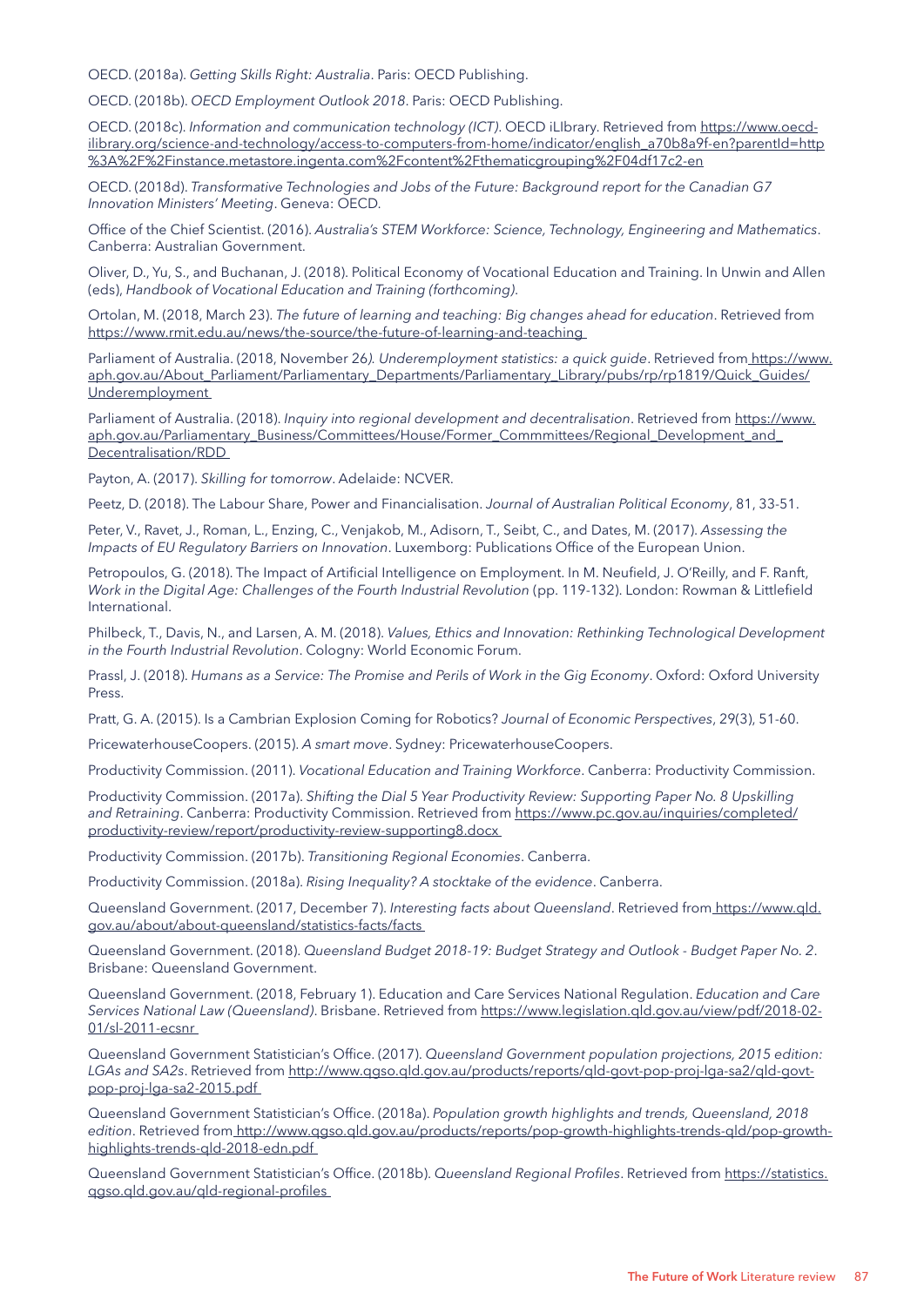OECD. (2018a). *Getting Skills Right: Australia*. Paris: OECD Publishing.

OECD. (2018b). *OECD Employment Outlook 2018*. Paris: OECD Publishing.

OECD. (2018c). *Information and communication technology (ICT)*. OECD iLIbrary. Retrieved from https://www.oecd-ilibrary.org/science-and-technology/access-to-computers-from-home/indicator/english_a70b8a9f-en?parentId=http%3A%2F%2Finstance.metastore.ingenta.com%2Fcontent%2Fthematicgrouping%2F04df17c2-en

OECD. (2018d). *Transformative Technologies and Jobs of the Future: Background report for the Canadian G7 Innovation Ministers' Meeting*. Geneva: OECD.

Office of the Chief Scientist. (2016). *Australia's STEM Workforce: Science, Technology, Engineering and Mathematics*. Canberra: Australian Government.

Oliver, D., Yu, S., and Buchanan, J. (2018). Political Economy of Vocational Education and Training. In Unwin and Allen (eds), *Handbook of Vocational Education and Training (forthcoming)*.

Ortolan, M. (2018, March 23). *The future of learning and teaching: Big changes ahead for education*. Retrieved from https://www.rmit.edu.au/news/the-source/the-future-of-learning-and-teaching

Parliament of Australia. (2018, November 26). *Underemployment statistics: a quick guide*. Retrieved from https://www.aph.gov.au/About_Parliament/Parliamentary_Departments/Parliamentary_Library/pubs/rp/rp1819/Quick_Guides/Underemployment

Parliament of Australia. (2018). *Inquiry into regional development and decentralisation*. Retrieved from https://www.aph.gov.au/Parliamentary_Business/Committees/House/Former_Commmittees/Regional_Development_and_Decentralisation/RDD

Payton, A. (2017). *Skilling for tomorrow*. Adelaide: NCVER.

Peetz, D. (2018). The Labour Share, Power and Financialisation. *Journal of Australian Political Economy*, 81, 33-51.

Peter, V., Ravet, J., Roman, L., Enzing, C., Venjakob, M., Adisorn, T., Seibt, C., and Dates, M. (2017). *Assessing the Impacts of EU Regulatory Barriers on Innovation*. Luxemborg: Publications Office of the European Union.

Petropoulos, G. (2018). The Impact of Artificial Intelligence on Employment. In M. Neufield, J. O'Reilly, and F. Ranft, *Work in the Digital Age: Challenges of the Fourth Industrial Revolution* (pp. 119-132). London: Rowman & Littlefield International.

Philbeck, T., Davis, N., and Larsen, A. M. (2018). *Values, Ethics and Innovation: Rethinking Technological Development in the Fourth Industrial Revolution*. Cologny: World Economic Forum.

Prassl, J. (2018). *Humans as a Service: The Promise and Perils of Work in the Gig Economy*. Oxford: Oxford University Press.

Pratt, G. A. (2015). Is a Cambrian Explosion Coming for Robotics? *Journal of Economic Perspectives*, 29(3), 51-60.

PricewaterhouseCoopers. (2015). *A smart move*. Sydney: PricewaterhouseCoopers.

Productivity Commission. (2011). *Vocational Education and Training Workforce*. Canberra: Productivity Commission.

Productivity Commission. (2017a). *Shifting the Dial 5 Year Productivity Review: Supporting Paper No. 8 Upskilling and Retraining*. Canberra: Productivity Commission. Retrieved from https://www.pc.gov.au/inquiries/completed/productivity-review/report/productivity-review-supporting8.docx

Productivity Commission. (2017b). *Transitioning Regional Economies*. Canberra.

Productivity Commission. (2018a). *Rising Inequality? A stocktake of the evidence*. Canberra.

Queensland Government. (2017, December 7). *Interesting facts about Queensland*. Retrieved from https://www.qld.gov.au/about/about-queensland/statistics-facts/facts

Queensland Government. (2018). *Queensland Budget 2018-19: Budget Strategy and Outlook - Budget Paper No. 2*. Brisbane: Queensland Government.

Queensland Government. (2018, February 1). Education and Care Services National Regulation. *Education and Care Services National Law (Queensland)*. Brisbane. Retrieved from https://www.legislation.qld.gov.au/view/pdf/2018-02-01/sl-2011-ecsnr

Queensland Government Statistician's Office. (2017). *Queensland Government population projections, 2015 edition: LGAs and SA2s*. Retrieved from http://www.qgso.qld.gov.au/products/reports/qld-govt-pop-proj-lga-sa2/qld-govt-pop-proj-lga-sa2-2015.pdf

Queensland Government Statistician's Office. (2018a). *Population growth highlights and trends, Queensland, 2018 edition*. Retrieved from http://www.qgso.qld.gov.au/products/reports/pop-growth-highlights-trends-qld/pop-growth-highlights-trends-qld-2018-edn.pdf

Queensland Government Statistician's Office. (2018b). *Queensland Regional Profiles*. Retrieved from https://statistics.qgso.qld.gov.au/qld-regional-profiles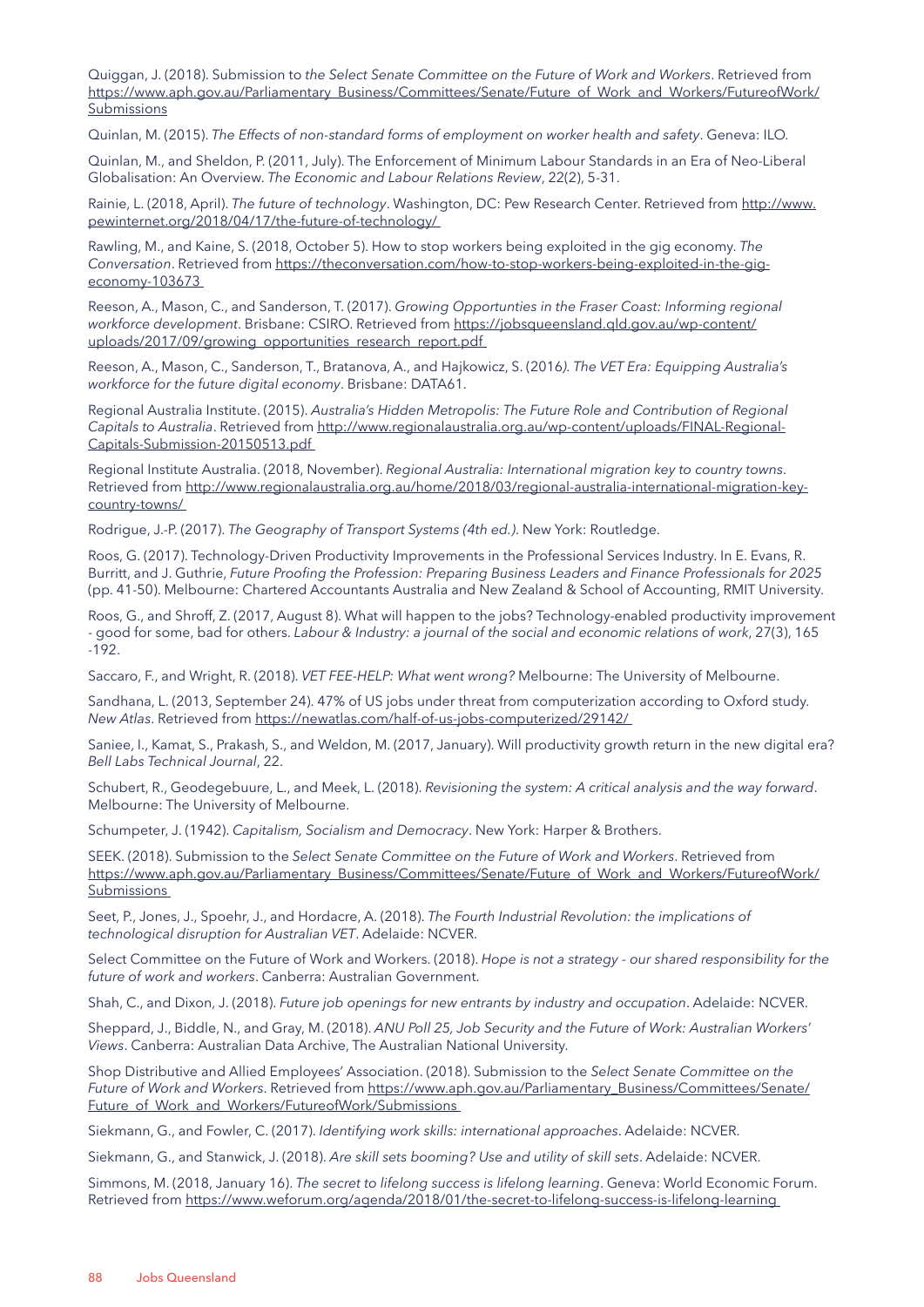Quiggan, J. (2018). Submission to *the Select Senate Committee on the Future of Work and Workers*. Retrieved from https://www.aph.gov.au/Parliamentary_Business/Committees/Senate/Future_of_Work_and_Workers/FutureofWork/Submissions

Quinlan, M. (2015). *The Effects of non-standard forms of employment on worker health and safety*. Geneva: ILO.

Quinlan, M., and Sheldon, P. (2011, July). The Enforcement of Minimum Labour Standards in an Era of Neo-Liberal Globalisation: An Overview. *The Economic and Labour Relations Review*, 22(2), 5-31.

Rainie, L. (2018, April). *The future of technology*. Washington, DC: Pew Research Center. Retrieved from http://www.pewinternet.org/2018/04/17/the-future-of-technology/

Rawling, M., and Kaine, S. (2018, October 5). How to stop workers being exploited in the gig economy. *The Conversation*. Retrieved from https://theconversation.com/how-to-stop-workers-being-exploited-in-the-gig-economy-103673

Reeson, A., Mason, C., and Sanderson, T. (2017). *Growing Opportunties in the Fraser Coast: Informing regional workforce development*. Brisbane: CSIRO. Retrieved from https://jobsqueensland.qld.gov.au/wp-content/uploads/2017/09/growing_opportunities_research_report.pdf

Reeson, A., Mason, C., Sanderson, T., Bratanova, A., and Hajkowicz, S. (2016*). The VET Era: Equipping Australia's workforce for the future digital economy*. Brisbane: DATA61.

Regional Australia Institute. (2015). *Australia's Hidden Metropolis: The Future Role and Contribution of Regional Capitals to Australia*. Retrieved from http://www.regionalaustralia.org.au/wp-content/uploads/FINAL-Regional-Capitals-Submission-20150513.pdf

Regional Institute Australia. (2018, November). *Regional Australia: International migration key to country towns*. Retrieved from http://www.regionalaustralia.org.au/home/2018/03/regional-australia-international-migration-key-country-towns/

Rodrigue, J.-P. (2017). *The Geography of Transport Systems (4th ed.)*. New York: Routledge.

Roos, G. (2017). Technology-Driven Productivity Improvements in the Professional Services Industry. In E. Evans, R. Burritt, and J. Guthrie, *Future Proofing the Profession: Preparing Business Leaders and Finance Professionals for 2025* (pp. 41-50). Melbourne: Chartered Accountants Australia and New Zealand & School of Accounting, RMIT University.

Roos, G., and Shroff, Z. (2017, August 8). What will happen to the jobs? Technology-enabled productivity improvement - good for some, bad for others. *Labour & Industry: a journal of the social and economic relations of work*, 27(3), 165 -192.

Saccaro, F., and Wright, R. (2018). *VET FEE-HELP: What went wrong?* Melbourne: The University of Melbourne.

Sandhana, L. (2013, September 24). 47% of US jobs under threat from computerization according to Oxford study. *New Atlas*. Retrieved from https://newatlas.com/half-of-us-jobs-computerized/29142/

Saniee, I., Kamat, S., Prakash, S., and Weldon, M. (2017, January). Will productivity growth return in the new digital era? *Bell Labs Technical Journal*, 22.

Schubert, R., Geodegebuure, L., and Meek, L. (2018). *Revisioning the system: A critical analysis and the way forward*. Melbourne: The University of Melbourne.

Schumpeter, J. (1942). *Capitalism, Socialism and Democracy*. New York: Harper & Brothers.

SEEK. (2018). Submission to the *Select Senate Committee on the Future of Work and Workers*. Retrieved from https://www.aph.gov.au/Parliamentary_Business/Committees/Senate/Future_of_Work_and_Workers/FutureofWork/Submissions

Seet, P., Jones, J., Spoehr, J., and Hordacre, A. (2018). *The Fourth Industrial Revolution: the implications of technological disruption for Australian VET*. Adelaide: NCVER.

Select Committee on the Future of Work and Workers. (2018). *Hope is not a strategy - our shared responsibility for the future of work and workers*. Canberra: Australian Government.

Shah, C., and Dixon, J. (2018). *Future job openings for new entrants by industry and occupation*. Adelaide: NCVER.

Sheppard, J., Biddle, N., and Gray, M. (2018). *ANU Poll 25, Job Security and the Future of Work: Australian Workers' Views*. Canberra: Australian Data Archive, The Australian National University.

Shop Distributive and Allied Employees' Association. (2018). Submission to the *Select Senate Committee on the Future of Work and Workers*. Retrieved from https://www.aph.gov.au/Parliamentary_Business/Committees/Senate/Future_of_Work_and_Workers/FutureofWork/Submissions

Siekmann, G., and Fowler, C. (2017). *Identifying work skills: international approaches*. Adelaide: NCVER.

Siekmann, G., and Stanwick, J. (2018). *Are skill sets booming? Use and utility of skill sets*. Adelaide: NCVER.

Simmons, M. (2018, January 16). *The secret to lifelong success is lifelong learning*. Geneva: World Economic Forum. Retrieved from https://www.weforum.org/agenda/2018/01/the-secret-to-lifelong-success-is-lifelong-learning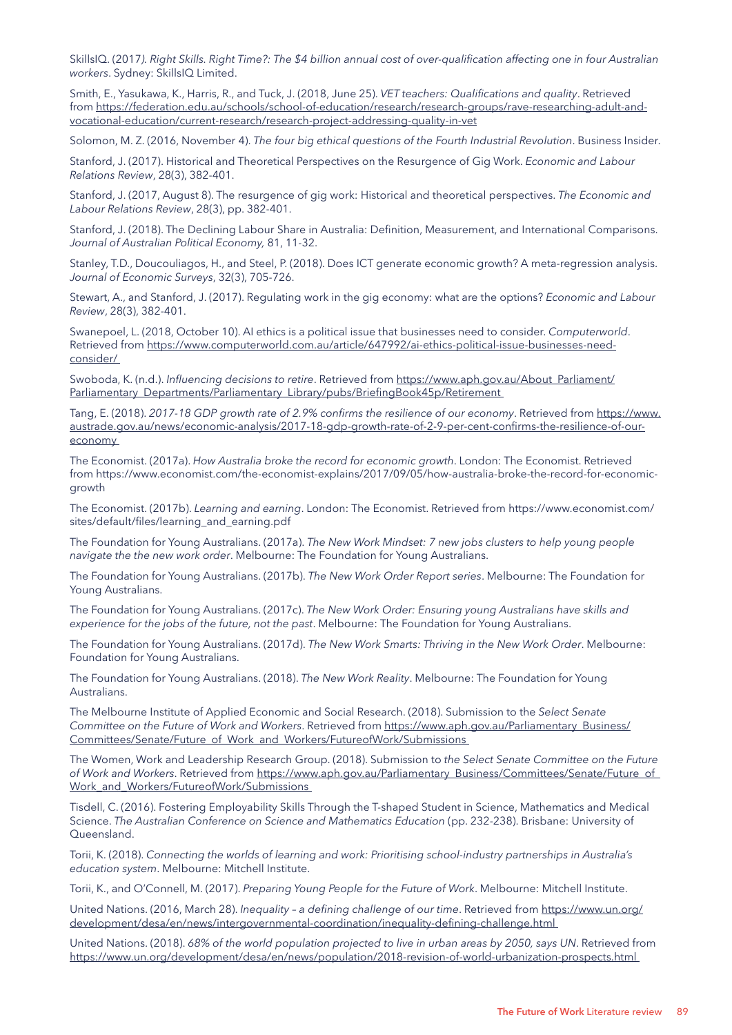SkillsIQ. (2017). *Right Skills. Right Time?: The $4 billion annual cost of over-qualification affecting one in four Australian workers*. Sydney: SkillsIQ Limited.

Smith, E., Yasukawa, K., Harris, R., and Tuck, J. (2018, June 25). *VET teachers: Qualifications and quality*. Retrieved from https://federation.edu.au/schools/school-of-education/research/research-groups/rave-researching-adult-and-vocational-education/current-research/research-project-addressing-quality-in-vet

Solomon, M. Z. (2016, November 4). *The four big ethical questions of the Fourth Industrial Revolution*. Business Insider.

Stanford, J. (2017). Historical and Theoretical Perspectives on the Resurgence of Gig Work. *Economic and Labour Relations Review*, 28(3), 382-401.

Stanford, J. (2017, August 8). The resurgence of gig work: Historical and theoretical perspectives. *The Economic and Labour Relations Review*, 28(3), pp. 382-401.

Stanford, J. (2018). The Declining Labour Share in Australia: Definition, Measurement, and International Comparisons. *Journal of Australian Political Economy,* 81, 11-32.

Stanley, T.D., Doucouliagos, H., and Steel, P. (2018). Does ICT generate economic growth? A meta-regression analysis. *Journal of Economic Surveys*, 32(3), 705-726.

Stewart, A., and Stanford, J. (2017). Regulating work in the gig economy: what are the options? *Economic and Labour Review*, 28(3), 382-401.

Swanepoel, L. (2018, October 10). AI ethics is a political issue that businesses need to consider. *Computerworld*. Retrieved from https://www.computerworld.com.au/article/647992/ai-ethics-political-issue-businesses-need-consider/

Swoboda, K. (n.d.). *Influencing decisions to retire*. Retrieved from https://www.aph.gov.au/About_Parliament/Parliamentary_Departments/Parliamentary_Library/pubs/BriefingBook45p/Retirement

Tang, E. (2018). *2017-18 GDP growth rate of 2.9% confirms the resilience of our economy*. Retrieved from https://www.austrade.gov.au/news/economic-analysis/2017-18-gdp-growth-rate-of-2-9-per-cent-confirms-the-resilience-of-our-economy

The Economist. (2017a). *How Australia broke the record for economic growth*. London: The Economist. Retrieved from https://www.economist.com/the-economist-explains/2017/09/05/how-australia-broke-the-record-for-economic-growth

The Economist. (2017b). *Learning and earning*. London: The Economist. Retrieved from https://www.economist.com/sites/default/files/learning_and_earning.pdf

The Foundation for Young Australians. (2017a). *The New Work Mindset: 7 new jobs clusters to help young people navigate the the new work order*. Melbourne: The Foundation for Young Australians.

The Foundation for Young Australians. (2017b). *The New Work Order Report series*. Melbourne: The Foundation for Young Australians.

The Foundation for Young Australians. (2017c). *The New Work Order: Ensuring young Australians have skills and experience for the jobs of the future, not the past*. Melbourne: The Foundation for Young Australians.

The Foundation for Young Australians. (2017d). *The New Work Smarts: Thriving in the New Work Order*. Melbourne: Foundation for Young Australians.

The Foundation for Young Australians. (2018). *The New Work Reality*. Melbourne: The Foundation for Young Australians.

The Melbourne Institute of Applied Economic and Social Research. (2018). Submission to the *Select Senate Committee on the Future of Work and Workers*. Retrieved from https://www.aph.gov.au/Parliamentary_Business/Committees/Senate/Future_of_Work_and_Workers/FutureofWork/Submissions

The Women, Work and Leadership Research Group. (2018). Submission to *the Select Senate Committee on the Future of Work and Workers*. Retrieved from https://www.aph.gov.au/Parliamentary_Business/Committees/Senate/Future_of_Work_and_Workers/FutureofWork/Submissions

Tisdell, C. (2016). Fostering Employability Skills Through the T-shaped Student in Science, Mathematics and Medical Science. *The Australian Conference on Science and Mathematics Education* (pp. 232-238). Brisbane: University of Queensland.

Torii, K. (2018). *Connecting the worlds of learning and work: Prioritising school-industry partnerships in Australia's education system*. Melbourne: Mitchell Institute.

Torii, K., and O'Connell, M. (2017). *Preparing Young People for the Future of Work*. Melbourne: Mitchell Institute.

United Nations. (2016, March 28). *Inequality – a defining challenge of our time*. Retrieved from https://www.un.org/development/desa/en/news/intergovernmental-coordination/inequality-defining-challenge.html

United Nations. (2018). *68% of the world population projected to live in urban areas by 2050, says UN*. Retrieved from https://www.un.org/development/desa/en/news/population/2018-revision-of-world-urbanization-prospects.html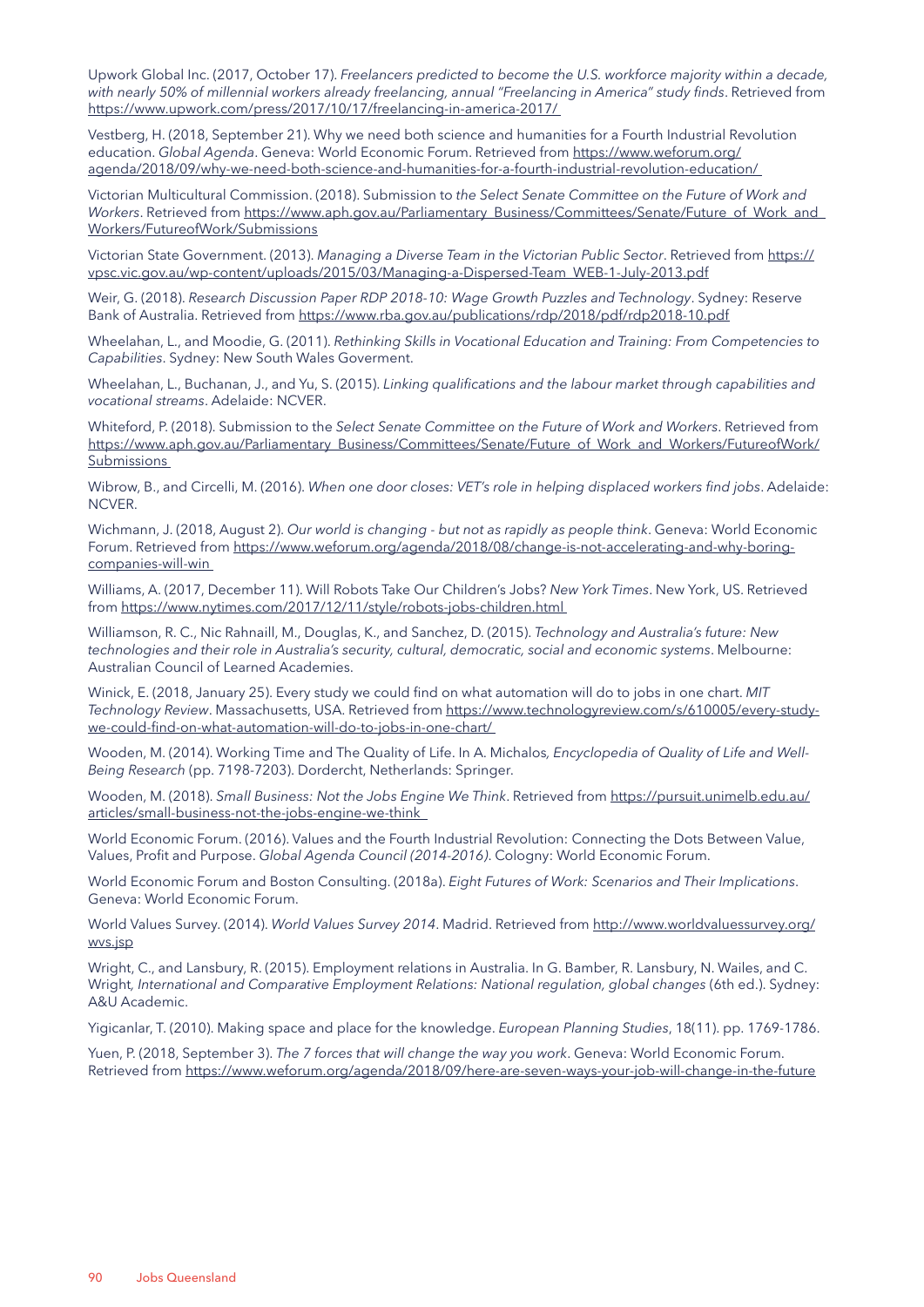Upwork Global Inc. (2017, October 17). *Freelancers predicted to become the U.S. workforce majority within a decade, with nearly 50% of millennial workers already freelancing, annual "Freelancing in America" study finds*. Retrieved from https://www.upwork.com/press/2017/10/17/freelancing-in-america-2017/

Vestberg, H. (2018, September 21). Why we need both science and humanities for a Fourth Industrial Revolution education. *Global Agenda*. Geneva: World Economic Forum. Retrieved from https://www.weforum.org/agenda/2018/09/why-we-need-both-science-and-humanities-for-a-fourth-industrial-revolution-education/

Victorian Multicultural Commission. (2018). Submission to *the Select Senate Committee on the Future of Work and Workers*. Retrieved from https://www.aph.gov.au/Parliamentary_Business/Committees/Senate/Future_of_Work_and_Workers/FutureofWork/Submissions

Victorian State Government. (2013). *Managing a Diverse Team in the Victorian Public Sector*. Retrieved from https://vpsc.vic.gov.au/wp-content/uploads/2015/03/Managing-a-Dispersed-Team_WEB-1-July-2013.pdf

Weir, G. (2018). *Research Discussion Paper RDP 2018-10: Wage Growth Puzzles and Technology*. Sydney: Reserve Bank of Australia. Retrieved from https://www.rba.gov.au/publications/rdp/2018/pdf/rdp2018-10.pdf

Wheelahan, L., and Moodie, G. (2011). *Rethinking Skills in Vocational Education and Training: From Competencies to Capabilities*. Sydney: New South Wales Goverment.

Wheelahan, L., Buchanan, J., and Yu, S. (2015). *Linking qualifications and the labour market through capabilities and vocational streams*. Adelaide: NCVER.

Whiteford, P. (2018). Submission to the *Select Senate Committee on the Future of Work and Workers*. Retrieved from https://www.aph.gov.au/Parliamentary_Business/Committees/Senate/Future_of_Work_and_Workers/FutureofWork/Submissions

Wibrow, B., and Circelli, M. (2016). *When one door closes: VET's role in helping displaced workers find jobs*. Adelaide: NCVER.

Wichmann, J. (2018, August 2). *Our world is changing - but not as rapidly as people think*. Geneva: World Economic Forum. Retrieved from https://www.weforum.org/agenda/2018/08/change-is-not-accelerating-and-why-boring-companies-will-win

Williams, A. (2017, December 11). Will Robots Take Our Children's Jobs? *New York Times*. New York, US. Retrieved from https://www.nytimes.com/2017/12/11/style/robots-jobs-children.html

Williamson, R. C., Nic Rahnaill, M., Douglas, K., and Sanchez, D. (2015). *Technology and Australia's future: New technologies and their role in Australia's security, cultural, democratic, social and economic systems*. Melbourne: Australian Council of Learned Academies.

Winick, E. (2018, January 25). Every study we could find on what automation will do to jobs in one chart. *MIT Technology Review*. Massachusetts, USA. Retrieved from https://www.technologyreview.com/s/610005/every-study-we-could-find-on-what-automation-will-do-to-jobs-in-one-chart/

Wooden, M. (2014). Working Time and The Quality of Life. In A. Michalos*, Encyclopedia of Quality of Life and Well-Being Research* (pp. 7198-7203). Dordercht, Netherlands: Springer.

Wooden, M. (2018). *Small Business: Not the Jobs Engine We Think*. Retrieved from https://pursuit.unimelb.edu.au/articles/small-business-not-the-jobs-engine-we-think

World Economic Forum. (2016). Values and the Fourth Industrial Revolution: Connecting the Dots Between Value, Values, Profit and Purpose. *Global Agenda Council (2014-2016)*. Cologny: World Economic Forum.

World Economic Forum and Boston Consulting. (2018a). *Eight Futures of Work: Scenarios and Their Implications*. Geneva: World Economic Forum.

World Values Survey. (2014). *World Values Survey 2014*. Madrid. Retrieved from http://www.worldvaluessurvey.org/wvs.jsp

Wright, C., and Lansbury, R. (2015). Employment relations in Australia. In G. Bamber, R. Lansbury, N. Wailes, and C. Wright*, International and Comparative Employment Relations: National regulation, global changes* (6th ed.). Sydney: A&U Academic.

Yigicanlar, T. (2010). Making space and place for the knowledge. *European Planning Studies*, 18(11). pp. 1769-1786.

Yuen, P. (2018, September 3). *The 7 forces that will change the way you work*. Geneva: World Economic Forum. Retrieved from https://www.weforum.org/agenda/2018/09/here-are-seven-ways-your-job-will-change-in-the-future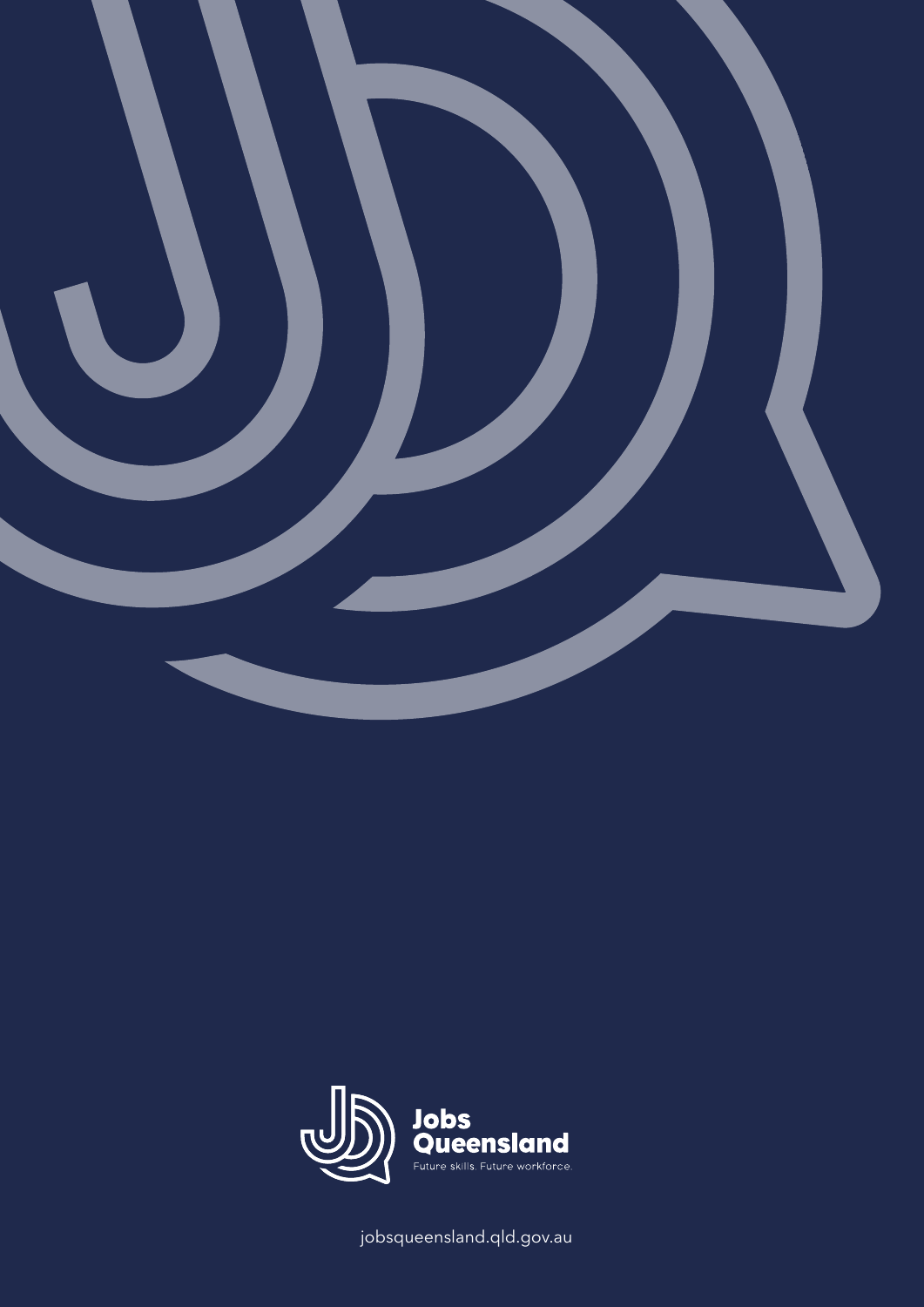Jobs Queensland

Future skills. Future workforce.

jobsqueensland.qld.gov.au